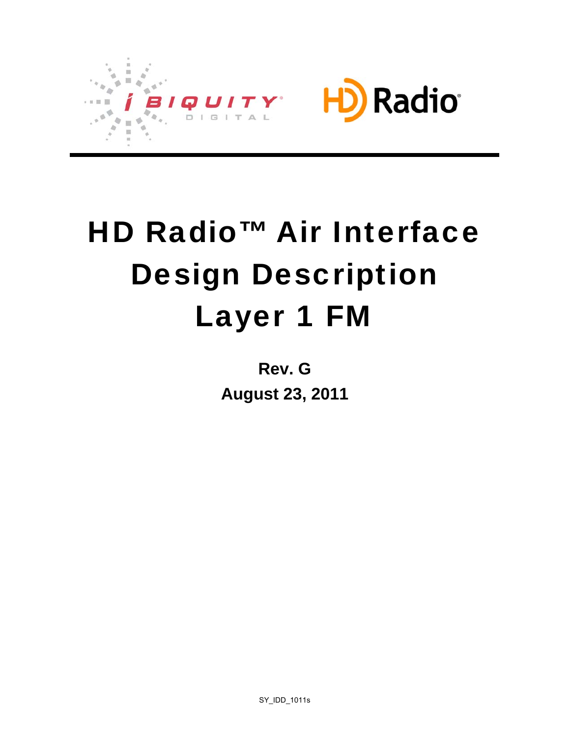# HD Radio™ Air Interface Design Description Layer 1 FM

**Rev. G**

**August 23, 2011**

SY_IDD_1011s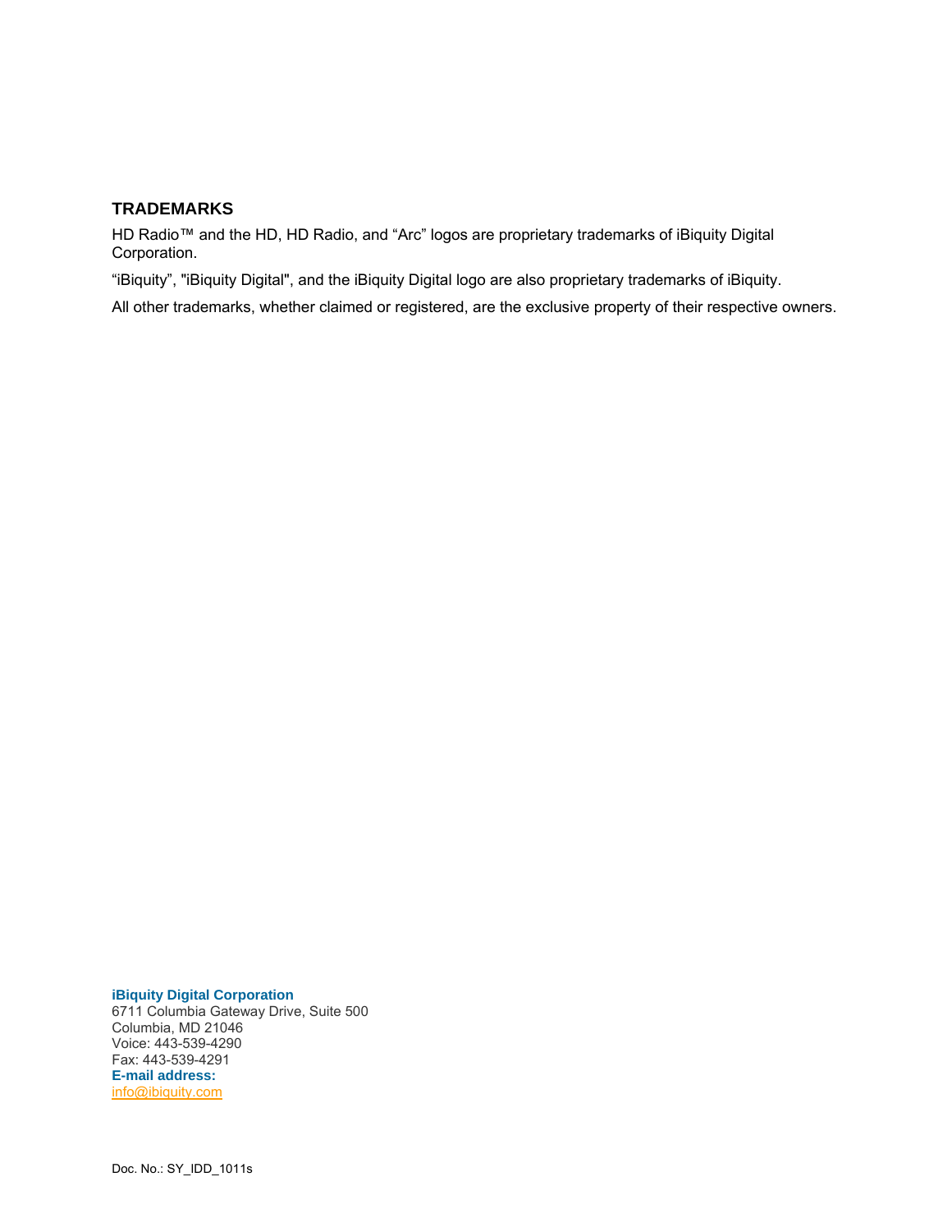## TRADEMARKS

HD Radio™ and the HD, HD Radio, and “Arc” logos are proprietary trademarks of iBiquity Digital Corporation.

“iBiquity”, "iBiquity Digital", and the iBiquity Digital logo are also proprietary trademarks of iBiquity.

All other trademarks, whether claimed or registered, are the exclusive property of their respective owners.

**iBiquity Digital Corporation**
6711 Columbia Gateway Drive, Suite 500
Columbia, MD 21046
Voice: 443-539-4290
Fax: 443-539-4291
**E-mail address:**
info@ibiquity.com

Doc. No.: SY_IDD_1011s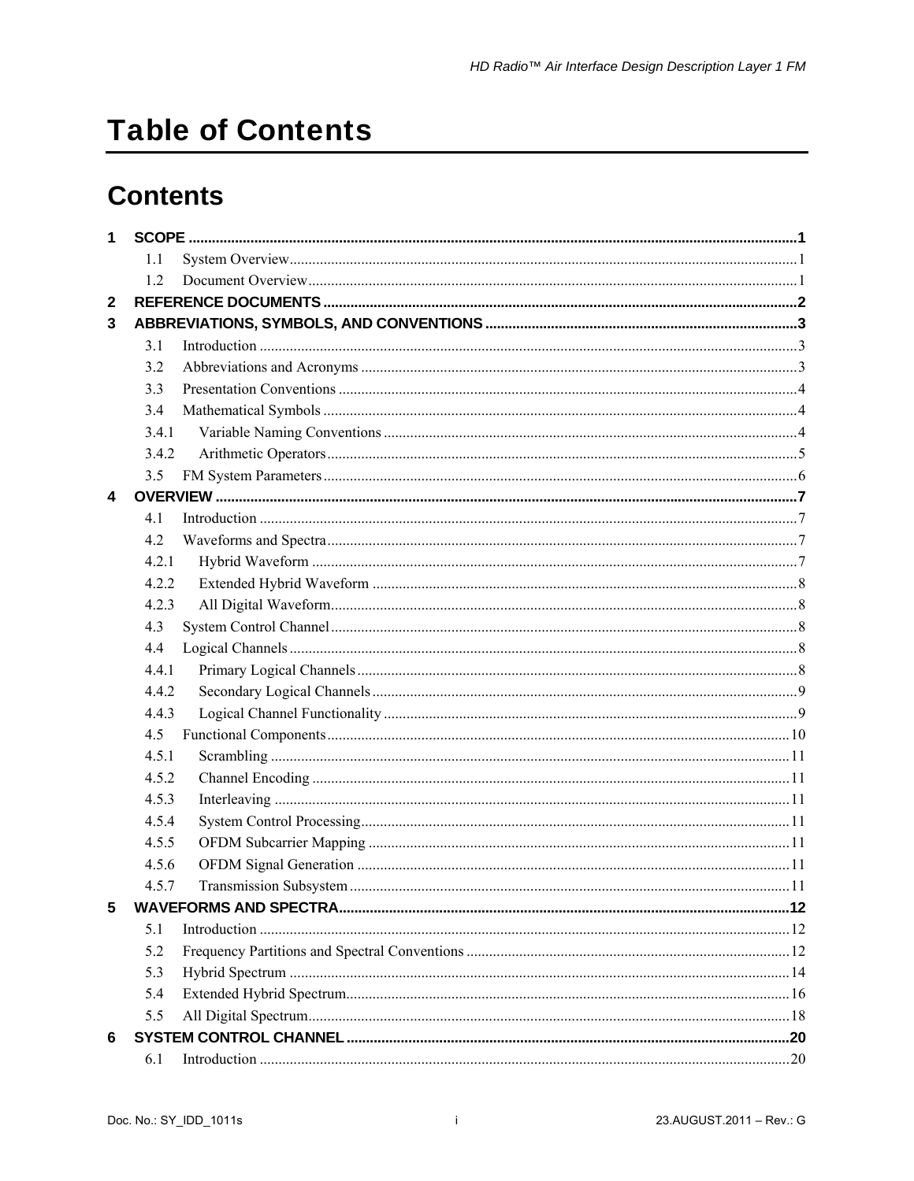# Table of Contents

## Contents

1 SCOPE ........................................................................................................................................1
- 1.1 System Overview ......................................................................................................................1
- 1.2 Document Overview ..................................................................................................................1

2 REFERENCE DOCUMENTS ........................................................................................................2

3 ABBREVIATIONS, SYMBOLS, AND CONVENTIONS ................................................................3
- 3.1 Introduction ...............................................................................................................................3
- 3.2 Abbreviations and Acronyms ....................................................................................................3
- 3.3 Presentation Conventions .........................................................................................................4
- 3.4 Mathematical Symbols ..............................................................................................................4
- 3.4.1 Variable Naming Conventions ...............................................................................................4
- 3.4.2 Arithmetic Operators ..............................................................................................................5
- 3.5 FM System Parameters .............................................................................................................6

4 OVERVIEW ....................................................................................................................................7
- 4.1 Introduction ...............................................................................................................................7
- 4.2 Waveforms and Spectra ............................................................................................................7
- 4.2.1 Hybrid Waveform ...................................................................................................................7
- 4.2.2 Extended Hybrid Waveform ..................................................................................................8
- 4.2.3 All Digital Waveform ..............................................................................................................8
- 4.3 System Control Channel ...........................................................................................................8
- 4.4 Logical Channels .......................................................................................................................8
- 4.4.1 Primary Logical Channels ......................................................................................................8
- 4.4.2 Secondary Logical Channels .................................................................................................9
- 4.4.3 Logical Channel Functionality ...............................................................................................9
- 4.5 Functional Components ..........................................................................................................10
- 4.5.1 Scrambling ...........................................................................................................................11
- 4.5.2 Channel Encoding ................................................................................................................11
- 4.5.3 Interleaving ..........................................................................................................................11
- 4.5.4 System Control Processing ..................................................................................................11
- 4.5.5 OFDM Subcarrier Mapping ..................................................................................................11
- 4.5.6 OFDM Signal Generation .....................................................................................................11
- 4.5.7 Transmission Subsystem .....................................................................................................11

5 WAVEFORMS AND SPECTRA ..................................................................................................12
- 5.1 Introduction .............................................................................................................................12
- 5.2 Frequency Partitions and Spectral Conventions .....................................................................12
- 5.3 Hybrid Spectrum .....................................................................................................................14
- 5.4 Extended Hybrid Spectrum .....................................................................................................16
- 5.5 All Digital Spectrum .................................................................................................................18

6 SYSTEM CONTROL CHANNEL ................................................................................................20
- 6.1 Introduction .............................................................................................................................20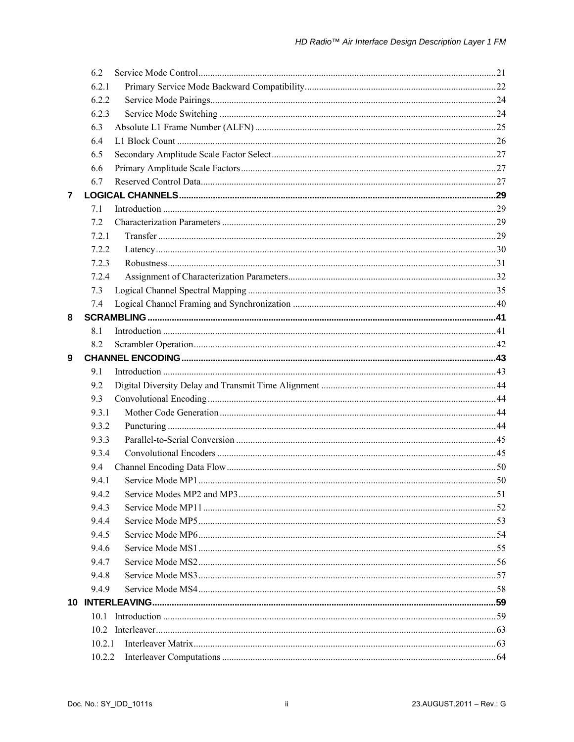6.2 Service Mode Control ... 21
6.2.1 Primary Service Mode Backward Compatibility ... 22
6.2.2 Service Mode Pairings ... 24
6.2.3 Service Mode Switching ... 24
6.3 Absolute L1 Frame Number (ALFN) ... 25
6.4 L1 Block Count ... 26
6.5 Secondary Amplitude Scale Factor Select ... 27
6.6 Primary Amplitude Scale Factors ... 27
6.7 Reserved Control Data ... 27

**7 LOGICAL CHANNELS ... 29**

7.1 Introduction ... 29
7.2 Characterization Parameters ... 29
7.2.1 Transfer ... 29
7.2.2 Latency ... 30
7.2.3 Robustness ... 31
7.2.4 Assignment of Characterization Parameters ... 32
7.3 Logical Channel Spectral Mapping ... 35
7.4 Logical Channel Framing and Synchronization ... 40

**8 SCRAMBLING ... 41**

8.1 Introduction ... 41
8.2 Scrambler Operation ... 42

**9 CHANNEL ENCODING ... 43**

9.1 Introduction ... 43
9.2 Digital Diversity Delay and Transmit Time Alignment ... 44
9.3 Convolutional Encoding ... 44
9.3.1 Mother Code Generation ... 44
9.3.2 Puncturing ... 44
9.3.3 Parallel-to-Serial Conversion ... 45
9.3.4 Convolutional Encoders ... 45
9.4 Channel Encoding Data Flow ... 50
9.4.1 Service Mode MP1 ... 50
9.4.2 Service Modes MP2 and MP3 ... 51
9.4.3 Service Mode MP11 ... 52
9.4.4 Service Mode MP5 ... 53
9.4.5 Service Mode MP6 ... 54
9.4.6 Service Mode MS1 ... 55
9.4.7 Service Mode MS2 ... 56
9.4.8 Service Mode MS3 ... 57
9.4.9 Service Mode MS4 ... 58

**10 INTERLEAVING ... 59**

10.1 Introduction ... 59
10.2 Interleaver ... 63
10.2.1 Interleaver Matrix ... 63
10.2.2 Interleaver Computations ... 64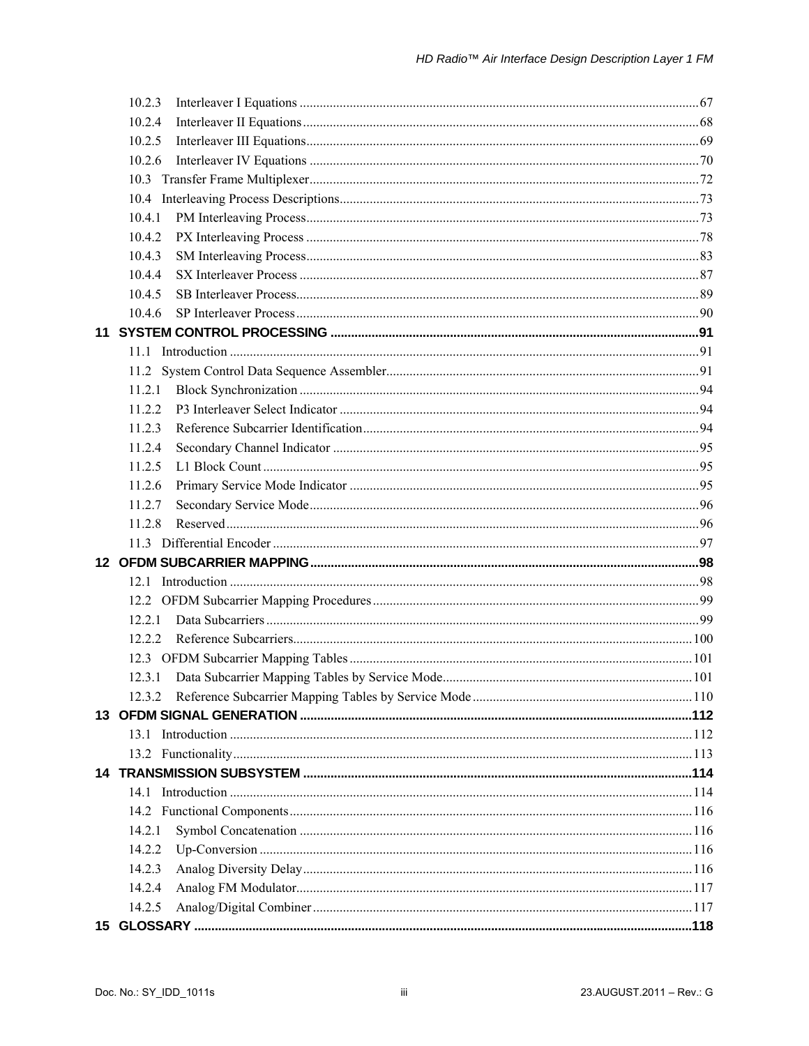10.2.3 Interleaver I Equations ........................................................ 67
10.2.4 Interleaver II Equations ........................................................ 68
10.2.5 Interleaver III Equations ........................................................ 69
10.2.6 Interleaver IV Equations ........................................................ 70
10.3 Transfer Frame Multiplexer ........................................................ 72
10.4 Interleaving Process Descriptions ........................................................ 73
10.4.1 PM Interleaving Process ........................................................ 73
10.4.2 PX Interleaving Process ........................................................ 78
10.4.3 SM Interleaving Process ........................................................ 83
10.4.4 SX Interleaver Process ........................................................ 87
10.4.5 SB Interleaver Process ........................................................ 89
10.4.6 SP Interleaver Process ........................................................ 90

**11 SYSTEM CONTROL PROCESSING ........................................................ 91**

11.1 Introduction ........................................................ 91
11.2 System Control Data Sequence Assembler ........................................................ 91
11.2.1 Block Synchronization ........................................................ 94
11.2.2 P3 Interleaver Select Indicator ........................................................ 94
11.2.3 Reference Subcarrier Identification ........................................................ 94
11.2.4 Secondary Channel Indicator ........................................................ 95
11.2.5 L1 Block Count ........................................................ 95
11.2.6 Primary Service Mode Indicator ........................................................ 95
11.2.7 Secondary Service Mode ........................................................ 96
11.2.8 Reserved ........................................................ 96
11.3 Differential Encoder ........................................................ 97

**12 OFDM SUBCARRIER MAPPING ........................................................ 98**

12.1 Introduction ........................................................ 98
12.2 OFDM Subcarrier Mapping Procedures ........................................................ 99
12.2.1 Data Subcarriers ........................................................ 99
12.2.2 Reference Subcarriers ........................................................ 100
12.3 OFDM Subcarrier Mapping Tables ........................................................ 101
12.3.1 Data Subcarrier Mapping Tables by Service Mode ........................................................ 101
12.3.2 Reference Subcarrier Mapping Tables by Service Mode ........................................................ 110

**13 OFDM SIGNAL GENERATION ........................................................ 112**

13.1 Introduction ........................................................ 112
13.2 Functionality ........................................................ 113

**14 TRANSMISSION SUBSYSTEM ........................................................ 114**

14.1 Introduction ........................................................ 114
14.2 Functional Components ........................................................ 116
14.2.1 Symbol Concatenation ........................................................ 116
14.2.2 Up-Conversion ........................................................ 116
14.2.3 Analog Diversity Delay ........................................................ 116
14.2.4 Analog FM Modulator ........................................................ 117
14.2.5 Analog/Digital Combiner ........................................................ 117

**15 GLOSSARY ........................................................ 118**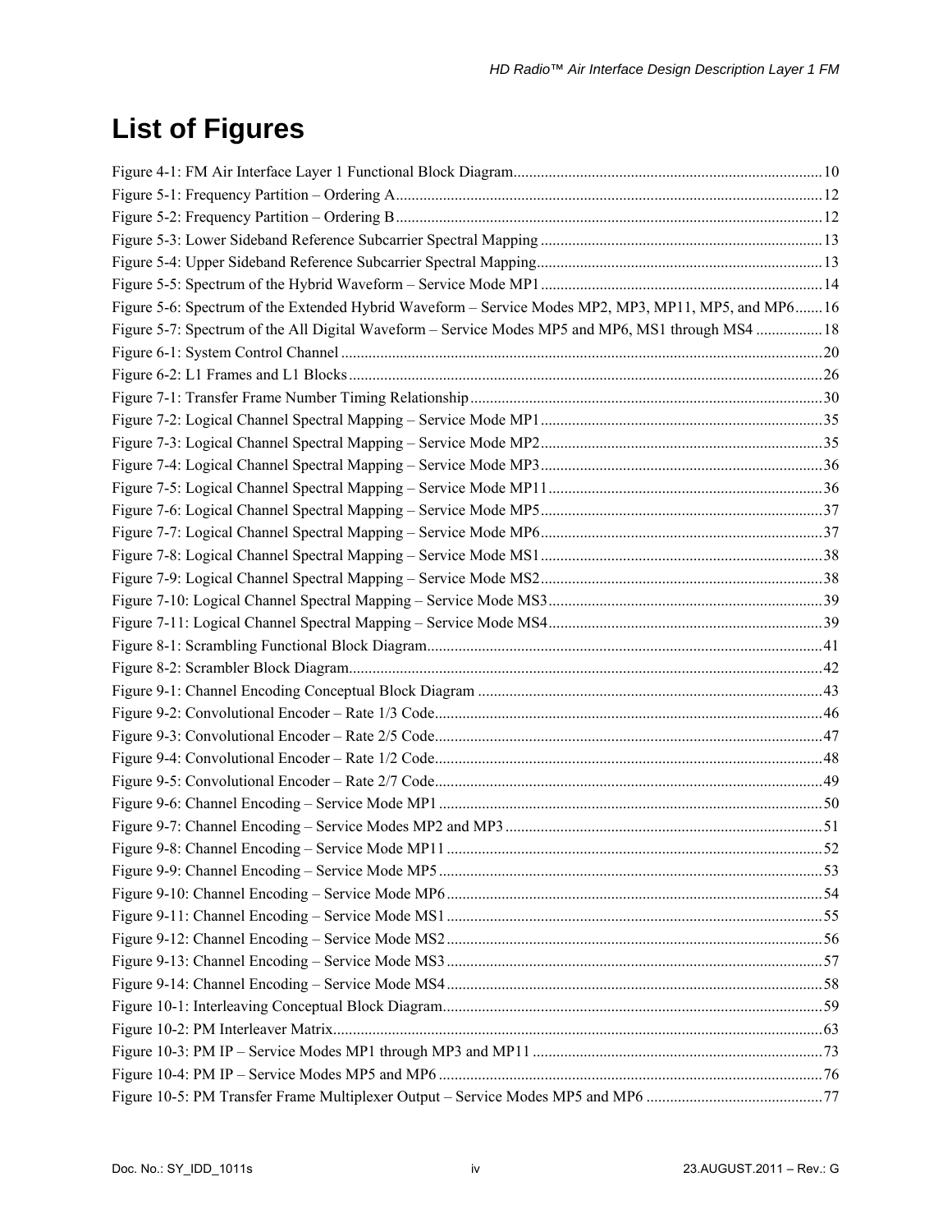# List of Figures

Figure 4-1: FM Air Interface Layer 1 Functional Block Diagram............10
Figure 5-1: Frequency Partition – Ordering A............12
Figure 5-2: Frequency Partition – Ordering B............12
Figure 5-3: Lower Sideband Reference Subcarrier Spectral Mapping............13
Figure 5-4: Upper Sideband Reference Subcarrier Spectral Mapping............13
Figure 5-5: Spectrum of the Hybrid Waveform – Service Mode MP1............14
Figure 5-6: Spectrum of the Extended Hybrid Waveform – Service Modes MP2, MP3, MP11, MP5, and MP6............16
Figure 5-7: Spectrum of the All Digital Waveform – Service Modes MP5 and MP6, MS1 through MS4............18
Figure 6-1: System Control Channel............20
Figure 6-2: L1 Frames and L1 Blocks............26
Figure 7-1: Transfer Frame Number Timing Relationship............30
Figure 7-2: Logical Channel Spectral Mapping – Service Mode MP1............35
Figure 7-3: Logical Channel Spectral Mapping – Service Mode MP2............35
Figure 7-4: Logical Channel Spectral Mapping – Service Mode MP3............36
Figure 7-5: Logical Channel Spectral Mapping – Service Mode MP11............36
Figure 7-6: Logical Channel Spectral Mapping – Service Mode MP5............37
Figure 7-7: Logical Channel Spectral Mapping – Service Mode MP6............37
Figure 7-8: Logical Channel Spectral Mapping – Service Mode MS1............38
Figure 7-9: Logical Channel Spectral Mapping – Service Mode MS2............38
Figure 7-10: Logical Channel Spectral Mapping – Service Mode MS3............39
Figure 7-11: Logical Channel Spectral Mapping – Service Mode MS4............39
Figure 8-1: Scrambling Functional Block Diagram............41
Figure 8-2: Scrambler Block Diagram............42
Figure 9-1: Channel Encoding Conceptual Block Diagram............43
Figure 9-2: Convolutional Encoder – Rate 1/3 Code............46
Figure 9-3: Convolutional Encoder – Rate 2/5 Code............47
Figure 9-4: Convolutional Encoder – Rate 1/2 Code............48
Figure 9-5: Convolutional Encoder – Rate 2/7 Code............49
Figure 9-6: Channel Encoding – Service Mode MP1............50
Figure 9-7: Channel Encoding – Service Modes MP2 and MP3............51
Figure 9-8: Channel Encoding – Service Mode MP11............52
Figure 9-9: Channel Encoding – Service Mode MP5............53
Figure 9-10: Channel Encoding – Service Mode MP6............54
Figure 9-11: Channel Encoding – Service Mode MS1............55
Figure 9-12: Channel Encoding – Service Mode MS2............56
Figure 9-13: Channel Encoding – Service Mode MS3............57
Figure 9-14: Channel Encoding – Service Mode MS4............58
Figure 10-1: Interleaving Conceptual Block Diagram............59
Figure 10-2: PM Interleaver Matrix............63
Figure 10-3: PM IP – Service Modes MP1 through MP3 and MP11............73
Figure 10-4: PM IP – Service Modes MP5 and MP6............76
Figure 10-5: PM Transfer Frame Multiplexer Output – Service Modes MP5 and MP6............77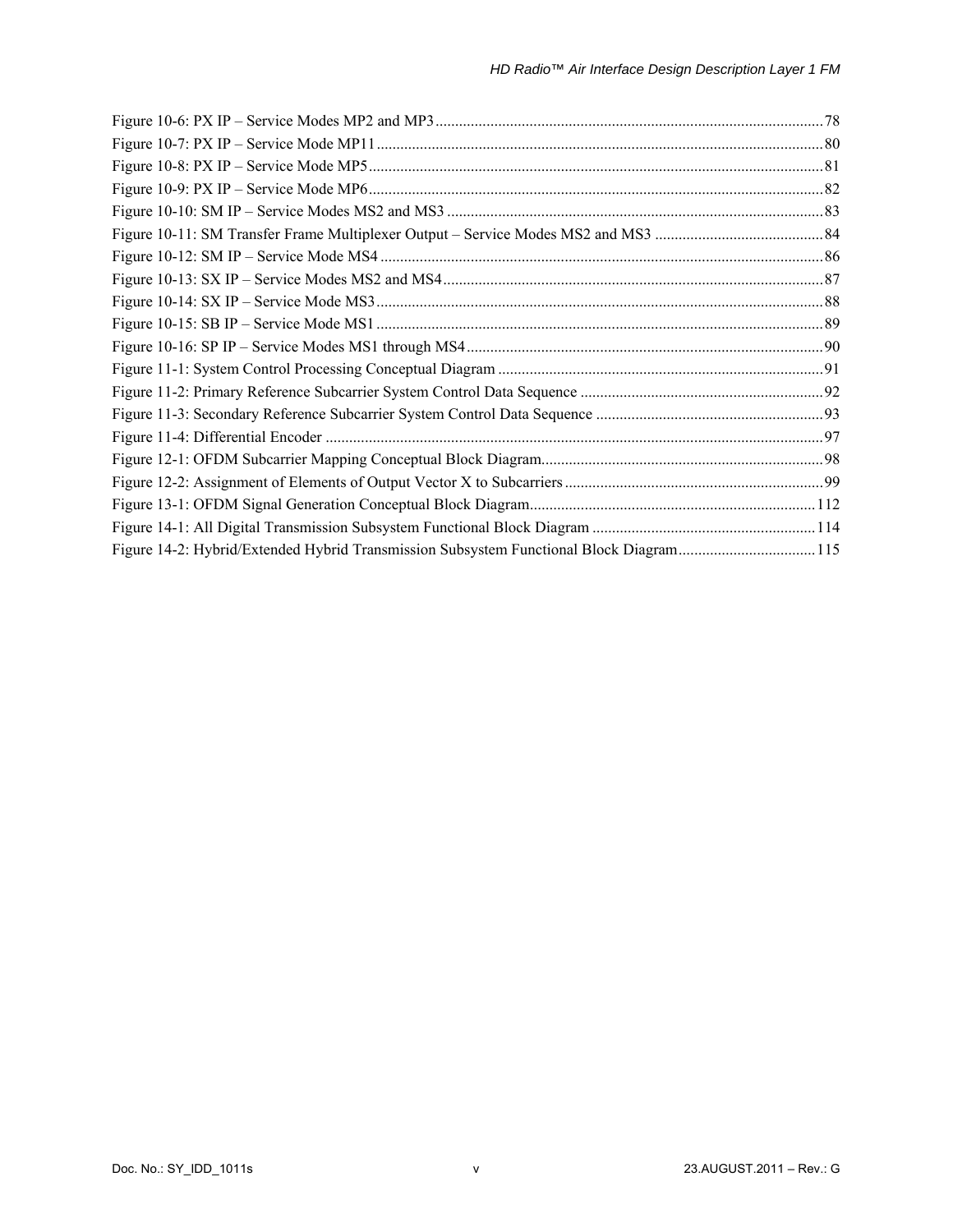Figure 10-6: PX IP – Service Modes MP2 and MP3 .......... 78
Figure 10-7: PX IP – Service Mode MP11 .......... 80
Figure 10-8: PX IP – Service Mode MP5 .......... 81
Figure 10-9: PX IP – Service Mode MP6 .......... 82
Figure 10-10: SM IP – Service Modes MS2 and MS3 .......... 83
Figure 10-11: SM Transfer Frame Multiplexer Output – Service Modes MS2 and MS3 .......... 84
Figure 10-12: SM IP – Service Mode MS4 .......... 86
Figure 10-13: SX IP – Service Modes MS2 and MS4 .......... 87
Figure 10-14: SX IP – Service Mode MS3 .......... 88
Figure 10-15: SB IP – Service Mode MS1 .......... 89
Figure 10-16: SP IP – Service Modes MS1 through MS4 .......... 90
Figure 11-1: System Control Processing Conceptual Diagram .......... 91
Figure 11-2: Primary Reference Subcarrier System Control Data Sequence .......... 92
Figure 11-3: Secondary Reference Subcarrier System Control Data Sequence .......... 93
Figure 11-4: Differential Encoder .......... 97
Figure 12-1: OFDM Subcarrier Mapping Conceptual Block Diagram .......... 98
Figure 12-2: Assignment of Elements of Output Vector X to Subcarriers .......... 99
Figure 13-1: OFDM Signal Generation Conceptual Block Diagram .......... 112
Figure 14-1: All Digital Transmission Subsystem Functional Block Diagram .......... 114
Figure 14-2: Hybrid/Extended Hybrid Transmission Subsystem Functional Block Diagram .......... 115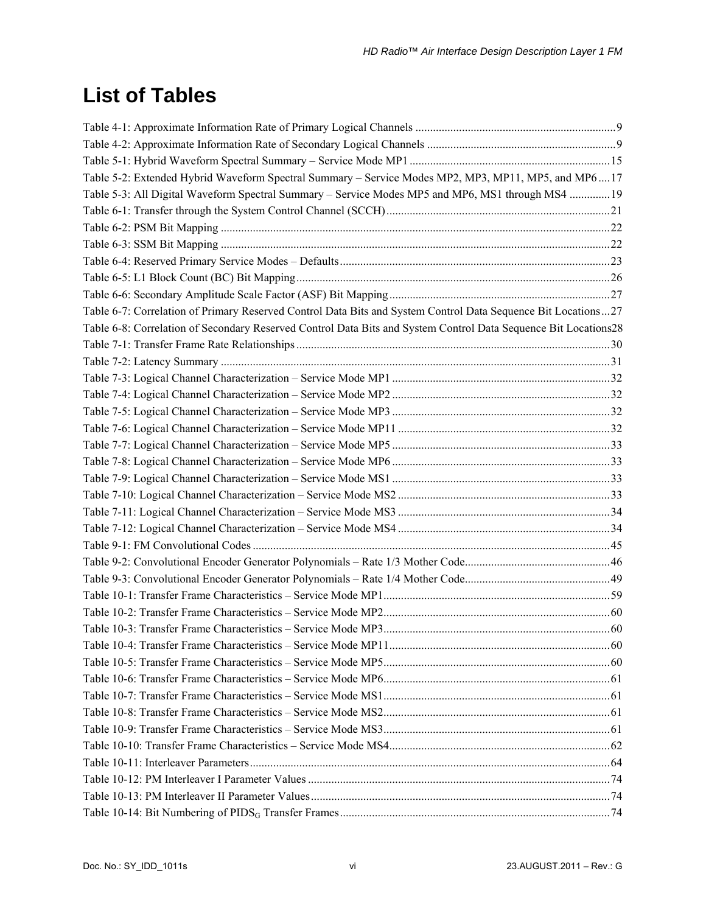# List of Tables

Table 4-1: Approximate Information Rate of Primary Logical Channels ....................................................................9
Table 4-2: Approximate Information Rate of Secondary Logical Channels ................................................................9
Table 5-1: Hybrid Waveform Spectral Summary – Service Mode MP1 ....................................................................15
Table 5-2: Extended Hybrid Waveform Spectral Summary – Service Modes MP2, MP3, MP11, MP5, and MP6 ....17
Table 5-3: All Digital Waveform Spectral Summary – Service Modes MP5 and MP6, MS1 through MS4 ..............19
Table 6-1: Transfer through the System Control Channel (SCCH) ............................................................................21
Table 6-2: PSM Bit Mapping .....................................................................................................................................22
Table 6-3: SSM Bit Mapping .....................................................................................................................................22
Table 6-4: Reserved Primary Service Modes – Defaults ............................................................................................23
Table 6-5: L1 Block Count (BC) Bit Mapping ...........................................................................................................26
Table 6-6: Secondary Amplitude Scale Factor (ASF) Bit Mapping ...........................................................................27
Table 6-7: Correlation of Primary Reserved Control Data Bits and System Control Data Sequence Bit Locations...27
Table 6-8: Correlation of Secondary Reserved Control Data Bits and System Control Data Sequence Bit Locations28
Table 7-1: Transfer Frame Rate Relationships ...........................................................................................................30
Table 7-2: Latency Summary .....................................................................................................................................31
Table 7-3: Logical Channel Characterization – Service Mode MP1 ..........................................................................32
Table 7-4: Logical Channel Characterization – Service Mode MP2 ..........................................................................32
Table 7-5: Logical Channel Characterization – Service Mode MP3 ..........................................................................32
Table 7-6: Logical Channel Characterization – Service Mode MP11 ........................................................................32
Table 7-7: Logical Channel Characterization – Service Mode MP5 ..........................................................................33
Table 7-8: Logical Channel Characterization – Service Mode MP6 ..........................................................................33
Table 7-9: Logical Channel Characterization – Service Mode MS1 ..........................................................................33
Table 7-10: Logical Channel Characterization – Service Mode MS2 ........................................................................33
Table 7-11: Logical Channel Characterization – Service Mode MS3 ........................................................................34
Table 7-12: Logical Channel Characterization – Service Mode MS4 ........................................................................34
Table 9-1: FM Convolutional Codes ..........................................................................................................................45
Table 9-2: Convolutional Encoder Generator Polynomials – Rate 1/3 Mother Code.................................................46
Table 9-3: Convolutional Encoder Generator Polynomials – Rate 1/4 Mother Code.................................................49
Table 10-1: Transfer Frame Characteristics – Service Mode MP1.............................................................................59
Table 10-2: Transfer Frame Characteristics – Service Mode MP2.............................................................................60
Table 10-3: Transfer Frame Characteristics – Service Mode MP3.............................................................................60
Table 10-4: Transfer Frame Characteristics – Service Mode MP11...........................................................................60
Table 10-5: Transfer Frame Characteristics – Service Mode MP5.............................................................................60
Table 10-6: Transfer Frame Characteristics – Service Mode MP6.............................................................................61
Table 10-7: Transfer Frame Characteristics – Service Mode MS1.............................................................................61
Table 10-8: Transfer Frame Characteristics – Service Mode MS2.............................................................................61
Table 10-9: Transfer Frame Characteristics – Service Mode MS3.............................................................................61
Table 10-10: Transfer Frame Characteristics – Service Mode MS4...........................................................................62
Table 10-11: Interleaver Parameters...........................................................................................................................64
Table 10-12: PM Interleaver I Parameter Values .......................................................................................................74
Table 10-13: PM Interleaver II Parameter Values......................................................................................................74
Table 10-14: Bit Numbering of $PIDS_G$ Transfer Frames............................................................................................74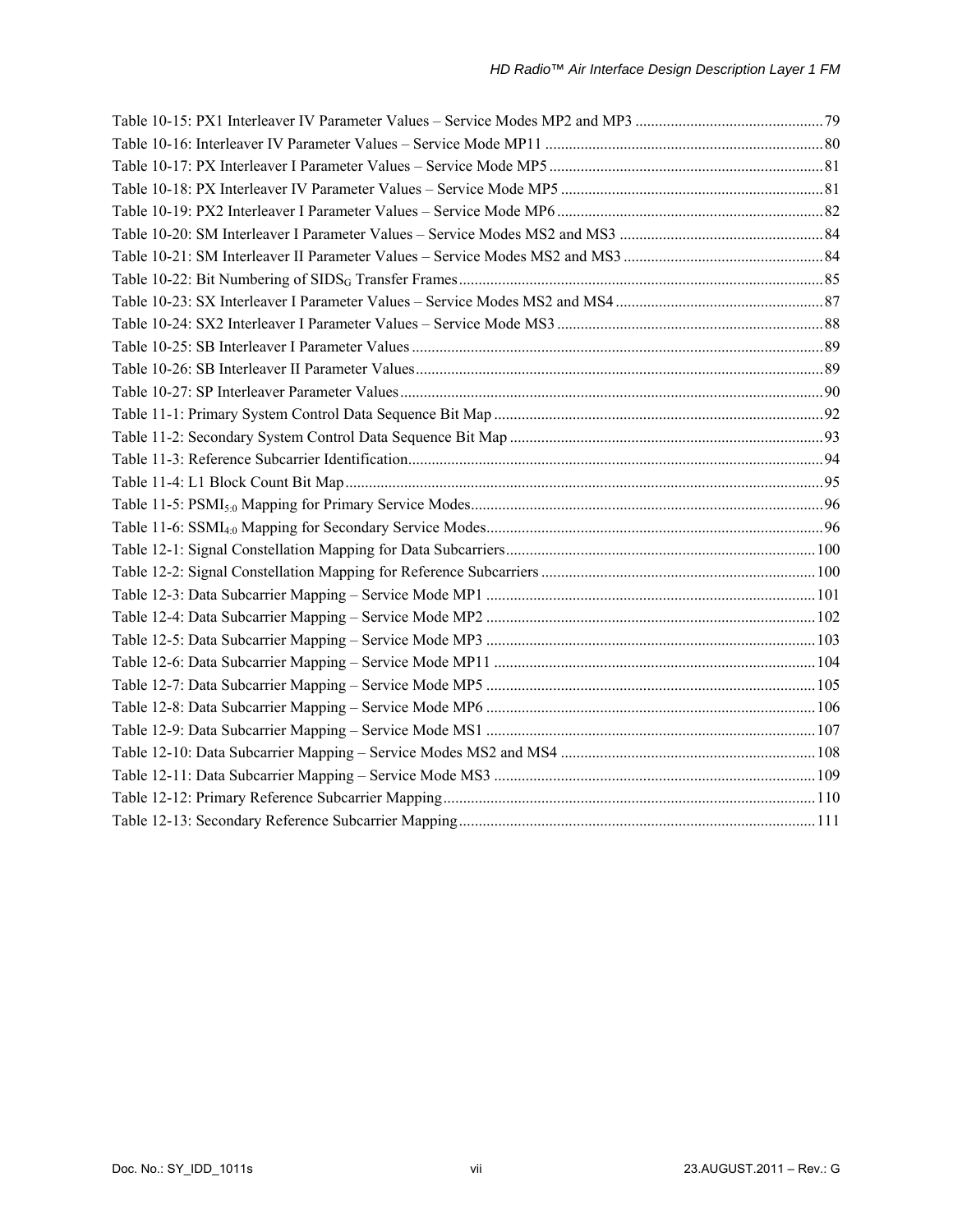Table 10-15: PX1 Interleaver IV Parameter Values – Service Modes MP2 and MP3 ........ 79
Table 10-16: Interleaver IV Parameter Values – Service Mode MP11 ........ 80
Table 10-17: PX Interleaver I Parameter Values – Service Mode MP5 ........ 81
Table 10-18: PX Interleaver IV Parameter Values – Service Mode MP5 ........ 81
Table 10-19: PX2 Interleaver I Parameter Values – Service Mode MP6 ........ 82
Table 10-20: SM Interleaver I Parameter Values – Service Modes MS2 and MS3 ........ 84
Table 10-21: SM Interleaver II Parameter Values – Service Modes MS2 and MS3 ........ 84
Table 10-22: Bit Numbering of $SIDS_G$ Transfer Frames ........ 85
Table 10-23: SX Interleaver I Parameter Values – Service Modes MS2 and MS4 ........ 87
Table 10-24: SX2 Interleaver I Parameter Values – Service Mode MS3 ........ 88
Table 10-25: SB Interleaver I Parameter Values ........ 89
Table 10-26: SB Interleaver II Parameter Values ........ 89
Table 10-27: SP Interleaver Parameter Values ........ 90
Table 11-1: Primary System Control Data Sequence Bit Map ........ 92
Table 11-2: Secondary System Control Data Sequence Bit Map ........ 93
Table 11-3: Reference Subcarrier Identification ........ 94
Table 11-4: L1 Block Count Bit Map ........ 95
Table 11-5: $PSMI_{5:0}$ Mapping for Primary Service Modes ........ 96
Table 11-6: $SSMI_{4:0}$ Mapping for Secondary Service Modes ........ 96
Table 12-1: Signal Constellation Mapping for Data Subcarriers ........ 100
Table 12-2: Signal Constellation Mapping for Reference Subcarriers ........ 100
Table 12-3: Data Subcarrier Mapping – Service Mode MP1 ........ 101
Table 12-4: Data Subcarrier Mapping – Service Mode MP2 ........ 102
Table 12-5: Data Subcarrier Mapping – Service Mode MP3 ........ 103
Table 12-6: Data Subcarrier Mapping – Service Mode MP11 ........ 104
Table 12-7: Data Subcarrier Mapping – Service Mode MP5 ........ 105
Table 12-8: Data Subcarrier Mapping – Service Mode MP6 ........ 106
Table 12-9: Data Subcarrier Mapping – Service Mode MS1 ........ 107
Table 12-10: Data Subcarrier Mapping – Service Modes MS2 and MS4 ........ 108
Table 12-11: Data Subcarrier Mapping – Service Mode MS3 ........ 109
Table 12-12: Primary Reference Subcarrier Mapping ........ 110
Table 12-13: Secondary Reference Subcarrier Mapping ........ 111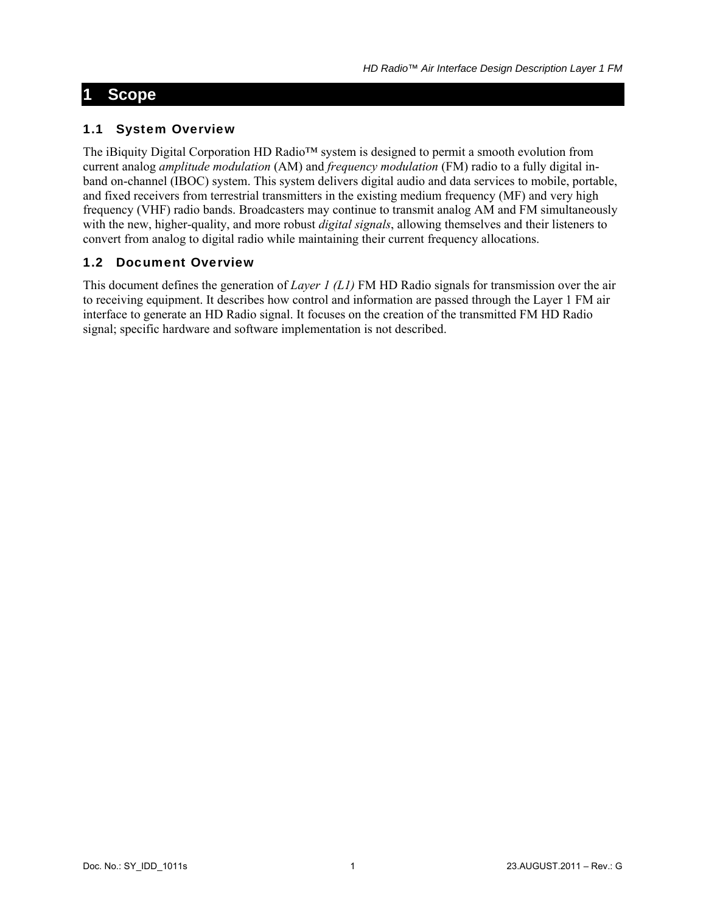# 1 Scope

## 1.1 System Overview

The iBiquity Digital Corporation HD Radio™ system is designed to permit a smooth evolution from current analog *amplitude modulation* (AM) and *frequency modulation* (FM) radio to a fully digital in-band on-channel (IBOC) system. This system delivers digital audio and data services to mobile, portable, and fixed receivers from terrestrial transmitters in the existing medium frequency (MF) and very high frequency (VHF) radio bands. Broadcasters may continue to transmit analog AM and FM simultaneously with the new, higher-quality, and more robust *digital signals*, allowing themselves and their listeners to convert from analog to digital radio while maintaining their current frequency allocations.

## 1.2 Document Overview

This document defines the generation of *Layer 1 (L1)* FM HD Radio signals for transmission over the air to receiving equipment. It describes how control and information are passed through the Layer 1 FM air interface to generate an HD Radio signal. It focuses on the creation of the transmitted FM HD Radio signal; specific hardware and software implementation is not described.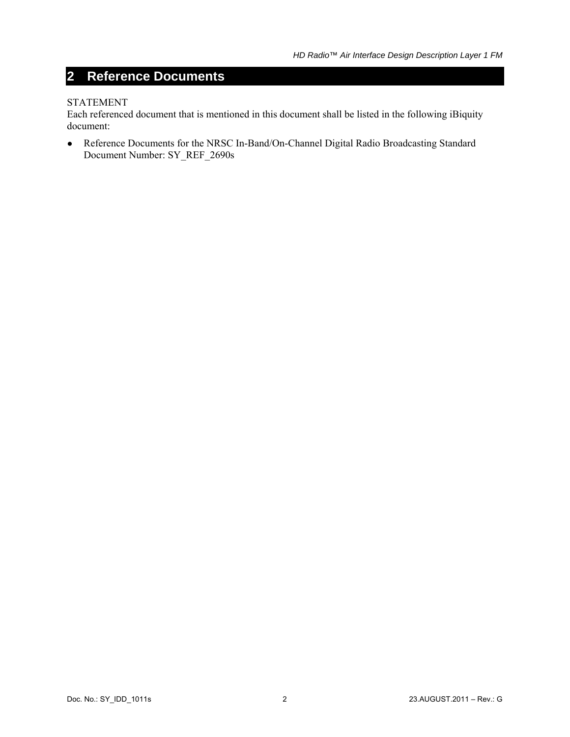# 2 Reference Documents

STATEMENT
Each referenced document that is mentioned in this document shall be listed in the following iBiquity document:

- Reference Documents for the NRSC In-Band/On-Channel Digital Radio Broadcasting Standard Document Number: SY_REF_2690s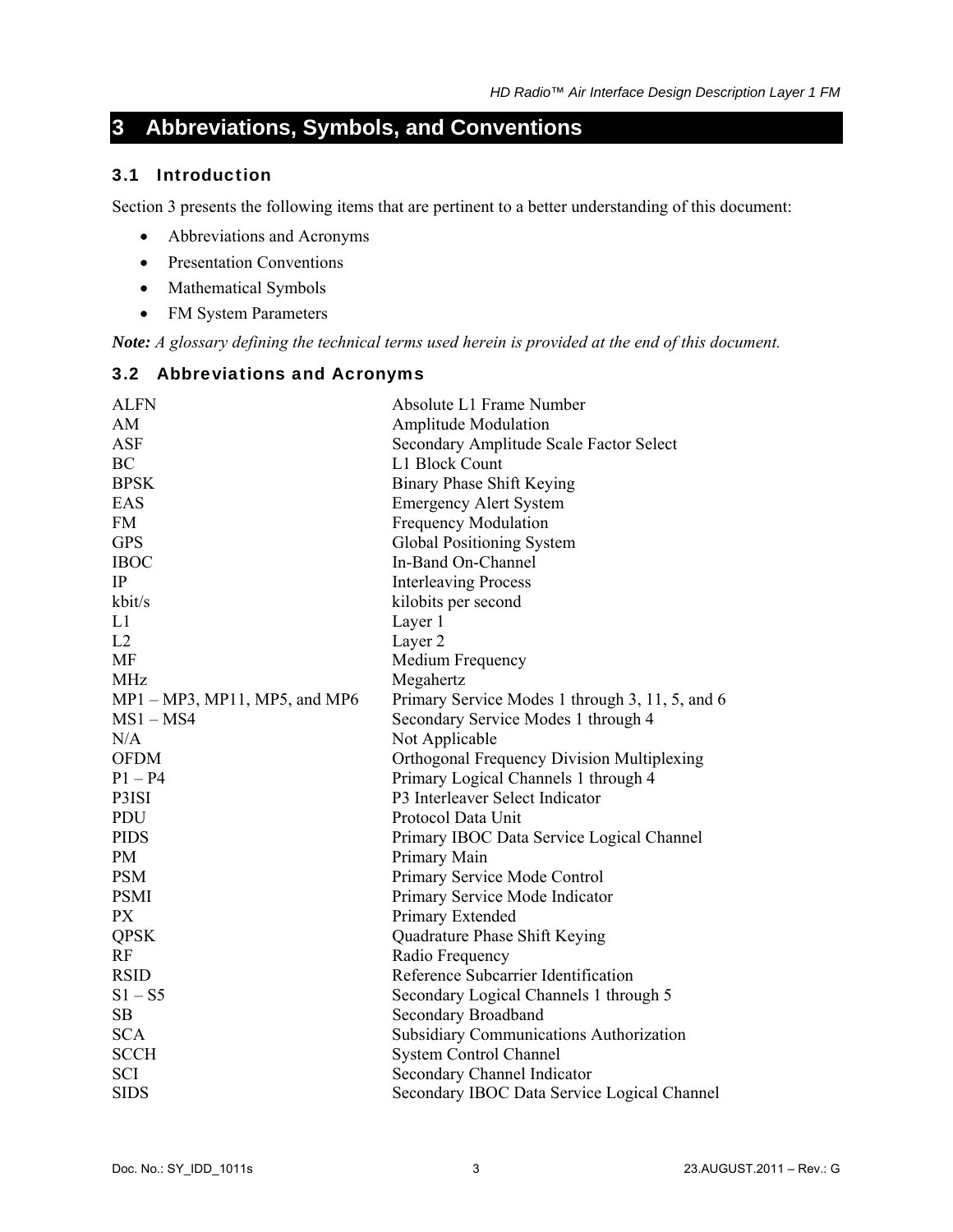# 3 Abbreviations, Symbols, and Conventions

## 3.1 Introduction

Section 3 presents the following items that are pertinent to a better understanding of this document:

- Abbreviations and Acronyms
- Presentation Conventions
- Mathematical Symbols
- FM System Parameters

***Note:*** *A glossary defining the technical terms used herein is provided at the end of this document.*

## 3.2 Abbreviations and Acronyms

| | |
|---|---|
| ALFN | Absolute L1 Frame Number |
| AM | Amplitude Modulation |
| ASF | Secondary Amplitude Scale Factor Select |
| BC | L1 Block Count |
| BPSK | Binary Phase Shift Keying |
| EAS | Emergency Alert System |
| FM | Frequency Modulation |
| GPS | Global Positioning System |
| IBOC | In-Band On-Channel |
| IP | Interleaving Process |
| kbit/s | kilobits per second |
| L1 | Layer 1 |
| L2 | Layer 2 |
| MF | Medium Frequency |
| MHz | Megahertz |
| MP1 – MP3, MP11, MP5, and MP6 | Primary Service Modes 1 through 3, 11, 5, and 6 |
| MS1 – MS4 | Secondary Service Modes 1 through 4 |
| N/A | Not Applicable |
| OFDM | Orthogonal Frequency Division Multiplexing |
| P1 – P4 | Primary Logical Channels 1 through 4 |
| P3ISI | P3 Interleaver Select Indicator |
| PDU | Protocol Data Unit |
| PIDS | Primary IBOC Data Service Logical Channel |
| PM | Primary Main |
| PSM | Primary Service Mode Control |
| PSMI | Primary Service Mode Indicator |
| PX | Primary Extended |
| QPSK | Quadrature Phase Shift Keying |
| RF | Radio Frequency |
| RSID | Reference Subcarrier Identification |
| S1 – S5 | Secondary Logical Channels 1 through 5 |
| SB | Secondary Broadband |
| SCA | Subsidiary Communications Authorization |
| SCCH | System Control Channel |
| SCI | Secondary Channel Indicator |
| SIDS | Secondary IBOC Data Service Logical Channel |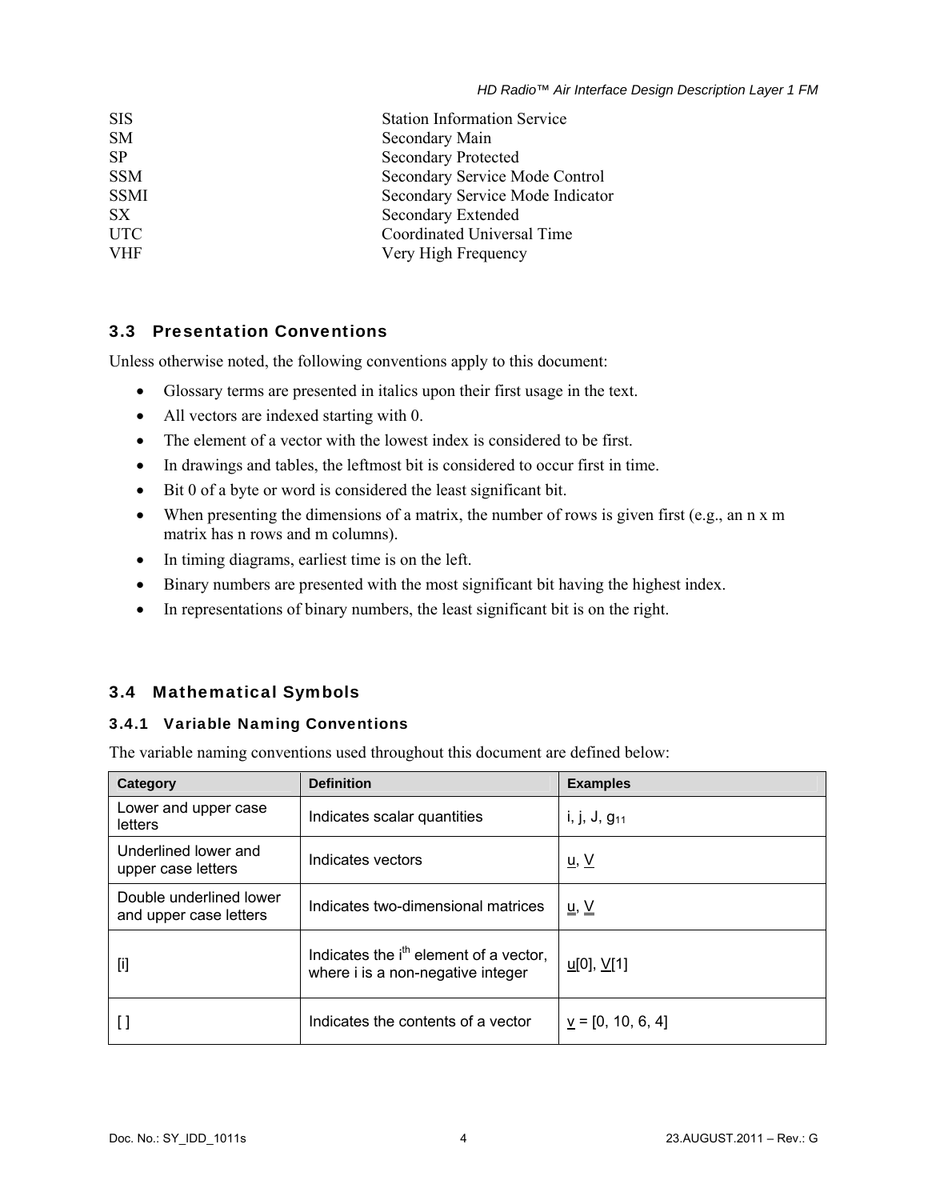| | |
|---|---|
| SIS | Station Information Service |
| SM | Secondary Main |
| SP | Secondary Protected |
| SSM | Secondary Service Mode Control |
| SSMI | Secondary Service Mode Indicator |
| SX | Secondary Extended |
| UTC | Coordinated Universal Time |
| VHF | Very High Frequency |

## 3.3 Presentation Conventions

Unless otherwise noted, the following conventions apply to this document:

- Glossary terms are presented in italics upon their first usage in the text.
- All vectors are indexed starting with 0.
- The element of a vector with the lowest index is considered to be first.
- In drawings and tables, the leftmost bit is considered to occur first in time.
- Bit 0 of a byte or word is considered the least significant bit.
- When presenting the dimensions of a matrix, the number of rows is given first (e.g., an n x m matrix has n rows and m columns).
- In timing diagrams, earliest time is on the left.
- Binary numbers are presented with the most significant bit having the highest index.
- In representations of binary numbers, the least significant bit is on the right.

## 3.4 Mathematical Symbols

### 3.4.1 Variable Naming Conventions

The variable naming conventions used throughout this document are defined below:

| Category | Definition | Examples |
|---|---|---|
| Lower and upper case letters | Indicates scalar quantities | i, j, J, $g_{11}$ |
| Underlined lower and upper case letters | Indicates vectors | $\underline{u}$, $\underline{V}$ |
| Double underlined lower and upper case letters | Indicates two-dimensional matrices | $\underline{\underline{u}}$, $\underline{\underline{V}}$ |
| [i] | Indicates the $i^{th}$ element of a vector, where i is a non-negative integer | $\underline{u}$[0], $\underline{V}$[1] |
| [ ] | Indicates the contents of a vector | $\underline{v}$ = [0, 10, 6, 4] |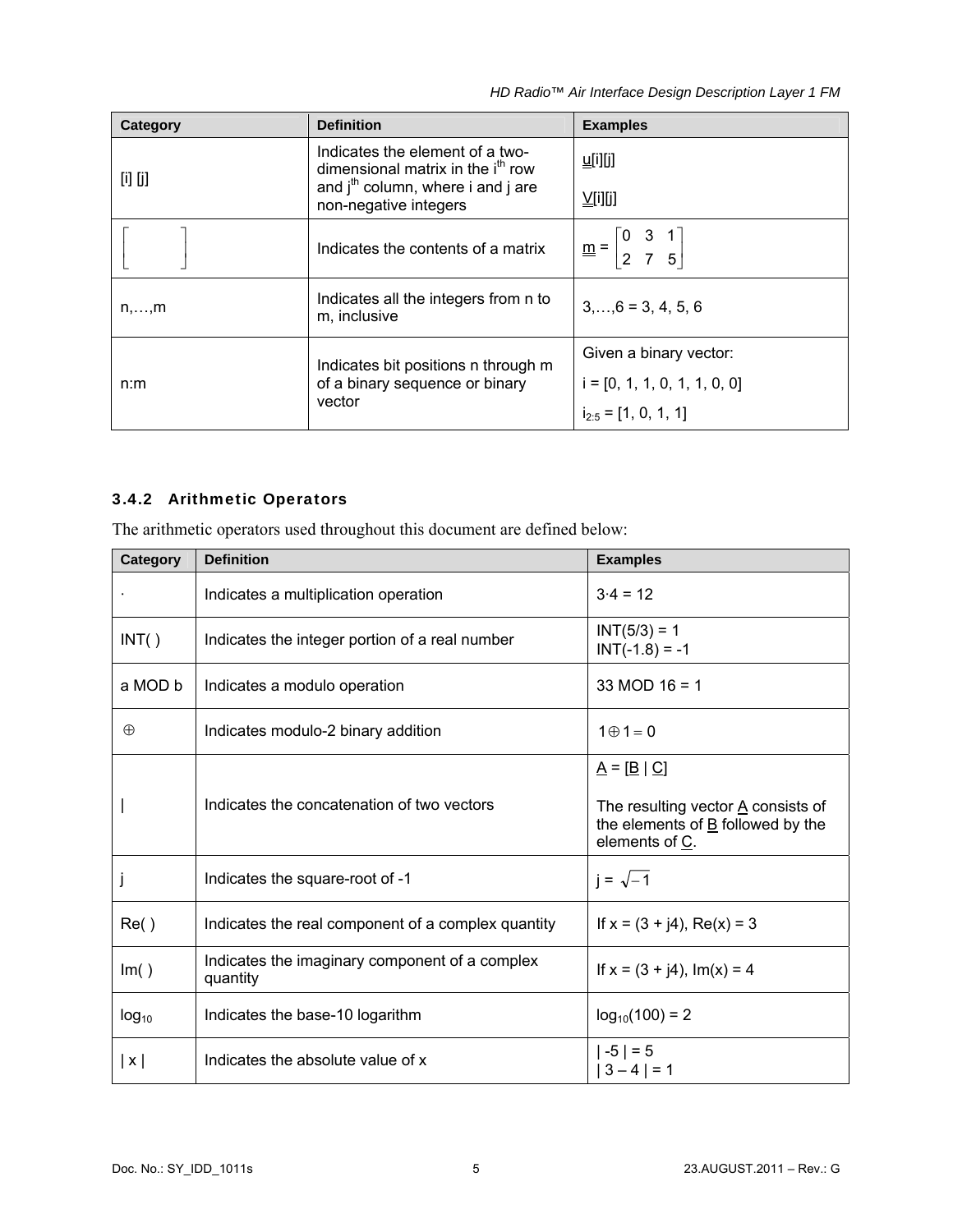| Category | Definition | Examples |
|---|---|---|
| [i] [j] | Indicates the element of a two-dimensional matrix in the $i^{th}$ row and $j^{th}$ column, where i and j are non-negative integers | $\underline{u}$[i][j] <br> $\underline{\underline{V}}$[i][j] |
| $\begin{bmatrix} & \\ & \end{bmatrix}$ | Indicates the contents of a matrix | $\underline{\underline{m}} = \begin{bmatrix} 0 & 3 & 1 \\ 2 & 7 & 5 \end{bmatrix}$ |
| n,…,m | Indicates all the integers from n to m, inclusive | 3,…,6 = 3, 4, 5, 6 |
| n:m | Indicates bit positions n through m of a binary sequence or binary vector | Given a binary vector: <br> i = [0, 1, 1, 0, 1, 1, 0, 0] <br> $i_{2:5}$ = [1, 0, 1, 1] |

### 3.4.2 Arithmetic Operators

The arithmetic operators used throughout this document are defined below:

| Category | Definition | Examples |
|---|---|---|
| · | Indicates a multiplication operation | 3·4 = 12 |
| INT( ) | Indicates the integer portion of a real number | INT(5/3) = 1 <br> INT(-1.8) = -1 |
| a MOD b | Indicates a modulo operation | 33 MOD 16 = 1 |
| $\oplus$ | Indicates modulo-2 binary addition | $1 \oplus 1 = 0$ |
| \| | Indicates the concatenation of two vectors | $\underline{A}$ = [$\underline{B}$ \| $\underline{C}$] <br><br> The resulting vector $\underline{A}$ consists of the elements of $\underline{B}$ followed by the elements of $\underline{C}$. |
| j | Indicates the square-root of -1 | $j = \sqrt{-1}$ |
| Re( ) | Indicates the real component of a complex quantity | If x = (3 + j4), Re(x) = 3 |
| Im( ) | Indicates the imaginary component of a complex quantity | If x = (3 + j4), Im(x) = 4 |
| $\log_{10}$ | Indicates the base-10 logarithm | $\log_{10}(100) = 2$ |
| \| x \| | Indicates the absolute value of x | \| -5 \| = 5 <br> \| 3 – 4 \| = 1 |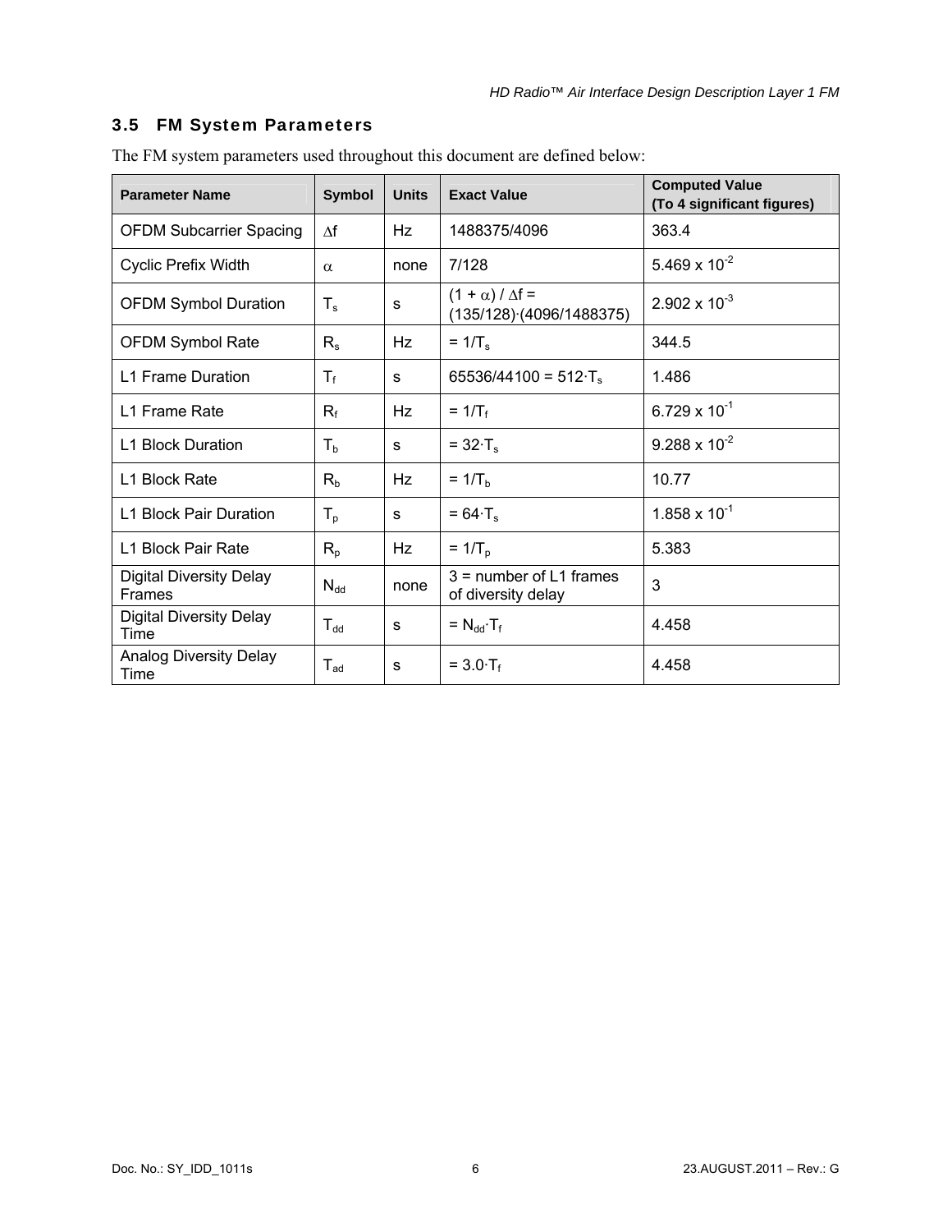## 3.5 FM System Parameters

The FM system parameters used throughout this document are defined below:

| Parameter Name | Symbol | Units | Exact Value | Computed Value (To 4 significant figures) |
|---|---|---|---|---|
| OFDM Subcarrier Spacing | $\Delta f$ | Hz | 1488375/4096 | 363.4 |
| Cyclic Prefix Width | $\alpha$ | none | 7/128 | $5.469 \times 10^{-2}$ |
| OFDM Symbol Duration | $T_s$ | s | $(1 + \alpha) / \Delta f = (135/128)\cdot(4096/1488375)$ | $2.902 \times 10^{-3}$ |
| OFDM Symbol Rate | $R_s$ | Hz | $= 1/T_s$ | 344.5 |
| L1 Frame Duration | $T_f$ | s | $65536/44100 = 512\cdot T_s$ | 1.486 |
| L1 Frame Rate | $R_f$ | Hz | $= 1/T_f$ | $6.729 \times 10^{-1}$ |
| L1 Block Duration | $T_b$ | s | $= 32\cdot T_s$ | $9.288 \times 10^{-2}$ |
| L1 Block Rate | $R_b$ | Hz | $= 1/T_b$ | 10.77 |
| L1 Block Pair Duration | $T_p$ | s | $= 64\cdot T_s$ | $1.858 \times 10^{-1}$ |
| L1 Block Pair Rate | $R_p$ | Hz | $= 1/T_p$ | 5.383 |
| Digital Diversity Delay Frames | $N_{dd}$ | none | 3 = number of L1 frames of diversity delay | 3 |
| Digital Diversity Delay Time | $T_{dd}$ | s | $= N_{dd}\cdot T_f$ | 4.458 |
| Analog Diversity Delay Time | $T_{ad}$ | s | $= 3.0\cdot T_f$ | 4.458 |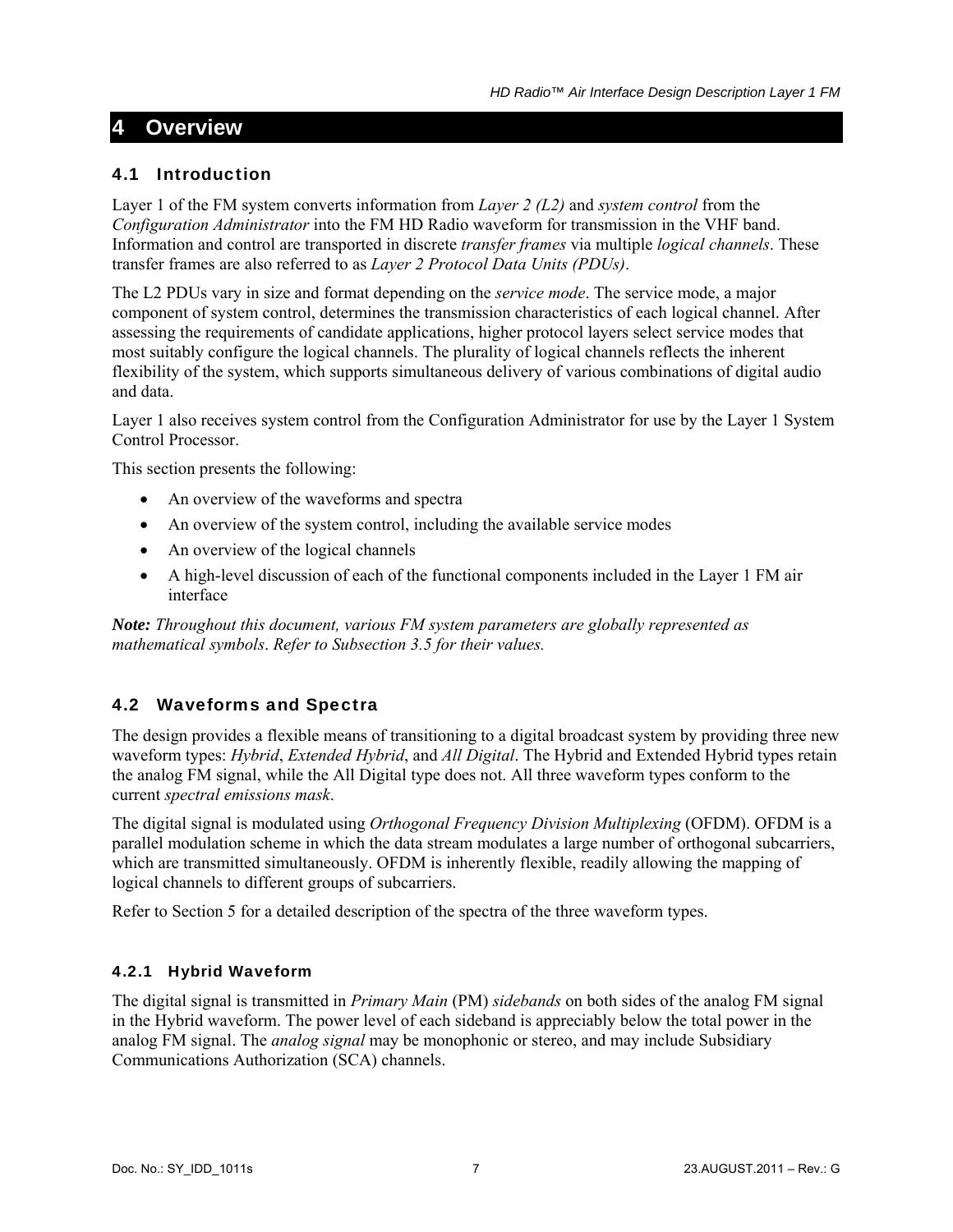# 4 Overview

## 4.1 Introduction

Layer 1 of the FM system converts information from *Layer 2 (L2)* and *system control* from the *Configuration Administrator* into the FM HD Radio waveform for transmission in the VHF band. Information and control are transported in discrete *transfer frames* via multiple *logical channels*. These transfer frames are also referred to as *Layer 2 Protocol Data Units (PDUs)*.

The L2 PDUs vary in size and format depending on the *service mode*. The service mode, a major component of system control, determines the transmission characteristics of each logical channel. After assessing the requirements of candidate applications, higher protocol layers select service modes that most suitably configure the logical channels. The plurality of logical channels reflects the inherent flexibility of the system, which supports simultaneous delivery of various combinations of digital audio and data.

Layer 1 also receives system control from the Configuration Administrator for use by the Layer 1 System Control Processor.

This section presents the following:

- An overview of the waveforms and spectra
- An overview of the system control, including the available service modes
- An overview of the logical channels
- A high-level discussion of each of the functional components included in the Layer 1 FM air interface

***Note:*** *Throughout this document, various FM system parameters are globally represented as mathematical symbols. Refer to Subsection 3.5 for their values.*

## 4.2 Waveforms and Spectra

The design provides a flexible means of transitioning to a digital broadcast system by providing three new waveform types: *Hybrid*, *Extended Hybrid*, and *All Digital*. The Hybrid and Extended Hybrid types retain the analog FM signal, while the All Digital type does not. All three waveform types conform to the current *spectral emissions mask*.

The digital signal is modulated using *Orthogonal Frequency Division Multiplexing* (OFDM). OFDM is a parallel modulation scheme in which the data stream modulates a large number of orthogonal subcarriers, which are transmitted simultaneously. OFDM is inherently flexible, readily allowing the mapping of logical channels to different groups of subcarriers.

Refer to Section 5 for a detailed description of the spectra of the three waveform types.

### 4.2.1 Hybrid Waveform

The digital signal is transmitted in *Primary Main* (PM) *sidebands* on both sides of the analog FM signal in the Hybrid waveform. The power level of each sideband is appreciably below the total power in the analog FM signal. The *analog signal* may be monophonic or stereo, and may include Subsidiary Communications Authorization (SCA) channels.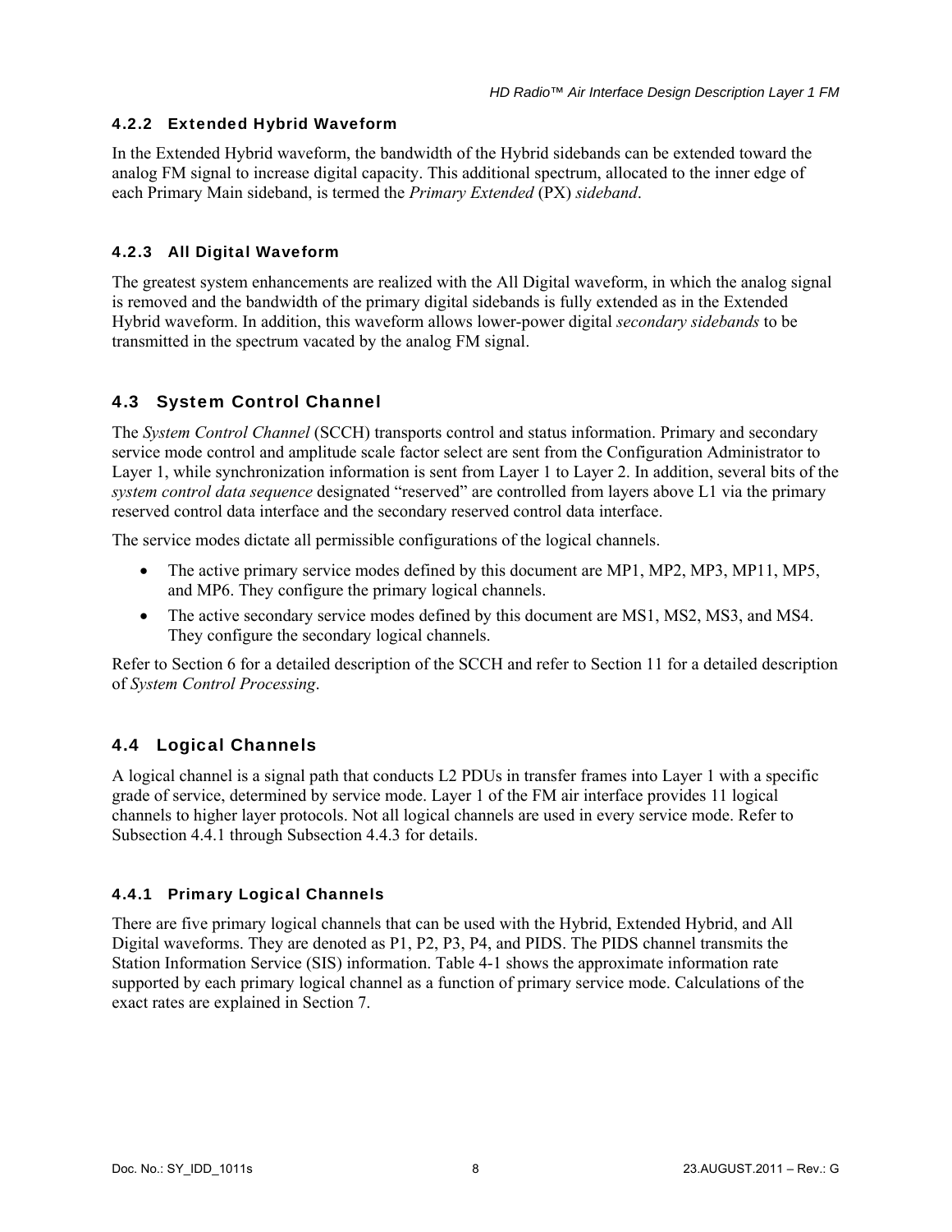### 4.2.2 Extended Hybrid Waveform

In the Extended Hybrid waveform, the bandwidth of the Hybrid sidebands can be extended toward the analog FM signal to increase digital capacity. This additional spectrum, allocated to the inner edge of each Primary Main sideband, is termed the *Primary Extended* (PX) *sideband*.

### 4.2.3 All Digital Waveform

The greatest system enhancements are realized with the All Digital waveform, in which the analog signal is removed and the bandwidth of the primary digital sidebands is fully extended as in the Extended Hybrid waveform. In addition, this waveform allows lower-power digital *secondary sidebands* to be transmitted in the spectrum vacated by the analog FM signal.

## 4.3 System Control Channel

The *System Control Channel* (SCCH) transports control and status information. Primary and secondary service mode control and amplitude scale factor select are sent from the Configuration Administrator to Layer 1, while synchronization information is sent from Layer 1 to Layer 2. In addition, several bits of the *system control data sequence* designated "reserved" are controlled from layers above L1 via the primary reserved control data interface and the secondary reserved control data interface.

The service modes dictate all permissible configurations of the logical channels.

- The active primary service modes defined by this document are MP1, MP2, MP3, MP11, MP5, and MP6. They configure the primary logical channels.
- The active secondary service modes defined by this document are MS1, MS2, MS3, and MS4. They configure the secondary logical channels.

Refer to Section 6 for a detailed description of the SCCH and refer to Section 11 for a detailed description of *System Control Processing*.

## 4.4 Logical Channels

A logical channel is a signal path that conducts L2 PDUs in transfer frames into Layer 1 with a specific grade of service, determined by service mode. Layer 1 of the FM air interface provides 11 logical channels to higher layer protocols. Not all logical channels are used in every service mode. Refer to Subsection 4.4.1 through Subsection 4.4.3 for details.

### 4.4.1 Primary Logical Channels

There are five primary logical channels that can be used with the Hybrid, Extended Hybrid, and All Digital waveforms. They are denoted as P1, P2, P3, P4, and PIDS. The PIDS channel transmits the Station Information Service (SIS) information. Table 4-1 shows the approximate information rate supported by each primary logical channel as a function of primary service mode. Calculations of the exact rates are explained in Section 7.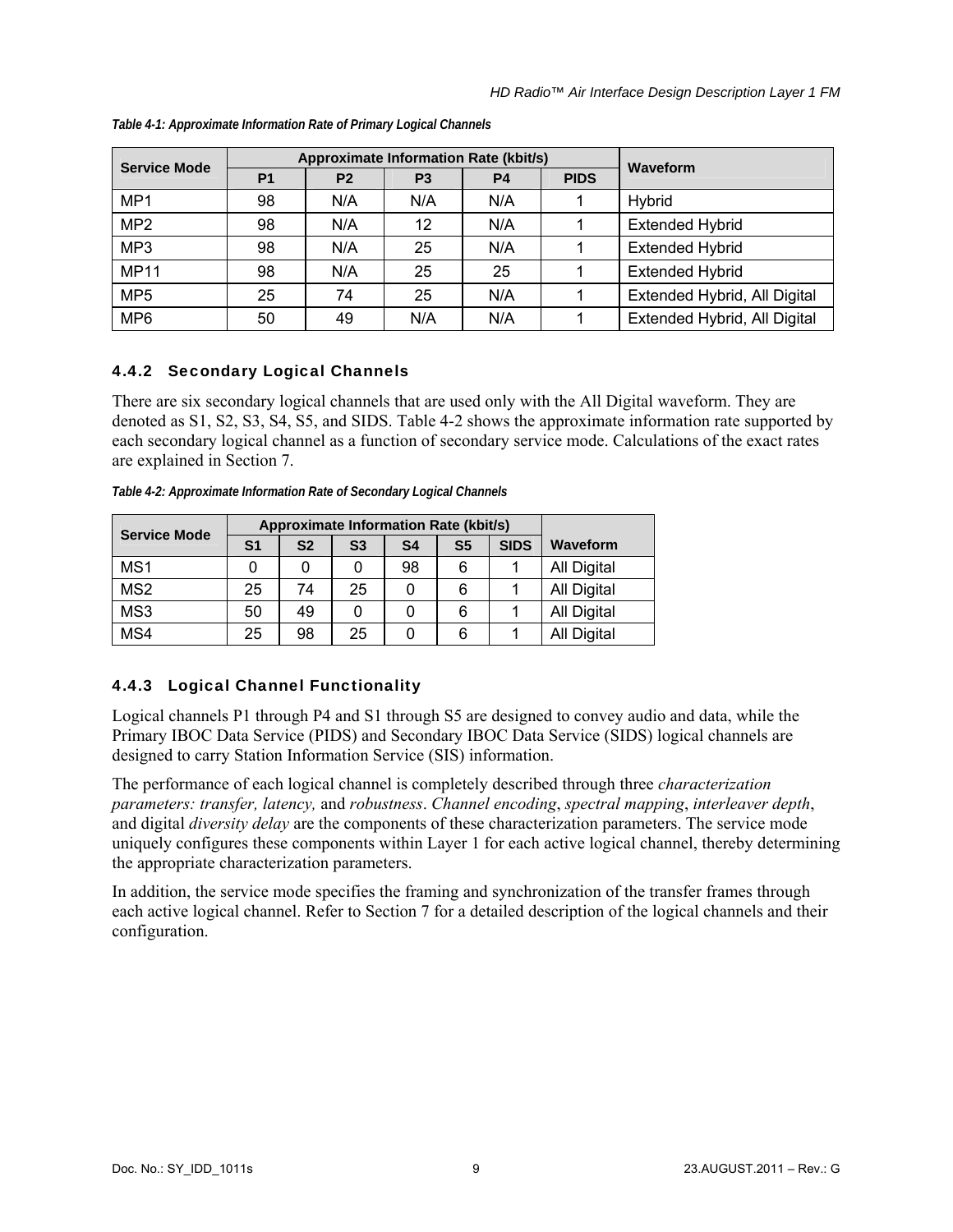Table 4-1: Approximate Information Rate of Primary Logical Channels

| Service Mode | Approximate Information Rate (kbit/s) | | | | | Waveform |
|---|---|---|---|---|---|---|
| | P1 | P2 | P3 | P4 | PIDS | |
| MP1 | 98 | N/A | N/A | N/A | 1 | Hybrid |
| MP2 | 98 | N/A | 12 | N/A | 1 | Extended Hybrid |
| MP3 | 98 | N/A | 25 | N/A | 1 | Extended Hybrid |
| MP11 | 98 | N/A | 25 | 25 | 1 | Extended Hybrid |
| MP5 | 25 | 74 | 25 | N/A | 1 | Extended Hybrid, All Digital |
| MP6 | 50 | 49 | N/A | N/A | 1 | Extended Hybrid, All Digital |

### 4.4.2 Secondary Logical Channels

There are six secondary logical channels that are used only with the All Digital waveform. They are denoted as S1, S2, S3, S4, S5, and SIDS. Table 4-2 shows the approximate information rate supported by each secondary logical channel as a function of secondary service mode. Calculations of the exact rates are explained in Section 7.

Table 4-2: Approximate Information Rate of Secondary Logical Channels

| Service Mode | Approximate Information Rate (kbit/s) | | | | | | Waveform |
|---|---|---|---|---|---|---|---|
| | S1 | S2 | S3 | S4 | S5 | SIDS | |
| MS1 | 0 | 0 | 0 | 98 | 6 | 1 | All Digital |
| MS2 | 25 | 74 | 25 | 0 | 6 | 1 | All Digital |
| MS3 | 50 | 49 | 0 | 0 | 6 | 1 | All Digital |
| MS4 | 25 | 98 | 25 | 0 | 6 | 1 | All Digital |

### 4.4.3 Logical Channel Functionality

Logical channels P1 through P4 and S1 through S5 are designed to convey audio and data, while the Primary IBOC Data Service (PIDS) and Secondary IBOC Data Service (SIDS) logical channels are designed to carry Station Information Service (SIS) information.

The performance of each logical channel is completely described through three *characterization parameters: transfer, latency,* and *robustness*. *Channel encoding*, *spectral mapping*, *interleaver depth*, and digital *diversity delay* are the components of these characterization parameters. The service mode uniquely configures these components within Layer 1 for each active logical channel, thereby determining the appropriate characterization parameters.

In addition, the service mode specifies the framing and synchronization of the transfer frames through each active logical channel. Refer to Section 7 for a detailed description of the logical channels and their configuration.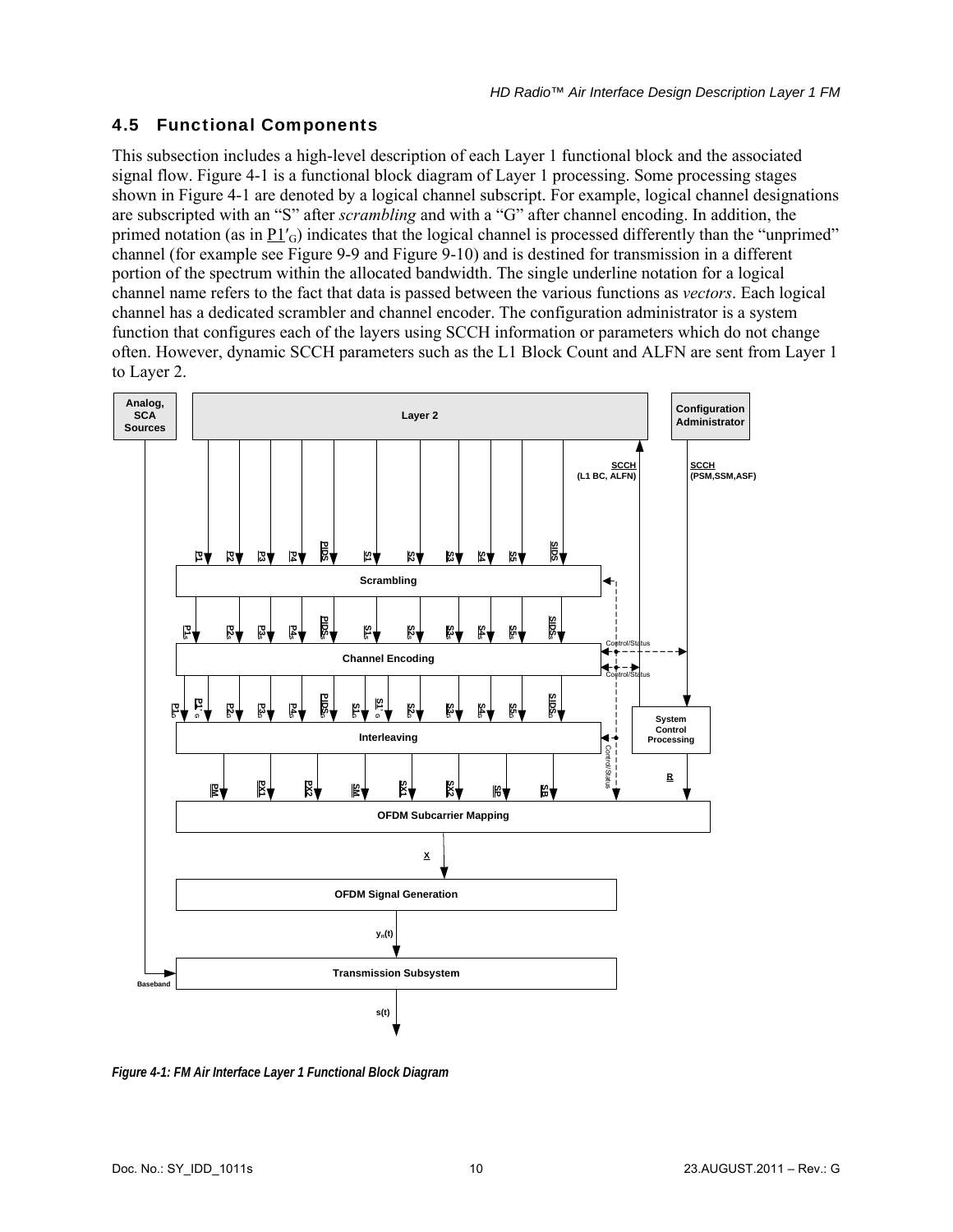## 4.5 Functional Components

This subsection includes a high-level description of each Layer 1 functional block and the associated signal flow. Figure 4-1 is a functional block diagram of Layer 1 processing. Some processing stages shown in Figure 4-1 are denoted by a logical channel subscript. For example, logical channel designations are subscripted with an "S" after *scrambling* and with a "G" after channel encoding. In addition, the primed notation (as in $\underline{P1'}_G$) indicates that the logical channel is processed differently than the "unprimed" channel (for example see Figure 9-9 and Figure 9-10) and is destined for transmission in a different portion of the spectrum within the allocated bandwidth. The single underline notation for a logical channel name refers to the fact that data is passed between the various functions as *vectors*. Each logical channel has a dedicated scrambler and channel encoder. The configuration administrator is a system function that configures each of the layers using SCCH information or parameters which do not change often. However, dynamic SCCH parameters such as the L1 Block Count and ALFN are sent from Layer 1 to Layer 2.

*Figure 4-1: FM Air Interface Layer 1 Functional Block Diagram*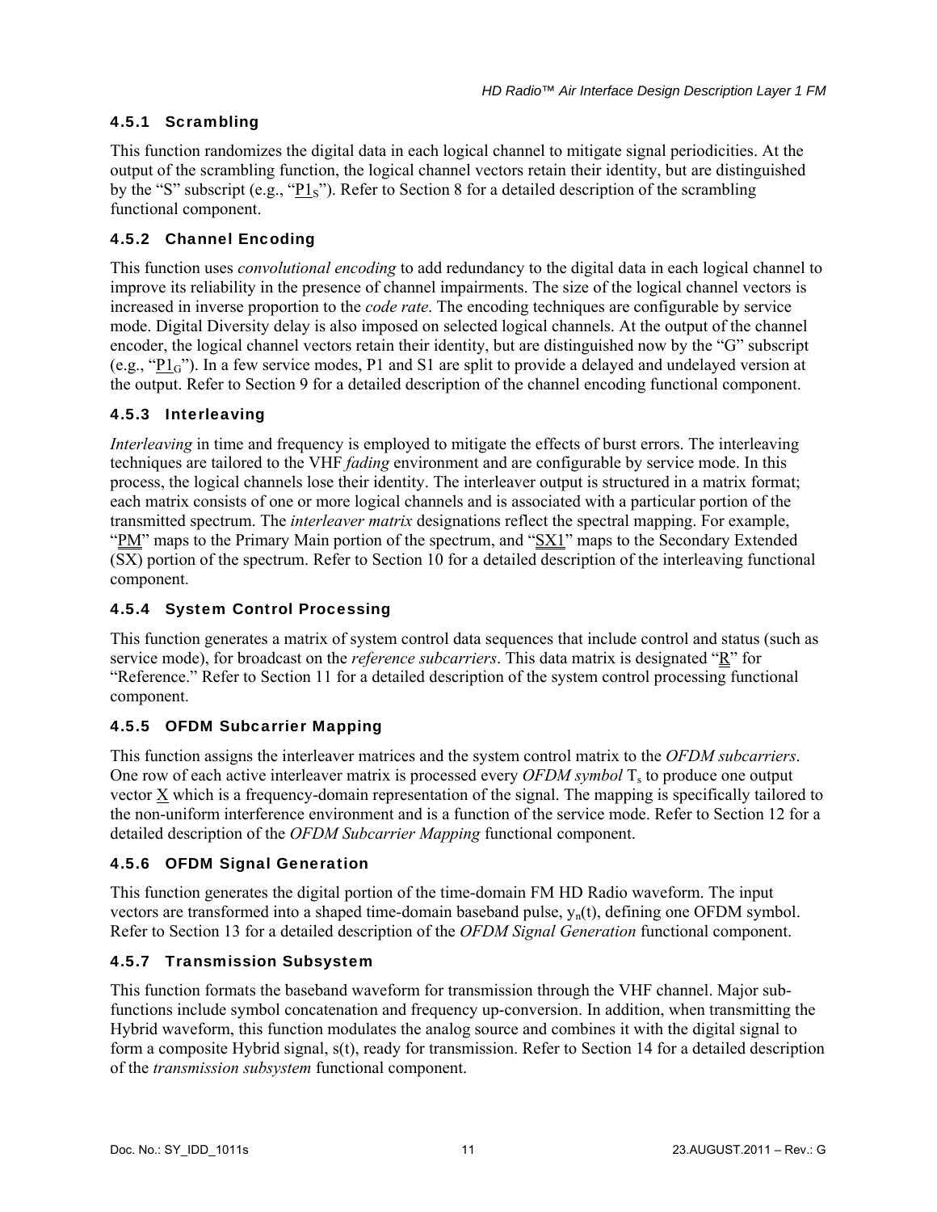### 4.5.1 Scrambling

This function randomizes the digital data in each logical channel to mitigate signal periodicities. At the output of the scrambling function, the logical channel vectors retain their identity, but are distinguished by the "S" subscript (e.g., "$\underline{P1}_S$"). Refer to Section 8 for a detailed description of the scrambling functional component.

### 4.5.2 Channel Encoding

This function uses *convolutional encoding* to add redundancy to the digital data in each logical channel to improve its reliability in the presence of channel impairments. The size of the logical channel vectors is increased in inverse proportion to the *code rate*. The encoding techniques are configurable by service mode. Digital Diversity delay is also imposed on selected logical channels. At the output of the channel encoder, the logical channel vectors retain their identity, but are distinguished now by the "G" subscript (e.g., "$\underline{P1}_G$"). In a few service modes, P1 and S1 are split to provide a delayed and undelayed version at the output. Refer to Section 9 for a detailed description of the channel encoding functional component.

### 4.5.3 Interleaving

*Interleaving* in time and frequency is employed to mitigate the effects of burst errors. The interleaving techniques are tailored to the VHF *fading* environment and are configurable by service mode. In this process, the logical channels lose their identity. The interleaver output is structured in a matrix format; each matrix consists of one or more logical channels and is associated with a particular portion of the transmitted spectrum. The *interleaver matrix* designations reflect the spectral mapping. For example, "$\underline{\underline{PM}}$" maps to the Primary Main portion of the spectrum, and "$\underline{\underline{SX1}}$" maps to the Secondary Extended (SX) portion of the spectrum. Refer to Section 10 for a detailed description of the interleaving functional component.

### 4.5.4 System Control Processing

This function generates a matrix of system control data sequences that include control and status (such as service mode), for broadcast on the *reference subcarriers*. This data matrix is designated "$\underline{\underline{R}}$" for "Reference." Refer to Section 11 for a detailed description of the system control processing functional component.

### 4.5.5 OFDM Subcarrier Mapping

This function assigns the interleaver matrices and the system control matrix to the *OFDM subcarriers*. One row of each active interleaver matrix is processed every *OFDM symbol* $T_s$ to produce one output vector $\underline{X}$ which is a frequency-domain representation of the signal. The mapping is specifically tailored to the non-uniform interference environment and is a function of the service mode. Refer to Section 12 for a detailed description of the *OFDM Subcarrier Mapping* functional component.

### 4.5.6 OFDM Signal Generation

This function generates the digital portion of the time-domain FM HD Radio waveform. The input vectors are transformed into a shaped time-domain baseband pulse, $y_n(t)$, defining one OFDM symbol. Refer to Section 13 for a detailed description of the *OFDM Signal Generation* functional component.

### 4.5.7 Transmission Subsystem

This function formats the baseband waveform for transmission through the VHF channel. Major sub-functions include symbol concatenation and frequency up-conversion. In addition, when transmitting the Hybrid waveform, this function modulates the analog source and combines it with the digital signal to form a composite Hybrid signal, s(t), ready for transmission. Refer to Section 14 for a detailed description of the *transmission subsystem* functional component.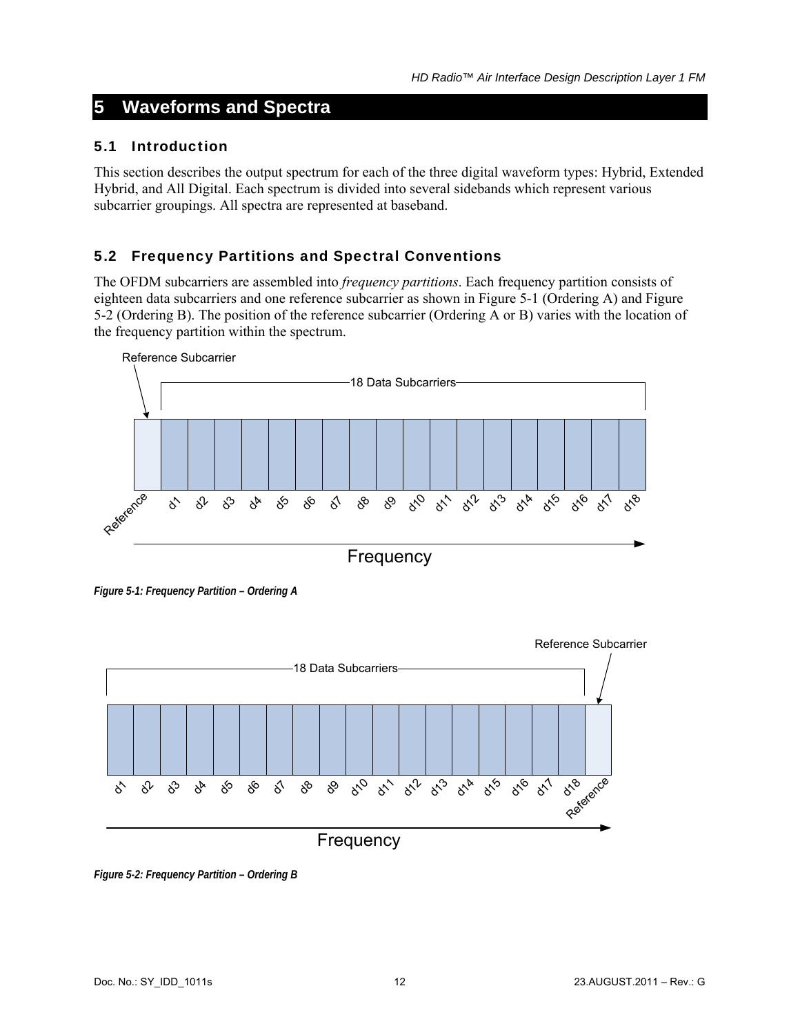# 5 Waveforms and Spectra

## 5.1 Introduction

This section describes the output spectrum for each of the three digital waveform types: Hybrid, Extended Hybrid, and All Digital. Each spectrum is divided into several sidebands which represent various subcarrier groupings. All spectra are represented at baseband.

## 5.2 Frequency Partitions and Spectral Conventions

The OFDM subcarriers are assembled into *frequency partitions*. Each frequency partition consists of eighteen data subcarriers and one reference subcarrier as shown in Figure 5-1 (Ordering A) and Figure 5-2 (Ordering B). The position of the reference subcarrier (Ordering A or B) varies with the location of the frequency partition within the spectrum.

***Figure 5-1: Frequency Partition – Ordering A***

***Figure 5-2: Frequency Partition – Ordering B***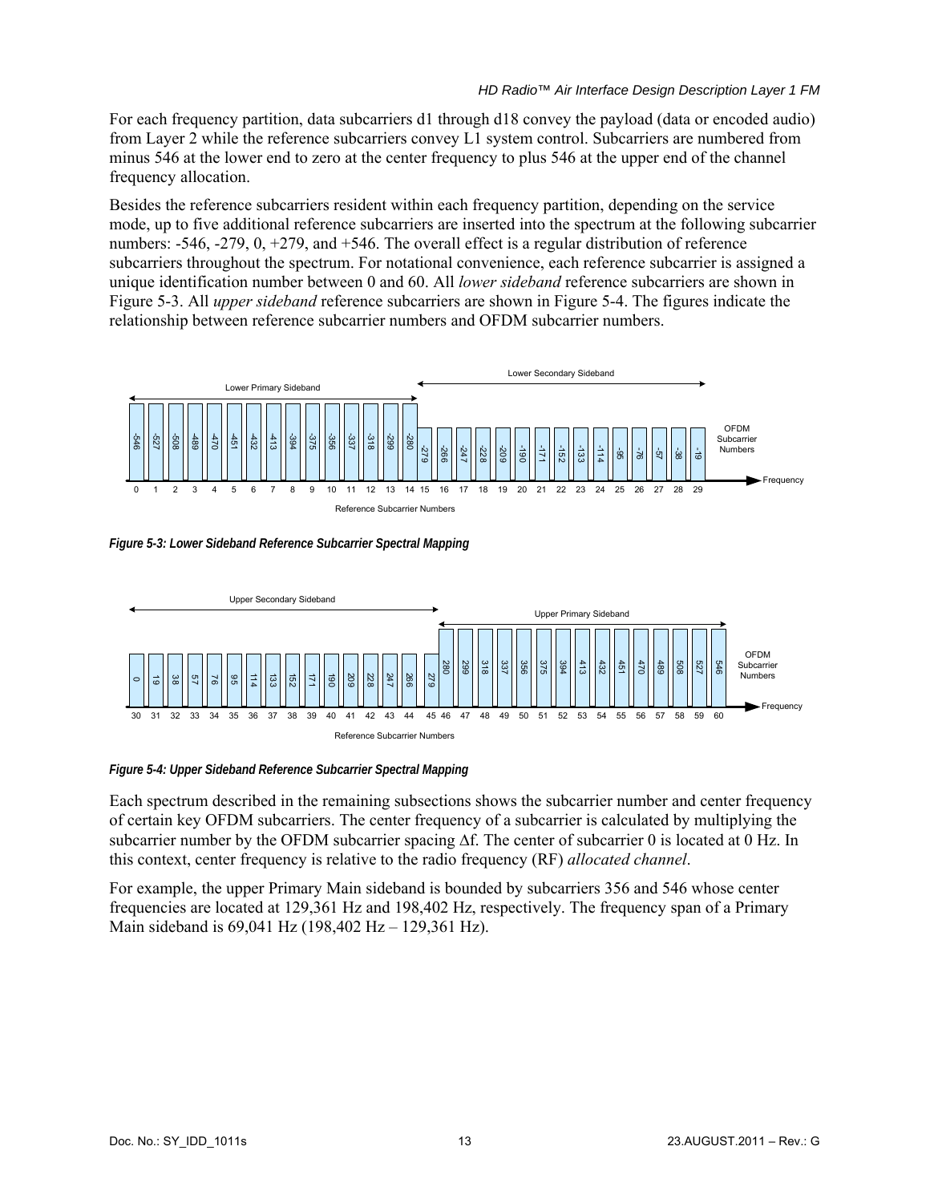For each frequency partition, data subcarriers d1 through d18 convey the payload (data or encoded audio) from Layer 2 while the reference subcarriers convey L1 system control. Subcarriers are numbered from minus 546 at the lower end to zero at the center frequency to plus 546 at the upper end of the channel frequency allocation.

Besides the reference subcarriers resident within each frequency partition, depending on the service mode, up to five additional reference subcarriers are inserted into the spectrum at the following subcarrier numbers: -546, -279, 0, +279, and +546. The overall effect is a regular distribution of reference subcarriers throughout the spectrum. For notational convenience, each reference subcarrier is assigned a unique identification number between 0 and 60. All *lower sideband* reference subcarriers are shown in Figure 5-3. All *upper sideband* reference subcarriers are shown in Figure 5-4. The figures indicate the relationship between reference subcarrier numbers and OFDM subcarrier numbers.

***Figure 5-3: Lower Sideband Reference Subcarrier Spectral Mapping***

***Figure 5-4: Upper Sideband Reference Subcarrier Spectral Mapping***

Each spectrum described in the remaining subsections shows the subcarrier number and center frequency of certain key OFDM subcarriers. The center frequency of a subcarrier is calculated by multiplying the subcarrier number by the OFDM subcarrier spacing $\Delta f$. The center of subcarrier 0 is located at 0 Hz. In this context, center frequency is relative to the radio frequency (RF) *allocated channel*.

For example, the upper Primary Main sideband is bounded by subcarriers 356 and 546 whose center frequencies are located at 129,361 Hz and 198,402 Hz, respectively. The frequency span of a Primary Main sideband is 69,041 Hz (198,402 Hz – 129,361 Hz).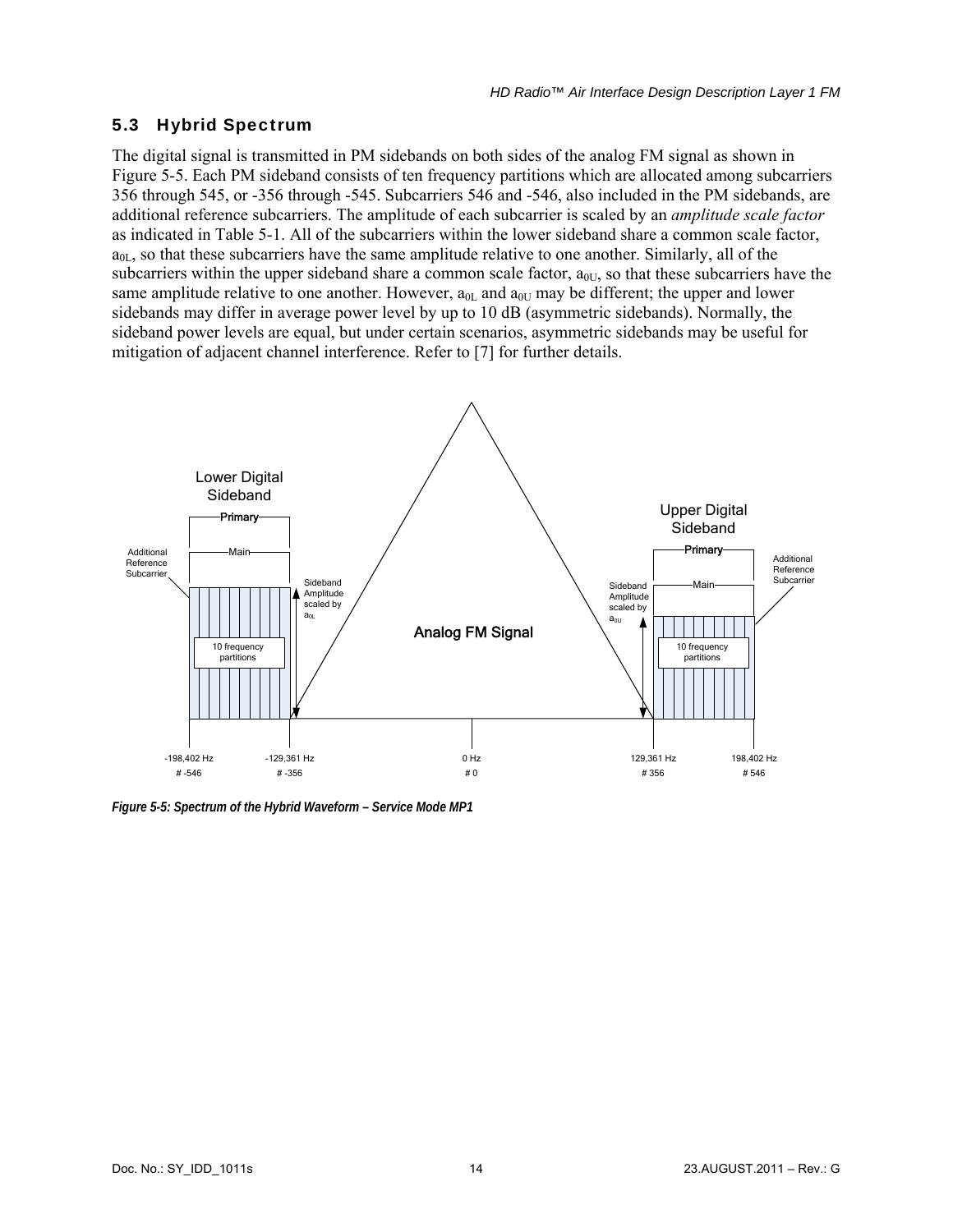## 5.3 Hybrid Spectrum

The digital signal is transmitted in PM sidebands on both sides of the analog FM signal as shown in Figure 5-5. Each PM sideband consists of ten frequency partitions which are allocated among subcarriers 356 through 545, or -356 through -545. Subcarriers 546 and -546, also included in the PM sidebands, are additional reference subcarriers. The amplitude of each subcarrier is scaled by an *amplitude scale factor* as indicated in Table 5-1. All of the subcarriers within the lower sideband share a common scale factor, $a_{0L}$, so that these subcarriers have the same amplitude relative to one another. Similarly, all of the subcarriers within the upper sideband share a common scale factor, $a_{0U}$, so that these subcarriers have the same amplitude relative to one another. However, $a_{0L}$ and $a_{0U}$ may be different; the upper and lower sidebands may differ in average power level by up to 10 dB (asymmetric sidebands). Normally, the sideband power levels are equal, but under certain scenarios, asymmetric sidebands may be useful for mitigation of adjacent channel interference. Refer to [7] for further details.

*Figure 5-5: Spectrum of the Hybrid Waveform – Service Mode MP1*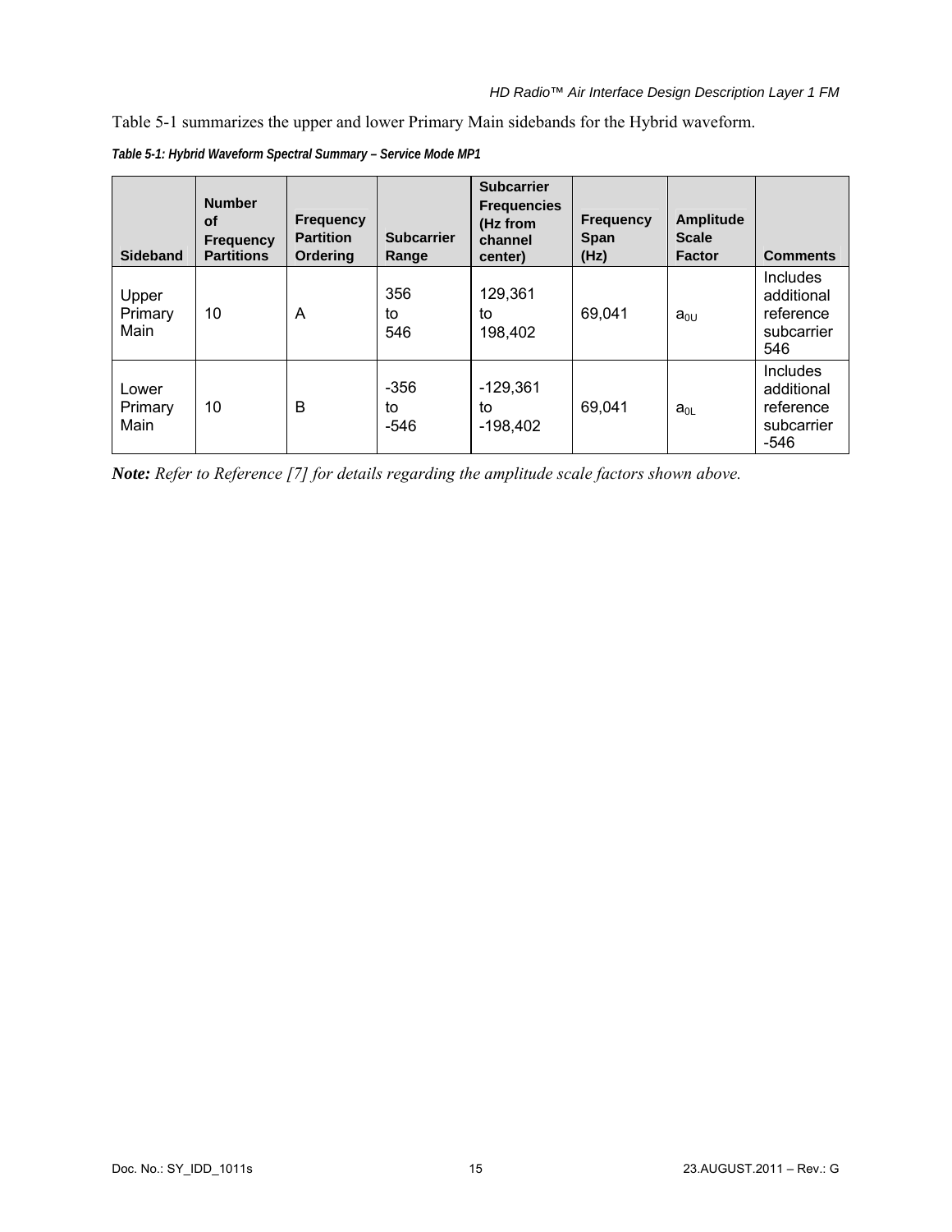Table 5-1 summarizes the upper and lower Primary Main sidebands for the Hybrid waveform.

*Table 5-1: Hybrid Waveform Spectral Summary – Service Mode MP1*

| Sideband | Number of Frequency Partitions | Frequency Partition Ordering | Subcarrier Range | Subcarrier Frequencies (Hz from channel center) | Frequency Span (Hz) | Amplitude Scale Factor | Comments |
|---|---|---|---|---|---|---|---|
| Upper Primary Main | 10 | A | 356 to 546 | 129,361 to 198,402 | 69,041 | $a_{0U}$ | Includes additional reference subcarrier 546 |
| Lower Primary Main | 10 | B | -356 to -546 | -129,361 to -198,402 | 69,041 | $a_{0L}$ | Includes additional reference subcarrier -546 |

***Note:*** *Refer to Reference [7] for details regarding the amplitude scale factors shown above.*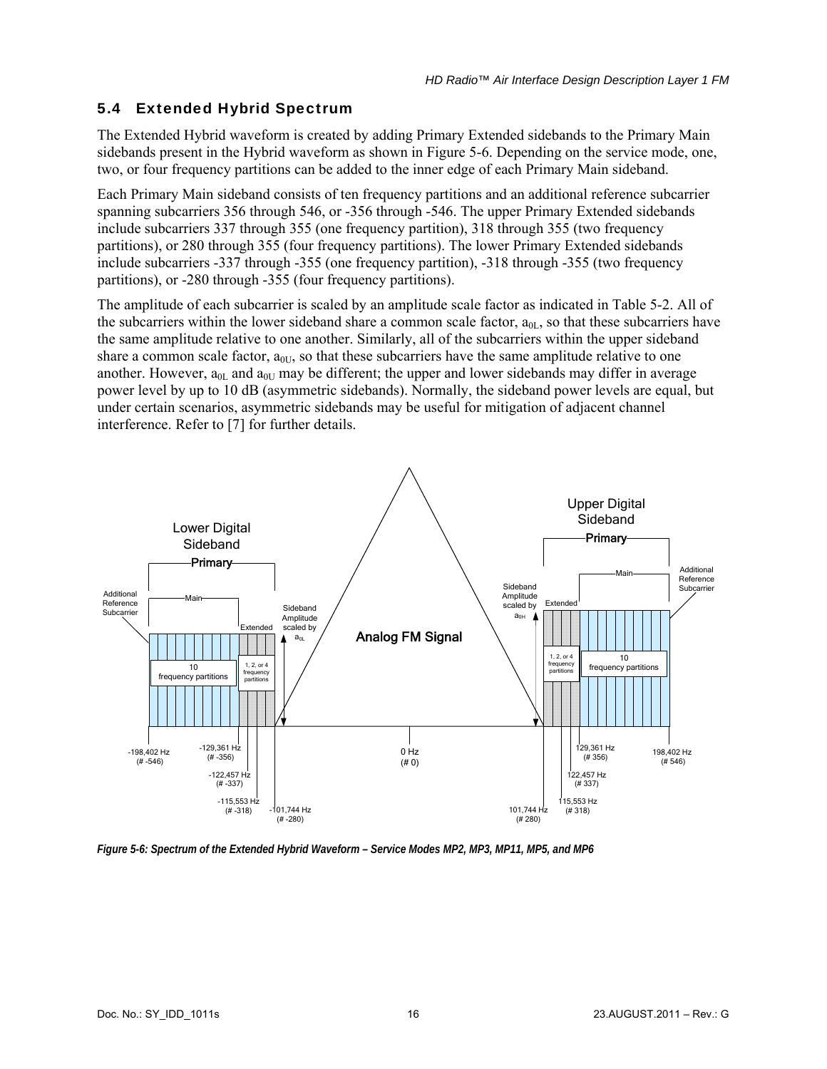## 5.4 Extended Hybrid Spectrum

The Extended Hybrid waveform is created by adding Primary Extended sidebands to the Primary Main sidebands present in the Hybrid waveform as shown in Figure 5-6. Depending on the service mode, one, two, or four frequency partitions can be added to the inner edge of each Primary Main sideband.

Each Primary Main sideband consists of ten frequency partitions and an additional reference subcarrier spanning subcarriers 356 through 546, or -356 through -546. The upper Primary Extended sidebands include subcarriers 337 through 355 (one frequency partition), 318 through 355 (two frequency partitions), or 280 through 355 (four frequency partitions). The lower Primary Extended sidebands include subcarriers -337 through -355 (one frequency partition), -318 through -355 (two frequency partitions), or -280 through -355 (four frequency partitions).

The amplitude of each subcarrier is scaled by an amplitude scale factor as indicated in Table 5-2. All of the subcarriers within the lower sideband share a common scale factor, $a_{0L}$, so that these subcarriers have the same amplitude relative to one another. Similarly, all of the subcarriers within the upper sideband share a common scale factor, $a_{0U}$, so that these subcarriers have the same amplitude relative to one another. However, $a_{0L}$ and $a_{0U}$ may be different; the upper and lower sidebands may differ in average power level by up to 10 dB (asymmetric sidebands). Normally, the sideband power levels are equal, but under certain scenarios, asymmetric sidebands may be useful for mitigation of adjacent channel interference. Refer to [7] for further details.

*Figure 5-6: Spectrum of the Extended Hybrid Waveform – Service Modes MP2, MP3, MP11, MP5, and MP6*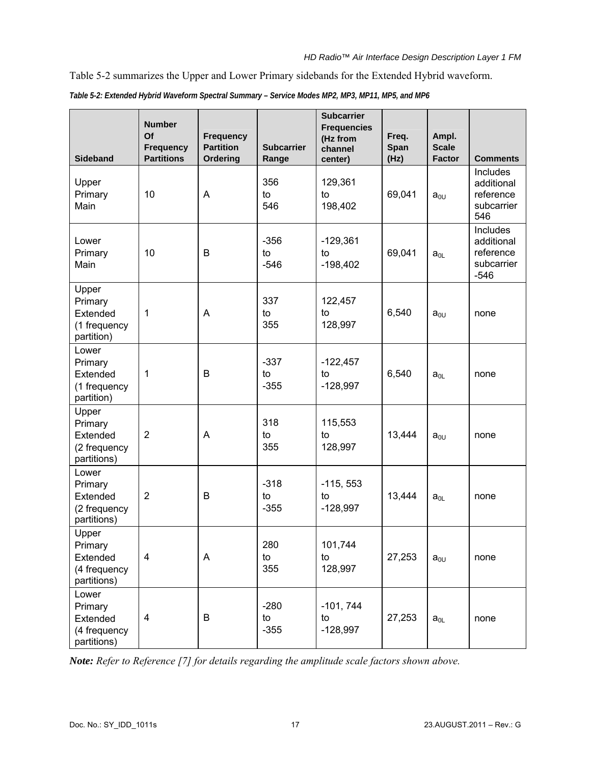Table 5-2 summarizes the Upper and Lower Primary sidebands for the Extended Hybrid waveform.

***Table 5-2: Extended Hybrid Waveform Spectral Summary – Service Modes MP2, MP3, MP11, MP5, and MP6***

| Sideband | Number Of Frequency Partitions | Frequency Partition Ordering | Subcarrier Range | Subcarrier Frequencies (Hz from channel center) | Freq. Span (Hz) | Ampl. Scale Factor | Comments |
|---|---|---|---|---|---|---|---|
| Upper Primary Main | 10 | A | 356 to 546 | 129,361 to 198,402 | 69,041 | $a_{0U}$ | Includes additional reference subcarrier 546 |
| Lower Primary Main | 10 | B | -356 to -546 | -129,361 to -198,402 | 69,041 | $a_{0L}$ | Includes additional reference subcarrier -546 |
| Upper Primary Extended (1 frequency partition) | 1 | A | 337 to 355 | 122,457 to 128,997 | 6,540 | $a_{0U}$ | none |
| Lower Primary Extended (1 frequency partition) | 1 | B | -337 to -355 | -122,457 to -128,997 | 6,540 | $a_{0L}$ | none |
| Upper Primary Extended (2 frequency partitions) | 2 | A | 318 to 355 | 115,553 to 128,997 | 13,444 | $a_{0U}$ | none |
| Lower Primary Extended (2 frequency partitions) | 2 | B | -318 to -355 | -115, 553 to -128,997 | 13,444 | $a_{0L}$ | none |
| Upper Primary Extended (4 frequency partitions) | 4 | A | 280 to 355 | 101,744 to 128,997 | 27,253 | $a_{0U}$ | none |
| Lower Primary Extended (4 frequency partitions) | 4 | B | -280 to -355 | -101, 744 to -128,997 | 27,253 | $a_{0L}$ | none |

***Note:*** *Refer to Reference [7] for details regarding the amplitude scale factors shown above.*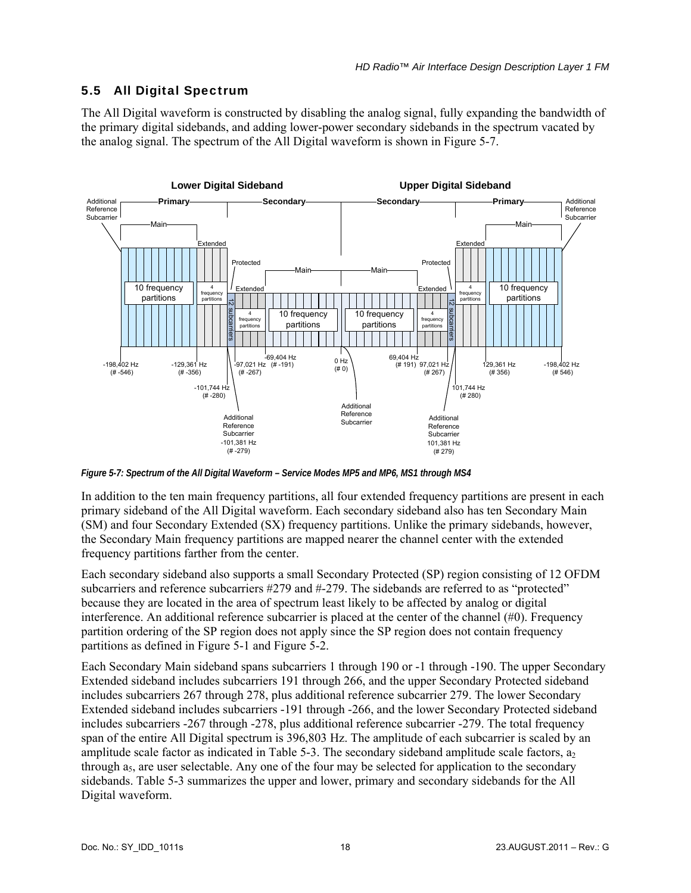## 5.5 All Digital Spectrum

The All Digital waveform is constructed by disabling the analog signal, fully expanding the bandwidth of the primary digital sidebands, and adding lower-power secondary sidebands in the spectrum vacated by the analog signal. The spectrum of the All Digital waveform is shown in Figure 5-7.

*Figure 5-7: Spectrum of the All Digital Waveform – Service Modes MP5 and MP6, MS1 through MS4*

In addition to the ten main frequency partitions, all four extended frequency partitions are present in each primary sideband of the All Digital waveform. Each secondary sideband also has ten Secondary Main (SM) and four Secondary Extended (SX) frequency partitions. Unlike the primary sidebands, however, the Secondary Main frequency partitions are mapped nearer the channel center with the extended frequency partitions farther from the center.

Each secondary sideband also supports a small Secondary Protected (SP) region consisting of 12 OFDM subcarriers and reference subcarriers #279 and #-279. The sidebands are referred to as "protected" because they are located in the area of spectrum least likely to be affected by analog or digital interference. An additional reference subcarrier is placed at the center of the channel (#0). Frequency partition ordering of the SP region does not apply since the SP region does not contain frequency partitions as defined in Figure 5-1 and Figure 5-2.

Each Secondary Main sideband spans subcarriers 1 through 190 or -1 through -190. The upper Secondary Extended sideband includes subcarriers 191 through 266, and the upper Secondary Protected sideband includes subcarriers 267 through 278, plus additional reference subcarrier 279. The lower Secondary Extended sideband includes subcarriers -191 through -266, and the lower Secondary Protected sideband includes subcarriers -267 through -278, plus additional reference subcarrier -279. The total frequency span of the entire All Digital spectrum is 396,803 Hz. The amplitude of each subcarrier is scaled by an amplitude scale factor as indicated in Table 5-3. The secondary sideband amplitude scale factors, $a_2$ through $a_5$, are user selectable. Any one of the four may be selected for application to the secondary sidebands. Table 5-3 summarizes the upper and lower, primary and secondary sidebands for the All Digital waveform.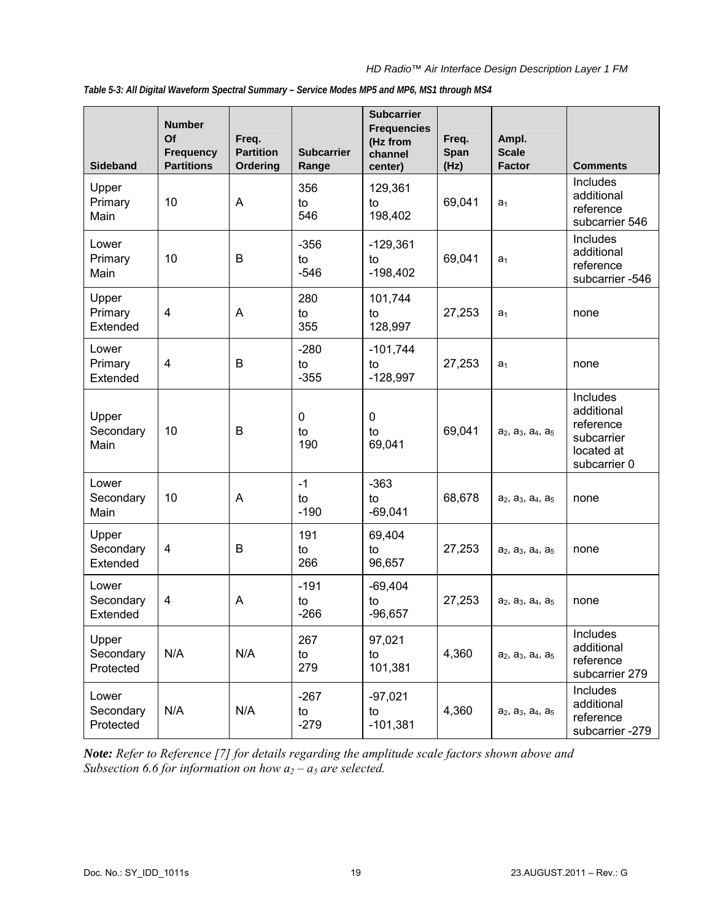*Table 5-3: All Digital Waveform Spectral Summary – Service Modes MP5 and MP6, MS1 through MS4*

| Sideband | Number Of Frequency Partitions | Freq. Partition Ordering | Subcarrier Range | Subcarrier Frequencies (Hz from channel center) | Freq. Span (Hz) | Ampl. Scale Factor | Comments |
|---|---|---|---|---|---|---|---|
| Upper Primary Main | 10 | A | 356 to 546 | 129,361 to 198,402 | 69,041 | $a_1$ | Includes additional reference subcarrier 546 |
| Lower Primary Main | 10 | B | -356 to -546 | -129,361 to -198,402 | 69,041 | $a_1$ | Includes additional reference subcarrier -546 |
| Upper Primary Extended | 4 | A | 280 to 355 | 101,744 to 128,997 | 27,253 | $a_1$ | none |
| Lower Primary Extended | 4 | B | -280 to -355 | -101,744 to -128,997 | 27,253 | $a_1$ | none |
| Upper Secondary Main | 10 | B | 0 to 190 | 0 to 69,041 | 69,041 | $a_2$, $a_3$, $a_4$, $a_5$ | Includes additional reference subcarrier located at subcarrier 0 |
| Lower Secondary Main | 10 | A | -1 to -190 | -363 to -69,041 | 68,678 | $a_2$, $a_3$, $a_4$, $a_5$ | none |
| Upper Secondary Extended | 4 | B | 191 to 266 | 69,404 to 96,657 | 27,253 | $a_2$, $a_3$, $a_4$, $a_5$ | none |
| Lower Secondary Extended | 4 | A | -191 to -266 | -69,404 to -96,657 | 27,253 | $a_2$, $a_3$, $a_4$, $a_5$ | none |
| Upper Secondary Protected | N/A | N/A | 267 to 279 | 97,021 to 101,381 | 4,360 | $a_2$, $a_3$, $a_4$, $a_5$ | Includes additional reference subcarrier 279 |
| Lower Secondary Protected | N/A | N/A | -267 to -279 | -97,021 to -101,381 | 4,360 | $a_2$, $a_3$, $a_4$, $a_5$ | Includes additional reference subcarrier -279 |

***Note:*** *Refer to Reference [7] for details regarding the amplitude scale factors shown above and Subsection 6.6 for information on how $a_2 – a_5$ are selected.*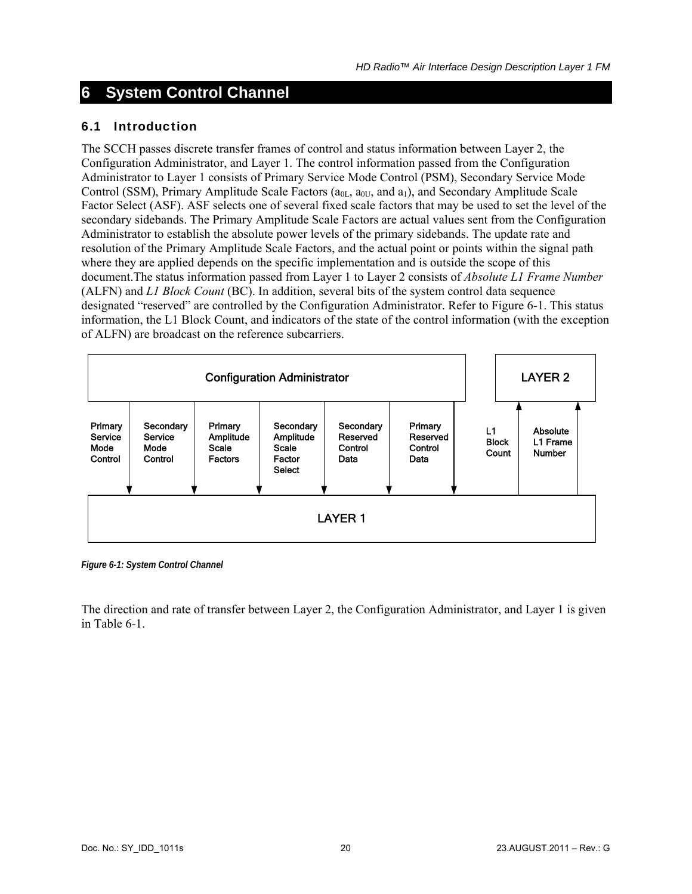# 6 System Control Channel

## 6.1 Introduction

The SCCH passes discrete transfer frames of control and status information between Layer 2, the Configuration Administrator, and Layer 1. The control information passed from the Configuration Administrator to Layer 1 consists of Primary Service Mode Control (PSM), Secondary Service Mode Control (SSM), Primary Amplitude Scale Factors ($a_{0L}$, $a_{0U}$, and $a_1$), and Secondary Amplitude Scale Factor Select (ASF). ASF selects one of several fixed scale factors that may be used to set the level of the secondary sidebands. The Primary Amplitude Scale Factors are actual values sent from the Configuration Administrator to establish the absolute power levels of the primary sidebands. The update rate and resolution of the Primary Amplitude Scale Factors, and the actual point or points within the signal path where they are applied depends on the specific implementation and is outside the scope of this document.The status information passed from Layer 1 to Layer 2 consists of *Absolute L1 Frame Number* (ALFN) and *L1 Block Count* (BC). In addition, several bits of the system control data sequence designated "reserved" are controlled by the Configuration Administrator. Refer to Figure 6-1. This status information, the L1 Block Count, and indicators of the state of the control information (with the exception of ALFN) are broadcast on the reference subcarriers.

Configuration Administrator | LAYER 2

Primary Service Mode Control | Secondary Service Mode Control | Primary Amplitude Scale Factors | Secondary Amplitude Scale Factor Select | Secondary Reserved Control Data | Primary Reserved Control Data | L1 Block Count | Absolute L1 Frame Number

LAYER 1

*Figure 6-1: System Control Channel*

The direction and rate of transfer between Layer 2, the Configuration Administrator, and Layer 1 is given in Table 6-1.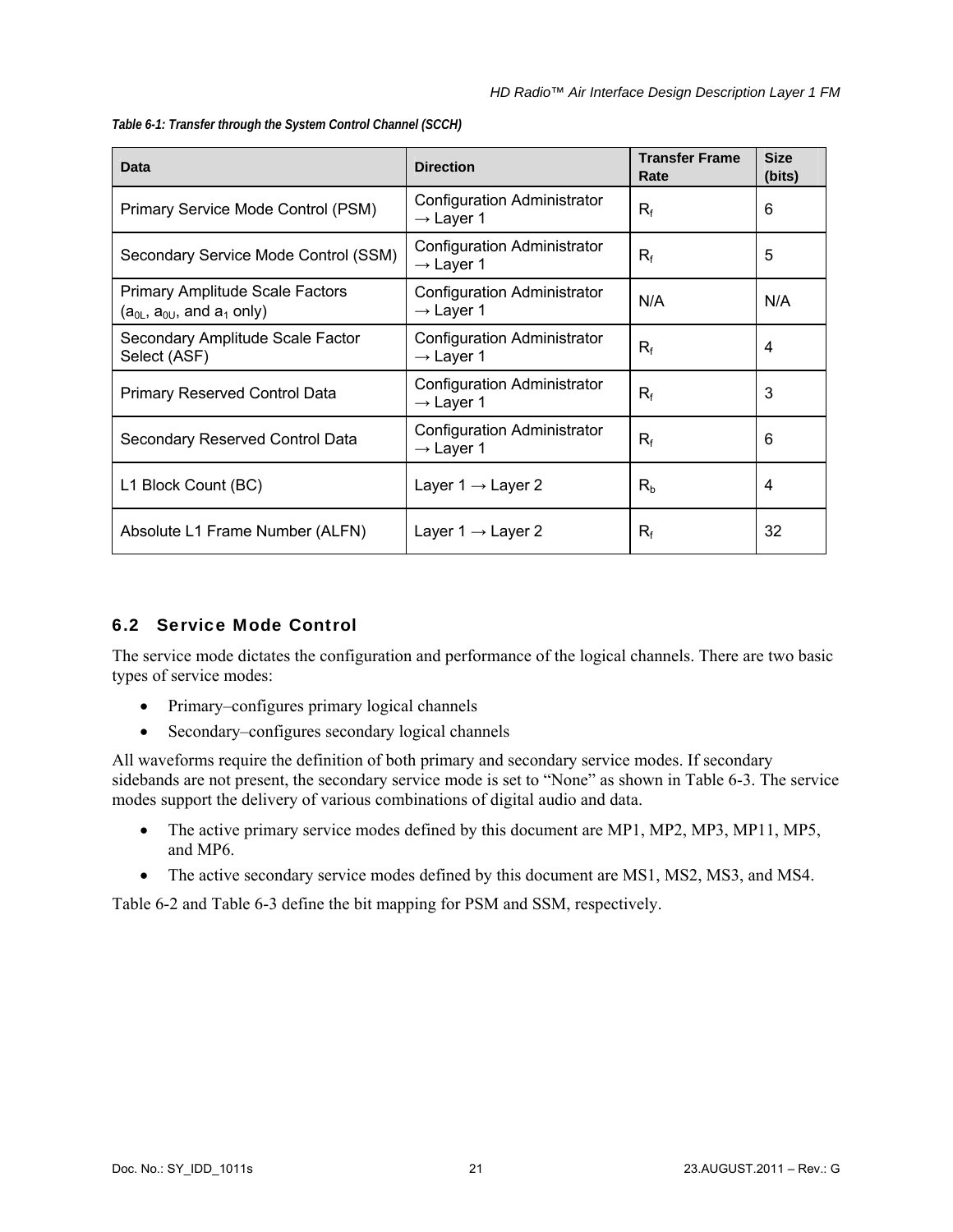*Table 6-1: Transfer through the System Control Channel (SCCH)*

| Data | Direction | Transfer Frame Rate | Size (bits) |
|---|---|---|---|
| Primary Service Mode Control (PSM) | Configuration Administrator → Layer 1 | $R_f$ | 6 |
| Secondary Service Mode Control (SSM) | Configuration Administrator → Layer 1 | $R_f$ | 5 |
| Primary Amplitude Scale Factors ($a_{0L}$, $a_{0U}$, and $a_1$ only) | Configuration Administrator → Layer 1 | N/A | N/A |
| Secondary Amplitude Scale Factor Select (ASF) | Configuration Administrator → Layer 1 | $R_f$ | 4 |
| Primary Reserved Control Data | Configuration Administrator → Layer 1 | $R_f$ | 3 |
| Secondary Reserved Control Data | Configuration Administrator → Layer 1 | $R_f$ | 6 |
| L1 Block Count (BC) | Layer 1 → Layer 2 | $R_b$ | 4 |
| Absolute L1 Frame Number (ALFN) | Layer 1 → Layer 2 | $R_f$ | 32 |

## 6.2 Service Mode Control

The service mode dictates the configuration and performance of the logical channels. There are two basic types of service modes:

- Primary–configures primary logical channels
- Secondary–configures secondary logical channels

All waveforms require the definition of both primary and secondary service modes. If secondary sidebands are not present, the secondary service mode is set to "None" as shown in Table 6-3. The service modes support the delivery of various combinations of digital audio and data.

- The active primary service modes defined by this document are MP1, MP2, MP3, MP11, MP5, and MP6.
- The active secondary service modes defined by this document are MS1, MS2, MS3, and MS4.

Table 6-2 and Table 6-3 define the bit mapping for PSM and SSM, respectively.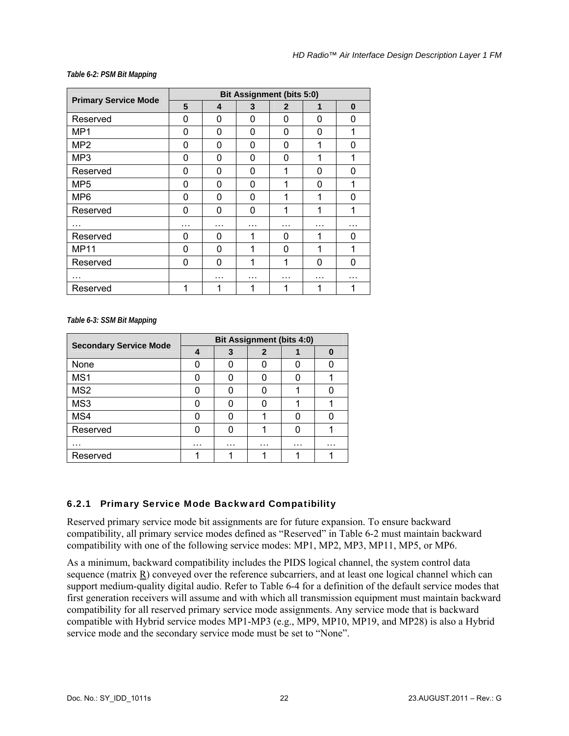*Table 6-2: PSM Bit Mapping*

| Primary Service Mode | Bit Assignment (bits 5:0) | | | | | |
|---|---|---|---|---|---|---|
| | **5** | **4** | **3** | **2** | **1** | **0** |
| Reserved | 0 | 0 | 0 | 0 | 0 | 0 |
| MP1 | 0 | 0 | 0 | 0 | 0 | 1 |
| MP2 | 0 | 0 | 0 | 0 | 1 | 0 |
| MP3 | 0 | 0 | 0 | 0 | 1 | 1 |
| Reserved | 0 | 0 | 0 | 1 | 0 | 0 |
| MP5 | 0 | 0 | 0 | 1 | 0 | 1 |
| MP6 | 0 | 0 | 0 | 1 | 1 | 0 |
| Reserved | 0 | 0 | 0 | 1 | 1 | 1 |
| … | … | … | … | … | … | … |
| Reserved | 0 | 0 | 1 | 0 | 1 | 0 |
| MP11 | 0 | 0 | 1 | 0 | 1 | 1 |
| Reserved | 0 | 0 | 1 | 1 | 0 | 0 |
| … | | … | … | … | … | … |
| Reserved | 1 | 1 | 1 | 1 | 1 | 1 |

*Table 6-3: SSM Bit Mapping*

| Secondary Service Mode | Bit Assignment (bits 4:0) | | | | |
|---|---|---|---|---|---|
| | **4** | **3** | **2** | **1** | **0** |
| None | 0 | 0 | 0 | 0 | 0 |
| MS1 | 0 | 0 | 0 | 0 | 1 |
| MS2 | 0 | 0 | 0 | 1 | 0 |
| MS3 | 0 | 0 | 0 | 1 | 1 |
| MS4 | 0 | 0 | 1 | 0 | 0 |
| Reserved | 0 | 0 | 1 | 0 | 1 |
| … | … | … | … | … | … |
| Reserved | 1 | 1 | 1 | 1 | 1 |

### 6.2.1 Primary Service Mode Backward Compatibility

Reserved primary service mode bit assignments are for future expansion. To ensure backward compatibility, all primary service modes defined as "Reserved" in Table 6-2 must maintain backward compatibility with one of the following service modes: MP1, MP2, MP3, MP11, MP5, or MP6.

As a minimum, backward compatibility includes the PIDS logical channel, the system control data sequence (matrix $\underline{\underline{R}}$) conveyed over the reference subcarriers, and at least one logical channel which can support medium-quality digital audio. Refer to Table 6-4 for a definition of the default service modes that first generation receivers will assume and with which all transmission equipment must maintain backward compatibility for all reserved primary service mode assignments. Any service mode that is backward compatible with Hybrid service modes MP1-MP3 (e.g., MP9, MP10, MP19, and MP28) is also a Hybrid service mode and the secondary service mode must be set to "None".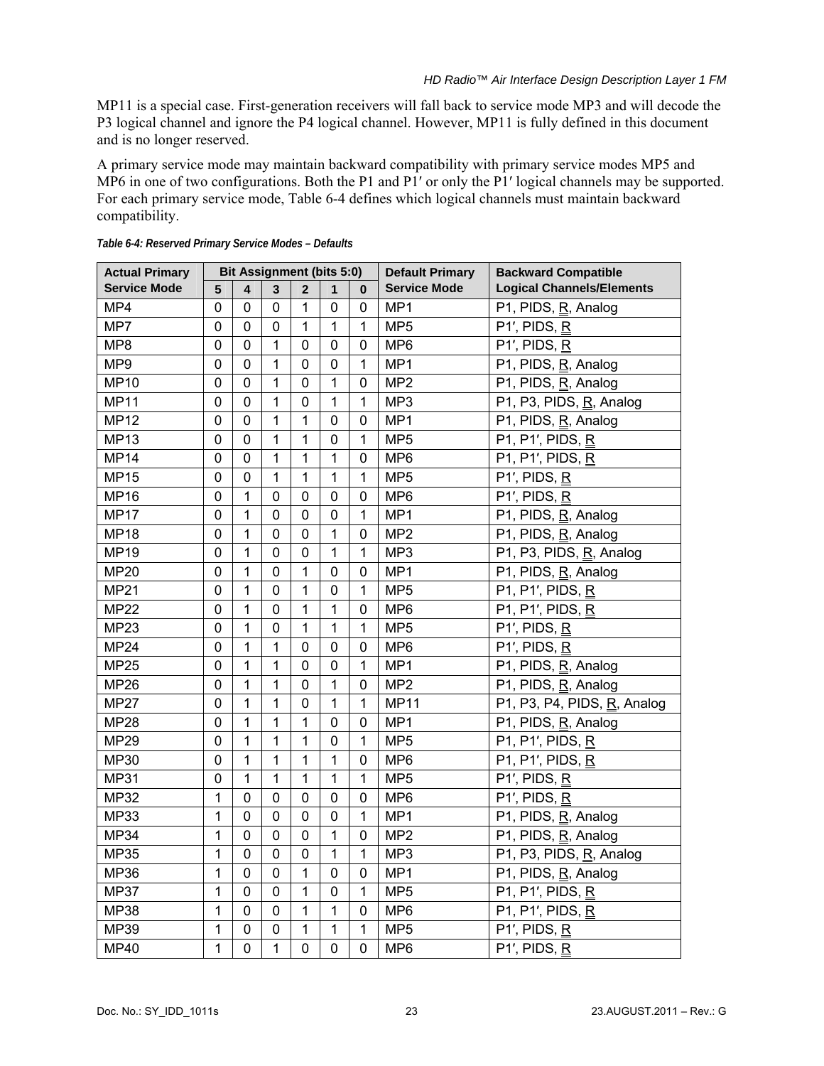MP11 is a special case. First-generation receivers will fall back to service mode MP3 and will decode the P3 logical channel and ignore the P4 logical channel. However, MP11 is fully defined in this document and is no longer reserved.

A primary service mode may maintain backward compatibility with primary service modes MP5 and MP6 in one of two configurations. Both the P1 and P1′ or only the P1′ logical channels may be supported. For each primary service mode, Table 6-4 defines which logical channels must maintain backward compatibility.

*Table 6-4: Reserved Primary Service Modes – Defaults*

| Actual Primary Service Mode | Bit Assignment (bits 5:0) | | | | | | Default Primary Service Mode | Backward Compatible Logical Channels/Elements |
|---|---|---|---|---|---|---|---|---|
| | 5 | 4 | 3 | 2 | 1 | 0 | | |
| MP4 | 0 | 0 | 0 | 1 | 0 | 0 | MP1 | P1, PIDS, R, Analog |
| MP7 | 0 | 0 | 0 | 1 | 1 | 1 | MP5 | P1′, PIDS, R |
| MP8 | 0 | 0 | 1 | 0 | 0 | 0 | MP6 | P1′, PIDS, R |
| MP9 | 0 | 0 | 1 | 0 | 0 | 1 | MP1 | P1, PIDS, R, Analog |
| MP10 | 0 | 0 | 1 | 0 | 1 | 0 | MP2 | P1, PIDS, R, Analog |
| MP11 | 0 | 0 | 1 | 0 | 1 | 1 | MP3 | P1, P3, PIDS, R, Analog |
| MP12 | 0 | 0 | 1 | 1 | 0 | 0 | MP1 | P1, PIDS, R, Analog |
| MP13 | 0 | 0 | 1 | 1 | 0 | 1 | MP5 | P1, P1′, PIDS, R |
| MP14 | 0 | 0 | 1 | 1 | 1 | 0 | MP6 | P1, P1′, PIDS, R |
| MP15 | 0 | 0 | 1 | 1 | 1 | 1 | MP5 | P1′, PIDS, R |
| MP16 | 0 | 1 | 0 | 0 | 0 | 0 | MP6 | P1′, PIDS, R |
| MP17 | 0 | 1 | 0 | 0 | 0 | 1 | MP1 | P1, PIDS, R, Analog |
| MP18 | 0 | 1 | 0 | 0 | 1 | 0 | MP2 | P1, PIDS, R, Analog |
| MP19 | 0 | 1 | 0 | 0 | 1 | 1 | MP3 | P1, P3, PIDS, R, Analog |
| MP20 | 0 | 1 | 0 | 1 | 0 | 0 | MP1 | P1, PIDS, R, Analog |
| MP21 | 0 | 1 | 0 | 1 | 0 | 1 | MP5 | P1, P1′, PIDS, R |
| MP22 | 0 | 1 | 0 | 1 | 1 | 0 | MP6 | P1, P1′, PIDS, R |
| MP23 | 0 | 1 | 0 | 1 | 1 | 1 | MP5 | P1′, PIDS, R |
| MP24 | 0 | 1 | 1 | 0 | 0 | 0 | MP6 | P1′, PIDS, R |
| MP25 | 0 | 1 | 1 | 0 | 0 | 1 | MP1 | P1, PIDS, R, Analog |
| MP26 | 0 | 1 | 1 | 0 | 1 | 0 | MP2 | P1, PIDS, R, Analog |
| MP27 | 0 | 1 | 1 | 0 | 1 | 1 | MP11 | P1, P3, P4, PIDS, R, Analog |
| MP28 | 0 | 1 | 1 | 1 | 0 | 0 | MP1 | P1, PIDS, R, Analog |
| MP29 | 0 | 1 | 1 | 1 | 0 | 1 | MP5 | P1, P1′, PIDS, R |
| MP30 | 0 | 1 | 1 | 1 | 1 | 0 | MP6 | P1, P1′, PIDS, R |
| MP31 | 0 | 1 | 1 | 1 | 1 | 1 | MP5 | P1′, PIDS, R |
| MP32 | 1 | 0 | 0 | 0 | 0 | 0 | MP6 | P1′, PIDS, R |
| MP33 | 1 | 0 | 0 | 0 | 0 | 1 | MP1 | P1, PIDS, R, Analog |
| MP34 | 1 | 0 | 0 | 0 | 1 | 0 | MP2 | P1, PIDS, R, Analog |
| MP35 | 1 | 0 | 0 | 0 | 1 | 1 | MP3 | P1, P3, PIDS, R, Analog |
| MP36 | 1 | 0 | 0 | 1 | 0 | 0 | MP1 | P1, PIDS, R, Analog |
| MP37 | 1 | 0 | 0 | 1 | 0 | 1 | MP5 | P1, P1′, PIDS, R |
| MP38 | 1 | 0 | 0 | 1 | 1 | 0 | MP6 | P1, P1′, PIDS, R |
| MP39 | 1 | 0 | 0 | 1 | 1 | 1 | MP5 | P1′, PIDS, R |
| MP40 | 1 | 0 | 1 | 0 | 0 | 0 | MP6 | P1′, PIDS, R |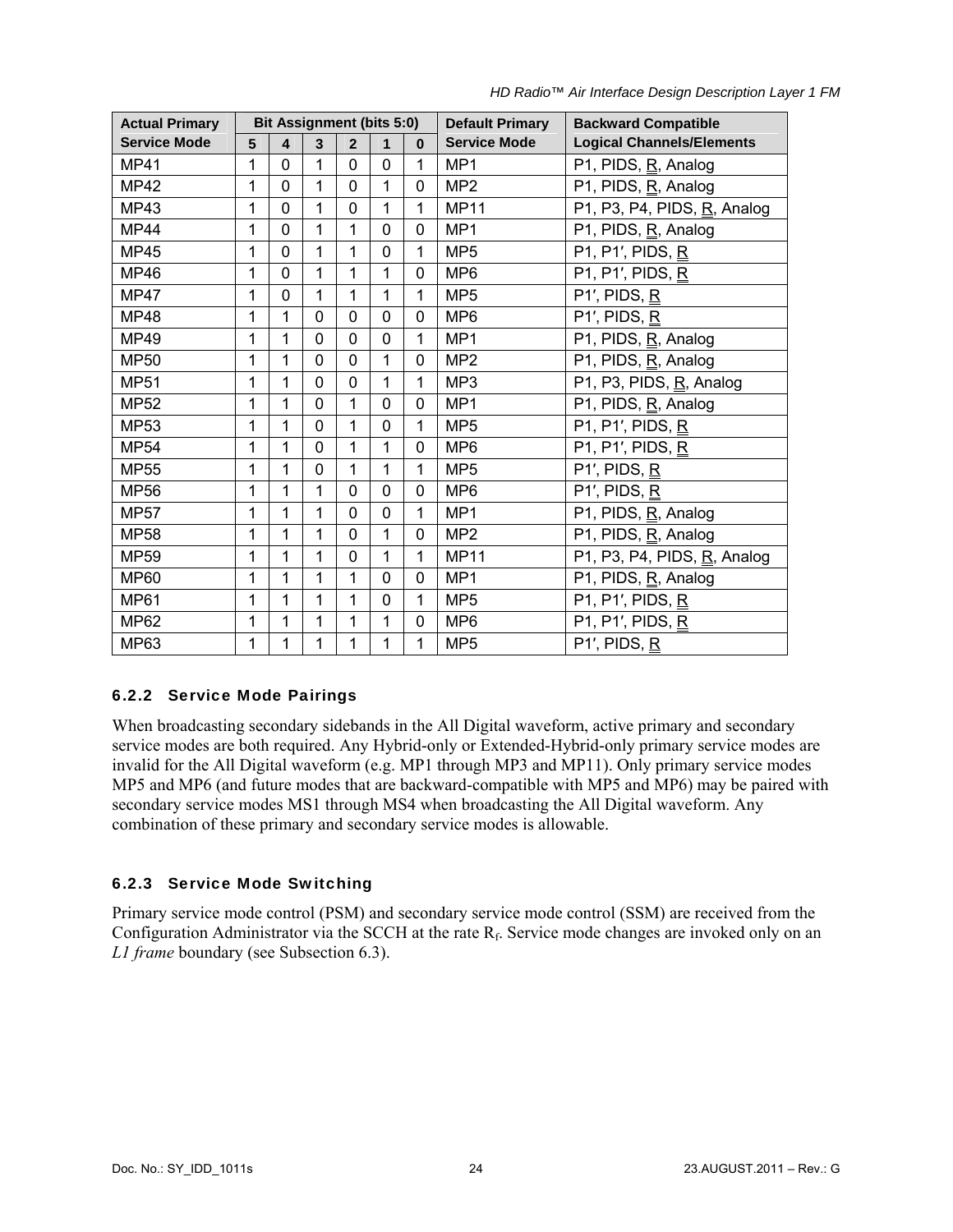| Actual Primary Service Mode | Bit Assignment (bits 5:0) | | | | | | Default Primary Service Mode | Backward Compatible Logical Channels/Elements |
|---|---|---|---|---|---|---|---|---|
| | 5 | 4 | 3 | 2 | 1 | 0 | | |
| MP41 | 1 | 0 | 1 | 0 | 0 | 1 | MP1 | P1, PIDS, R, Analog |
| MP42 | 1 | 0 | 1 | 0 | 1 | 0 | MP2 | P1, PIDS, R, Analog |
| MP43 | 1 | 0 | 1 | 0 | 1 | 1 | MP11 | P1, P3, P4, PIDS, R, Analog |
| MP44 | 1 | 0 | 1 | 1 | 0 | 0 | MP1 | P1, PIDS, R, Analog |
| MP45 | 1 | 0 | 1 | 1 | 0 | 1 | MP5 | P1, P1′, PIDS, R |
| MP46 | 1 | 0 | 1 | 1 | 1 | 0 | MP6 | P1, P1′, PIDS, R |
| MP47 | 1 | 0 | 1 | 1 | 1 | 1 | MP5 | P1′, PIDS, R |
| MP48 | 1 | 1 | 0 | 0 | 0 | 0 | MP6 | P1′, PIDS, R |
| MP49 | 1 | 1 | 0 | 0 | 0 | 1 | MP1 | P1, PIDS, R, Analog |
| MP50 | 1 | 1 | 0 | 0 | 1 | 0 | MP2 | P1, PIDS, R, Analog |
| MP51 | 1 | 1 | 0 | 0 | 1 | 1 | MP3 | P1, P3, PIDS, R, Analog |
| MP52 | 1 | 1 | 0 | 1 | 0 | 0 | MP1 | P1, PIDS, R, Analog |
| MP53 | 1 | 1 | 0 | 1 | 0 | 1 | MP5 | P1, P1′, PIDS, R |
| MP54 | 1 | 1 | 0 | 1 | 1 | 0 | MP6 | P1, P1′, PIDS, R |
| MP55 | 1 | 1 | 0 | 1 | 1 | 1 | MP5 | P1′, PIDS, R |
| MP56 | 1 | 1 | 1 | 0 | 0 | 0 | MP6 | P1′, PIDS, R |
| MP57 | 1 | 1 | 1 | 0 | 0 | 1 | MP1 | P1, PIDS, R, Analog |
| MP58 | 1 | 1 | 1 | 0 | 1 | 0 | MP2 | P1, PIDS, R, Analog |
| MP59 | 1 | 1 | 1 | 0 | 1 | 1 | MP11 | P1, P3, P4, PIDS, R, Analog |
| MP60 | 1 | 1 | 1 | 1 | 0 | 0 | MP1 | P1, PIDS, R, Analog |
| MP61 | 1 | 1 | 1 | 1 | 0 | 1 | MP5 | P1, P1′, PIDS, R |
| MP62 | 1 | 1 | 1 | 1 | 1 | 0 | MP6 | P1, P1′, PIDS, R |
| MP63 | 1 | 1 | 1 | 1 | 1 | 1 | MP5 | P1′, PIDS, R |

### 6.2.2 Service Mode Pairings

When broadcasting secondary sidebands in the All Digital waveform, active primary and secondary service modes are both required. Any Hybrid-only or Extended-Hybrid-only primary service modes are invalid for the All Digital waveform (e.g. MP1 through MP3 and MP11). Only primary service modes MP5 and MP6 (and future modes that are backward-compatible with MP5 and MP6) may be paired with secondary service modes MS1 through MS4 when broadcasting the All Digital waveform. Any combination of these primary and secondary service modes is allowable.

### 6.2.3 Service Mode Switching

Primary service mode control (PSM) and secondary service mode control (SSM) are received from the Configuration Administrator via the SCCH at the rate $R_f$. Service mode changes are invoked only on an *L1 frame* boundary (see Subsection 6.3).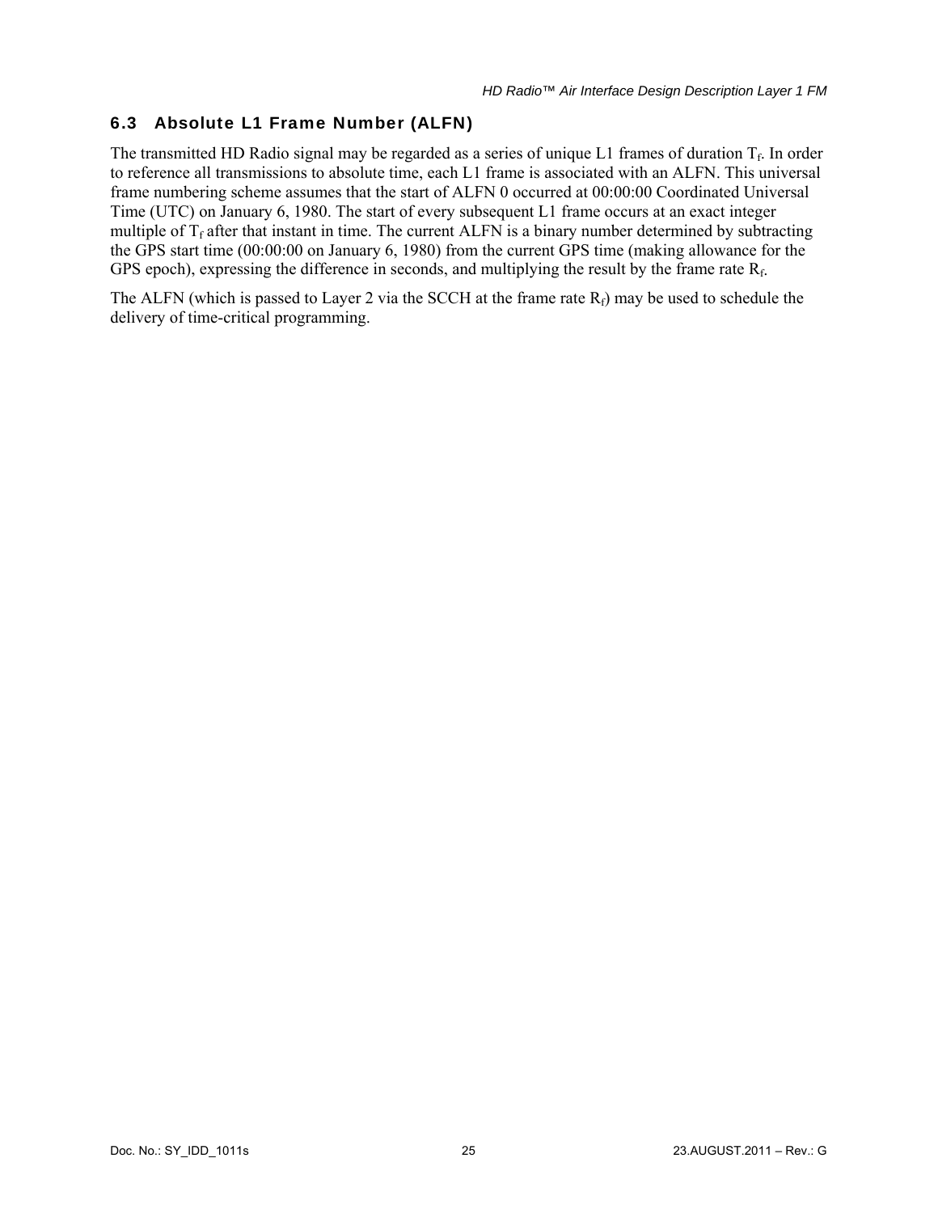## 6.3 Absolute L1 Frame Number (ALFN)

The transmitted HD Radio signal may be regarded as a series of unique L1 frames of duration $T_f$. In order to reference all transmissions to absolute time, each L1 frame is associated with an ALFN. This universal frame numbering scheme assumes that the start of ALFN 0 occurred at 00:00:00 Coordinated Universal Time (UTC) on January 6, 1980. The start of every subsequent L1 frame occurs at an exact integer multiple of $T_f$ after that instant in time. The current ALFN is a binary number determined by subtracting the GPS start time (00:00:00 on January 6, 1980) from the current GPS time (making allowance for the GPS epoch), expressing the difference in seconds, and multiplying the result by the frame rate $R_f$.

The ALFN (which is passed to Layer 2 via the SCCH at the frame rate $R_f$) may be used to schedule the delivery of time-critical programming.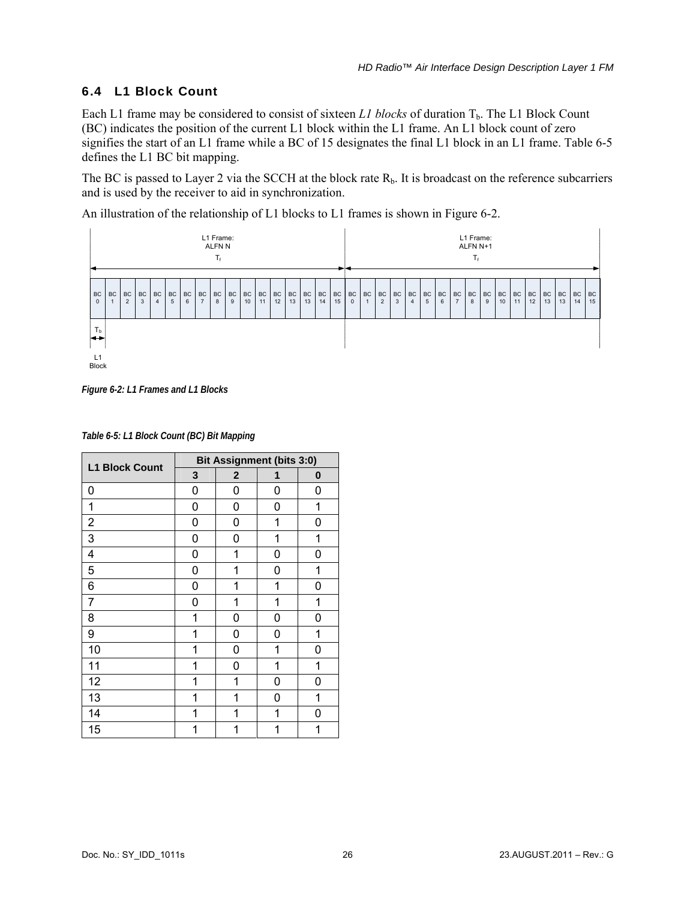## 6.4 L1 Block Count

Each L1 frame may be considered to consist of sixteen *L1 blocks* of duration $T_b$. The L1 Block Count (BC) indicates the position of the current L1 block within the L1 frame. An L1 block count of zero signifies the start of an L1 frame while a BC of 15 designates the final L1 block in an L1 frame. Table 6-5 defines the L1 BC bit mapping.

The BC is passed to Layer 2 via the SCCH at the block rate $R_b$. It is broadcast on the reference subcarriers and is used by the receiver to aid in synchronization.

An illustration of the relationship of L1 blocks to L1 frames is shown in Figure 6-2.

L1 Frame: ALFN N — $T_f$ | L1 Frame: ALFN N+1 — $T_f$

BC 0 | BC 1 | BC 2 | BC 3 | BC 4 | BC 5 | BC 6 | BC 7 | BC 8 | BC 9 | BC 10 | BC 11 | BC 12 | BC 13 | BC 13 | BC 14 | BC 15 | BC 0 | BC 1 | BC 2 | BC 3 | BC 4 | BC 5 | BC 6 | BC 7 | BC 8 | BC 9 | BC 10 | BC 11 | BC 12 | BC 13 | BC 13 | BC 14 | BC 15

$T_b$

L1 Block

*Figure 6-2: L1 Frames and L1 Blocks*

*Table 6-5: L1 Block Count (BC) Bit Mapping*

| L1 Block Count | Bit Assignment (bits 3:0) | | | |
|---|---|---|---|---|
| | 3 | 2 | 1 | 0 |
| 0 | 0 | 0 | 0 | 0 |
| 1 | 0 | 0 | 0 | 1 |
| 2 | 0 | 0 | 1 | 0 |
| 3 | 0 | 0 | 1 | 1 |
| 4 | 0 | 1 | 0 | 0 |
| 5 | 0 | 1 | 0 | 1 |
| 6 | 0 | 1 | 1 | 0 |
| 7 | 0 | 1 | 1 | 1 |
| 8 | 1 | 0 | 0 | 0 |
| 9 | 1 | 0 | 0 | 1 |
| 10 | 1 | 0 | 1 | 0 |
| 11 | 1 | 0 | 1 | 1 |
| 12 | 1 | 1 | 0 | 0 |
| 13 | 1 | 1 | 0 | 1 |
| 14 | 1 | 1 | 1 | 0 |
| 15 | 1 | 1 | 1 | 1 |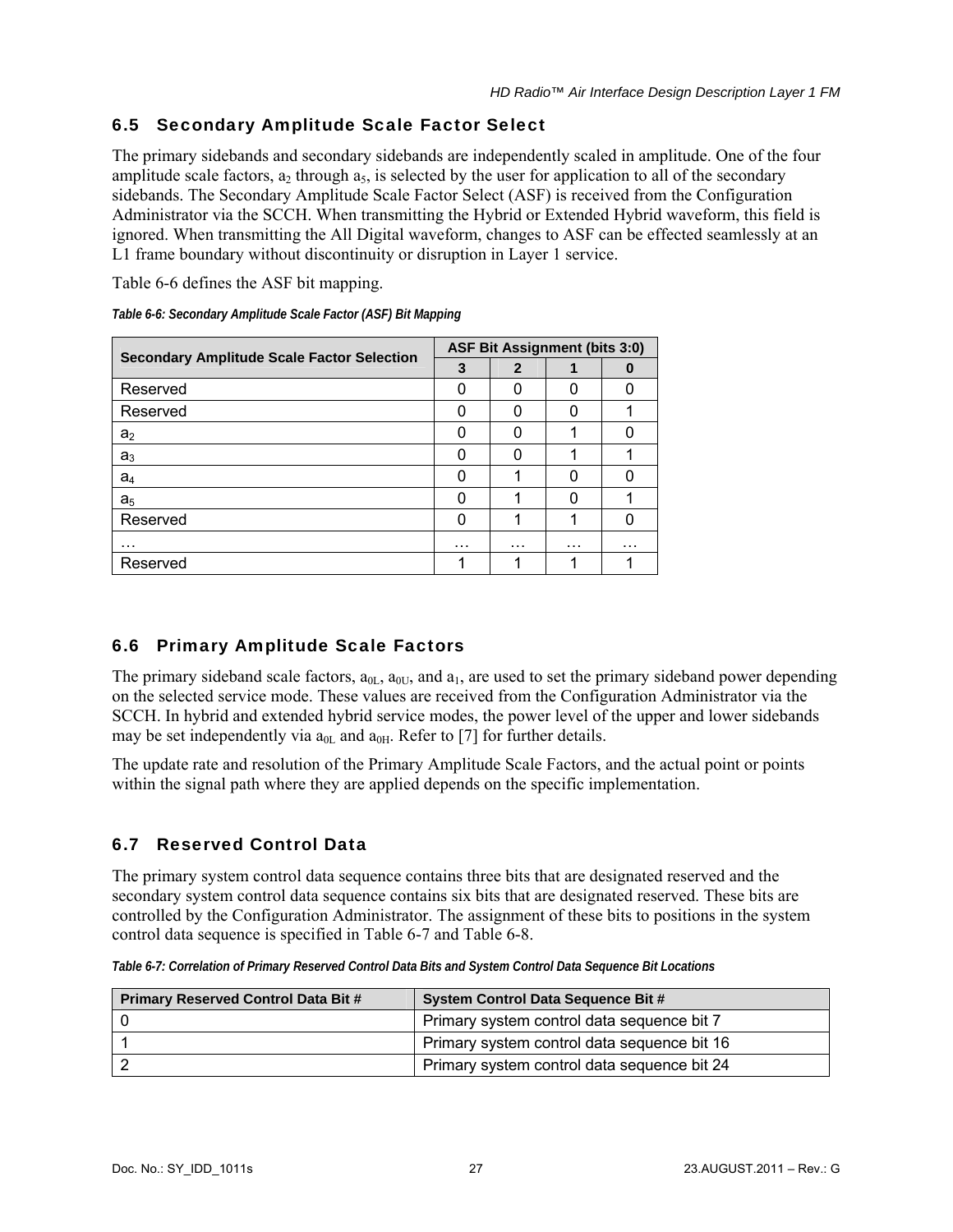## 6.5 Secondary Amplitude Scale Factor Select

The primary sidebands and secondary sidebands are independently scaled in amplitude. One of the four amplitude scale factors, $a_2$ through $a_5$, is selected by the user for application to all of the secondary sidebands. The Secondary Amplitude Scale Factor Select (ASF) is received from the Configuration Administrator via the SCCH. When transmitting the Hybrid or Extended Hybrid waveform, this field is ignored. When transmitting the All Digital waveform, changes to ASF can be effected seamlessly at an L1 frame boundary without discontinuity or disruption in Layer 1 service.

Table 6-6 defines the ASF bit mapping.

*Table 6-6: Secondary Amplitude Scale Factor (ASF) Bit Mapping*

| Secondary Amplitude Scale Factor Selection | ASF Bit Assignment (bits 3:0) | | | |
|---|---|---|---|---|
| | 3 | 2 | 1 | 0 |
| Reserved | 0 | 0 | 0 | 0 |
| Reserved | 0 | 0 | 0 | 1 |
| $a_2$ | 0 | 0 | 1 | 0 |
| $a_3$ | 0 | 0 | 1 | 1 |
| $a_4$ | 0 | 1 | 0 | 0 |
| $a_5$ | 0 | 1 | 0 | 1 |
| Reserved | 0 | 1 | 1 | 0 |
| … | … | … | … | … |
| Reserved | 1 | 1 | 1 | 1 |

## 6.6 Primary Amplitude Scale Factors

The primary sideband scale factors, $a_{0L}$, $a_{0U}$, and $a_1$, are used to set the primary sideband power depending on the selected service mode. These values are received from the Configuration Administrator via the SCCH. In hybrid and extended hybrid service modes, the power level of the upper and lower sidebands may be set independently via $a_{0L}$ and $a_{0H}$. Refer to [7] for further details.

The update rate and resolution of the Primary Amplitude Scale Factors, and the actual point or points within the signal path where they are applied depends on the specific implementation.

## 6.7 Reserved Control Data

The primary system control data sequence contains three bits that are designated reserved and the secondary system control data sequence contains six bits that are designated reserved. These bits are controlled by the Configuration Administrator. The assignment of these bits to positions in the system control data sequence is specified in Table 6-7 and Table 6-8.

*Table 6-7: Correlation of Primary Reserved Control Data Bits and System Control Data Sequence Bit Locations*

| Primary Reserved Control Data Bit # | System Control Data Sequence Bit # |
|---|---|
| 0 | Primary system control data sequence bit 7 |
| 1 | Primary system control data sequence bit 16 |
| 2 | Primary system control data sequence bit 24 |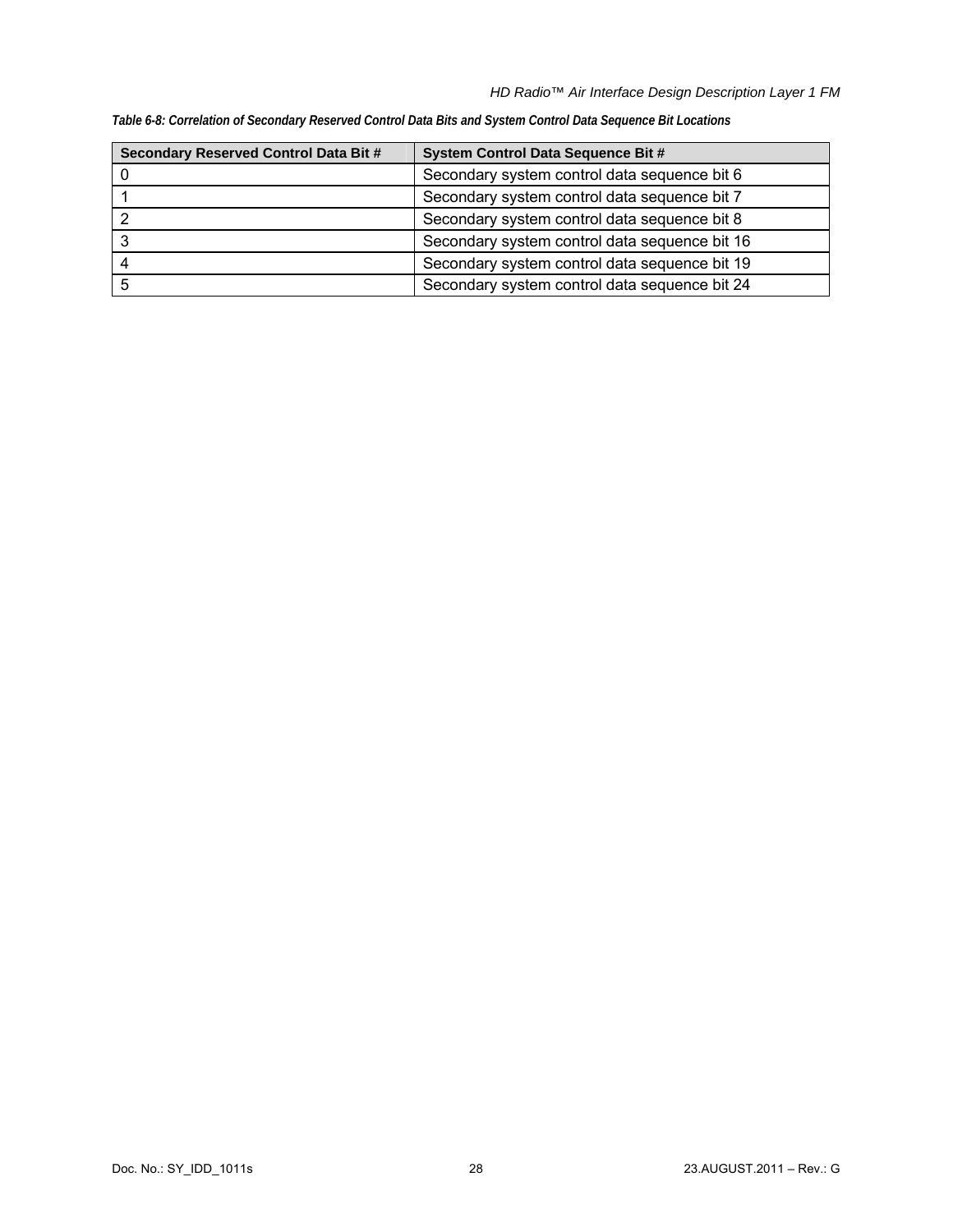*Table 6-8: Correlation of Secondary Reserved Control Data Bits and System Control Data Sequence Bit Locations*

| Secondary Reserved Control Data Bit # | System Control Data Sequence Bit # |
| --- | --- |
| 0 | Secondary system control data sequence bit 6 |
| 1 | Secondary system control data sequence bit 7 |
| 2 | Secondary system control data sequence bit 8 |
| 3 | Secondary system control data sequence bit 16 |
| 4 | Secondary system control data sequence bit 19 |
| 5 | Secondary system control data sequence bit 24 |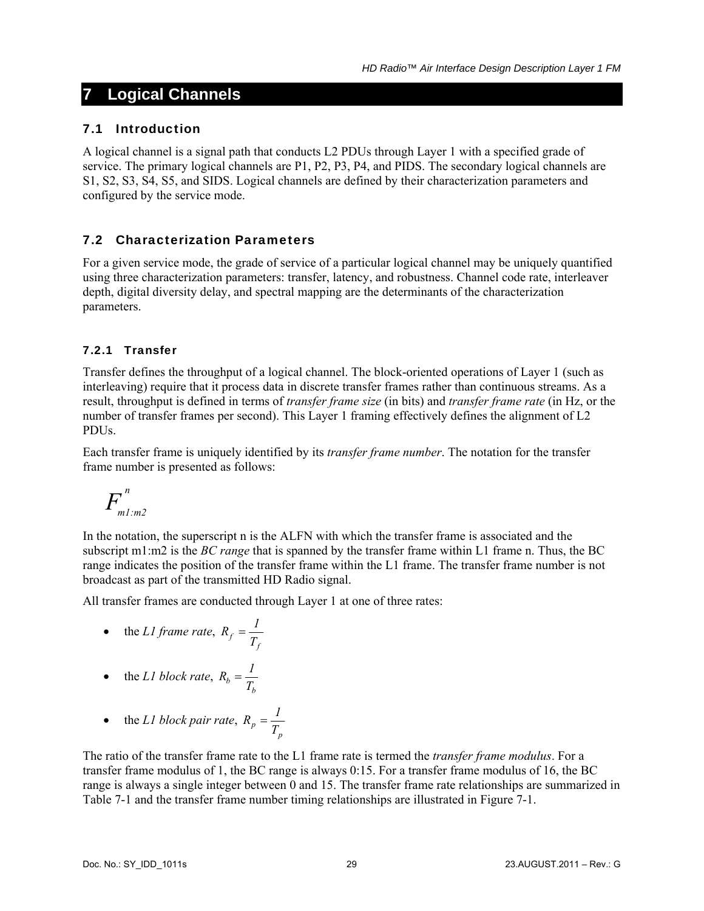# 7 Logical Channels

## 7.1 Introduction

A logical channel is a signal path that conducts L2 PDUs through Layer 1 with a specified grade of service. The primary logical channels are P1, P2, P3, P4, and PIDS. The secondary logical channels are S1, S2, S3, S4, S5, and SIDS. Logical channels are defined by their characterization parameters and configured by the service mode.

## 7.2 Characterization Parameters

For a given service mode, the grade of service of a particular logical channel may be uniquely quantified using three characterization parameters: transfer, latency, and robustness. Channel code rate, interleaver depth, digital diversity delay, and spectral mapping are the determinants of the characterization parameters.

### 7.2.1 Transfer

Transfer defines the throughput of a logical channel. The block-oriented operations of Layer 1 (such as interleaving) require that it process data in discrete transfer frames rather than continuous streams. As a result, throughput is defined in terms of *transfer frame size* (in bits) and *transfer frame rate* (in Hz, or the number of transfer frames per second). This Layer 1 framing effectively defines the alignment of L2 PDUs.

Each transfer frame is uniquely identified by its *transfer frame number*. The notation for the transfer frame number is presented as follows:

$$F^{n}_{m1:m2}$$

In the notation, the superscript n is the ALFN with which the transfer frame is associated and the subscript m1:m2 is the *BC range* that is spanned by the transfer frame within L1 frame n. Thus, the BC range indicates the position of the transfer frame within the L1 frame. The transfer frame number is not broadcast as part of the transmitted HD Radio signal.

All transfer frames are conducted through Layer 1 at one of three rates:

- the *L1 frame rate*, $R_f = \dfrac{1}{T_f}$
- the *L1 block rate*, $R_b = \dfrac{1}{T_b}$
- the *L1 block pair rate*, $R_p = \dfrac{1}{T_p}$

The ratio of the transfer frame rate to the L1 frame rate is termed the *transfer frame modulus*. For a transfer frame modulus of 1, the BC range is always 0:15. For a transfer frame modulus of 16, the BC range is always a single integer between 0 and 15. The transfer frame rate relationships are summarized in Table 7-1 and the transfer frame number timing relationships are illustrated in Figure 7-1.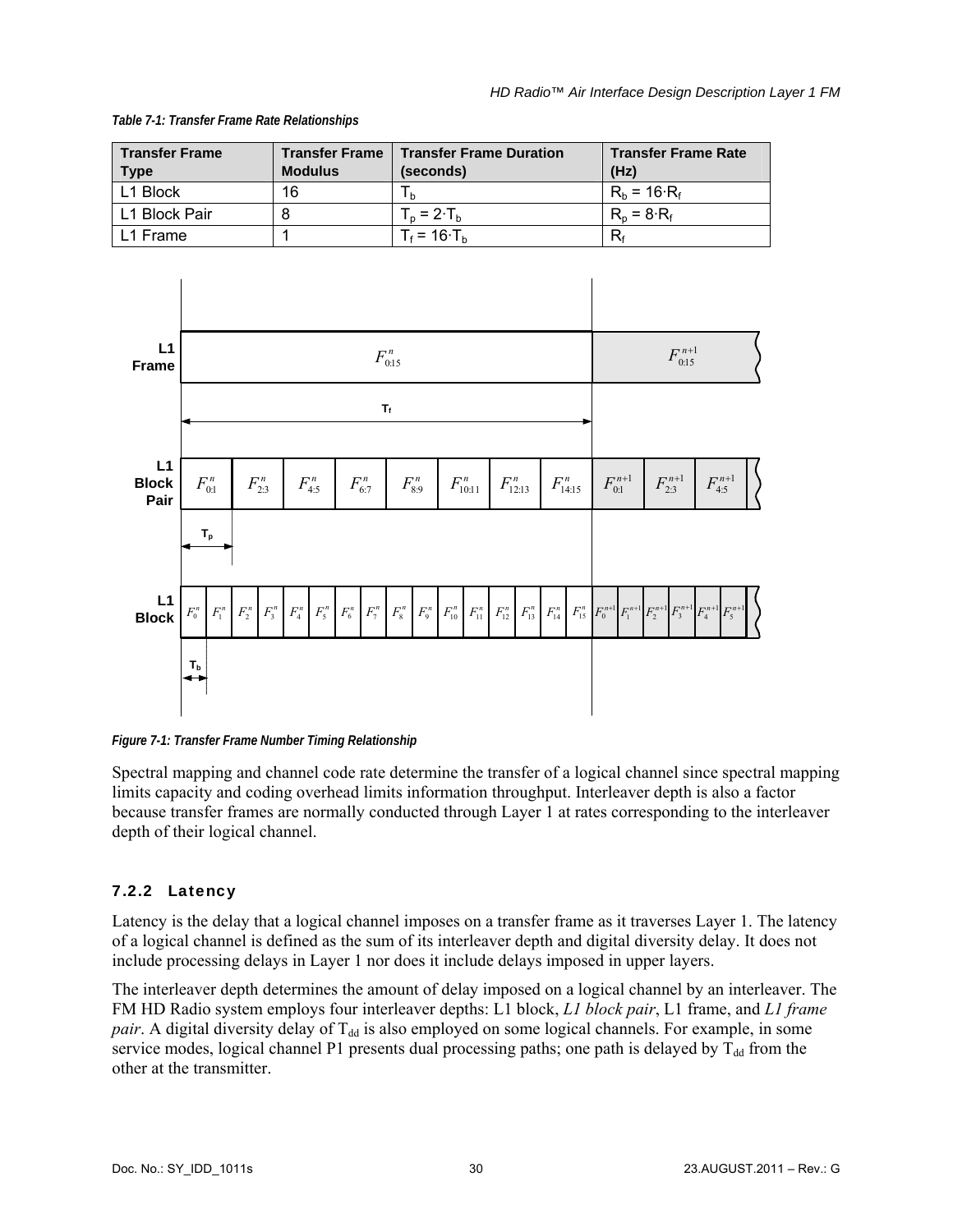*Table 7-1: Transfer Frame Rate Relationships*

| Transfer Frame Type | Transfer Frame Modulus | Transfer Frame Duration (seconds) | Transfer Frame Rate (Hz) |
|---|---|---|---|
| L1 Block | 16 | $T_b$ | $R_b = 16 \cdot R_f$ |
| L1 Block Pair | 8 | $T_p = 2 \cdot T_b$ | $R_p = 8 \cdot R_f$ |
| L1 Frame | 1 | $T_f = 16 \cdot T_b$ | $R_f$ |

*Figure 7-1: Transfer Frame Number Timing Relationship*

Spectral mapping and channel code rate determine the transfer of a logical channel since spectral mapping limits capacity and coding overhead limits information throughput. Interleaver depth is also a factor because transfer frames are normally conducted through Layer 1 at rates corresponding to the interleaver depth of their logical channel.

### 7.2.2 Latency

Latency is the delay that a logical channel imposes on a transfer frame as it traverses Layer 1. The latency of a logical channel is defined as the sum of its interleaver depth and digital diversity delay. It does not include processing delays in Layer 1 nor does it include delays imposed in upper layers.

The interleaver depth determines the amount of delay imposed on a logical channel by an interleaver. The FM HD Radio system employs four interleaver depths: L1 block, *L1 block pair*, L1 frame, and *L1 frame pair*. A digital diversity delay of $T_{dd}$ is also employed on some logical channels. For example, in some service modes, logical channel P1 presents dual processing paths; one path is delayed by $T_{dd}$ from the other at the transmitter.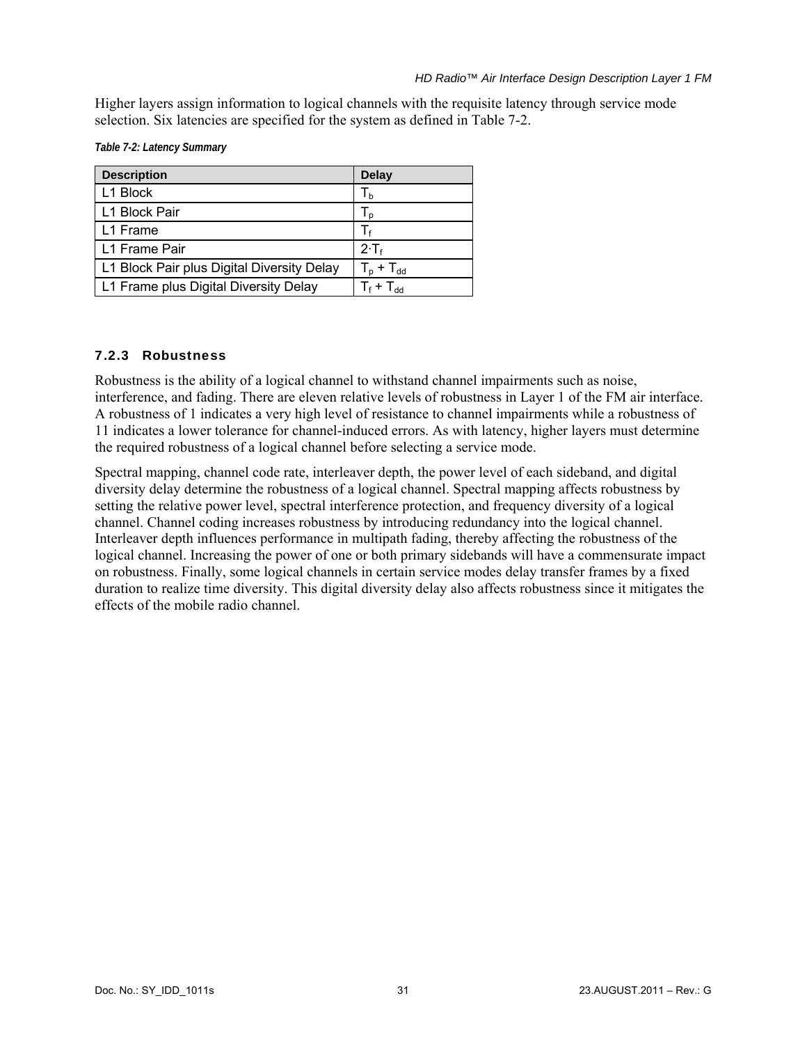Higher layers assign information to logical channels with the requisite latency through service mode selection. Six latencies are specified for the system as defined in Table 7-2.

*Table 7-2: Latency Summary*

| Description | Delay |
| --- | --- |
| L1 Block | $T_b$ |
| L1 Block Pair | $T_p$ |
| L1 Frame | $T_f$ |
| L1 Frame Pair | $2 \cdot T_f$ |
| L1 Block Pair plus Digital Diversity Delay | $T_p + T_{dd}$ |
| L1 Frame plus Digital Diversity Delay | $T_f + T_{dd}$ |

### 7.2.3 Robustness

Robustness is the ability of a logical channel to withstand channel impairments such as noise, interference, and fading. There are eleven relative levels of robustness in Layer 1 of the FM air interface. A robustness of 1 indicates a very high level of resistance to channel impairments while a robustness of 11 indicates a lower tolerance for channel-induced errors. As with latency, higher layers must determine the required robustness of a logical channel before selecting a service mode.

Spectral mapping, channel code rate, interleaver depth, the power level of each sideband, and digital diversity delay determine the robustness of a logical channel. Spectral mapping affects robustness by setting the relative power level, spectral interference protection, and frequency diversity of a logical channel. Channel coding increases robustness by introducing redundancy into the logical channel. Interleaver depth influences performance in multipath fading, thereby affecting the robustness of the logical channel. Increasing the power of one or both primary sidebands will have a commensurate impact on robustness. Finally, some logical channels in certain service modes delay transfer frames by a fixed duration to realize time diversity. This digital diversity delay also affects robustness since it mitigates the effects of the mobile radio channel.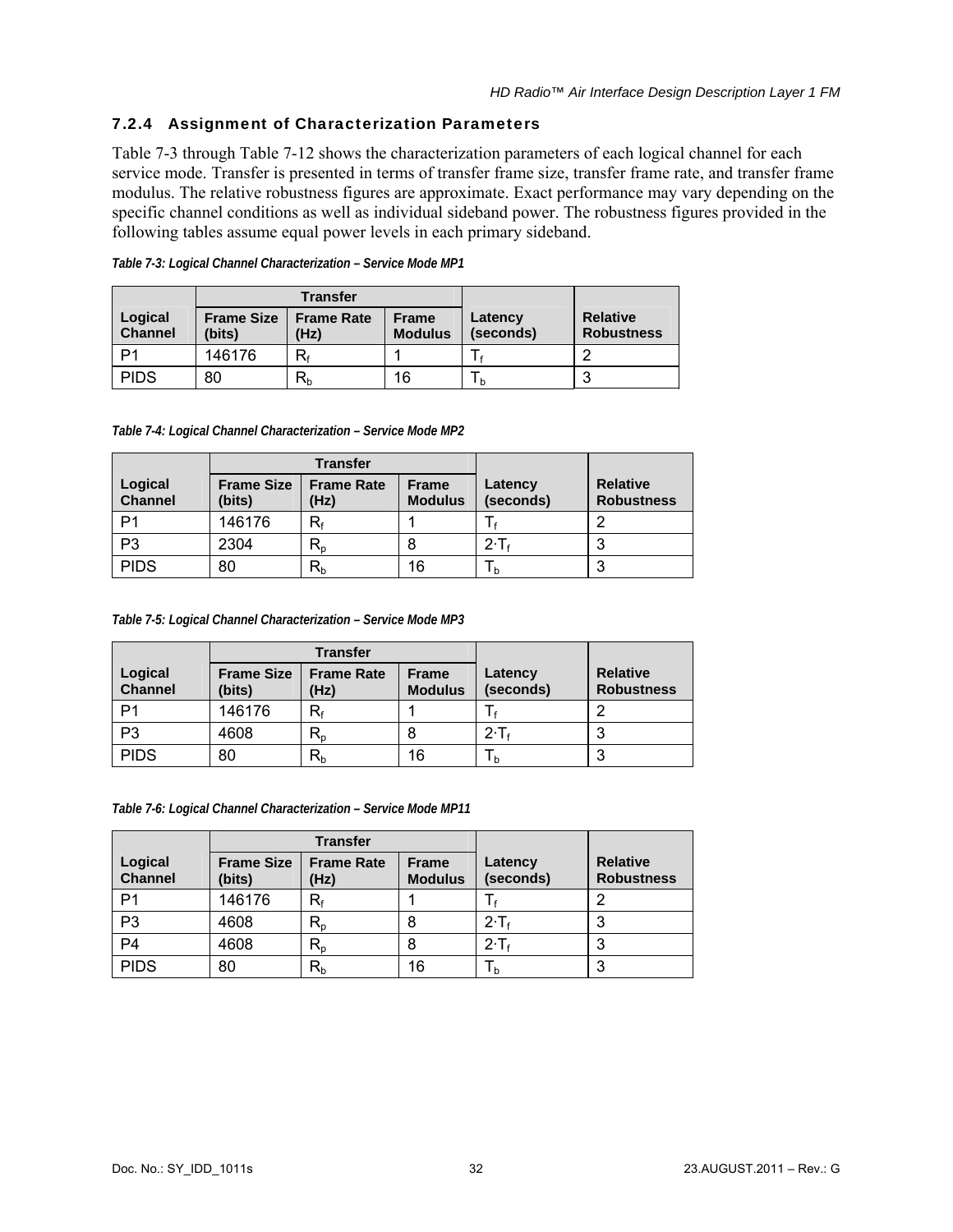### 7.2.4 Assignment of Characterization Parameters

Table 7-3 through Table 7-12 shows the characterization parameters of each logical channel for each service mode. Transfer is presented in terms of transfer frame size, transfer frame rate, and transfer frame modulus. The relative robustness figures are approximate. Exact performance may vary depending on the specific channel conditions as well as individual sideband power. The robustness figures provided in the following tables assume equal power levels in each primary sideband.

*Table 7-3: Logical Channel Characterization – Service Mode MP1*

| Logical Channel | Transfer | | | Latency (seconds) | Relative Robustness |
|---|---|---|---|---|---|
| | Frame Size (bits) | Frame Rate (Hz) | Frame Modulus | | |
| P1 | 146176 | $R_f$ | 1 | $T_f$ | 2 |
| PIDS | 80 | $R_b$ | 16 | $T_b$ | 3 |

*Table 7-4: Logical Channel Characterization – Service Mode MP2*

| Logical Channel | Transfer | | | Latency (seconds) | Relative Robustness |
|---|---|---|---|---|---|
| | Frame Size (bits) | Frame Rate (Hz) | Frame Modulus | | |
| P1 | 146176 | $R_f$ | 1 | $T_f$ | 2 |
| P3 | 2304 | $R_p$ | 8 | $2 \cdot T_f$ | 3 |
| PIDS | 80 | $R_b$ | 16 | $T_b$ | 3 |

*Table 7-5: Logical Channel Characterization – Service Mode MP3*

| Logical Channel | Transfer | | | Latency (seconds) | Relative Robustness |
|---|---|---|---|---|---|
| | Frame Size (bits) | Frame Rate (Hz) | Frame Modulus | | |
| P1 | 146176 | $R_f$ | 1 | $T_f$ | 2 |
| P3 | 4608 | $R_p$ | 8 | $2 \cdot T_f$ | 3 |
| PIDS | 80 | $R_b$ | 16 | $T_b$ | 3 |

*Table 7-6: Logical Channel Characterization – Service Mode MP11*

| Logical Channel | Transfer | | | Latency (seconds) | Relative Robustness |
|---|---|---|---|---|---|
| | Frame Size (bits) | Frame Rate (Hz) | Frame Modulus | | |
| P1 | 146176 | $R_f$ | 1 | $T_f$ | 2 |
| P3 | 4608 | $R_p$ | 8 | $2 \cdot T_f$ | 3 |
| P4 | 4608 | $R_p$ | 8 | $2 \cdot T_f$ | 3 |
| PIDS | 80 | $R_b$ | 16 | $T_b$ | 3 |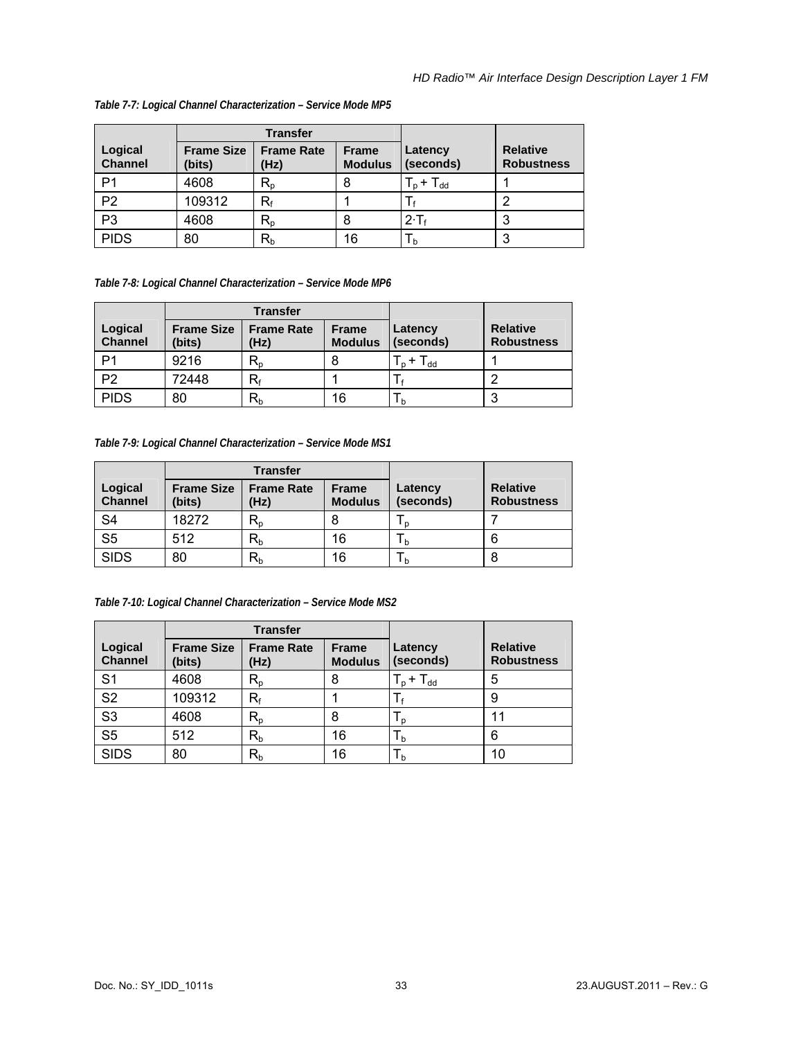*Table 7-7: Logical Channel Characterization – Service Mode MP5*

| Logical Channel | Transfer | | | Latency (seconds) | Relative Robustness |
|---|---|---|---|---|---|
| | Frame Size (bits) | Frame Rate (Hz) | Frame Modulus | | |
| P1 | 4608 | $R_p$ | 8 | $T_p + T_{dd}$ | 1 |
| P2 | 109312 | $R_f$ | 1 | $T_f$ | 2 |
| P3 | 4608 | $R_p$ | 8 | $2 \cdot T_f$ | 3 |
| PIDS | 80 | $R_b$ | 16 | $T_b$ | 3 |

*Table 7-8: Logical Channel Characterization – Service Mode MP6*

| Logical Channel | Transfer | | | Latency (seconds) | Relative Robustness |
|---|---|---|---|---|---|
| | Frame Size (bits) | Frame Rate (Hz) | Frame Modulus | | |
| P1 | 9216 | $R_p$ | 8 | $T_p + T_{dd}$ | 1 |
| P2 | 72448 | $R_f$ | 1 | $T_f$ | 2 |
| PIDS | 80 | $R_b$ | 16 | $T_b$ | 3 |

*Table 7-9: Logical Channel Characterization – Service Mode MS1*

| Logical Channel | Transfer | | | Latency (seconds) | Relative Robustness |
|---|---|---|---|---|---|
| | Frame Size (bits) | Frame Rate (Hz) | Frame Modulus | | |
| S4 | 18272 | $R_p$ | 8 | $T_p$ | 7 |
| S5 | 512 | $R_b$ | 16 | $T_b$ | 6 |
| SIDS | 80 | $R_b$ | 16 | $T_b$ | 8 |

*Table 7-10: Logical Channel Characterization – Service Mode MS2*

| Logical Channel | Transfer | | | Latency (seconds) | Relative Robustness |
|---|---|---|---|---|---|
| | Frame Size (bits) | Frame Rate (Hz) | Frame Modulus | | |
| S1 | 4608 | $R_p$ | 8 | $T_p + T_{dd}$ | 5 |
| S2 | 109312 | $R_f$ | 1 | $T_f$ | 9 |
| S3 | 4608 | $R_p$ | 8 | $T_p$ | 11 |
| S5 | 512 | $R_b$ | 16 | $T_b$ | 6 |
| SIDS | 80 | $R_b$ | 16 | $T_b$ | 10 |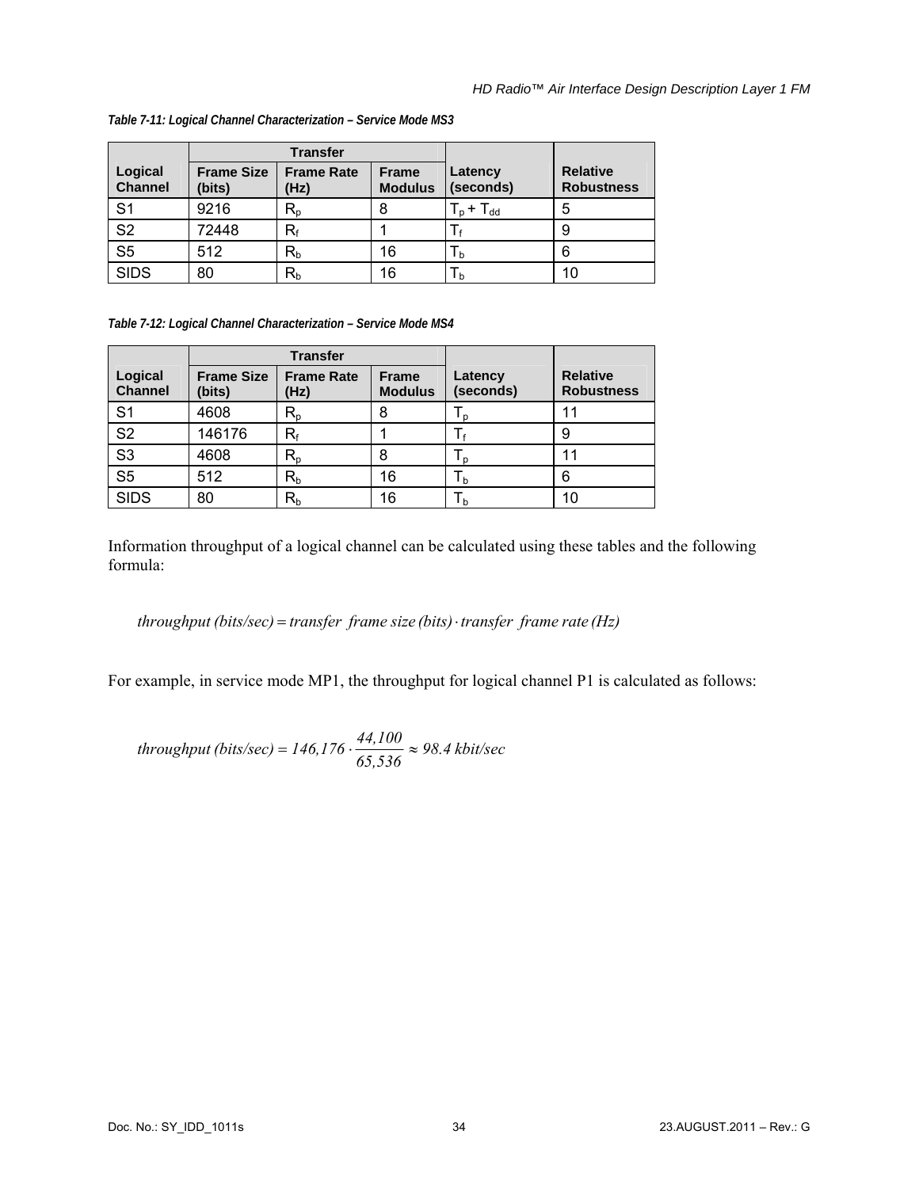*Table 7-11: Logical Channel Characterization – Service Mode MS3*

| Logical Channel | Transfer | | | Latency (seconds) | Relative Robustness |
|---|---|---|---|---|---|
| | Frame Size (bits) | Frame Rate (Hz) | Frame Modulus | | |
| S1 | 9216 | $R_p$ | 8 | $T_p + T_{dd}$ | 5 |
| S2 | 72448 | $R_f$ | 1 | $T_f$ | 9 |
| S5 | 512 | $R_b$ | 16 | $T_b$ | 6 |
| SIDS | 80 | $R_b$ | 16 | $T_b$ | 10 |

*Table 7-12: Logical Channel Characterization – Service Mode MS4*

| Logical Channel | Transfer | | | Latency (seconds) | Relative Robustness |
|---|---|---|---|---|---|
| | Frame Size (bits) | Frame Rate (Hz) | Frame Modulus | | |
| S1 | 4608 | $R_p$ | 8 | $T_p$ | 11 |
| S2 | 146176 | $R_f$ | 1 | $T_f$ | 9 |
| S3 | 4608 | $R_p$ | 8 | $T_p$ | 11 |
| S5 | 512 | $R_b$ | 16 | $T_b$ | 6 |
| SIDS | 80 | $R_b$ | 16 | $T_b$ | 10 |

Information throughput of a logical channel can be calculated using these tables and the following formula:

$$throughput\ (bits/sec) = transfer\ \ frame\ size\ (bits) \cdot transfer\ \ frame\ rate\ (Hz)$$

For example, in service mode MP1, the throughput for logical channel P1 is calculated as follows:

$$throughput\ (bits/sec) = 146{,}176 \cdot \frac{44{,}100}{65{,}536} \approx 98.4\ kbit/sec$$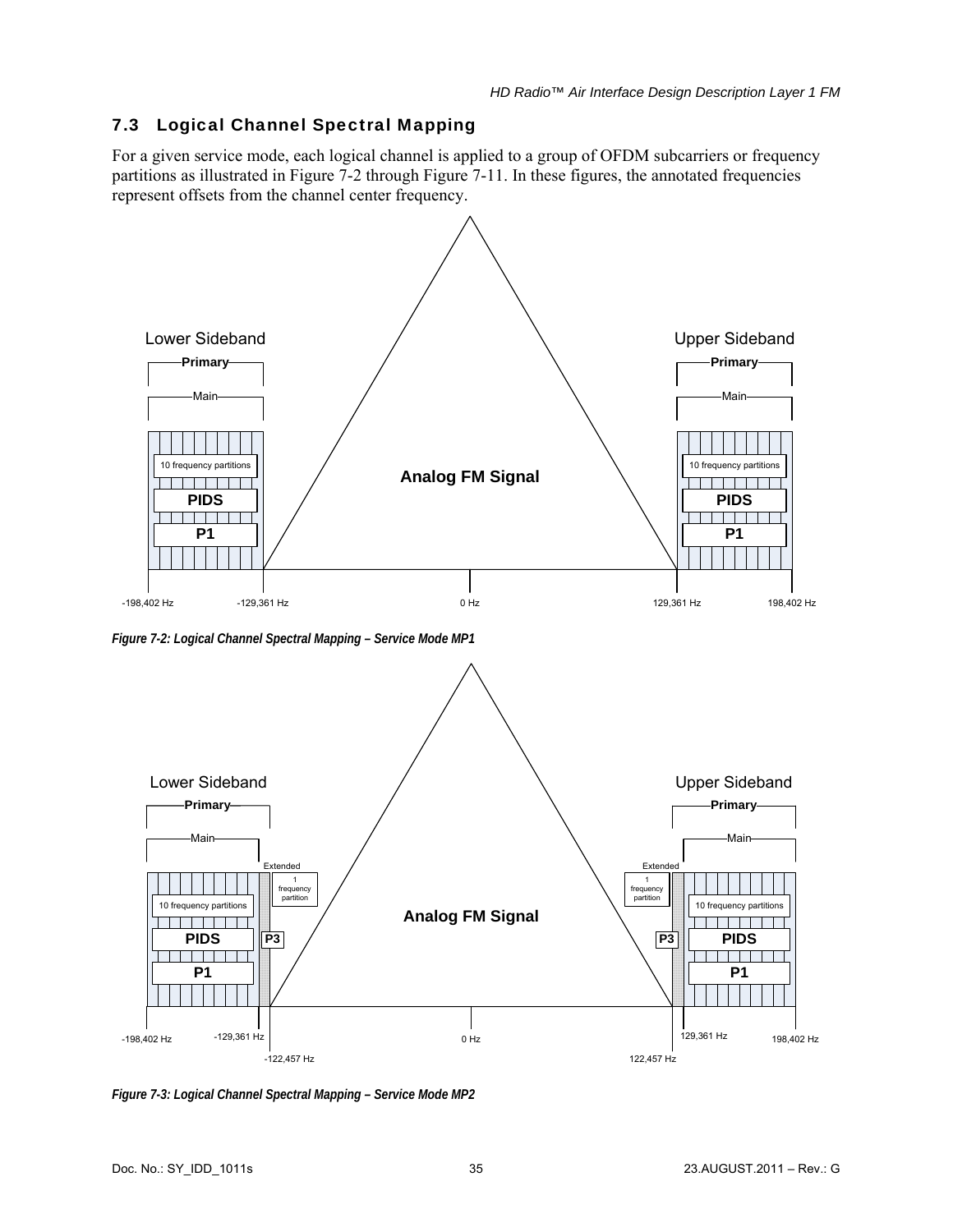## 7.3 Logical Channel Spectral Mapping

For a given service mode, each logical channel is applied to a group of OFDM subcarriers or frequency partitions as illustrated in Figure 7-2 through Figure 7-11. In these figures, the annotated frequencies represent offsets from the channel center frequency.

*Figure 7-2: Logical Channel Spectral Mapping – Service Mode MP1*

*Figure 7-3: Logical Channel Spectral Mapping – Service Mode MP2*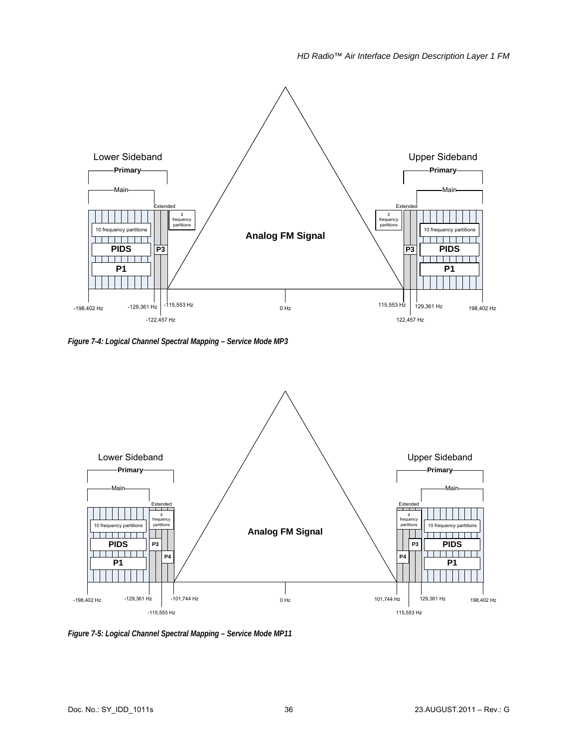Lower Sideband

Primary

Main

Extended

2 frequency partitions

10 frequency partitions

PIDS

P3

P1

Analog FM Signal

Upper Sideband

Primary

Main

Extended

2 frequency partitions

10 frequency partitions

P3

PIDS

P1

-198,402 Hz -129,361 Hz -115,553 Hz 0 Hz 115,553 Hz 129,361 Hz 198,402 Hz

-122,457 Hz 122,457 Hz

*Figure 7-4: Logical Channel Spectral Mapping – Service Mode MP3*

Lower Sideband

Primary

Main

Extended

4 frequency partitions

10 frequency partitions

PIDS

P3

P4

P1

Analog FM Signal

Upper Sideband

Primary

Main

Extended

4 frequency partitions

10 frequency partitions

P3

PIDS

P4

P1

-198,402 Hz -129,361 Hz -101,744 Hz 0 Hz 101,744 Hz 129,361 Hz 198,402 Hz

-115,553 Hz 115,553 Hz

*Figure 7-5: Logical Channel Spectral Mapping – Service Mode MP11*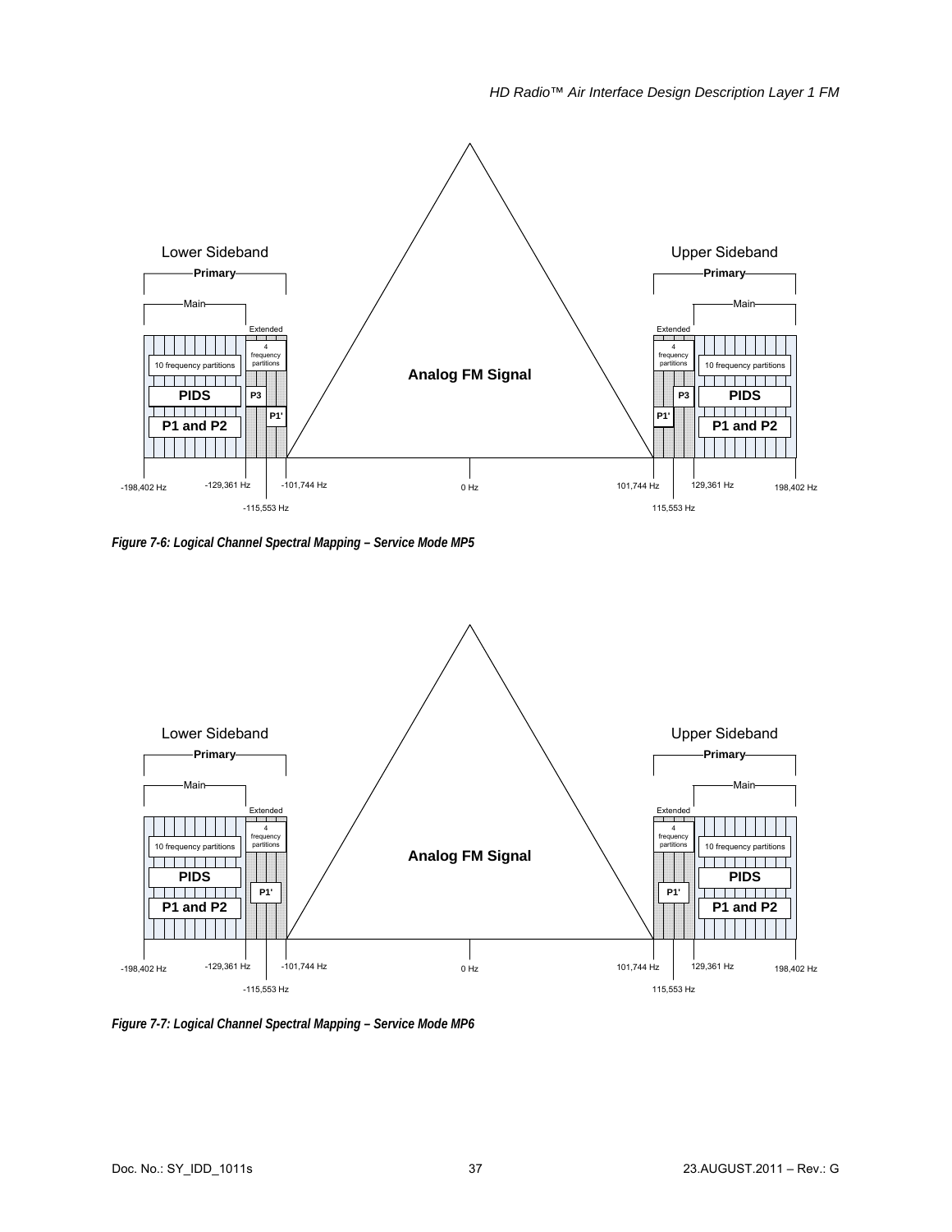*Figure 7-6: Logical Channel Spectral Mapping – Service Mode MP5*

*Figure 7-7: Logical Channel Spectral Mapping – Service Mode MP6*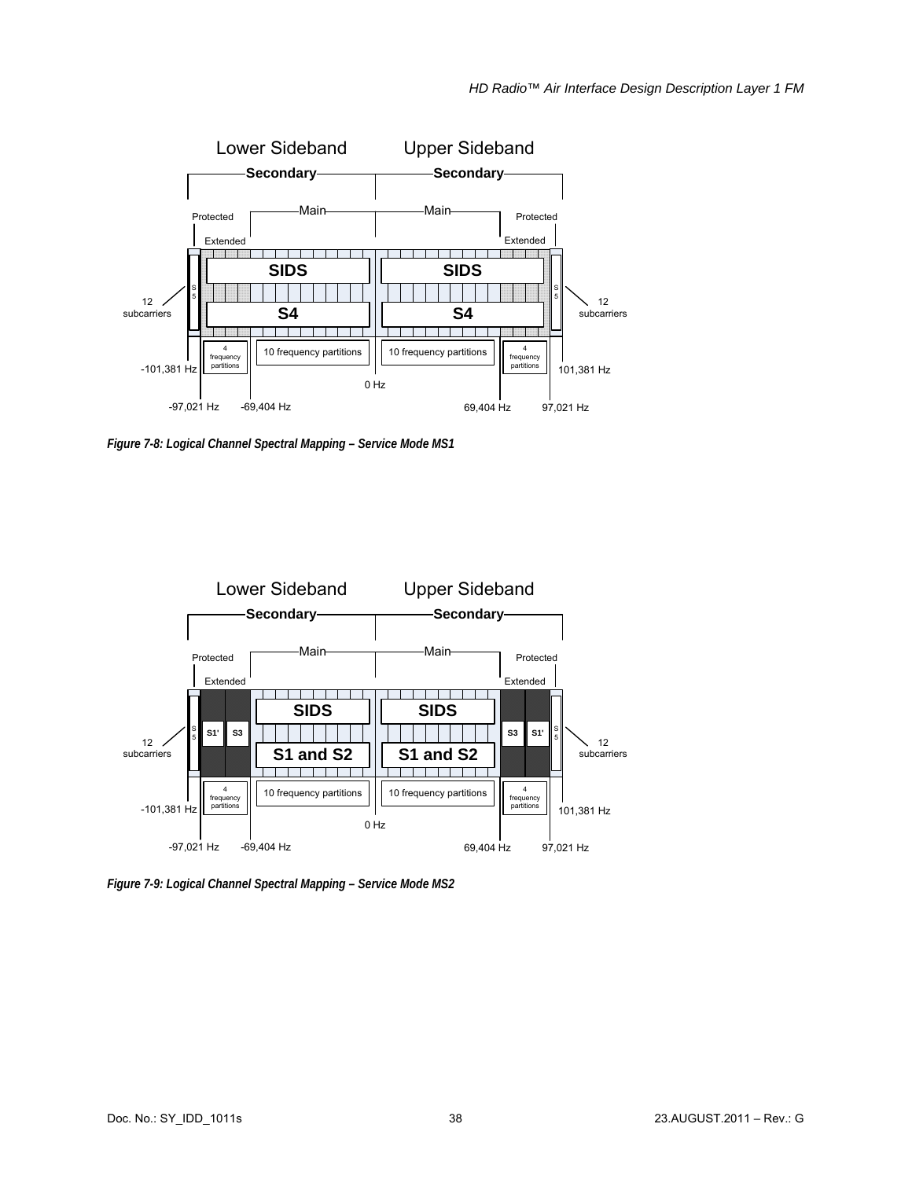Lower Sideband Upper Sideband

Secondary Secondary

Protected Main Main Protected

Extended Extended

SIDS SIDS

S4 S4

S5 S5

12 subcarriers 12 subcarriers

4 frequency partitions | 10 frequency partitions | 10 frequency partitions | 4 frequency partitions

-101,381 Hz 101,381 Hz

0 Hz

-97,021 Hz -69,404 Hz 69,404 Hz 97,021 Hz

***Figure 7-8: Logical Channel Spectral Mapping – Service Mode MS1***

Lower Sideband Upper Sideband

Secondary Secondary

Protected Main Main Protected

Extended Extended

SIDS SIDS

S1' S3 S3 S1'

S1 and S2 S1 and S2

S5 S5

12 subcarriers 12 subcarriers

4 frequency partitions | 10 frequency partitions | 10 frequency partitions | 4 frequency partitions

-101,381 Hz 101,381 Hz

0 Hz

-97,021 Hz -69,404 Hz 69,404 Hz 97,021 Hz

***Figure 7-9: Logical Channel Spectral Mapping – Service Mode MS2***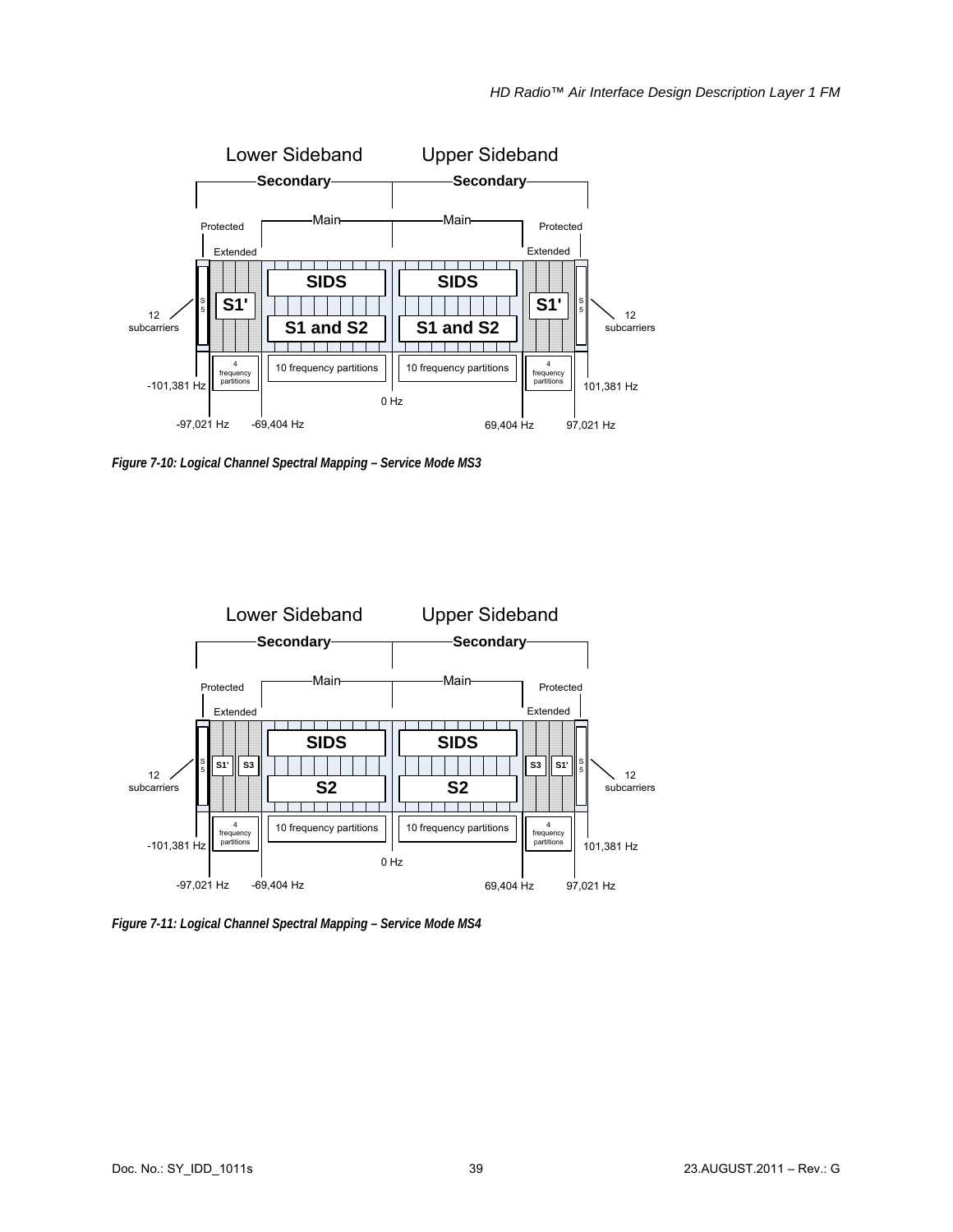Lower Sideband Upper Sideband

Secondary Secondary

Protected Main Main Protected

Extended Extended

S5 S1' SIDS SIDS S1' S5

S1 and S2 S1 and S2

12 subcarriers 12 subcarriers

4 frequency partitions 10 frequency partitions 10 frequency partitions 4 frequency partitions

-101,381 Hz 101,381 Hz

0 Hz

-97,021 Hz -69,404 Hz 69,404 Hz 97,021 Hz

***Figure 7-10: Logical Channel Spectral Mapping – Service Mode MS3***

Lower Sideband Upper Sideband

Secondary Secondary

Protected Main Main Protected

Extended Extended

S5 S1' S3 SIDS SIDS S3 S1' S5

S2 S2

12 subcarriers 12 subcarriers

4 frequency partitions 10 frequency partitions 10 frequency partitions 4 frequency partitions

-101,381 Hz 101,381 Hz

0 Hz

-97,021 Hz -69,404 Hz 69,404 Hz 97,021 Hz

***Figure 7-11: Logical Channel Spectral Mapping – Service Mode MS4***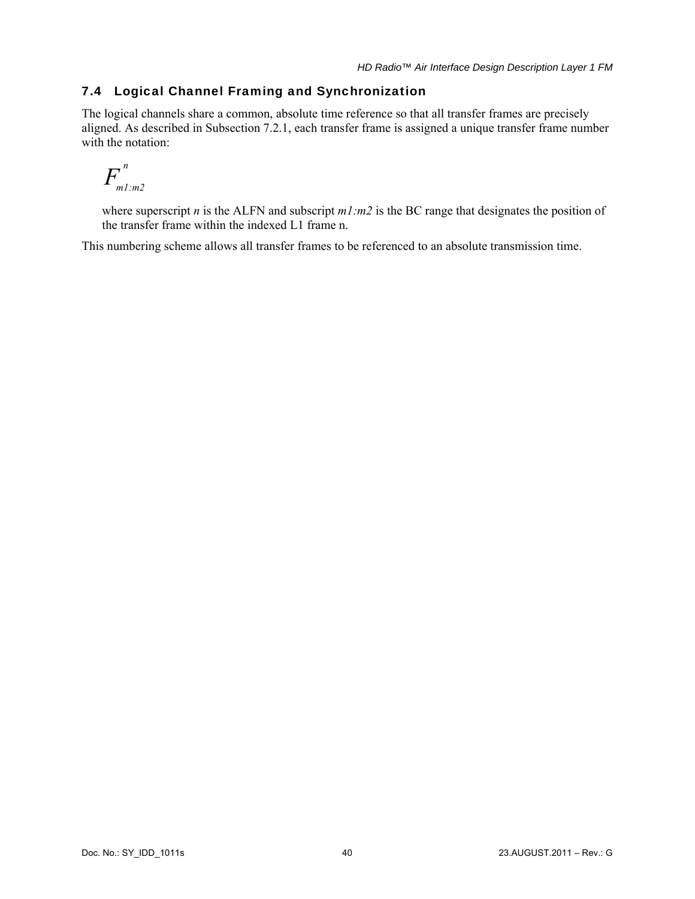## 7.4 Logical Channel Framing and Synchronization

The logical channels share a common, absolute time reference so that all transfer frames are precisely aligned. As described in Subsection 7.2.1, each transfer frame is assigned a unique transfer frame number with the notation:

$$F_{m1:m2}^{n}$$

where superscript $n$ is the ALFN and subscript $m1:m2$ is the BC range that designates the position of the transfer frame within the indexed L1 frame n.

This numbering scheme allows all transfer frames to be referenced to an absolute transmission time.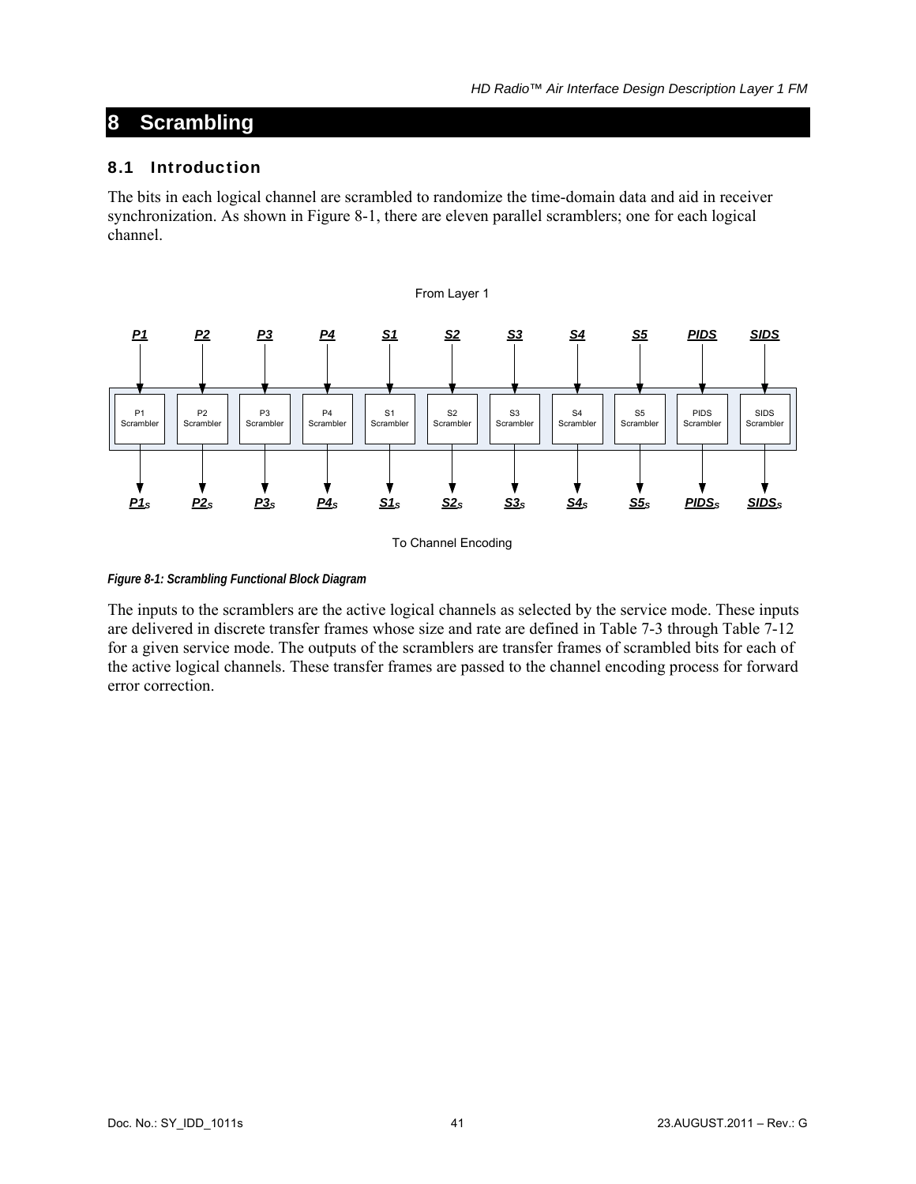# 8 Scrambling

## 8.1 Introduction

The bits in each logical channel are scrambled to randomize the time-domain data and aid in receiver synchronization. As shown in Figure 8-1, there are eleven parallel scramblers; one for each logical channel.

*Figure 8-1: Scrambling Functional Block Diagram*

The inputs to the scramblers are the active logical channels as selected by the service mode. These inputs are delivered in discrete transfer frames whose size and rate are defined in Table 7-3 through Table 7-12 for a given service mode. The outputs of the scramblers are transfer frames of scrambled bits for each of the active logical channels. These transfer frames are passed to the channel encoding process for forward error correction.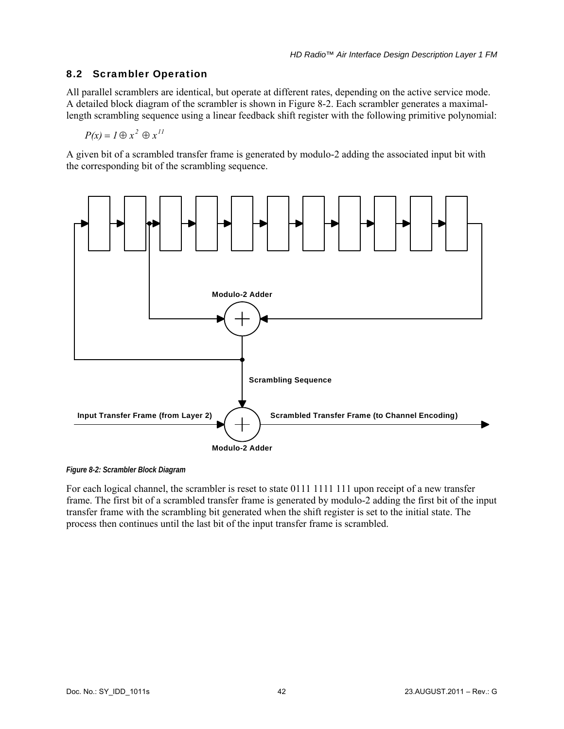## 8.2 Scrambler Operation

All parallel scramblers are identical, but operate at different rates, depending on the active service mode. A detailed block diagram of the scrambler is shown in Figure 8-2. Each scrambler generates a maximal-length scrambling sequence using a linear feedback shift register with the following primitive polynomial:

$$P(x) = 1 \oplus x^{2} \oplus x^{11}$$

A given bit of a scrambled transfer frame is generated by modulo-2 adding the associated input bit with the corresponding bit of the scrambling sequence.

Modulo-2 Adder

Scrambling Sequence

Input Transfer Frame (from Layer 2)

Scrambled Transfer Frame (to Channel Encoding)

Modulo-2 Adder

*Figure 8-2: Scrambler Block Diagram*

For each logical channel, the scrambler is reset to state 0111 1111 111 upon receipt of a new transfer frame. The first bit of a scrambled transfer frame is generated by modulo-2 adding the first bit of the input transfer frame with the scrambling bit generated when the shift register is set to the initial state. The process then continues until the last bit of the input transfer frame is scrambled.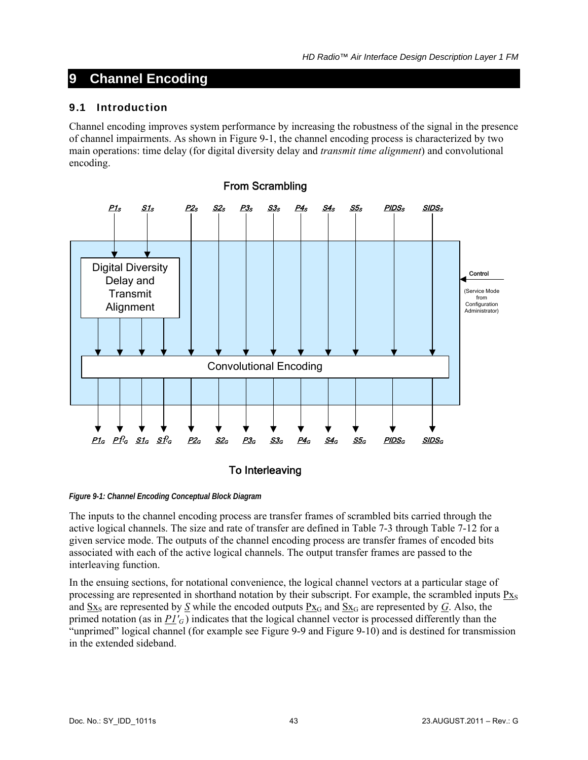# 9 Channel Encoding

## 9.1 Introduction

Channel encoding improves system performance by increasing the robustness of the signal in the presence of channel impairments. As shown in Figure 9-1, the channel encoding process is characterized by two main operations: time delay (for digital diversity delay and *transmit time alignment*) and convolutional encoding.

From Scrambling

$\underline{P1_S}$ $\underline{S1_S}$ $\underline{P2_S}$ $\underline{S2_S}$ $\underline{P3_S}$ $\underline{S3_S}$ $\underline{P4_S}$ $\underline{S4_S}$ $\underline{S5_S}$ $\underline{PIDS_S}$ $\underline{SIDS_S}$

Digital Diversity Delay and Transmit Alignment

Control (Service Mode from Configuration Administrator)

Convolutional Encoding

$\underline{P1_G}$ $\underline{P1'_G}$ $\underline{S1_G}$ $\underline{S1'_G}$ $\underline{P2_G}$ $\underline{S2_G}$ $\underline{P3_G}$ $\underline{S3_G}$ $\underline{P4_G}$ $\underline{S4_G}$ $\underline{S5_G}$ $\underline{PIDS_G}$ $\underline{SIDS_G}$

To Interleaving

*Figure 9-1: Channel Encoding Conceptual Block Diagram*

The inputs to the channel encoding process are transfer frames of scrambled bits carried through the active logical channels. The size and rate of transfer are defined in Table 7-3 through Table 7-12 for a given service mode. The outputs of the channel encoding process are transfer frames of encoded bits associated with each of the active logical channels. The output transfer frames are passed to the interleaving function.

In the ensuing sections, for notational convenience, the logical channel vectors at a particular stage of processing are represented in shorthand notation by their subscript. For example, the scrambled inputs $\underline{Px_S}$ and $\underline{Sx_S}$ are represented by $\underline{S}$ while the encoded outputs $\underline{Px_G}$ and $\underline{Sx_G}$ are represented by $\underline{G}$. Also, the primed notation (as in $\underline{P1'_G}$) indicates that the logical channel vector is processed differently than the "unprimed" logical channel (for example see Figure 9-9 and Figure 9-10) and is destined for transmission in the extended sideband.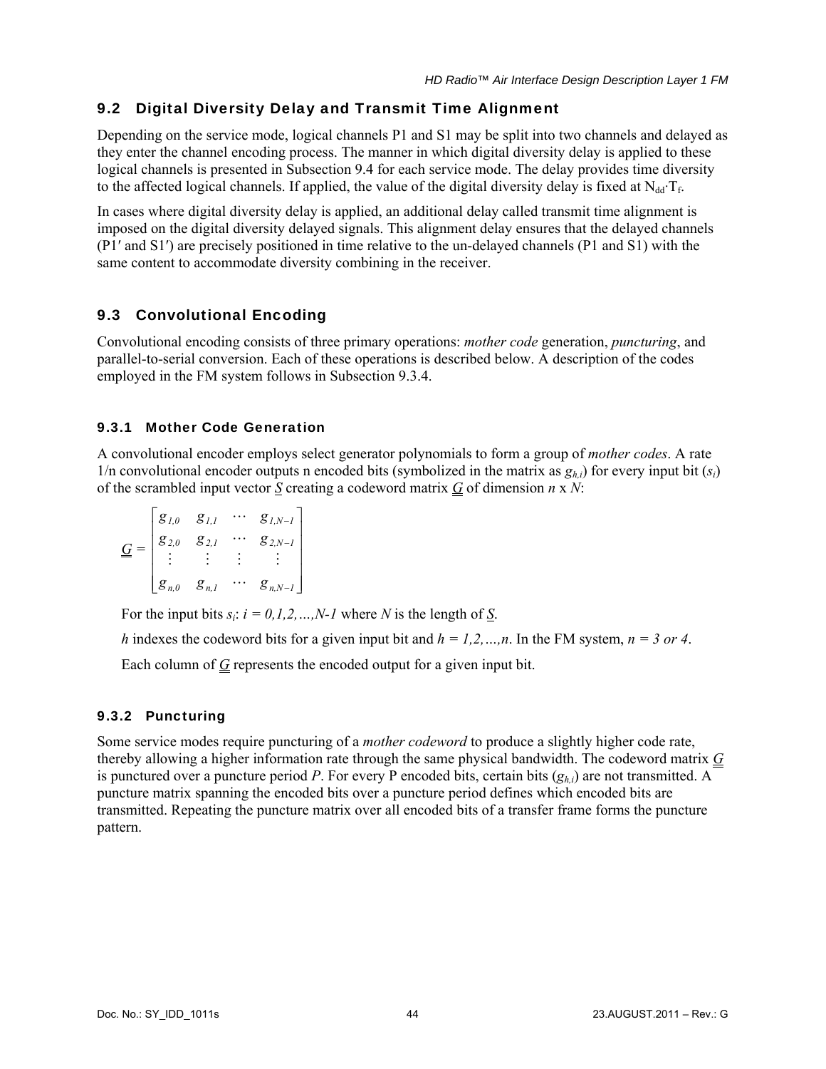## 9.2 Digital Diversity Delay and Transmit Time Alignment

Depending on the service mode, logical channels P1 and S1 may be split into two channels and delayed as they enter the channel encoding process. The manner in which digital diversity delay is applied to these logical channels is presented in Subsection 9.4 for each service mode. The delay provides time diversity to the affected logical channels. If applied, the value of the digital diversity delay is fixed at $N_{dd} \cdot T_f$.

In cases where digital diversity delay is applied, an additional delay called transmit time alignment is imposed on the digital diversity delayed signals. This alignment delay ensures that the delayed channels (P1′ and S1′) are precisely positioned in time relative to the un-delayed channels (P1 and S1) with the same content to accommodate diversity combining in the receiver.

## 9.3 Convolutional Encoding

Convolutional encoding consists of three primary operations: *mother code* generation, *puncturing*, and parallel-to-serial conversion. Each of these operations is described below. A description of the codes employed in the FM system follows in Subsection 9.3.4.

### 9.3.1 Mother Code Generation

A convolutional encoder employs select generator polynomials to form a group of *mother codes*. A rate 1/n convolutional encoder outputs n encoded bits (symbolized in the matrix as $g_{h,i}$) for every input bit ($s_i$) of the scrambled input vector $\underline{S}$ creating a codeword matrix $\underline{\underline{G}}$ of dimension $n$ x $N$:

$$\underline{\underline{G}} = \begin{bmatrix} g_{1,0} & g_{1,1} & \cdots & g_{1,N-1} \\ g_{2,0} & g_{2,1} & \cdots & g_{2,N-1} \\ \vdots & \vdots & \vdots & \vdots \\ g_{n,0} & g_{n,1} & \cdots & g_{n,N-1} \end{bmatrix}$$

For the input bits $s_i$: $i = 0,1,2,\ldots,N-1$ where $N$ is the length of $\underline{S}$.

$h$ indexes the codeword bits for a given input bit and $h = 1,2,\ldots,n$. In the FM system, $n = 3$ *or* $4$.

Each column of $\underline{\underline{G}}$ represents the encoded output for a given input bit.

### 9.3.2 Puncturing

Some service modes require puncturing of a *mother codeword* to produce a slightly higher code rate, thereby allowing a higher information rate through the same physical bandwidth. The codeword matrix $\underline{\underline{G}}$ is punctured over a puncture period $P$. For every P encoded bits, certain bits ($g_{h,i}$) are not transmitted. A puncture matrix spanning the encoded bits over a puncture period defines which encoded bits are transmitted. Repeating the puncture matrix over all encoded bits of a transfer frame forms the puncture pattern.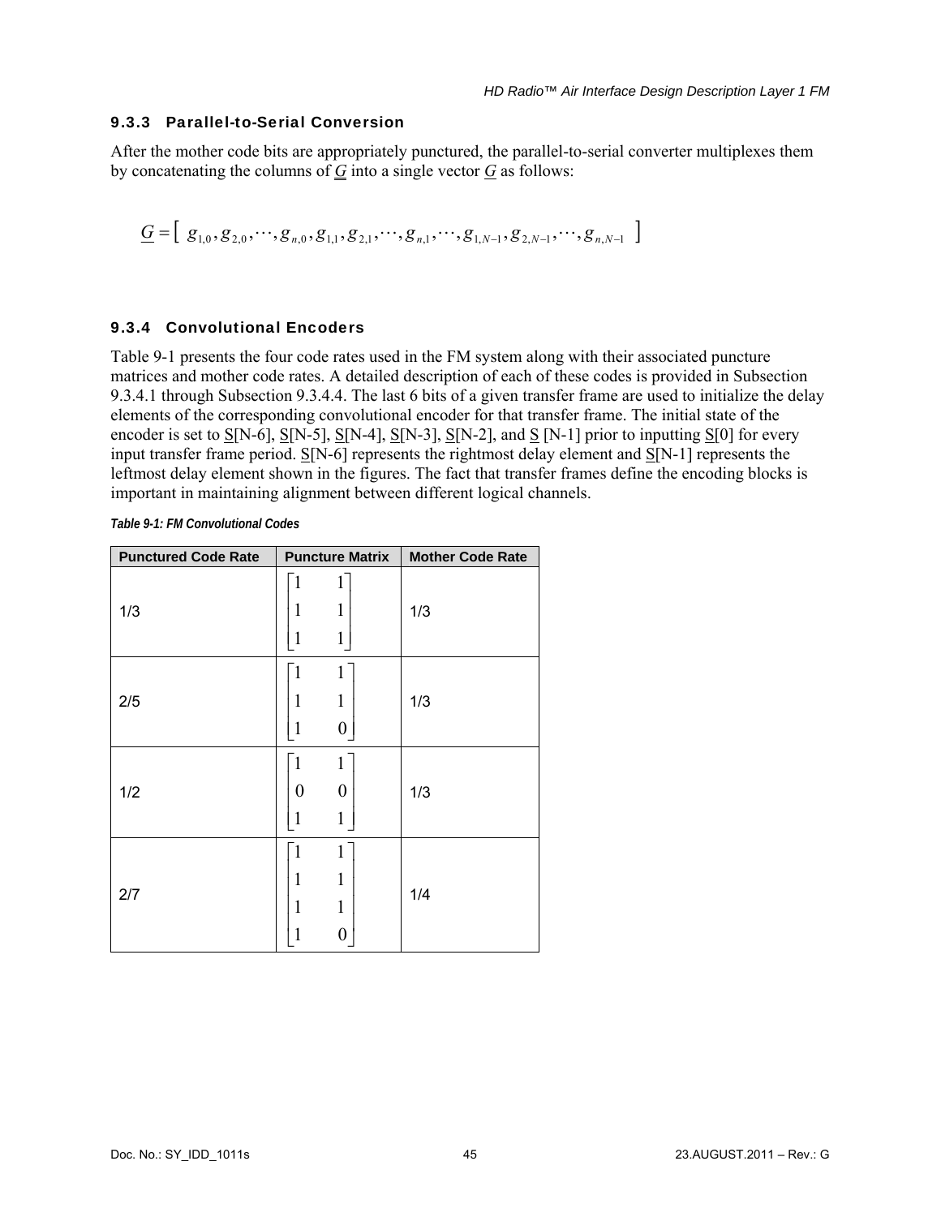### 9.3.3 Parallel-to-Serial Conversion

After the mother code bits are appropriately punctured, the parallel-to-serial converter multiplexes them by concatenating the columns of $\underline{\underline{G}}$ into a single vector $\underline{G}$ as follows:

$$\underline{G} = [\ g_{1,0}, g_{2,0}, \cdots, g_{n,0}, g_{1,1}, g_{2,1}, \cdots, g_{n,1}, \cdots, g_{1,N-1}, g_{2,N-1}, \cdots, g_{n,N-1}\ ]$$

### 9.3.4 Convolutional Encoders

Table 9-1 presents the four code rates used in the FM system along with their associated puncture matrices and mother code rates. A detailed description of each of these codes is provided in Subsection 9.3.4.1 through Subsection 9.3.4.4. The last 6 bits of a given transfer frame are used to initialize the delay elements of the corresponding convolutional encoder for that transfer frame. The initial state of the encoder is set to $\underline{S}$[N-6], $\underline{S}$[N-5], $\underline{S}$[N-4], $\underline{S}$[N-3], $\underline{S}$[N-2], and $\underline{S}$ [N-1] prior to inputting $\underline{S}$[0] for every input transfer frame period. $\underline{S}$[N-6] represents the rightmost delay element and $\underline{S}$[N-1] represents the leftmost delay element shown in the figures. The fact that transfer frames define the encoding blocks is important in maintaining alignment between different logical channels.

*Table 9-1: FM Convolutional Codes*

| Punctured Code Rate | Puncture Matrix | Mother Code Rate |
|---|---|---|
| 1/3 | $\begin{bmatrix} 1 & 1 \\ 1 & 1 \\ 1 & 1 \end{bmatrix}$ | 1/3 |
| 2/5 | $\begin{bmatrix} 1 & 1 \\ 1 & 1 \\ 1 & 0 \end{bmatrix}$ | 1/3 |
| 1/2 | $\begin{bmatrix} 1 & 1 \\ 0 & 0 \\ 1 & 1 \end{bmatrix}$ | 1/3 |
| 2/7 | $\begin{bmatrix} 1 & 1 \\ 1 & 1 \\ 1 & 1 \\ 1 & 0 \end{bmatrix}$ | 1/4 |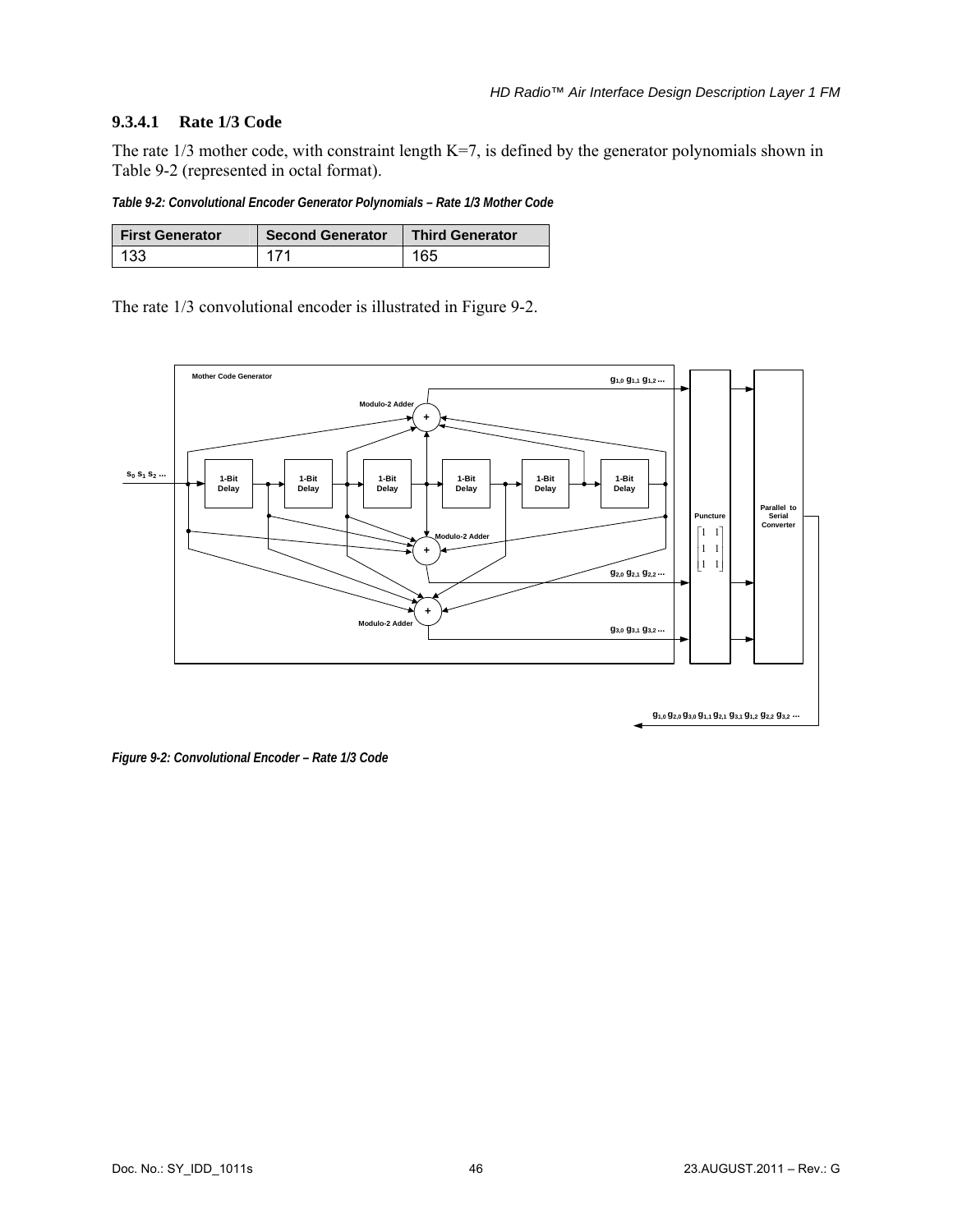### 9.3.4.1 Rate 1/3 Code

The rate 1/3 mother code, with constraint length K=7, is defined by the generator polynomials shown in Table 9-2 (represented in octal format).

*Table 9-2: Convolutional Encoder Generator Polynomials – Rate 1/3 Mother Code*

| First Generator | Second Generator | Third Generator |
|---|---|---|
| 133 | 171 | 165 |

The rate 1/3 convolutional encoder is illustrated in Figure 9-2.

*Figure 9-2: Convolutional Encoder – Rate 1/3 Code*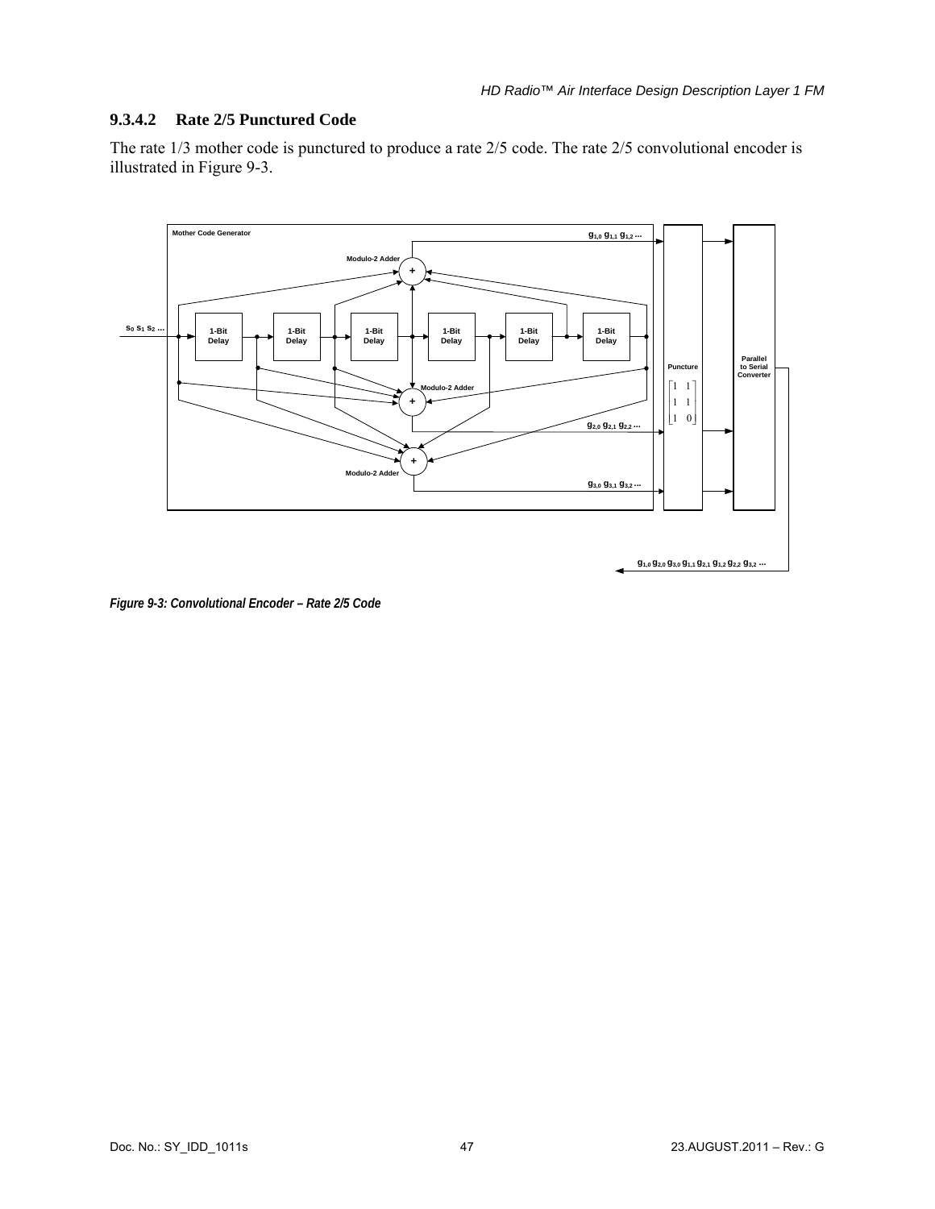### 9.3.4.2 Rate 2/5 Punctured Code

The rate 1/3 mother code is punctured to produce a rate 2/5 code. The rate 2/5 convolutional encoder is illustrated in Figure 9-3.

*Figure 9-3: Convolutional Encoder – Rate 2/5 Code*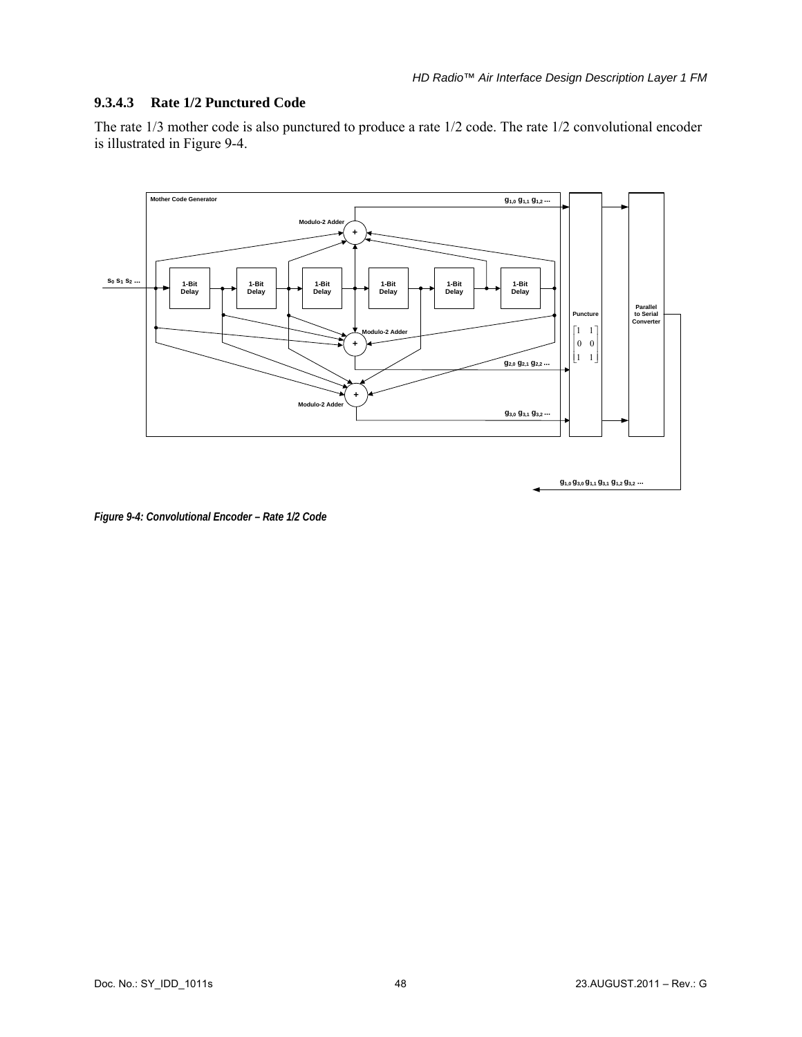### 9.3.4.3 Rate 1/2 Punctured Code

The rate 1/3 mother code is also punctured to produce a rate 1/2 code. The rate 1/2 convolutional encoder is illustrated in Figure 9-4.

*Figure 9-4: Convolutional Encoder – Rate 1/2 Code*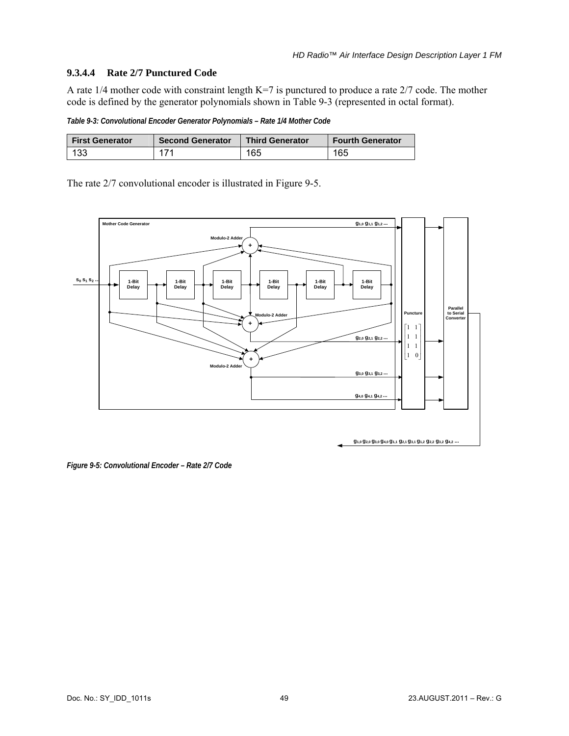### 9.3.4.4 Rate 2/7 Punctured Code

A rate 1/4 mother code with constraint length K=7 is punctured to produce a rate 2/7 code. The mother code is defined by the generator polynomials shown in Table 9-3 (represented in octal format).

*Table 9-3: Convolutional Encoder Generator Polynomials – Rate 1/4 Mother Code*

| First Generator | Second Generator | Third Generator | Fourth Generator |
|---|---|---|---|
| 133 | 171 | 165 | 165 |

The rate 2/7 convolutional encoder is illustrated in Figure 9-5.

*Figure 9-5: Convolutional Encoder – Rate 2/7 Code*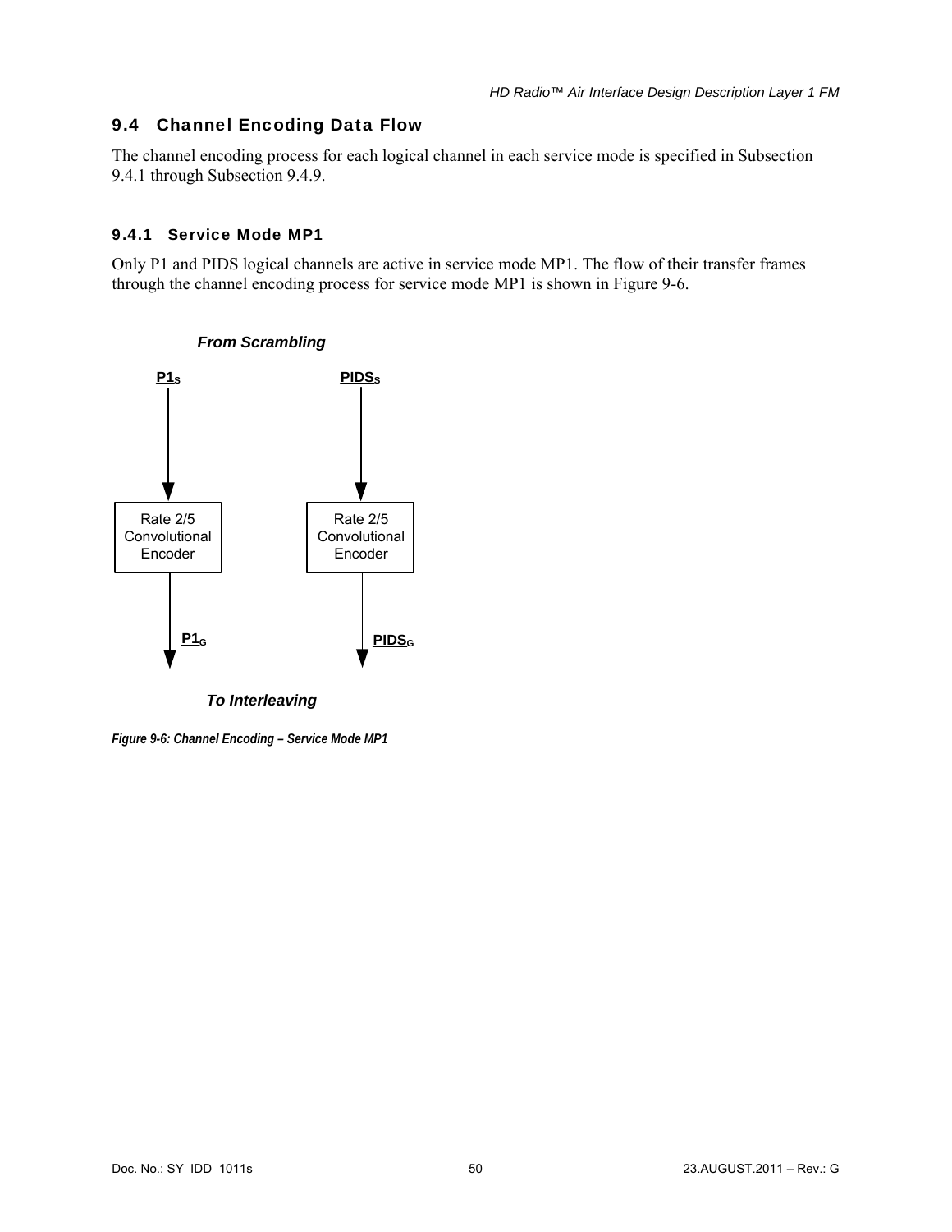## 9.4 Channel Encoding Data Flow

The channel encoding process for each logical channel in each service mode is specified in Subsection 9.4.1 through Subsection 9.4.9.

### 9.4.1 Service Mode MP1

Only P1 and PIDS logical channels are active in service mode MP1. The flow of their transfer frames through the channel encoding process for service mode MP1 is shown in Figure 9-6.

**From Scrambling**

$P1_S$ → Rate 2/5 Convolutional Encoder → $P1_G$

$PIDS_S$ → Rate 2/5 Convolutional Encoder → $PIDS_G$

**To Interleaving**

*Figure 9-6: Channel Encoding – Service Mode MP1*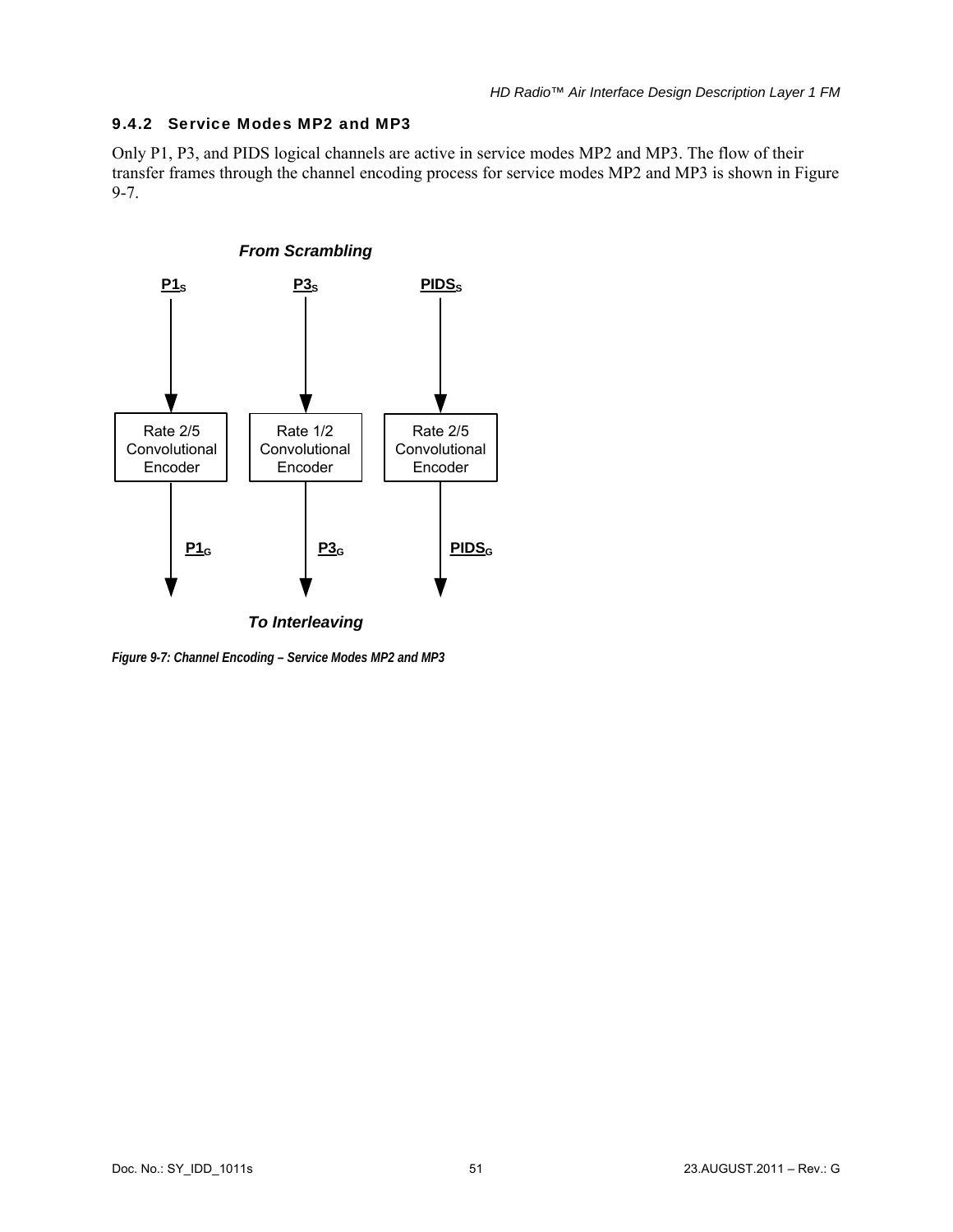### 9.4.2 Service Modes MP2 and MP3

Only P1, P3, and PIDS logical channels are active in service modes MP2 and MP3. The flow of their transfer frames through the channel encoding process for service modes MP2 and MP3 is shown in Figure 9-7.

***From Scrambling***

$P1_S$ $P3_S$ $PIDS_S$

Rate 2/5 Convolutional Encoder

Rate 1/2 Convolutional Encoder

Rate 2/5 Convolutional Encoder

$P1_G$ $P3_G$ $PIDS_G$

***To Interleaving***

*Figure 9-7: Channel Encoding – Service Modes MP2 and MP3*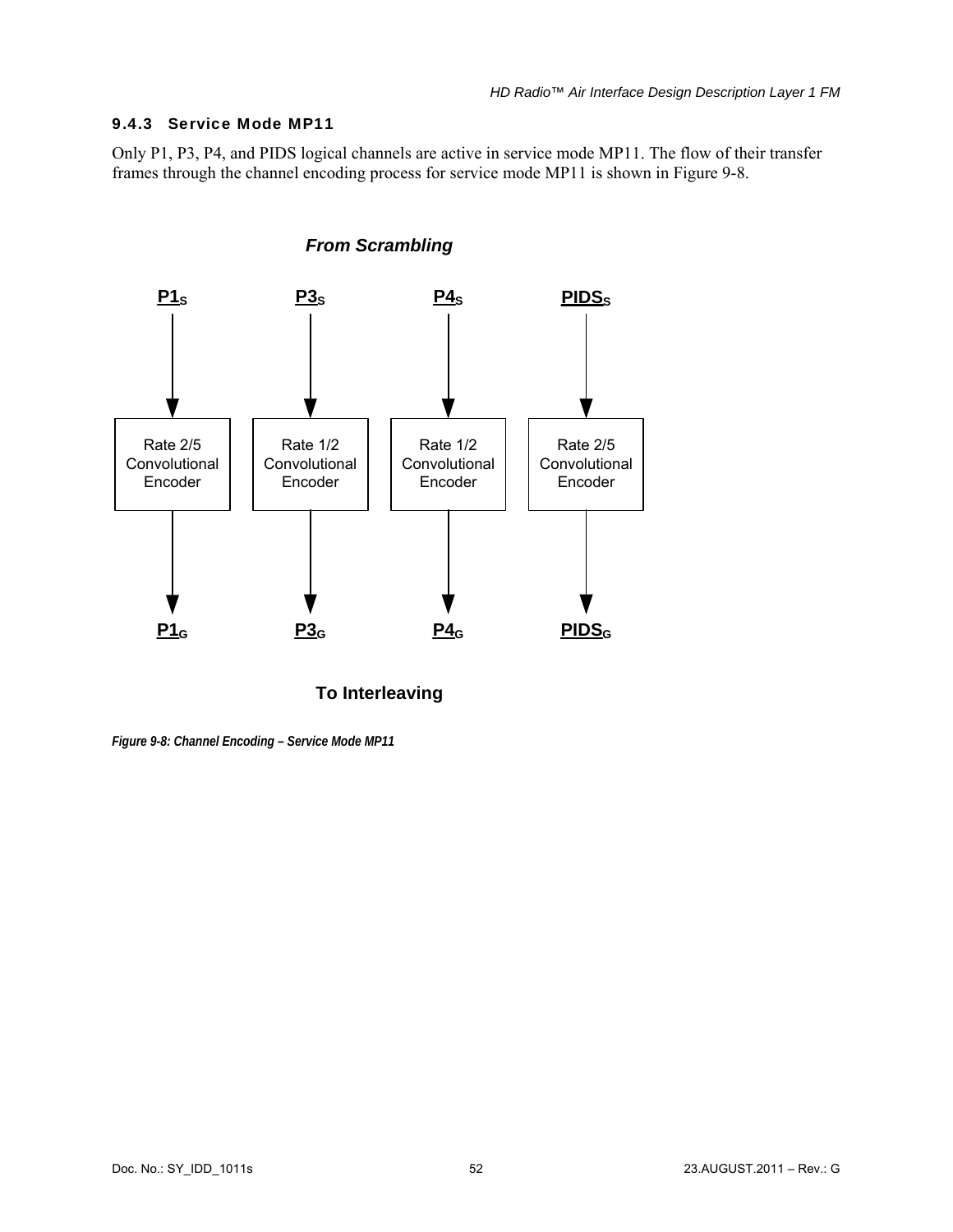### 9.4.3 Service Mode MP11

Only P1, P3, P4, and PIDS logical channels are active in service mode MP11. The flow of their transfer frames through the channel encoding process for service mode MP11 is shown in Figure 9-8.

***From Scrambling***

| $P1_S$ | $P3_S$ | $P4_S$ | $PIDS_S$ |
|---|---|---|---|
| Rate 2/5 Convolutional Encoder | Rate 1/2 Convolutional Encoder | Rate 1/2 Convolutional Encoder | Rate 2/5 Convolutional Encoder |
| $P1_G$ | $P3_G$ | $P4_G$ | $PIDS_G$ |

**To Interleaving**

*Figure 9-8: Channel Encoding – Service Mode MP11*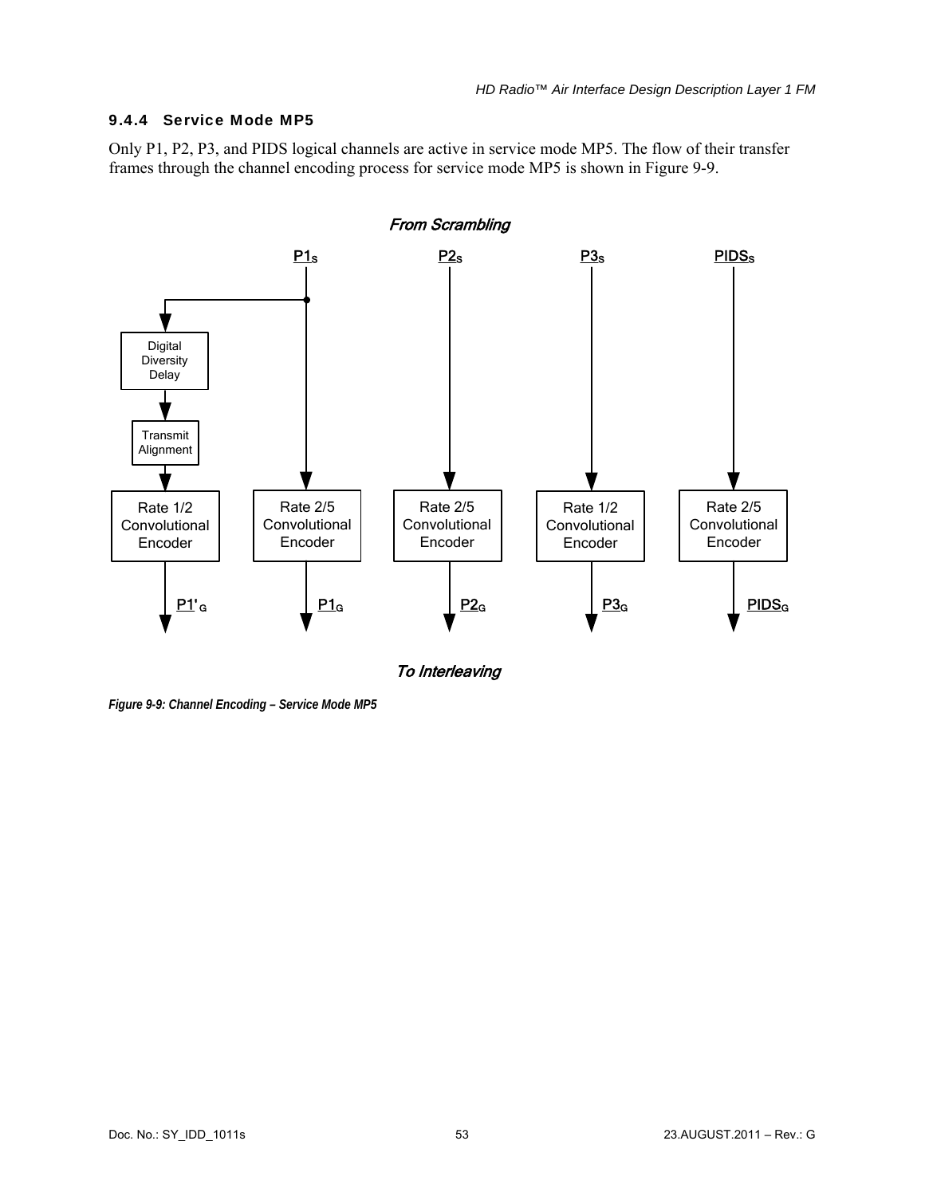### 9.4.4 Service Mode MP5

Only P1, P2, P3, and PIDS logical channels are active in service mode MP5. The flow of their transfer frames through the channel encoding process for service mode MP5 is shown in Figure 9-9.

*From Scrambling*

$P1_S$ &nbsp;&nbsp; $P2_S$ &nbsp;&nbsp; $P3_S$ &nbsp;&nbsp; $PIDS_S$

Digital Diversity Delay

Transmit Alignment

Rate 1/2 Convolutional Encoder | Rate 2/5 Convolutional Encoder | Rate 2/5 Convolutional Encoder | Rate 1/2 Convolutional Encoder | Rate 2/5 Convolutional Encoder

$P1'_G$ &nbsp;&nbsp; $P1_G$ &nbsp;&nbsp; $P2_G$ &nbsp;&nbsp; $P3_G$ &nbsp;&nbsp; $PIDS_G$

*To Interleaving*

***Figure 9-9: Channel Encoding – Service Mode MP5***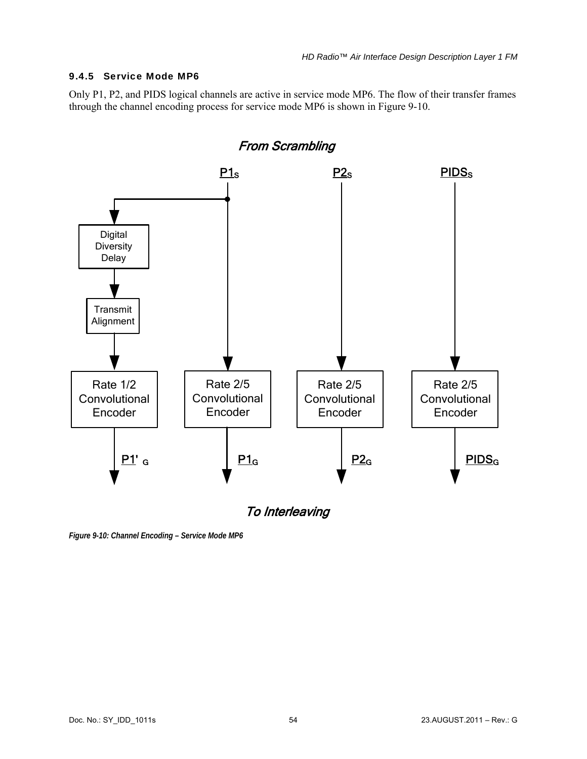### 9.4.5 Service Mode MP6

Only P1, P2, and PIDS logical channels are active in service mode MP6. The flow of their transfer frames through the channel encoding process for service mode MP6 is shown in Figure 9-10.

*Figure 9-10: Channel Encoding – Service Mode MP6*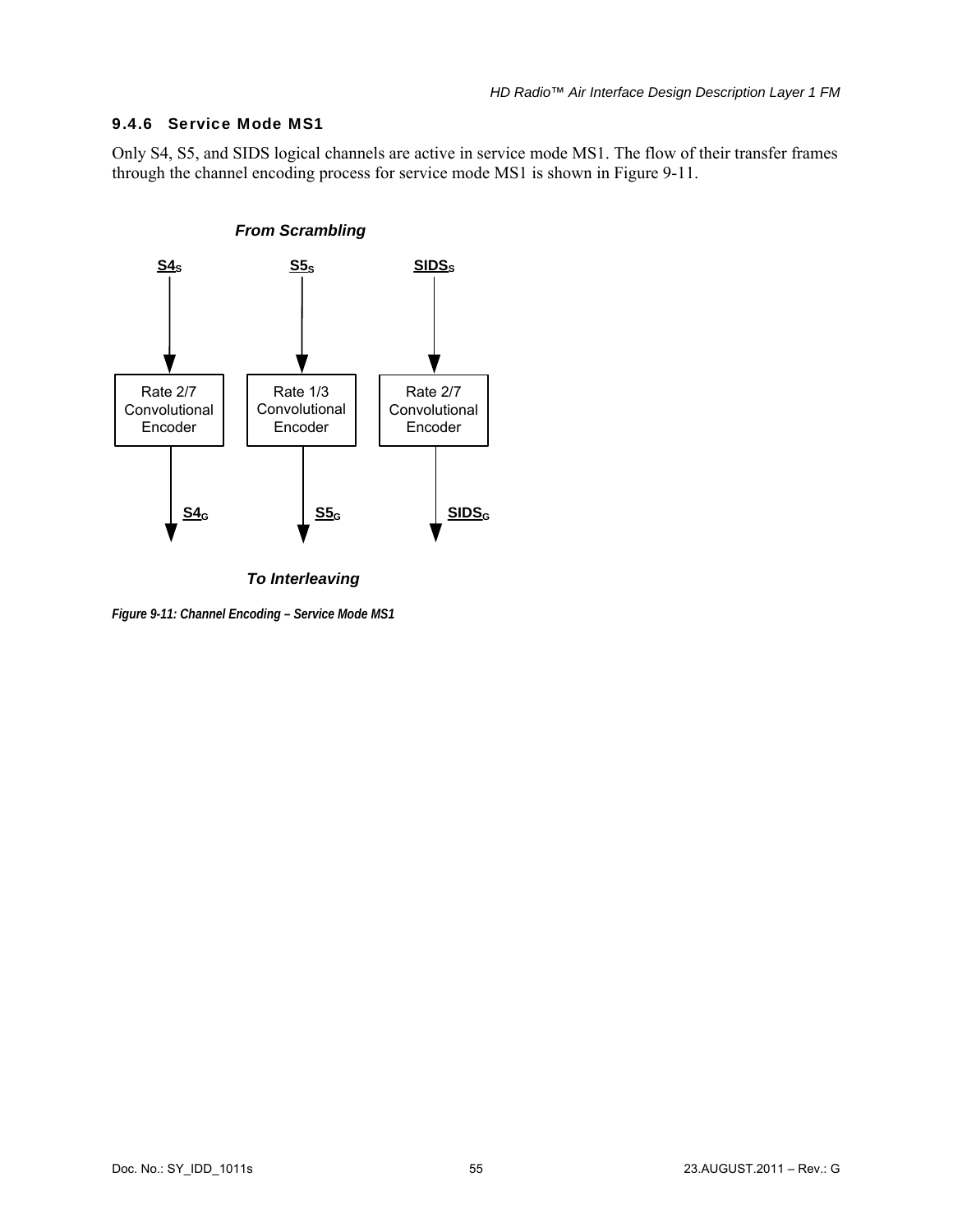### 9.4.6 Service Mode MS1

Only S4, S5, and SIDS logical channels are active in service mode MS1. The flow of their transfer frames through the channel encoding process for service mode MS1 is shown in Figure 9-11.

*From Scrambling*

$S4_S$ → Rate 2/7 Convolutional Encoder → $S4_G$

$S5_S$ → Rate 1/3 Convolutional Encoder → $S5_G$

$SIDS_S$ → Rate 2/7 Convolutional Encoder → $SIDS_G$

*To Interleaving*

*Figure 9-11: Channel Encoding – Service Mode MS1*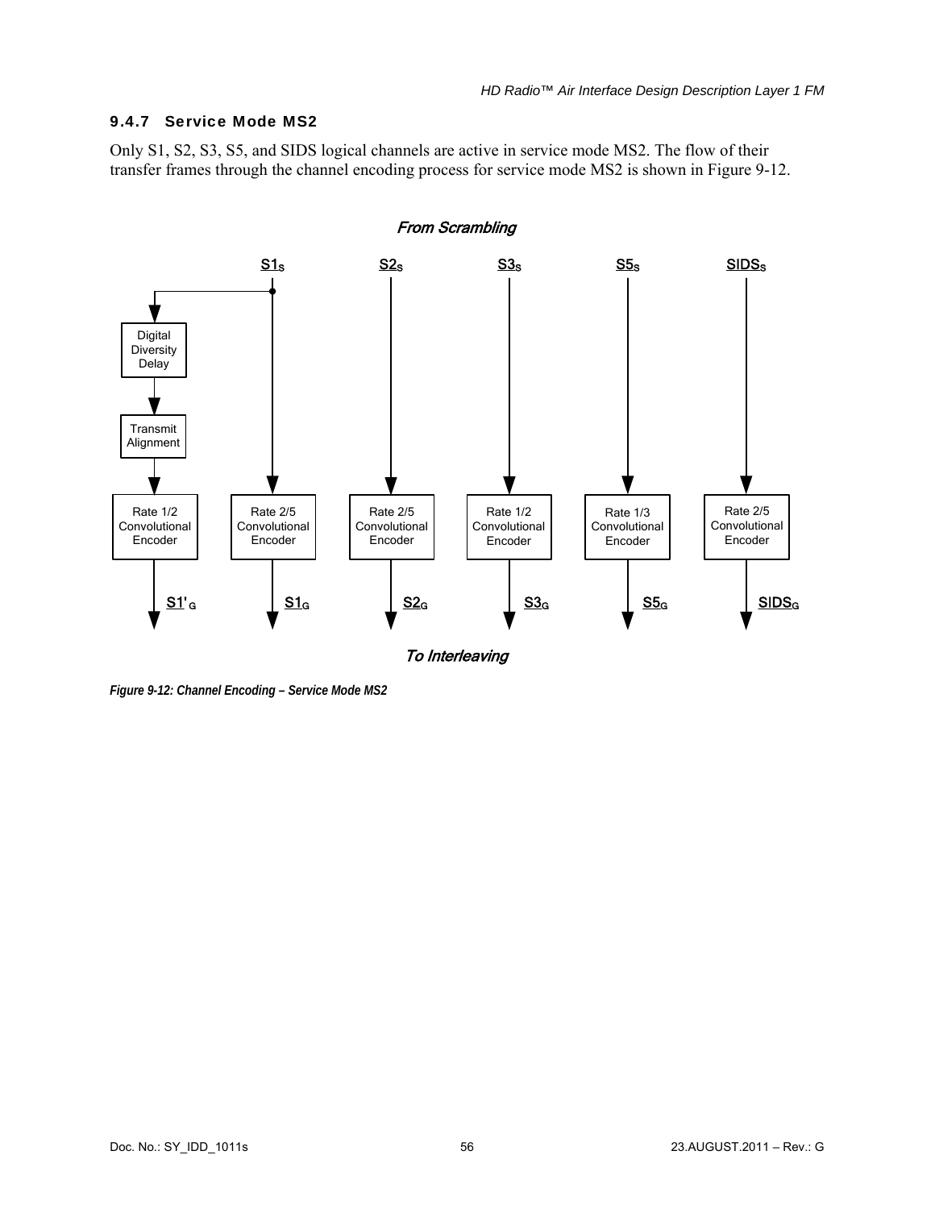### 9.4.7 Service Mode MS2

Only S1, S2, S3, S5, and SIDS logical channels are active in service mode MS2. The flow of their transfer frames through the channel encoding process for service mode MS2 is shown in Figure 9-12.

*Figure 9-12: Channel Encoding – Service Mode MS2*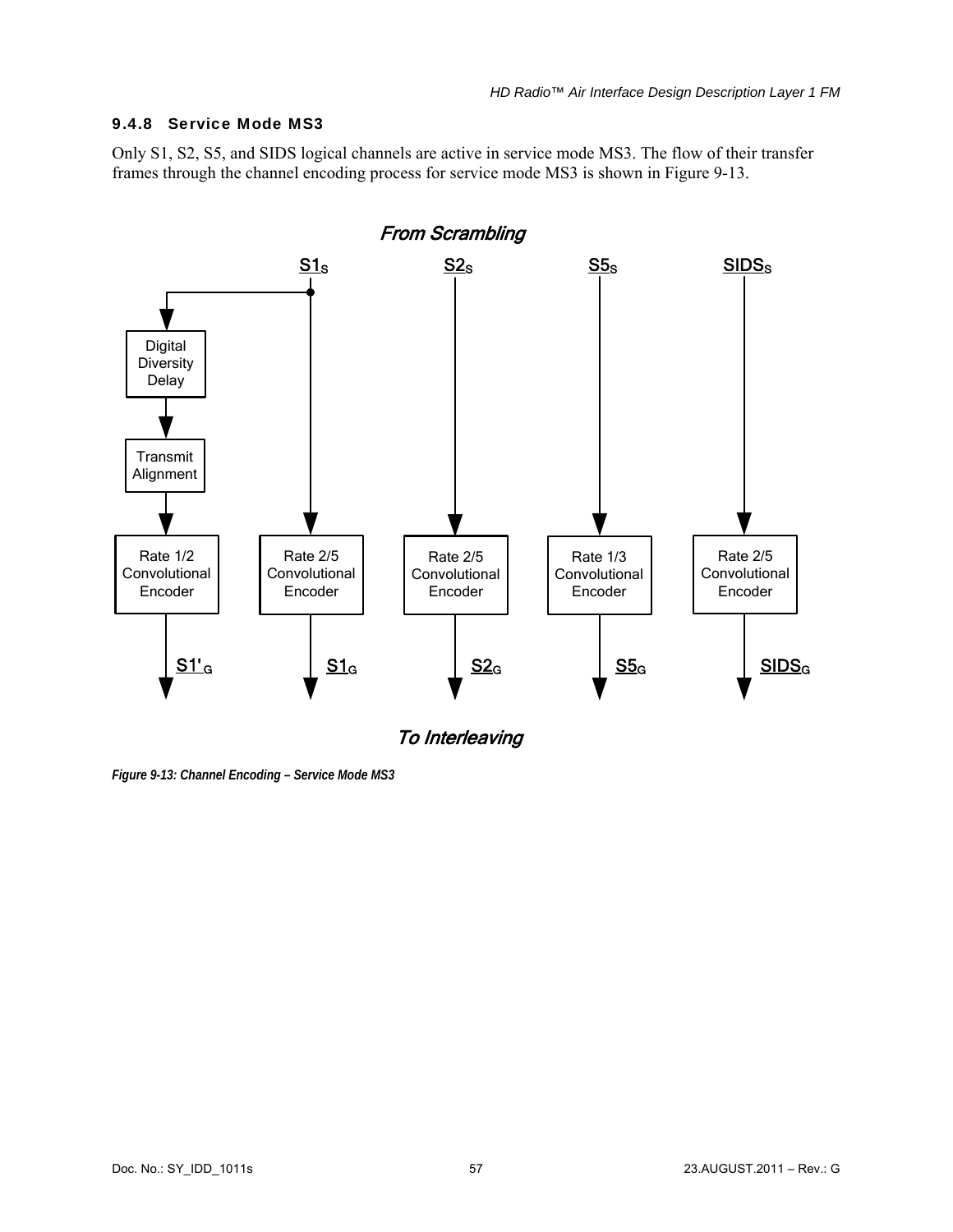### 9.4.8 Service Mode MS3

Only S1, S2, S5, and SIDS logical channels are active in service mode MS3. The flow of their transfer frames through the channel encoding process for service mode MS3 is shown in Figure 9-13.

*Figure 9-13: Channel Encoding – Service Mode MS3*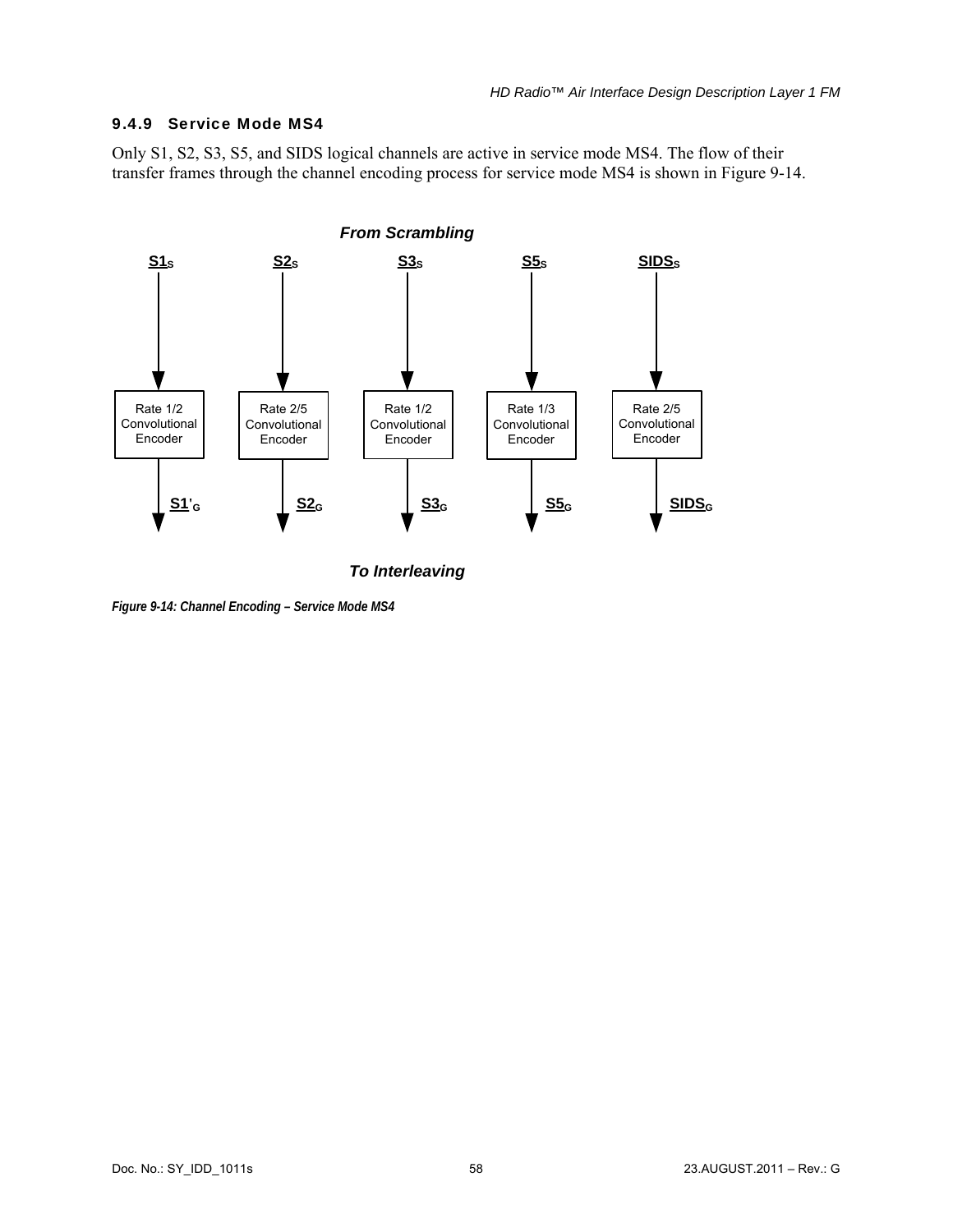### 9.4.9 Service Mode MS4

Only S1, S2, S3, S5, and SIDS logical channels are active in service mode MS4. The flow of their transfer frames through the channel encoding process for service mode MS4 is shown in Figure 9-14.

*From Scrambling*

| Input | Encoder | Output |
|---|---|---|
| $S1_S$ | Rate 1/2 Convolutional Encoder | $S1'_G$ |
| $S2_S$ | Rate 2/5 Convolutional Encoder | $S2_G$ |
| $S3_S$ | Rate 1/2 Convolutional Encoder | $S3_G$ |
| $S5_S$ | Rate 1/3 Convolutional Encoder | $S5_G$ |
| $SIDS_S$ | Rate 2/5 Convolutional Encoder | $SIDS_G$ |

*To Interleaving*

*Figure 9-14: Channel Encoding – Service Mode MS4*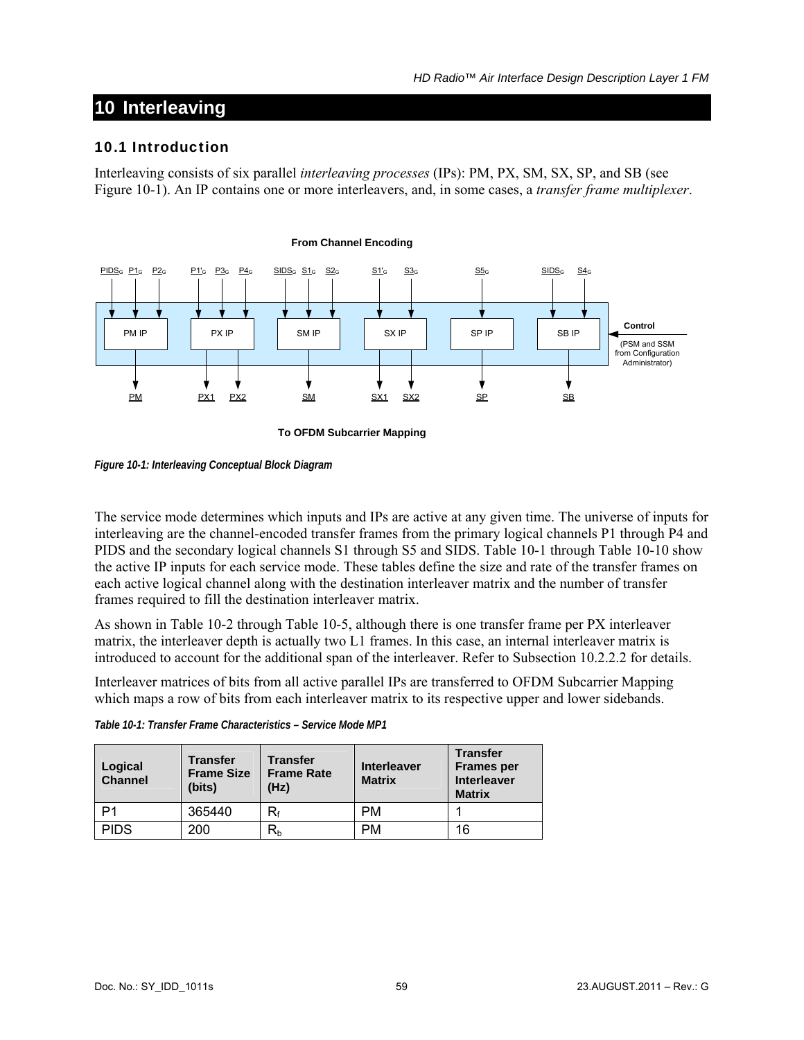# 10 Interleaving

## 10.1 Introduction

Interleaving consists of six parallel *interleaving processes* (IPs): PM, PX, SM, SX, SP, and SB (see Figure 10-1). An IP contains one or more interleavers, and, in some cases, a *transfer frame multiplexer*.

From Channel Encoding

$PIDS_G$ $P1_G$ $P2_G$ $P1'_G$ $P3_G$ $P4_G$ $SIDS_G$ $S1_G$ $S2_G$ $S1'_G$ $S3_G$ $S5_G$ $SIDS_G$ $S4_G$

PM IP | PX IP | SM IP | SX IP | SP IP | SB IP

Control (PSM and SSM from Configuration Administrator)

PM PX1 PX2 SM SX1 SX2 SP SB

To OFDM Subcarrier Mapping

*Figure 10-1: Interleaving Conceptual Block Diagram*

The service mode determines which inputs and IPs are active at any given time. The universe of inputs for interleaving are the channel-encoded transfer frames from the primary logical channels P1 through P4 and PIDS and the secondary logical channels S1 through S5 and SIDS. Table 10-1 through Table 10-10 show the active IP inputs for each service mode. These tables define the size and rate of the transfer frames on each active logical channel along with the destination interleaver matrix and the number of transfer frames required to fill the destination interleaver matrix.

As shown in Table 10-2 through Table 10-5, although there is one transfer frame per PX interleaver matrix, the interleaver depth is actually two L1 frames. In this case, an internal interleaver matrix is introduced to account for the additional span of the interleaver. Refer to Subsection 10.2.2.2 for details.

Interleaver matrices of bits from all active parallel IPs are transferred to OFDM Subcarrier Mapping which maps a row of bits from each interleaver matrix to its respective upper and lower sidebands.

*Table 10-1: Transfer Frame Characteristics – Service Mode MP1*

| Logical Channel | Transfer Frame Size (bits) | Transfer Frame Rate (Hz) | Interleaver Matrix | Transfer Frames per Interleaver Matrix |
|---|---|---|---|---|
| P1 | 365440 | $R_f$ | PM | 1 |
| PIDS | 200 | $R_b$ | PM | 16 |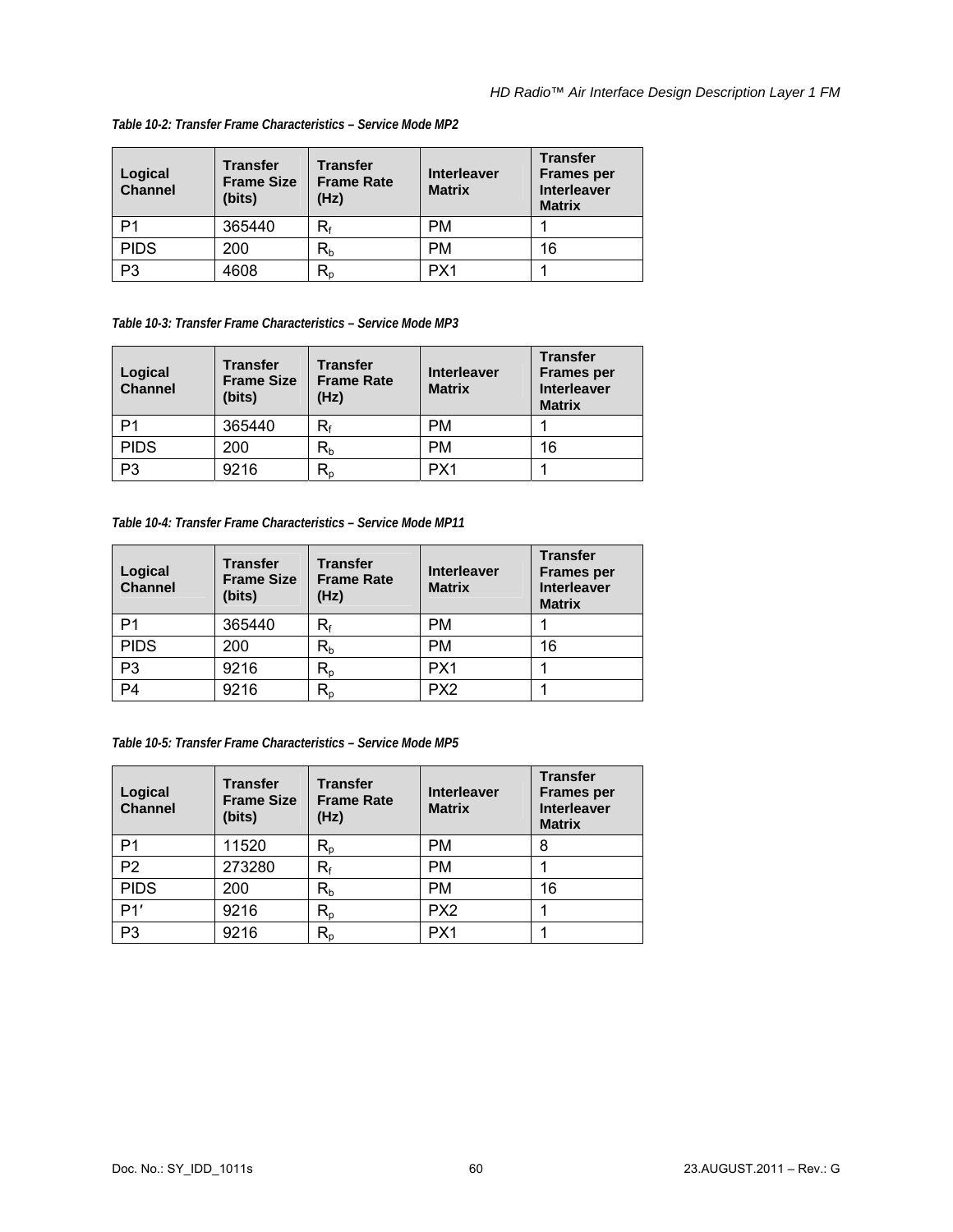*Table 10-2: Transfer Frame Characteristics – Service Mode MP2*

| Logical Channel | Transfer Frame Size (bits) | Transfer Frame Rate (Hz) | Interleaver Matrix | Transfer Frames per Interleaver Matrix |
|---|---|---|---|---|
| P1 | 365440 | $R_f$ | PM | 1 |
| PIDS | 200 | $R_b$ | PM | 16 |
| P3 | 4608 | $R_p$ | PX1 | 1 |

*Table 10-3: Transfer Frame Characteristics – Service Mode MP3*

| Logical Channel | Transfer Frame Size (bits) | Transfer Frame Rate (Hz) | Interleaver Matrix | Transfer Frames per Interleaver Matrix |
|---|---|---|---|---|
| P1 | 365440 | $R_f$ | PM | 1 |
| PIDS | 200 | $R_b$ | PM | 16 |
| P3 | 9216 | $R_p$ | PX1 | 1 |

*Table 10-4: Transfer Frame Characteristics – Service Mode MP11*

| Logical Channel | Transfer Frame Size (bits) | Transfer Frame Rate (Hz) | Interleaver Matrix | Transfer Frames per Interleaver Matrix |
|---|---|---|---|---|
| P1 | 365440 | $R_f$ | PM | 1 |
| PIDS | 200 | $R_b$ | PM | 16 |
| P3 | 9216 | $R_p$ | PX1 | 1 |
| P4 | 9216 | $R_p$ | PX2 | 1 |

*Table 10-5: Transfer Frame Characteristics – Service Mode MP5*

| Logical Channel | Transfer Frame Size (bits) | Transfer Frame Rate (Hz) | Interleaver Matrix | Transfer Frames per Interleaver Matrix |
|---|---|---|---|---|
| P1 | 11520 | $R_p$ | PM | 8 |
| P2 | 273280 | $R_f$ | PM | 1 |
| PIDS | 200 | $R_b$ | PM | 16 |
| P1′ | 9216 | $R_p$ | PX2 | 1 |
| P3 | 9216 | $R_p$ | PX1 | 1 |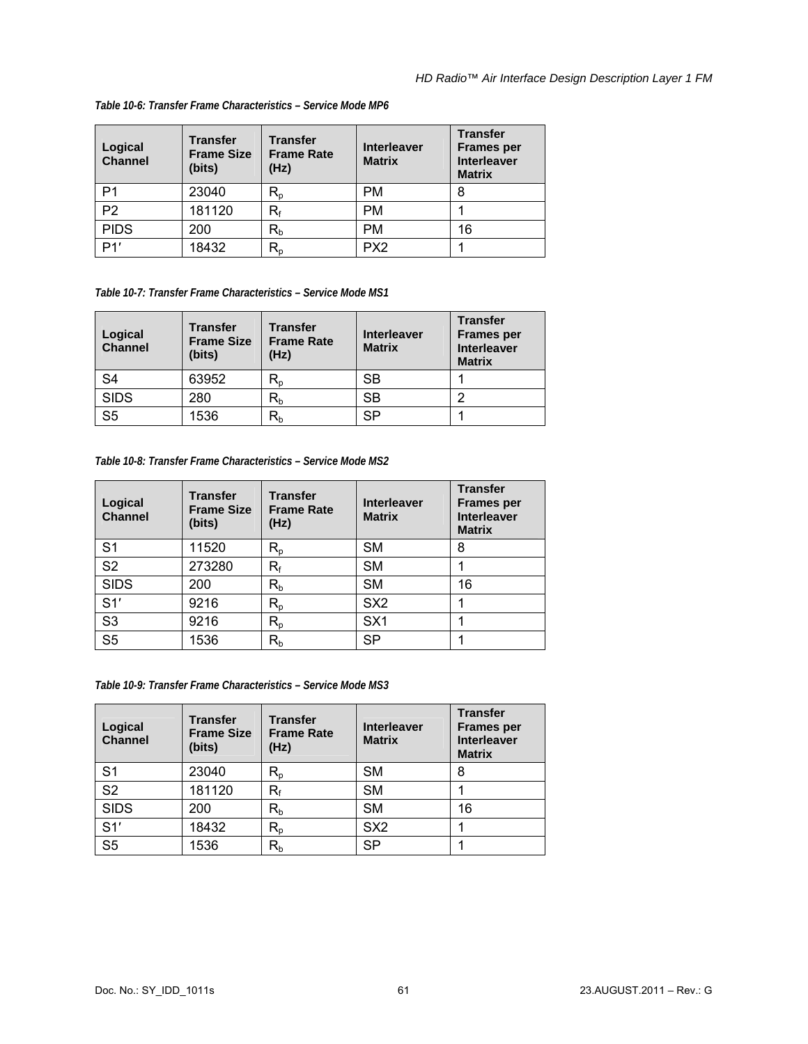*Table 10-6: Transfer Frame Characteristics – Service Mode MP6*

| Logical Channel | Transfer Frame Size (bits) | Transfer Frame Rate (Hz) | Interleaver Matrix | Transfer Frames per Interleaver Matrix |
|---|---|---|---|---|
| P1 | 23040 | $R_p$ | PM | 8 |
| P2 | 181120 | $R_f$ | PM | 1 |
| PIDS | 200 | $R_b$ | PM | 16 |
| P1′ | 18432 | $R_p$ | PX2 | 1 |

*Table 10-7: Transfer Frame Characteristics – Service Mode MS1*

| Logical Channel | Transfer Frame Size (bits) | Transfer Frame Rate (Hz) | Interleaver Matrix | Transfer Frames per Interleaver Matrix |
|---|---|---|---|---|
| S4 | 63952 | $R_p$ | SB | 1 |
| SIDS | 280 | $R_b$ | SB | 2 |
| S5 | 1536 | $R_b$ | SP | 1 |

*Table 10-8: Transfer Frame Characteristics – Service Mode MS2*

| Logical Channel | Transfer Frame Size (bits) | Transfer Frame Rate (Hz) | Interleaver Matrix | Transfer Frames per Interleaver Matrix |
|---|---|---|---|---|
| S1 | 11520 | $R_p$ | SM | 8 |
| S2 | 273280 | $R_f$ | SM | 1 |
| SIDS | 200 | $R_b$ | SM | 16 |
| S1′ | 9216 | $R_p$ | SX2 | 1 |
| S3 | 9216 | $R_p$ | SX1 | 1 |
| S5 | 1536 | $R_b$ | SP | 1 |

*Table 10-9: Transfer Frame Characteristics – Service Mode MS3*

| Logical Channel | Transfer Frame Size (bits) | Transfer Frame Rate (Hz) | Interleaver Matrix | Transfer Frames per Interleaver Matrix |
|---|---|---|---|---|
| S1 | 23040 | $R_p$ | SM | 8 |
| S2 | 181120 | $R_f$ | SM | 1 |
| SIDS | 200 | $R_b$ | SM | 16 |
| S1′ | 18432 | $R_p$ | SX2 | 1 |
| S5 | 1536 | $R_b$ | SP | 1 |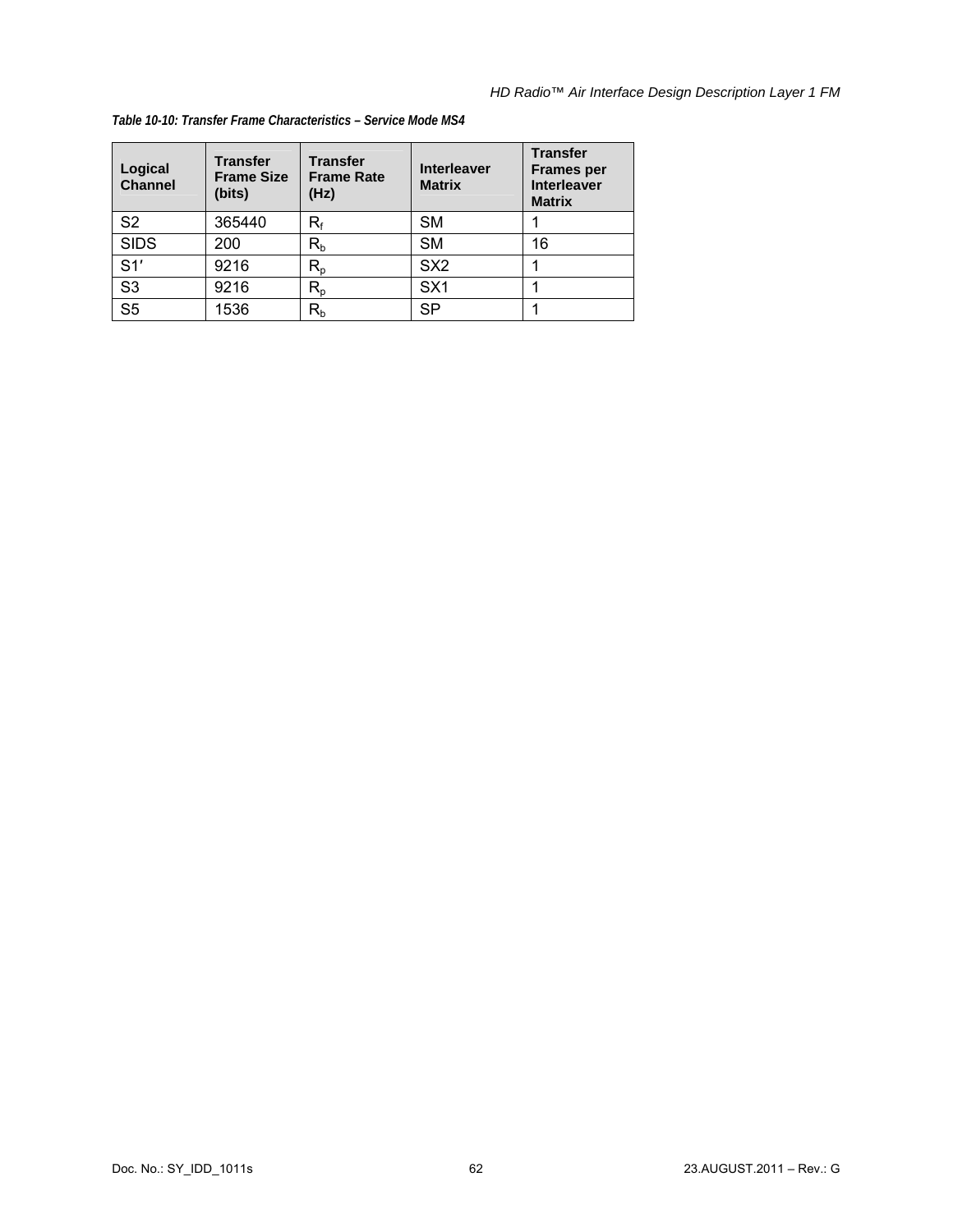*Table 10-10: Transfer Frame Characteristics – Service Mode MS4*

| Logical Channel | Transfer Frame Size (bits) | Transfer Frame Rate (Hz) | Interleaver Matrix | Transfer Frames per Interleaver Matrix |
|---|---|---|---|---|
| S2 | 365440 | $R_f$ | SM | 1 |
| SIDS | 200 | $R_b$ | SM | 16 |
| S1′ | 9216 | $R_p$ | SX2 | 1 |
| S3 | 9216 | $R_p$ | SX1 | 1 |
| S5 | 1536 | $R_b$ | SP | 1 |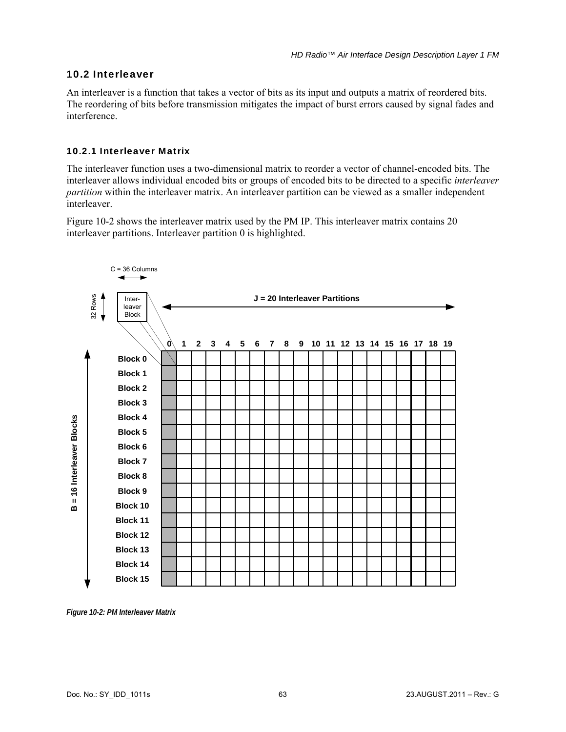## 10.2 Interleaver

An interleaver is a function that takes a vector of bits as its input and outputs a matrix of reordered bits. The reordering of bits before transmission mitigates the impact of burst errors caused by signal fades and interference.

### 10.2.1 Interleaver Matrix

The interleaver function uses a two-dimensional matrix to reorder a vector of channel-encoded bits. The interleaver allows individual encoded bits or groups of encoded bits to be directed to a specific *interleaver partition* within the interleaver matrix. An interleaver partition can be viewed as a smaller independent interleaver.

Figure 10-2 shows the interleaver matrix used by the PM IP. This interleaver matrix contains 20 interleaver partitions. Interleaver partition 0 is highlighted.

C = 36 Columns

32 Rows

Inter-leaver Block

J = 20 Interleaver Partitions

B = 16 Interleaver Blocks

| | 0 | 1 | 2 | 3 | 4 | 5 | 6 | 7 | 8 | 9 | 10 | 11 | 12 | 13 | 14 | 15 | 16 | 17 | 18 | 19 |
|---|---|---|---|---|---|---|---|---|---|---|---|---|---|---|---|---|---|---|---|---|
| Block 0 | | | | | | | | | | | | | | | | | | | | |
| Block 1 | | | | | | | | | | | | | | | | | | | | |
| Block 2 | | | | | | | | | | | | | | | | | | | | |
| Block 3 | | | | | | | | | | | | | | | | | | | | |
| Block 4 | | | | | | | | | | | | | | | | | | | | |
| Block 5 | | | | | | | | | | | | | | | | | | | | |
| Block 6 | | | | | | | | | | | | | | | | | | | | |
| Block 7 | | | | | | | | | | | | | | | | | | | | |
| Block 8 | | | | | | | | | | | | | | | | | | | | |
| Block 9 | | | | | | | | | | | | | | | | | | | | |
| Block 10 | | | | | | | | | | | | | | | | | | | | |
| Block 11 | | | | | | | | | | | | | | | | | | | | |
| Block 12 | | | | | | | | | | | | | | | | | | | | |
| Block 13 | | | | | | | | | | | | | | | | | | | | |
| Block 14 | | | | | | | | | | | | | | | | | | | | |
| Block 15 | | | | | | | | | | | | | | | | | | | | |

*Figure 10-2: PM Interleaver Matrix*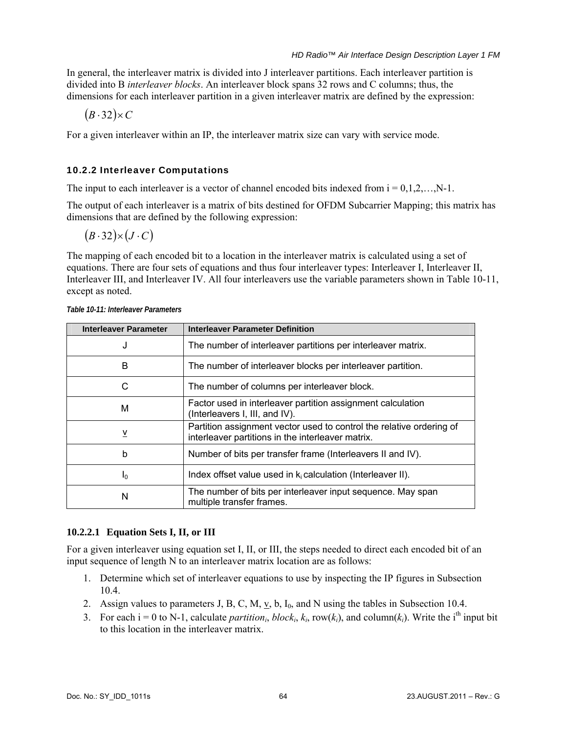In general, the interleaver matrix is divided into J interleaver partitions. Each interleaver partition is divided into B *interleaver blocks*. An interleaver block spans 32 rows and C columns; thus, the dimensions for each interleaver partition in a given interleaver matrix are defined by the expression:

$$(B \cdot 32) \times C$$

For a given interleaver within an IP, the interleaver matrix size can vary with service mode.

### 10.2.2 Interleaver Computations

The input to each interleaver is a vector of channel encoded bits indexed from i = 0,1,2,…,N-1.

The output of each interleaver is a matrix of bits destined for OFDM Subcarrier Mapping; this matrix has dimensions that are defined by the following expression:

$$(B \cdot 32) \times (J \cdot C)$$

The mapping of each encoded bit to a location in the interleaver matrix is calculated using a set of equations. There are four sets of equations and thus four interleaver types: Interleaver I, Interleaver II, Interleaver III, and Interleaver IV. All four interleavers use the variable parameters shown in Table 10-11, except as noted.

*Table 10-11: Interleaver Parameters*

| Interleaver Parameter | Interleaver Parameter Definition |
|---|---|
| J | The number of interleaver partitions per interleaver matrix. |
| B | The number of interleaver blocks per interleaver partition. |
| C | The number of columns per interleaver block. |
| M | Factor used in interleaver partition assignment calculation (Interleavers I, III, and IV). |
| $\underline{v}$ | Partition assignment vector used to control the relative ordering of interleaver partitions in the interleaver matrix. |
| b | Number of bits per transfer frame (Interleavers II and IV). |
| $I_0$ | Index offset value used in $k_i$ calculation (Interleaver II). |
| N | The number of bits per interleaver input sequence. May span multiple transfer frames. |

#### 10.2.2.1 Equation Sets I, II, or III

For a given interleaver using equation set I, II, or III, the steps needed to direct each encoded bit of an input sequence of length N to an interleaver matrix location are as follows:

1. Determine which set of interleaver equations to use by inspecting the IP figures in Subsection 10.4.
2. Assign values to parameters J, B, C, M, $\underline{v}$, b, $I_0$, and N using the tables in Subsection 10.4.
3. For each i = 0 to N-1, calculate $partition_i$, $block_i$, $k_i$, row($k_i$), and column($k_i$). Write the $i^{th}$ input bit to this location in the interleaver matrix.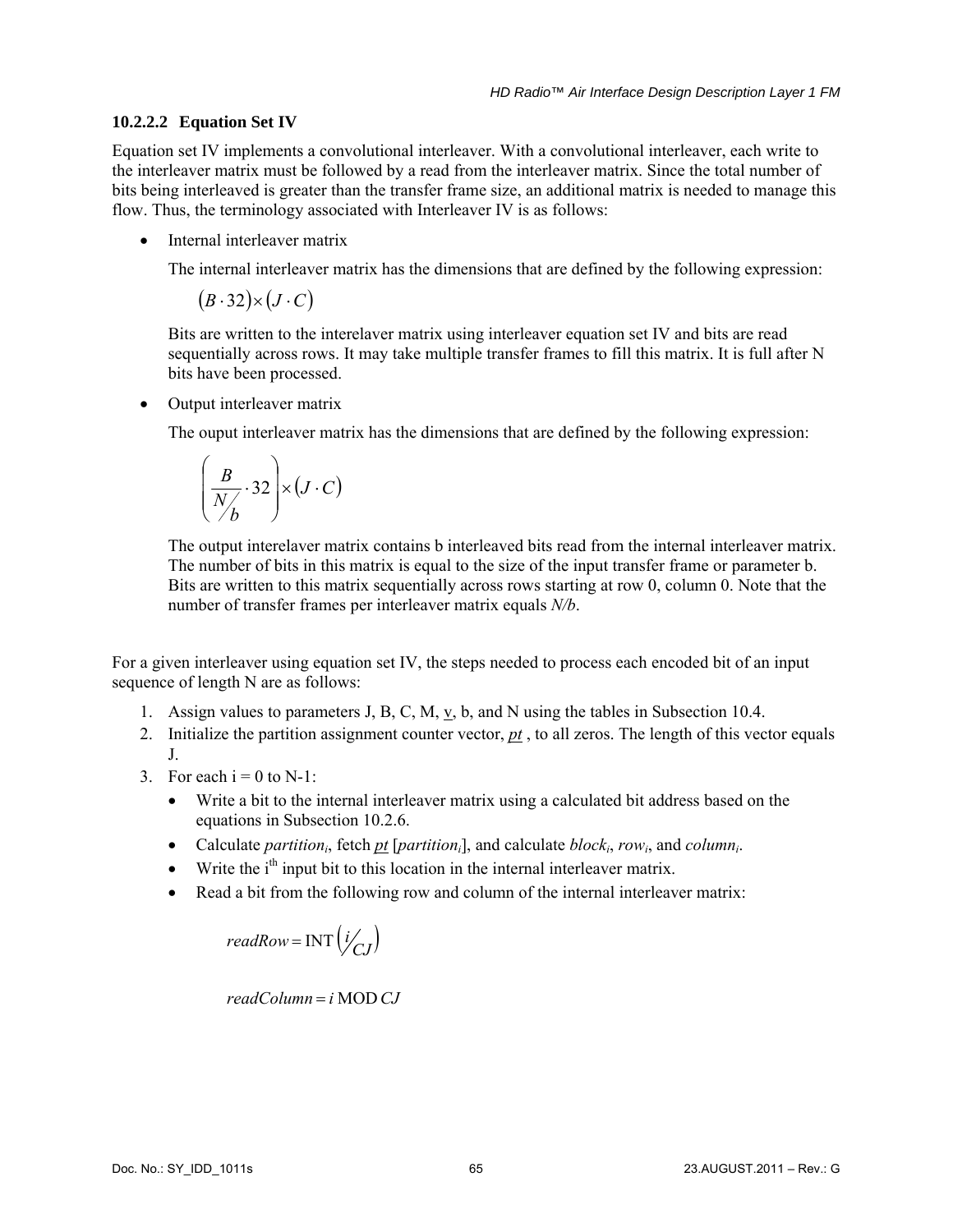#### 10.2.2.2 Equation Set IV

Equation set IV implements a convolutional interleaver. With a convolutional interleaver, each write to the interleaver matrix must be followed by a read from the interleaver matrix. Since the total number of bits being interleaved is greater than the transfer frame size, an additional matrix is needed to manage this flow. Thus, the terminology associated with Interleaver IV is as follows:

- Internal interleaver matrix

  The internal interleaver matrix has the dimensions that are defined by the following expression:

  $$(B \cdot 32) \times (J \cdot C)$$

  Bits are written to the interelaver matrix using interleaver equation set IV and bits are read sequentially across rows. It may take multiple transfer frames to fill this matrix. It is full after N bits have been processed.

- Output interleaver matrix

  The ouput interleaver matrix has the dimensions that are defined by the following expression:

  $$\left( \frac{B}{N/b} \cdot 32 \right) \times (J \cdot C)$$

  The output interelaver matrix contains b interleaved bits read from the internal interleaver matrix. The number of bits in this matrix is equal to the size of the input transfer frame or parameter b. Bits are written to this matrix sequentially across rows starting at row 0, column 0. Note that the number of transfer frames per interleaver matrix equals *N/b*.

For a given interleaver using equation set IV, the steps needed to process each encoded bit of an input sequence of length N are as follows:

1. Assign values to parameters J, B, C, M, $\underline{v}$, b, and N using the tables in Subsection 10.4.
2. Initialize the partition assignment counter vector, $\underline{pt}$ , to all zeros. The length of this vector equals J.
3. For each i = 0 to N-1:
   - Write a bit to the internal interleaver matrix using a calculated bit address based on the equations in Subsection 10.2.6.
   - Calculate $partition_i$, fetch $\underline{pt}[partition_i]$, and calculate $block_i$, $row_i$, and $column_i$.
   - Write the $i^{th}$ input bit to this location in the internal interleaver matrix.
   - Read a bit from the following row and column of the internal interleaver matrix:

     $$readRow = \text{INT}\left( i/_{CJ} \right)$$

     $$readColumn = i \text{ MOD } CJ$$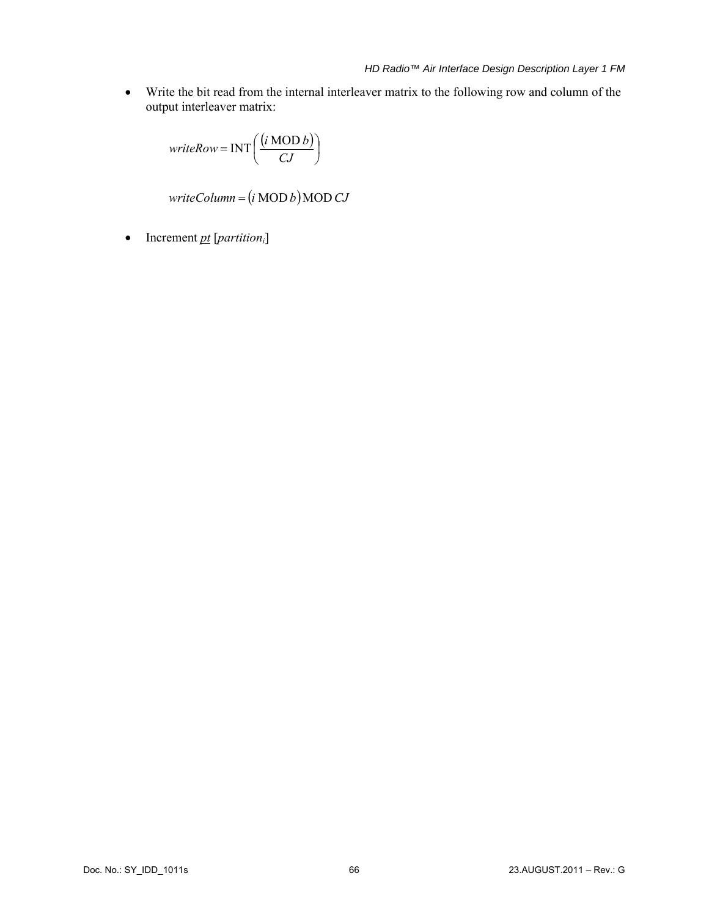- Write the bit read from the internal interleaver matrix to the following row and column of the output interleaver matrix:

$$writeRow = \mathrm{INT}\left(\frac{(i \,\mathrm{MOD}\, b)}{CJ}\right)$$

$$writeColumn = (i \,\mathrm{MOD}\, b) \,\mathrm{MOD}\, CJ$$

- Increment <u>*pt*</u> [$partition_i$]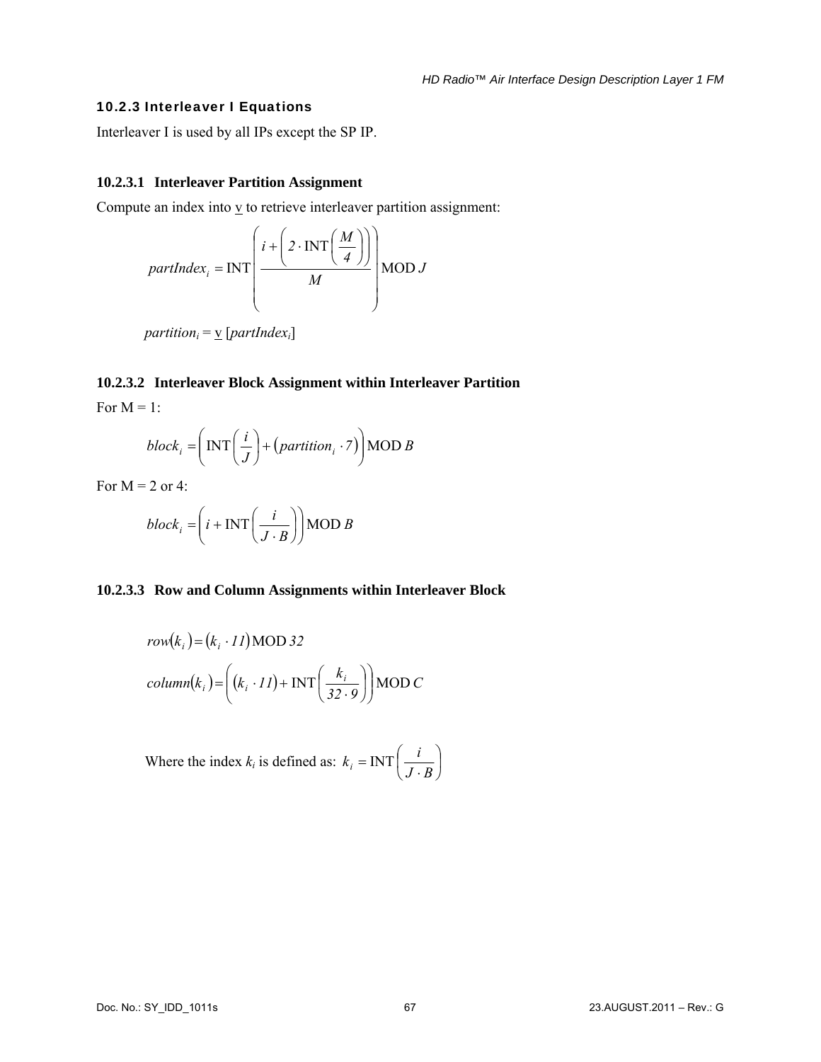### 10.2.3 Interleaver I Equations

Interleaver I is used by all IPs except the SP IP.

#### 10.2.3.1 Interleaver Partition Assignment

Compute an index into v to retrieve interleaver partition assignment:

$$partIndex_i = \mathrm{INT}\left(\frac{i + \left(2 \cdot \mathrm{INT}\left(\frac{M}{4}\right)\right)}{M}\right) \mathrm{MOD}\ J$$

$$partition_i = \underline{v}\,[partIndex_i]$$

#### 10.2.3.2 Interleaver Block Assignment within Interleaver Partition

For M = 1:

$$block_i = \left(\mathrm{INT}\left(\frac{i}{J}\right) + \left(partition_i \cdot 7\right)\right) \mathrm{MOD}\ B$$

For M = 2 or 4:

$$block_i = \left(i + \mathrm{INT}\left(\frac{i}{J \cdot B}\right)\right) \mathrm{MOD}\ B$$

#### 10.2.3.3 Row and Column Assignments within Interleaver Block

$$row(k_i) = \left(k_i \cdot 11\right) \mathrm{MOD}\ 32$$

$$column(k_i) = \left(\left(k_i \cdot 11\right) + \mathrm{INT}\left(\frac{k_i}{32 \cdot 9}\right)\right) \mathrm{MOD}\ C$$

Where the index $k_i$ is defined as: $k_i = \mathrm{INT}\left(\frac{i}{J \cdot B}\right)$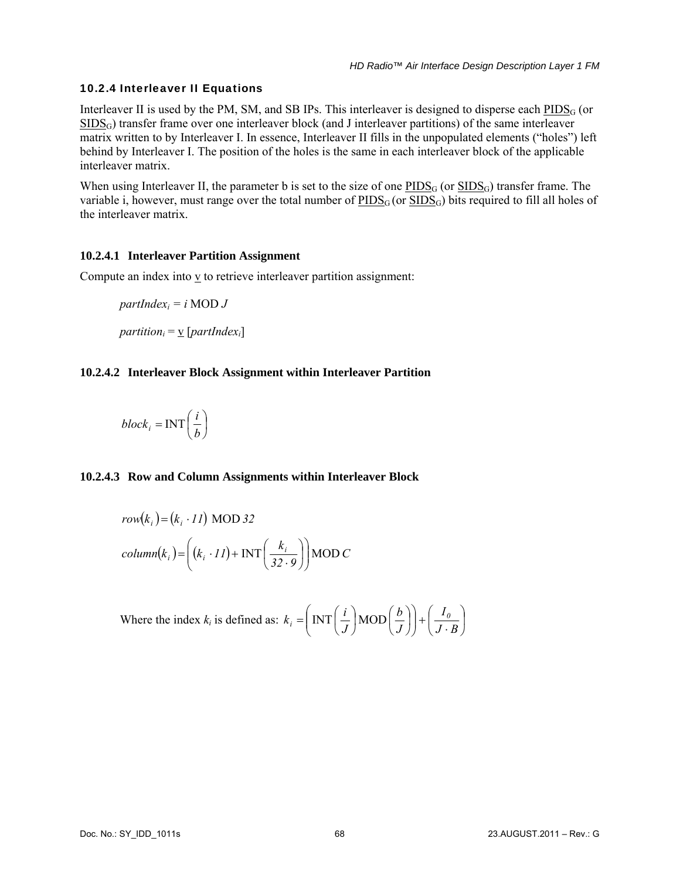#### 10.2.4 Interleaver II Equations

Interleaver II is used by the PM, SM, and SB IPs. This interleaver is designed to disperse each $\underline{PIDS}_G$ (or $\underline{SIDS}_G$) transfer frame over one interleaver block (and J interleaver partitions) of the same interleaver matrix written to by Interleaver I. In essence, Interleaver II fills in the unpopulated elements ("holes") left behind by Interleaver I. The position of the holes is the same in each interleaver block of the applicable interleaver matrix.

When using Interleaver II, the parameter b is set to the size of one $\underline{PIDS}_G$ (or $\underline{SIDS}_G$) transfer frame. The variable i, however, must range over the total number of $\underline{PIDS}_G$ (or $\underline{SIDS}_G$) bits required to fill all holes of the interleaver matrix.

##### 10.2.4.1 Interleaver Partition Assignment

Compute an index into $\underline{v}$ to retrieve interleaver partition assignment:

$$partIndex_i = i \text{ MOD } J$$

$$partition_i = \underline{v}\,[partIndex_i]$$

##### 10.2.4.2 Interleaver Block Assignment within Interleaver Partition

$$block_i = \text{INT}\left(\frac{i}{b}\right)$$

##### 10.2.4.3 Row and Column Assignments within Interleaver Block

$$row(k_i) = (k_i \cdot 11) \text{ MOD } 32$$

$$column(k_i) = \left((k_i \cdot 11) + \text{INT}\left(\frac{k_i}{32 \cdot 9}\right)\right) \text{MOD } C$$

Where the index $k_i$ is defined as: $k_i = \left(\text{INT}\left(\frac{i}{J}\right) \text{MOD}\left(\frac{b}{J}\right)\right) + \left(\frac{I_0}{J \cdot B}\right)$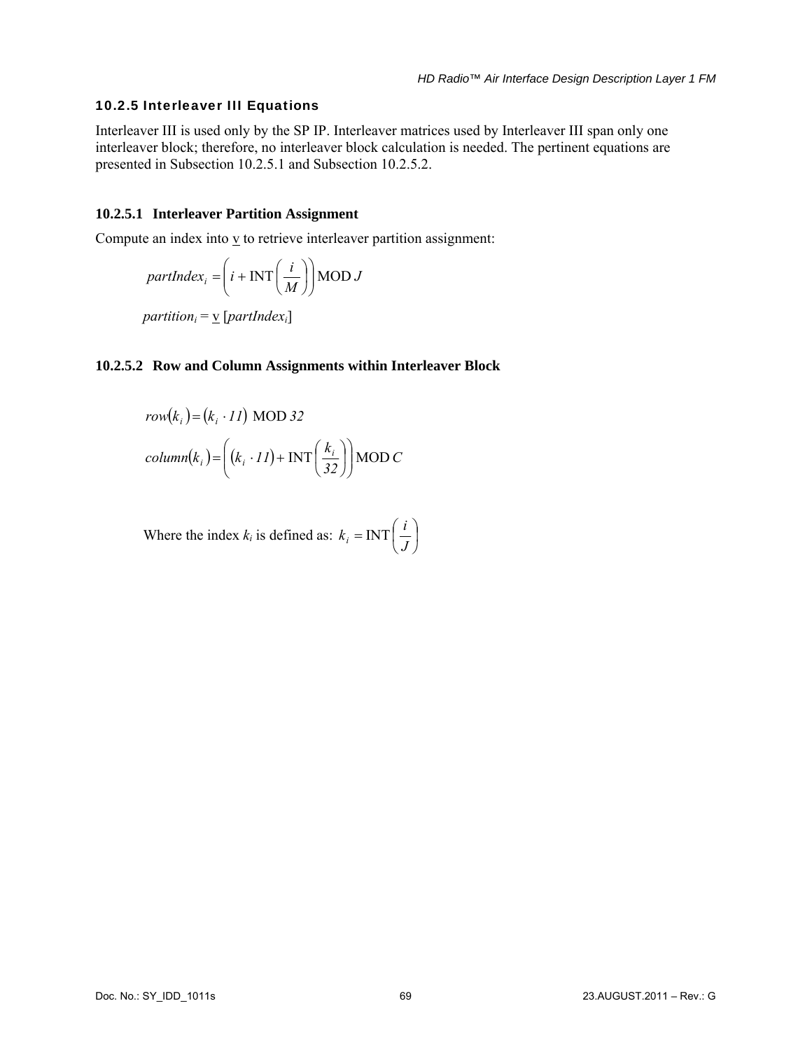### 10.2.5 Interleaver III Equations

Interleaver III is used only by the SP IP. Interleaver matrices used by Interleaver III span only one interleaver block; therefore, no interleaver block calculation is needed. The pertinent equations are presented in Subsection 10.2.5.1 and Subsection 10.2.5.2.

#### 10.2.5.1 Interleaver Partition Assignment

Compute an index into v to retrieve interleaver partition assignment:

$$partIndex_i = \left( i + \mathrm{INT}\left( \frac{i}{M} \right) \right) \mathrm{MOD}\ J$$

$$partition_i = \underline{v}\ [partIndex_i]$$

#### 10.2.5.2 Row and Column Assignments within Interleaver Block

$$row(k_i) = (k_i \cdot 11)\ \mathrm{MOD}\ 32$$

$$column(k_i) = \left( (k_i \cdot 11) + \mathrm{INT}\left( \frac{k_i}{32} \right) \right) \mathrm{MOD}\ C$$

Where the index $k_i$ is defined as: $k_i = \mathrm{INT}\left( \frac{i}{J} \right)$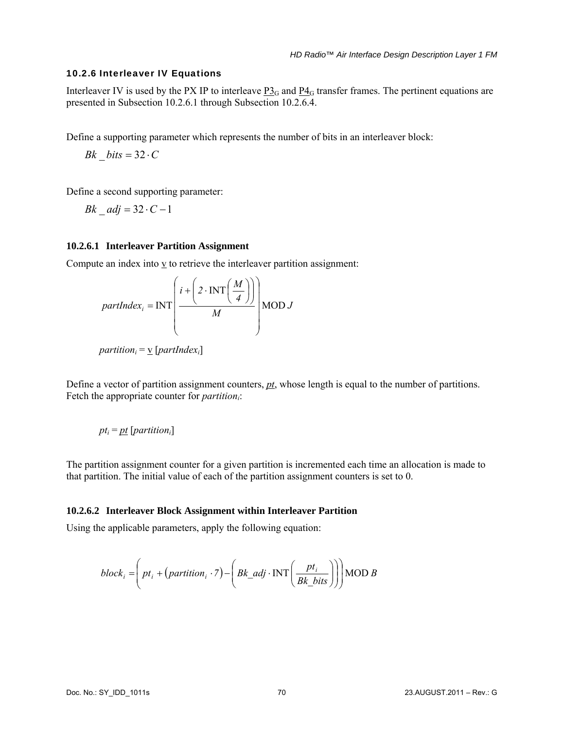### 10.2.6 Interleaver IV Equations

Interleaver IV is used by the PX IP to interleave $\underline{P3}_G$ and $\underline{P4}_G$ transfer frames. The pertinent equations are presented in Subsection 10.2.6.1 through Subsection 10.2.6.4.

Define a supporting parameter which represents the number of bits in an interleaver block:

$$Bk\_bits = 32 \cdot C$$

Define a second supporting parameter:

$$Bk\_adj = 32 \cdot C - 1$$

#### 10.2.6.1 Interleaver Partition Assignment

Compute an index into $\underline{v}$ to retrieve the interleaver partition assignment:

$$partIndex_i = \text{INT}\left( \frac{i + \left( 2 \cdot \text{INT}\left( \frac{M}{4} \right) \right)}{M} \right) \text{MOD } J$$

$$partition_i = \underline{v}\,[partIndex_i]$$

Define a vector of partition assignment counters, $\underline{pt}$, whose length is equal to the number of partitions. Fetch the appropriate counter for $partition_i$:

$$pt_i = \underline{pt}\,[partition_i]$$

The partition assignment counter for a given partition is incremented each time an allocation is made to that partition. The initial value of each of the partition assignment counters is set to 0.

#### 10.2.6.2 Interleaver Block Assignment within Interleaver Partition

Using the applicable parameters, apply the following equation:

$$block_i = \left( pt_i + \left( partition_i \cdot 7 \right) - \left( Bk\_adj \cdot \text{INT}\left( \frac{pt_i}{Bk\_bits} \right) \right) \right) \text{MOD } B$$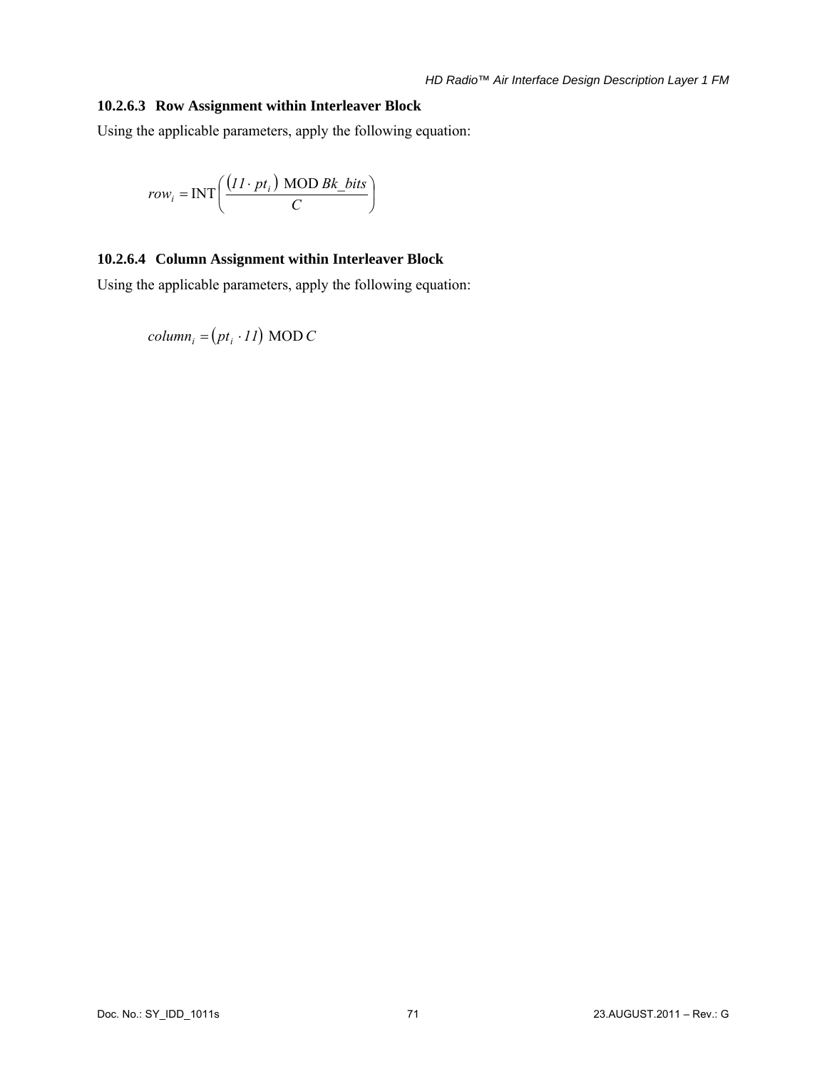#### 10.2.6.3 Row Assignment within Interleaver Block

Using the applicable parameters, apply the following equation:

$$row_i = \mathrm{INT}\left(\frac{\left(11 \cdot pt_i\right) \ \mathrm{MOD}\ Bk\_bits}{C}\right)$$

#### 10.2.6.4 Column Assignment within Interleaver Block

Using the applicable parameters, apply the following equation:

$$column_i = \left(pt_i \cdot 11\right) \ \mathrm{MOD}\ C$$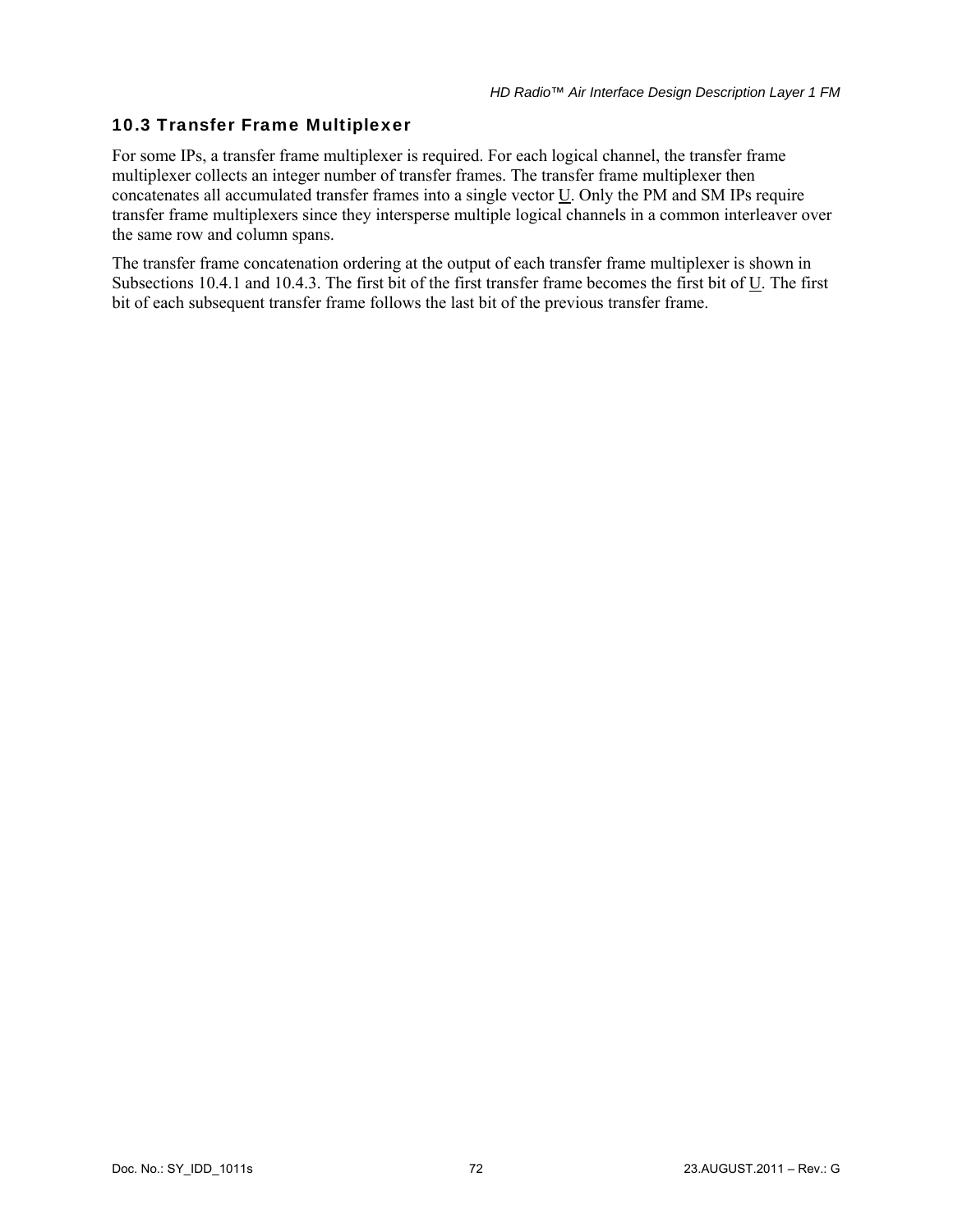## 10.3 Transfer Frame Multiplexer

For some IPs, a transfer frame multiplexer is required. For each logical channel, the transfer frame multiplexer collects an integer number of transfer frames. The transfer frame multiplexer then concatenates all accumulated transfer frames into a single vector $\underline{U}$. Only the PM and SM IPs require transfer frame multiplexers since they intersperse multiple logical channels in a common interleaver over the same row and column spans.

The transfer frame concatenation ordering at the output of each transfer frame multiplexer is shown in Subsections 10.4.1 and 10.4.3. The first bit of the first transfer frame becomes the first bit of $\underline{U}$. The first bit of each subsequent transfer frame follows the last bit of the previous transfer frame.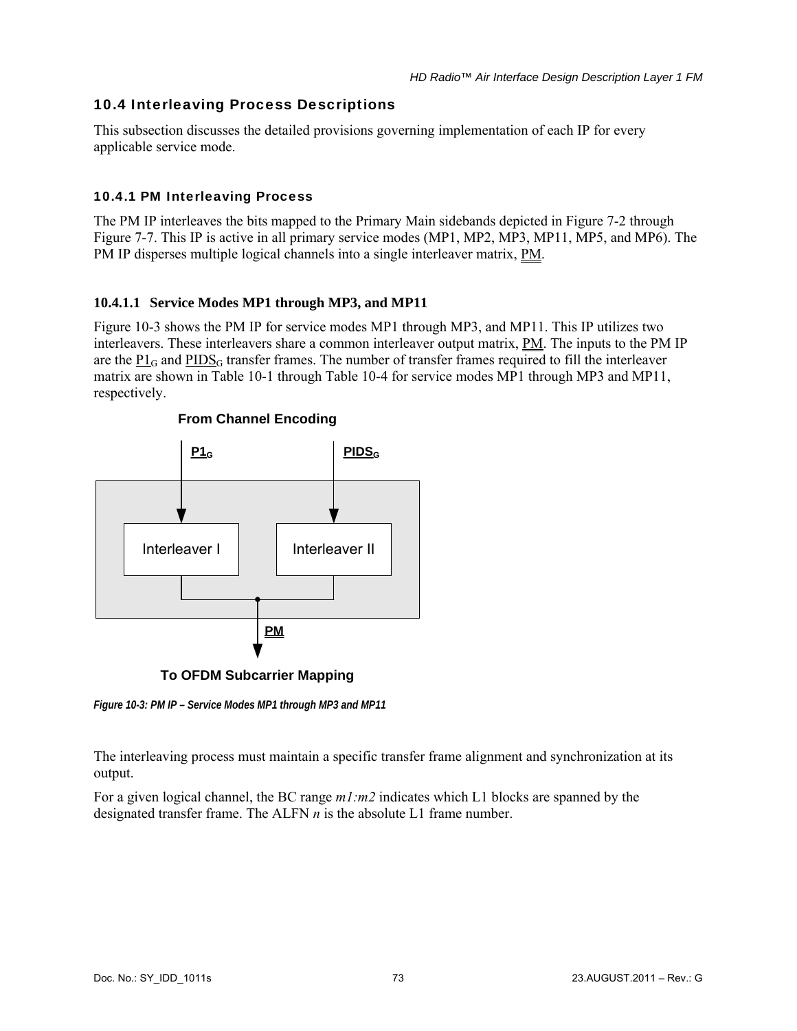## 10.4 Interleaving Process Descriptions

This subsection discusses the detailed provisions governing implementation of each IP for every applicable service mode.

### 10.4.1 PM Interleaving Process

The PM IP interleaves the bits mapped to the Primary Main sidebands depicted in Figure 7-2 through Figure 7-7. This IP is active in all primary service modes (MP1, MP2, MP3, MP11, MP5, and MP6). The PM IP disperses multiple logical channels into a single interleaver matrix, PM.

#### 10.4.1.1 Service Modes MP1 through MP3, and MP11

Figure 10-3 shows the PM IP for service modes MP1 through MP3, and MP11. This IP utilizes two interleavers. These interleavers share a common interleaver output matrix, PM. The inputs to the PM IP are the $P1_G$ and $PIDS_G$ transfer frames. The number of transfer frames required to fill the interleaver matrix are shown in Table 10-1 through Table 10-4 for service modes MP1 through MP3 and MP11, respectively.

From Channel Encoding

$P1_G$ $PIDS_G$

Interleaver I Interleaver II

PM

To OFDM Subcarrier Mapping

*Figure 10-3: PM IP – Service Modes MP1 through MP3 and MP11*

The interleaving process must maintain a specific transfer frame alignment and synchronization at its output.

For a given logical channel, the BC range *m1:m2* indicates which L1 blocks are spanned by the designated transfer frame. The ALFN *n* is the absolute L1 frame number.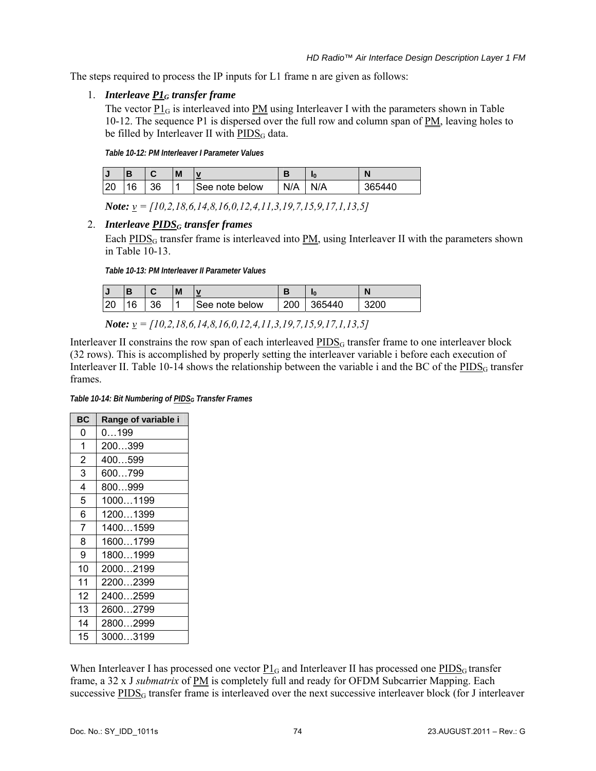The steps required to process the IP inputs for L1 frame n are given as follows:

1. ***Interleave $\underline{P1}_G$ transfer frame***

   The vector $\underline{P1}_G$ is interleaved into $\underline{\underline{PM}}$ using Interleaver I with the parameters shown in Table 10-12. The sequence P1 is dispersed over the full row and column span of $\underline{\underline{PM}}$, leaving holes to be filled by Interleaver II with $\underline{PIDS}_G$ data.

   *Table 10-12: PM Interleaver I Parameter Values*

   | J | B | C | M | $\underline{v}$ | B | $I_0$ | N |
   |---|---|---|---|---|---|---|---|
   | 20 | 16 | 36 | 1 | See note below | N/A | N/A | 365440 |

   ***Note:*** *$\underline{v}$ = [10,2,18,6,14,8,16,0,12,4,11,3,19,7,15,9,17,1,13,5]*

2. ***Interleave $\underline{PIDS}_G$ transfer frames***

   Each $\underline{PIDS}_G$ transfer frame is interleaved into $\underline{\underline{PM}}$, using Interleaver II with the parameters shown in Table 10-13.

   *Table 10-13: PM Interleaver II Parameter Values*

   | J | B | C | M | $\underline{v}$ | B | $I_0$ | N |
   |---|---|---|---|---|---|---|---|
   | 20 | 16 | 36 | 1 | See note below | 200 | 365440 | 3200 |

   ***Note:*** *$\underline{v}$ = [10,2,18,6,14,8,16,0,12,4,11,3,19,7,15,9,17,1,13,5]*

Interleaver II constrains the row span of each interleaved $\underline{PIDS}_G$ transfer frame to one interleaver block (32 rows). This is accomplished by properly setting the interleaver variable i before each execution of Interleaver II. Table 10-14 shows the relationship between the variable i and the BC of the $\underline{PIDS}_G$ transfer frames.

*Table 10-14: Bit Numbering of $\underline{PIDS}_G$ Transfer Frames*

| BC | Range of variable i |
|---|---|
| 0 | 0…199 |
| 1 | 200…399 |
| 2 | 400…599 |
| 3 | 600…799 |
| 4 | 800…999 |
| 5 | 1000…1199 |
| 6 | 1200…1399 |
| 7 | 1400…1599 |
| 8 | 1600…1799 |
| 9 | 1800…1999 |
| 10 | 2000…2199 |
| 11 | 2200…2399 |
| 12 | 2400…2599 |
| 13 | 2600…2799 |
| 14 | 2800…2999 |
| 15 | 3000…3199 |

When Interleaver I has processed one vector $\underline{P1}_G$ and Interleaver II has processed one $\underline{PIDS}_G$ transfer frame, a 32 x J *submatrix* of $\underline{\underline{PM}}$ is completely full and ready for OFDM Subcarrier Mapping. Each successive $\underline{PIDS}_G$ transfer frame is interleaved over the next successive interleaver block (for J interleaver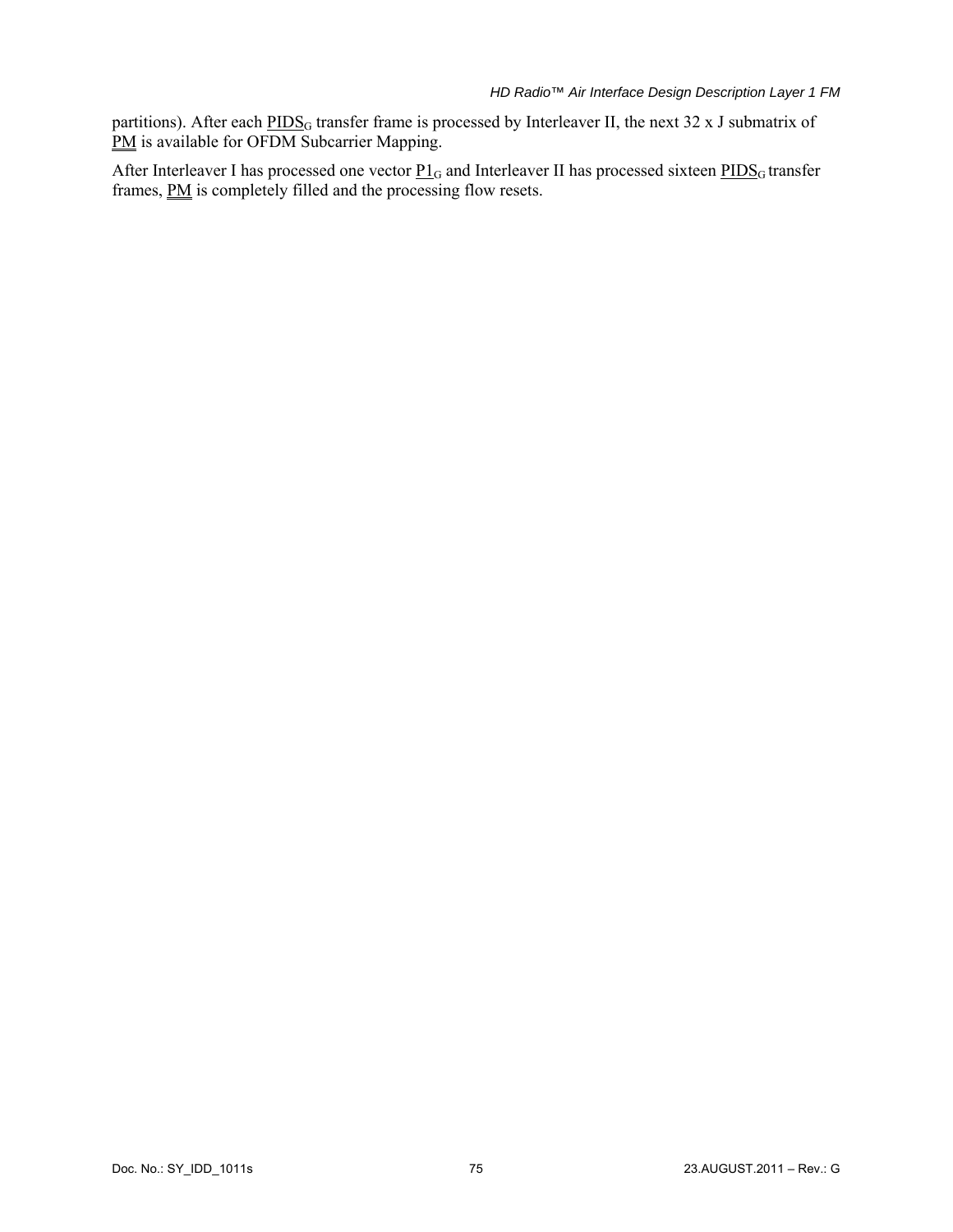partitions). After each $\underline{PIDS}_G$ transfer frame is processed by Interleaver II, the next 32 x J submatrix of $\underline{\underline{PM}}$ is available for OFDM Subcarrier Mapping.

After Interleaver I has processed one vector $\underline{P1}_G$ and Interleaver II has processed sixteen $\underline{PIDS}_G$ transfer frames, $\underline{\underline{PM}}$ is completely filled and the processing flow resets.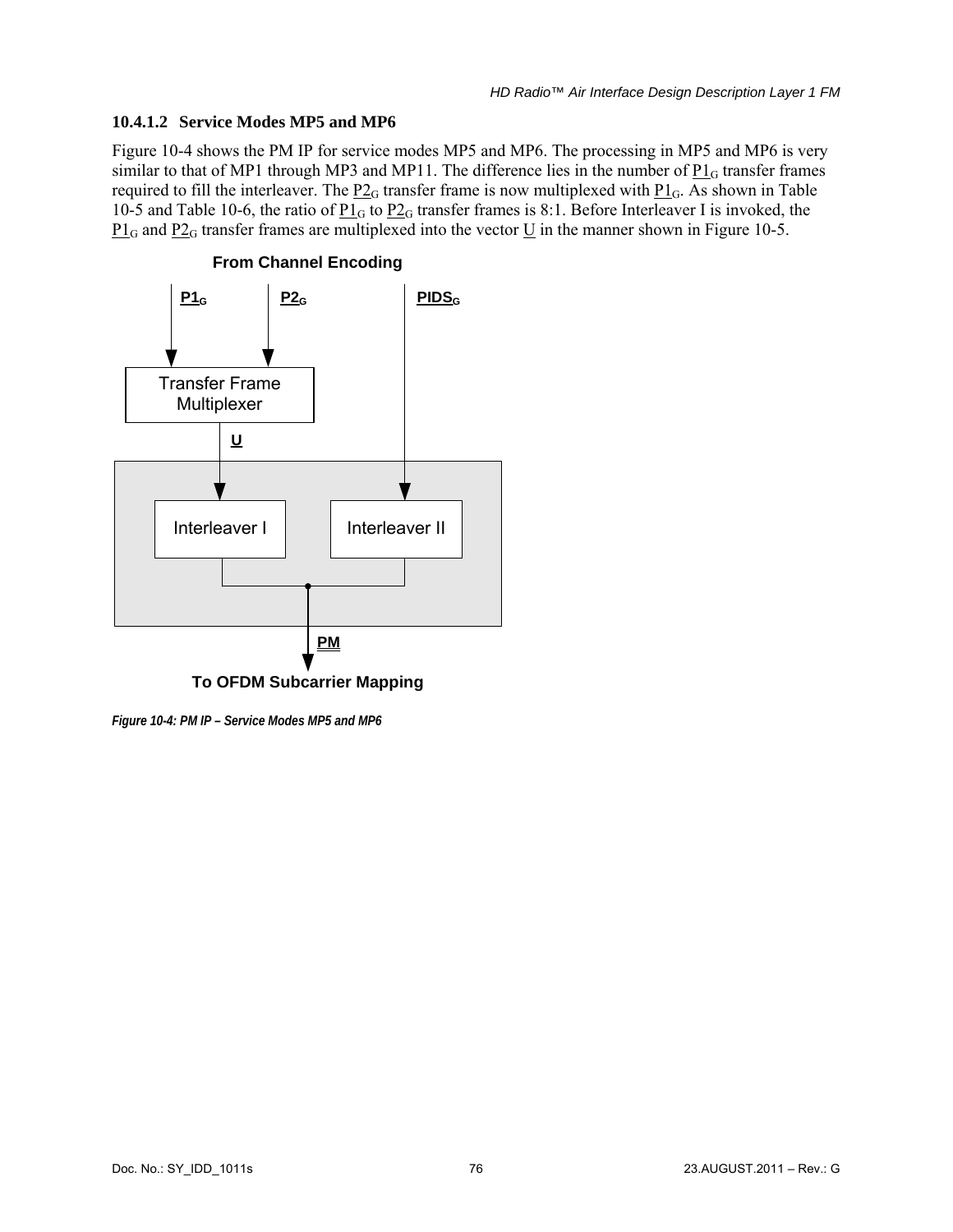### 10.4.1.2 Service Modes MP5 and MP6

Figure 10-4 shows the PM IP for service modes MP5 and MP6. The processing in MP5 and MP6 is very similar to that of MP1 through MP3 and MP11. The difference lies in the number of $\underline{P1}_G$ transfer frames required to fill the interleaver. The $\underline{P2}_G$ transfer frame is now multiplexed with $\underline{P1}_G$. As shown in Table 10-5 and Table 10-6, the ratio of $\underline{P1}_G$ to $\underline{P2}_G$ transfer frames is 8:1. Before Interleaver I is invoked, the $\underline{P1}_G$ and $\underline{P2}_G$ transfer frames are multiplexed into the vector $\underline{U}$ in the manner shown in Figure 10-5.

From Channel Encoding

$\underline{P1}_G$ $\underline{P2}_G$ $\underline{PIDS}_G$

Transfer Frame Multiplexer

$\underline{U}$

Interleaver I Interleaver II

$\underline{PM}$

To OFDM Subcarrier Mapping

*Figure 10-4: PM IP – Service Modes MP5 and MP6*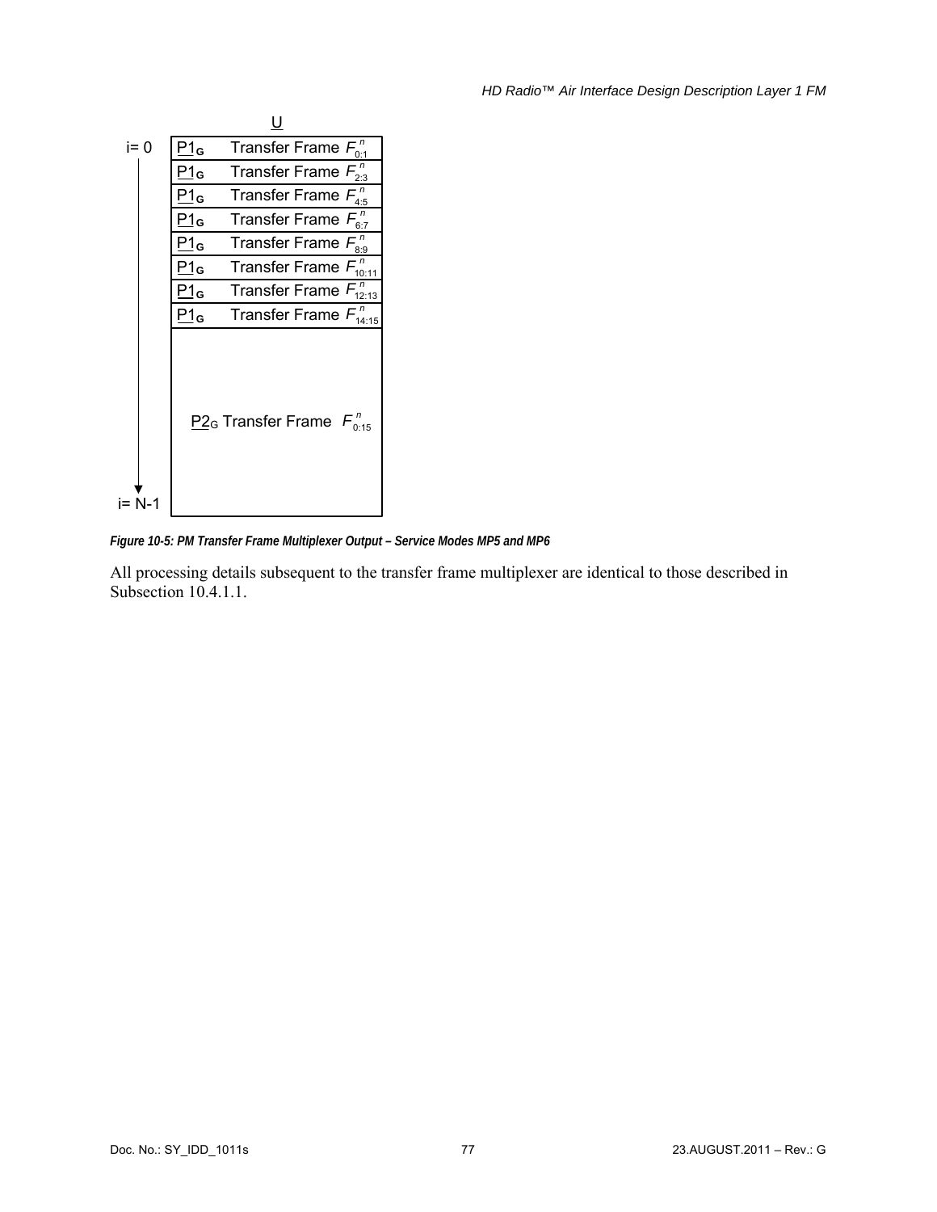| i | $\underline{U}$ |
|---|---|
| i = 0 | $\underline{P1}_G$ Transfer Frame $F^n_{0:1}$ |
| | $\underline{P1}_G$ Transfer Frame $F^n_{2:3}$ |
| | $\underline{P1}_G$ Transfer Frame $F^n_{4:5}$ |
| | $\underline{P1}_G$ Transfer Frame $F^n_{6:7}$ |
| | $\underline{P1}_G$ Transfer Frame $F^n_{8:9}$ |
| | $\underline{P1}_G$ Transfer Frame $F^n_{10:11}$ |
| | $\underline{P1}_G$ Transfer Frame $F^n_{12:13}$ |
| | $\underline{P1}_G$ Transfer Frame $F^n_{14:15}$ |
| i = N-1 | $\underline{P2}_G$ Transfer Frame $F^n_{0:15}$ |

***Figure 10-5: PM Transfer Frame Multiplexer Output – Service Modes MP5 and MP6***

All processing details subsequent to the transfer frame multiplexer are identical to those described in Subsection 10.4.1.1.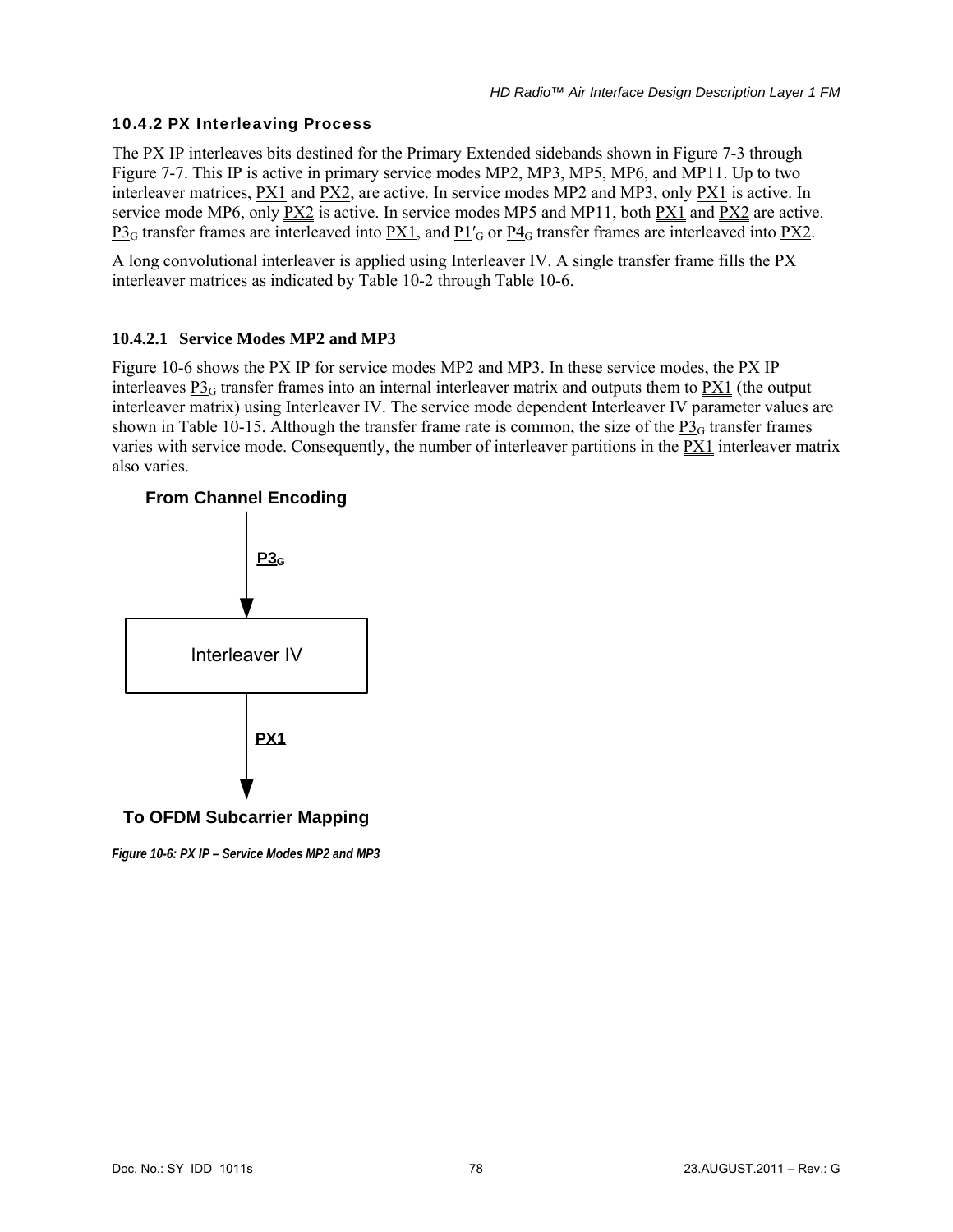### 10.4.2 PX Interleaving Process

The PX IP interleaves bits destined for the Primary Extended sidebands shown in Figure 7-3 through Figure 7-7. This IP is active in primary service modes MP2, MP3, MP5, MP6, and MP11. Up to two interleaver matrices, PX1 and PX2, are active. In service modes MP2 and MP3, only PX1 is active. In service mode MP6, only PX2 is active. In service modes MP5 and MP11, both PX1 and PX2 are active. $P3_G$ transfer frames are interleaved into PX1, and $P1'_G$ or $P4_G$ transfer frames are interleaved into PX2.

A long convolutional interleaver is applied using Interleaver IV. A single transfer frame fills the PX interleaver matrices as indicated by Table 10-2 through Table 10-6.

#### 10.4.2.1 Service Modes MP2 and MP3

Figure 10-6 shows the PX IP for service modes MP2 and MP3. In these service modes, the PX IP interleaves $P3_G$ transfer frames into an internal interleaver matrix and outputs them to PX1 (the output interleaver matrix) using Interleaver IV. The service mode dependent Interleaver IV parameter values are shown in Table 10-15. Although the transfer frame rate is common, the size of the $P3_G$ transfer frames varies with service mode. Consequently, the number of interleaver partitions in the PX1 interleaver matrix also varies.

**From Channel Encoding**

$P3_G$

Interleaver IV

PX1

**To OFDM Subcarrier Mapping**

*Figure 10-6: PX IP – Service Modes MP2 and MP3*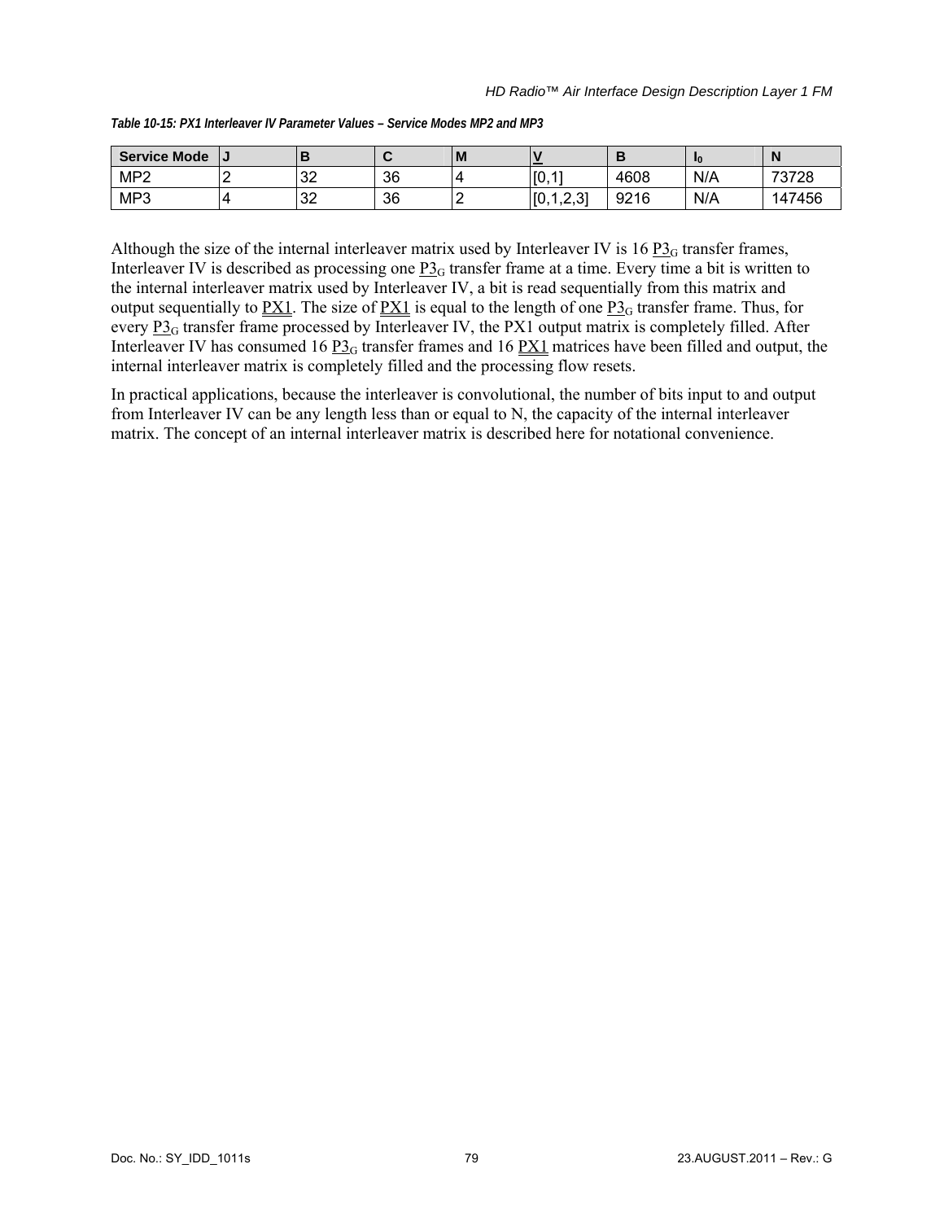*Table 10-15: PX1 Interleaver IV Parameter Values – Service Modes MP2 and MP3*

| Service Mode | J | B | C | M | V | B | $I_0$ | N |
|---|---|---|---|---|---|---|---|---|
| MP2 | 2 | 32 | 36 | 4 | [0,1] | 4608 | N/A | 73728 |
| MP3 | 4 | 32 | 36 | 2 | [0,1,2,3] | 9216 | N/A | 147456 |

Although the size of the internal interleaver matrix used by Interleaver IV is 16 $P3_G$ transfer frames, Interleaver IV is described as processing one $P3_G$ transfer frame at a time. Every time a bit is written to the internal interleaver matrix used by Interleaver IV, a bit is read sequentially from this matrix and output sequentially to PX1. The size of PX1 is equal to the length of one $P3_G$ transfer frame. Thus, for every $P3_G$ transfer frame processed by Interleaver IV, the PX1 output matrix is completely filled. After Interleaver IV has consumed 16 $P3_G$ transfer frames and 16 PX1 matrices have been filled and output, the internal interleaver matrix is completely filled and the processing flow resets.

In practical applications, because the interleaver is convolutional, the number of bits input to and output from Interleaver IV can be any length less than or equal to N, the capacity of the internal interleaver matrix. The concept of an internal interleaver matrix is described here for notational convenience.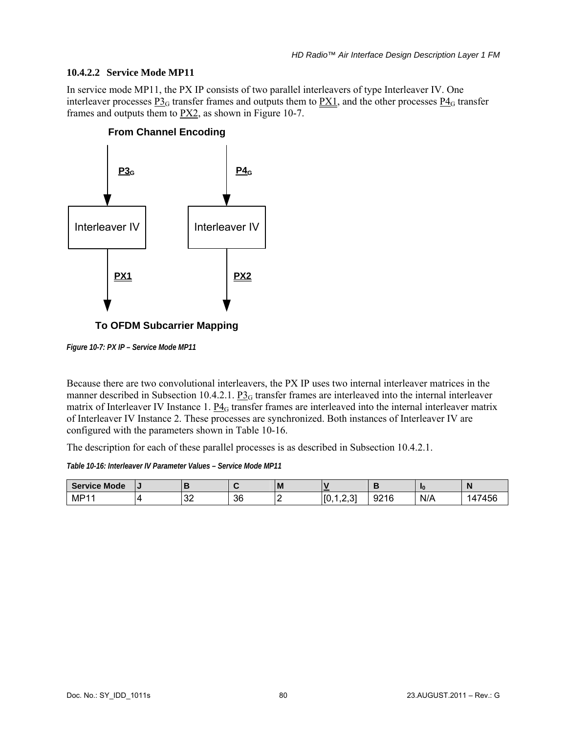### 10.4.2.2 Service Mode MP11

In service mode MP11, the PX IP consists of two parallel interleavers of type Interleaver IV. One interleaver processes $\underline{P3}_G$ transfer frames and outputs them to PX1, and the other processes $\underline{P4}_G$ transfer frames and outputs them to PX2, as shown in Figure 10-7.

From Channel Encoding

$\underline{P3}_G$ → Interleaver IV → PX1

$\underline{P4}_G$ → Interleaver IV → PX2

To OFDM Subcarrier Mapping

*Figure 10-7: PX IP – Service Mode MP11*

Because there are two convolutional interleavers, the PX IP uses two internal interleaver matrices in the manner described in Subsection 10.4.2.1. $\underline{P3}_G$ transfer frames are interleaved into the internal interleaver matrix of Interleaver IV Instance 1. $\underline{P4}_G$ transfer frames are interleaved into the internal interleaver matrix of Interleaver IV Instance 2. These processes are synchronized. Both instances of Interleaver IV are configured with the parameters shown in Table 10-16.

The description for each of these parallel processes is as described in Subsection 10.4.2.1.

*Table 10-16: Interleaver IV Parameter Values – Service Mode MP11*

| Service Mode | J | B | C | M | V | B | $I_0$ | N |
|---|---|---|---|---|---|---|---|---|
| MP11 | 4 | 32 | 36 | 2 | [0,1,2,3] | 9216 | N/A | 147456 |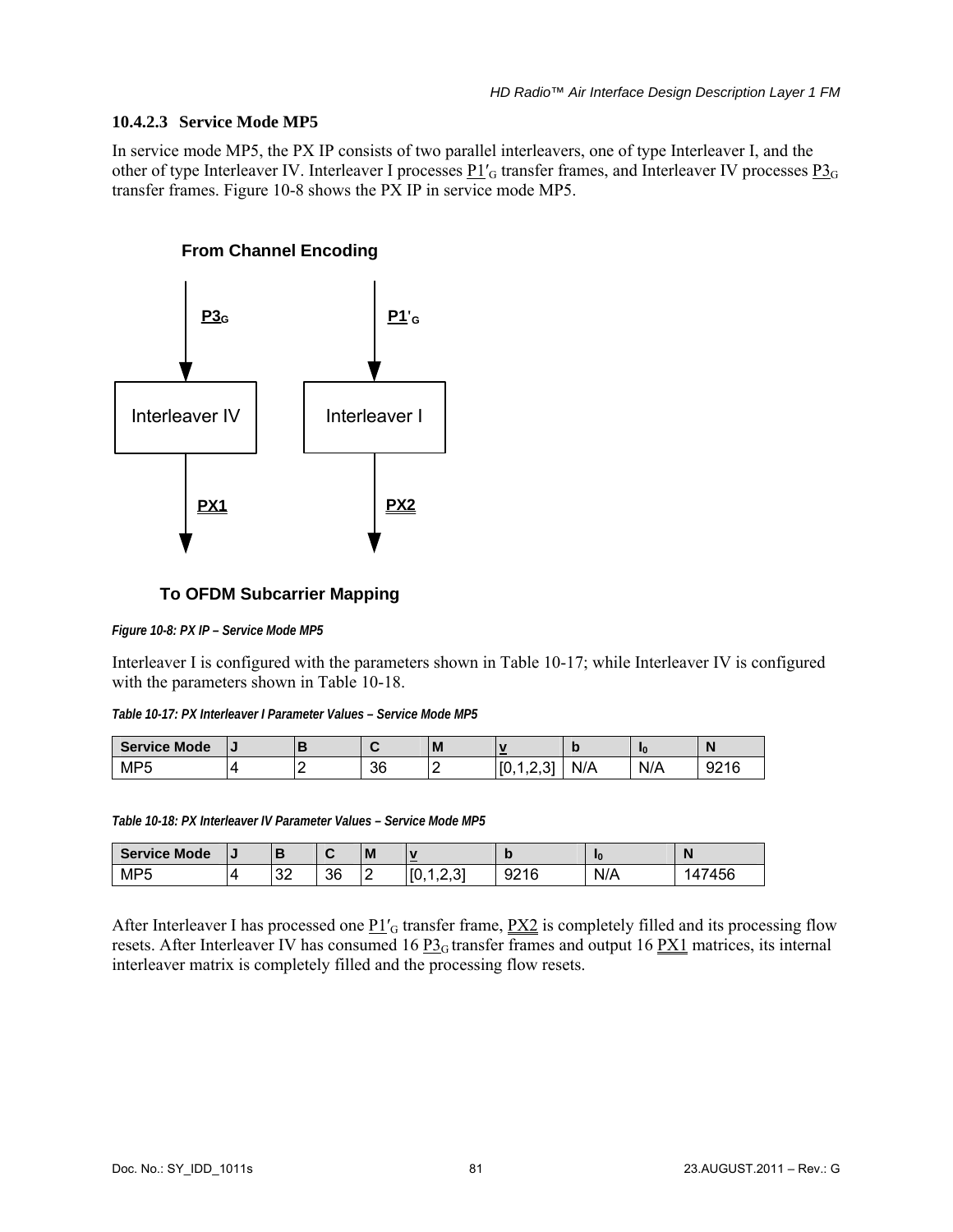### 10.4.2.3 Service Mode MP5

In service mode MP5, the PX IP consists of two parallel interleavers, one of type Interleaver I, and the other of type Interleaver IV. Interleaver I processes $P1'_G$ transfer frames, and Interleaver IV processes $P3_G$ transfer frames. Figure 10-8 shows the PX IP in service mode MP5.

From Channel Encoding

$P3_G$ → Interleaver IV → PX1

$P1'_G$ → Interleaver I → PX2

To OFDM Subcarrier Mapping

*Figure 10-8: PX IP – Service Mode MP5*

Interleaver I is configured with the parameters shown in Table 10-17; while Interleaver IV is configured with the parameters shown in Table 10-18.

*Table 10-17: PX Interleaver I Parameter Values – Service Mode MP5*

| Service Mode | J | B | C | M | v | b | $I_0$ | N |
|---|---|---|---|---|---|---|---|---|
| MP5 | 4 | 2 | 36 | 2 | [0,1,2,3] | N/A | N/A | 9216 |

*Table 10-18: PX Interleaver IV Parameter Values – Service Mode MP5*

| Service Mode | J | B | C | M | v | b | $I_0$ | N |
|---|---|---|---|---|---|---|---|---|
| MP5 | 4 | 32 | 36 | 2 | [0,1,2,3] | 9216 | N/A | 147456 |

After Interleaver I has processed one $P1'_G$ transfer frame, PX2 is completely filled and its processing flow resets. After Interleaver IV has consumed 16 $P3_G$ transfer frames and output 16 PX1 matrices, its internal interleaver matrix is completely filled and the processing flow resets.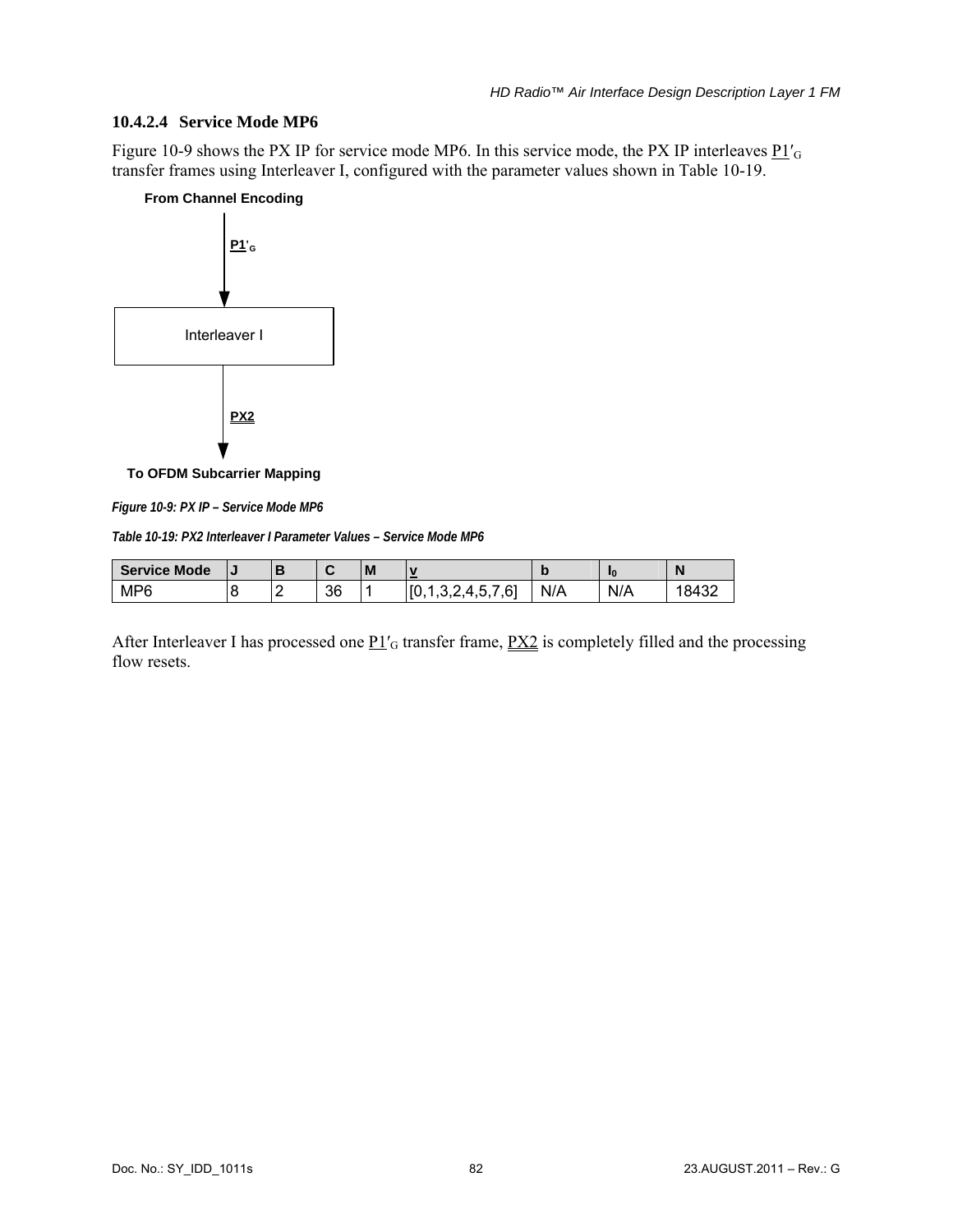### 10.4.2.4 Service Mode MP6

Figure 10-9 shows the PX IP for service mode MP6. In this service mode, the PX IP interleaves P1′$_G$ transfer frames using Interleaver I, configured with the parameter values shown in Table 10-19.

From Channel Encoding

P1′$_G$

Interleaver I

PX2

To OFDM Subcarrier Mapping

*Figure 10-9: PX IP – Service Mode MP6*

*Table 10-19: PX2 Interleaver I Parameter Values – Service Mode MP6*

| Service Mode | J | B | C | M | v | b | $I_0$ | N |
|---|---|---|---|---|---|---|---|---|
| MP6 | 8 | 2 | 36 | 1 | [0,1,3,2,4,5,7,6] | N/A | N/A | 18432 |

After Interleaver I has processed one P1′$_G$ transfer frame, PX2 is completely filled and the processing flow resets.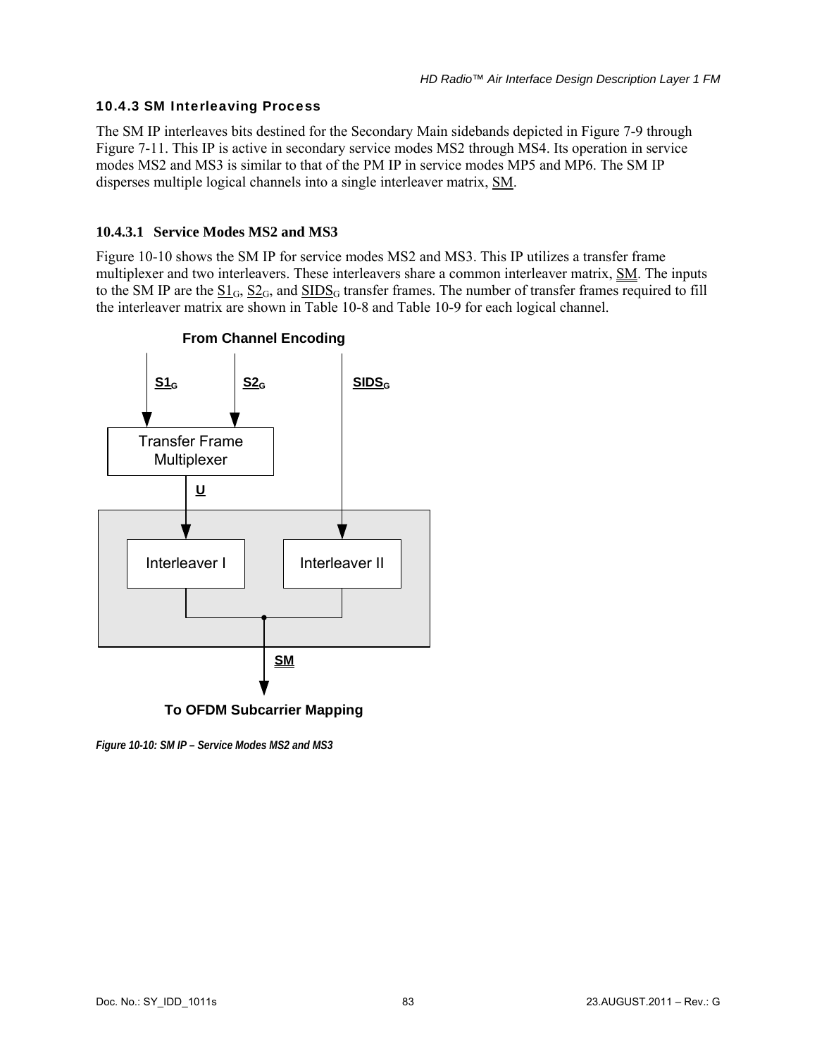### 10.4.3 SM Interleaving Process

The SM IP interleaves bits destined for the Secondary Main sidebands depicted in Figure 7-9 through Figure 7-11. This IP is active in secondary service modes MS2 through MS4. Its operation in service modes MS2 and MS3 is similar to that of the PM IP in service modes MP5 and MP6. The SM IP disperses multiple logical channels into a single interleaver matrix, SM.

#### 10.4.3.1 Service Modes MS2 and MS3

Figure 10-10 shows the SM IP for service modes MS2 and MS3. This IP utilizes a transfer frame multiplexer and two interleavers. These interleavers share a common interleaver matrix, SM. The inputs to the SM IP are the $S1_G$, $S2_G$, and $SIDS_G$ transfer frames. The number of transfer frames required to fill the interleaver matrix are shown in Table 10-8 and Table 10-9 for each logical channel.

From Channel Encoding

$S1_G$ $S2_G$ $SIDS_G$

Transfer Frame Multiplexer

U

Interleaver I

Interleaver II

SM

To OFDM Subcarrier Mapping

*Figure 10-10: SM IP – Service Modes MS2 and MS3*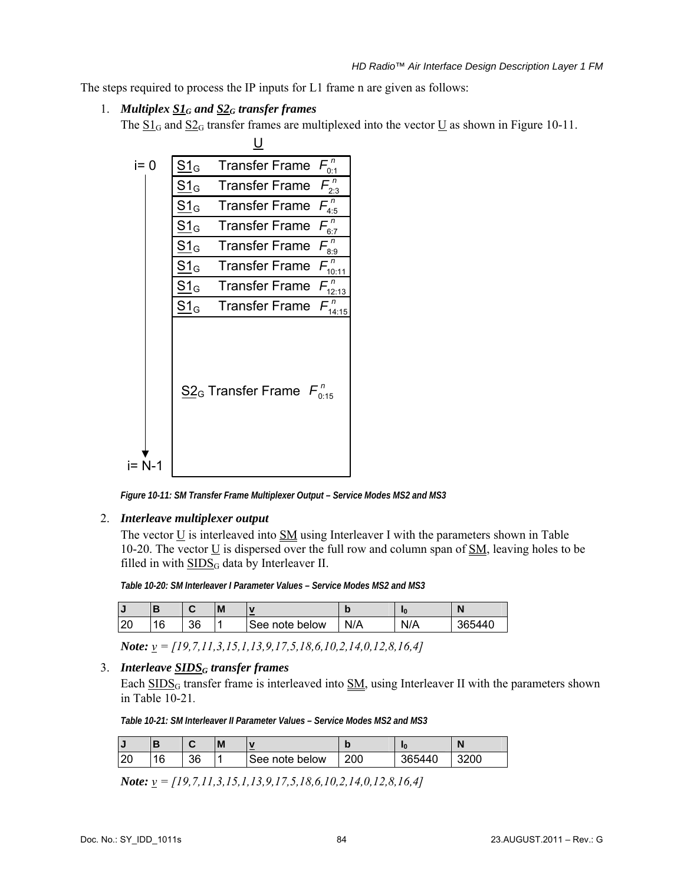The steps required to process the IP inputs for L1 frame n are given as follows:

1. ***Multiplex $\underline{S1}_G$ and $\underline{S2}_G$ transfer frames***

   The $\underline{S1}_G$ and $\underline{S2}_G$ transfer frames are multiplexed into the vector $\underline{U}$ as shown in Figure 10-11.

| U |
|---|
| i= 0: $\underline{S1}_G$ Transfer Frame $F^n_{0:1}$ |
| $\underline{S1}_G$ Transfer Frame $F^n_{2:3}$ |
| $\underline{S1}_G$ Transfer Frame $F^n_{4:5}$ |
| $\underline{S1}_G$ Transfer Frame $F^n_{6:7}$ |
| $\underline{S1}_G$ Transfer Frame $F^n_{8:9}$ |
| $\underline{S1}_G$ Transfer Frame $F^n_{10:11}$ |
| $\underline{S1}_G$ Transfer Frame $F^n_{12:13}$ |
| $\underline{S1}_G$ Transfer Frame $F^n_{14:15}$ |
| $\underline{S2}_G$ Transfer Frame $F^n_{0:15}$ (through i= N-1) |

*Figure 10-11: SM Transfer Frame Multiplexer Output – Service Modes MS2 and MS3*

2. ***Interleave multiplexer output***

   The vector $\underline{U}$ is interleaved into $\underline{\underline{SM}}$ using Interleaver I with the parameters shown in Table 10-20. The vector $\underline{U}$ is dispersed over the full row and column span of $\underline{\underline{SM}}$, leaving holes to be filled in with $\underline{SIDS}_G$ data by Interleaver II.

*Table 10-20: SM Interleaver I Parameter Values – Service Modes MS2 and MS3*

| J | B | C | M | $\underline{v}$ | b | $I_0$ | N |
|---|---|---|---|---|---|---|---|
| 20 | 16 | 36 | 1 | See note below | N/A | N/A | 365440 |

**Note:** $\underline{v}$ = [19,7,11,3,15,1,13,9,17,5,18,6,10,2,14,0,12,8,16,4]

3. ***Interleave $\underline{SIDS}_G$ transfer frames***

   Each $\underline{SIDS}_G$ transfer frame is interleaved into $\underline{\underline{SM}}$, using Interleaver II with the parameters shown in Table 10-21.

*Table 10-21: SM Interleaver II Parameter Values – Service Modes MS2 and MS3*

| J | B | C | M | $\underline{v}$ | b | $I_0$ | N |
|---|---|---|---|---|---|---|---|
| 20 | 16 | 36 | 1 | See note below | 200 | 365440 | 3200 |

**Note:** $\underline{v}$ = [19,7,11,3,15,1,13,9,17,5,18,6,10,2,14,0,12,8,16,4]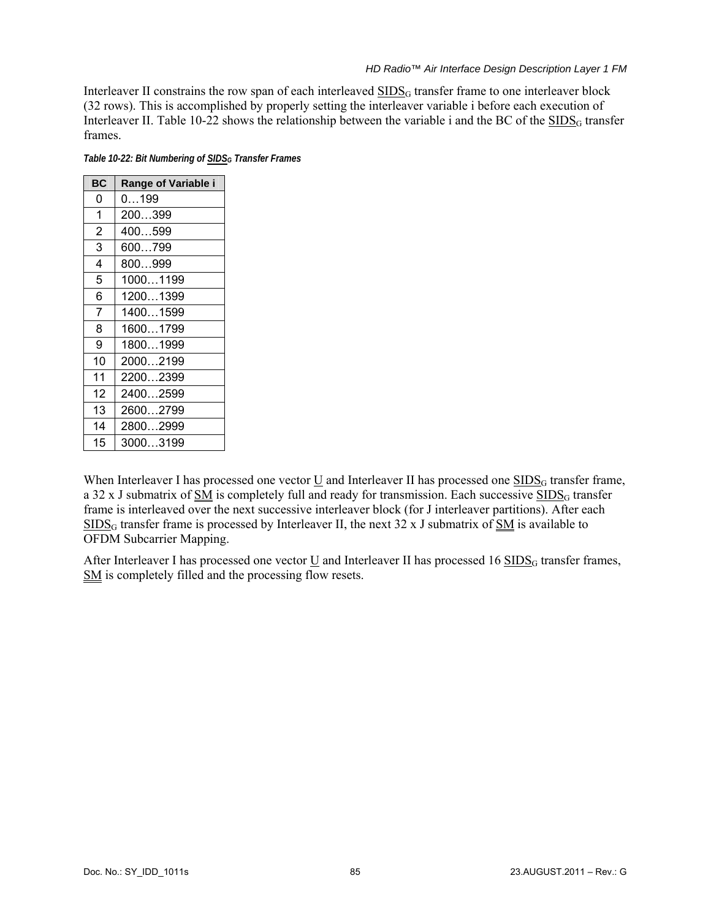Interleaver II constrains the row span of each interleaved $\underline{SIDS_G}$ transfer frame to one interleaver block (32 rows). This is accomplished by properly setting the interleaver variable i before each execution of Interleaver II. Table 10-22 shows the relationship between the variable i and the BC of the $\underline{SIDS_G}$ transfer frames.

***Table 10-22: Bit Numbering of $\underline{SIDS_G}$ Transfer Frames***

| BC | Range of Variable i |
|---|---|
| 0 | 0…199 |
| 1 | 200…399 |
| 2 | 400…599 |
| 3 | 600…799 |
| 4 | 800…999 |
| 5 | 1000…1199 |
| 6 | 1200…1399 |
| 7 | 1400…1599 |
| 8 | 1600…1799 |
| 9 | 1800…1999 |
| 10 | 2000…2199 |
| 11 | 2200…2399 |
| 12 | 2400…2599 |
| 13 | 2600…2799 |
| 14 | 2800…2999 |
| 15 | 3000…3199 |

When Interleaver I has processed one vector $\underline{U}$ and Interleaver II has processed one $\underline{SIDS_G}$ transfer frame, a 32 x J submatrix of $\underline{\underline{SM}}$ is completely full and ready for transmission. Each successive $\underline{SIDS_G}$ transfer frame is interleaved over the next successive interleaver block (for J interleaver partitions). After each $\underline{SIDS_G}$ transfer frame is processed by Interleaver II, the next 32 x J submatrix of $\underline{\underline{SM}}$ is available to OFDM Subcarrier Mapping.

After Interleaver I has processed one vector $\underline{U}$ and Interleaver II has processed 16 $\underline{SIDS_G}$ transfer frames, $\underline{\underline{SM}}$ is completely filled and the processing flow resets.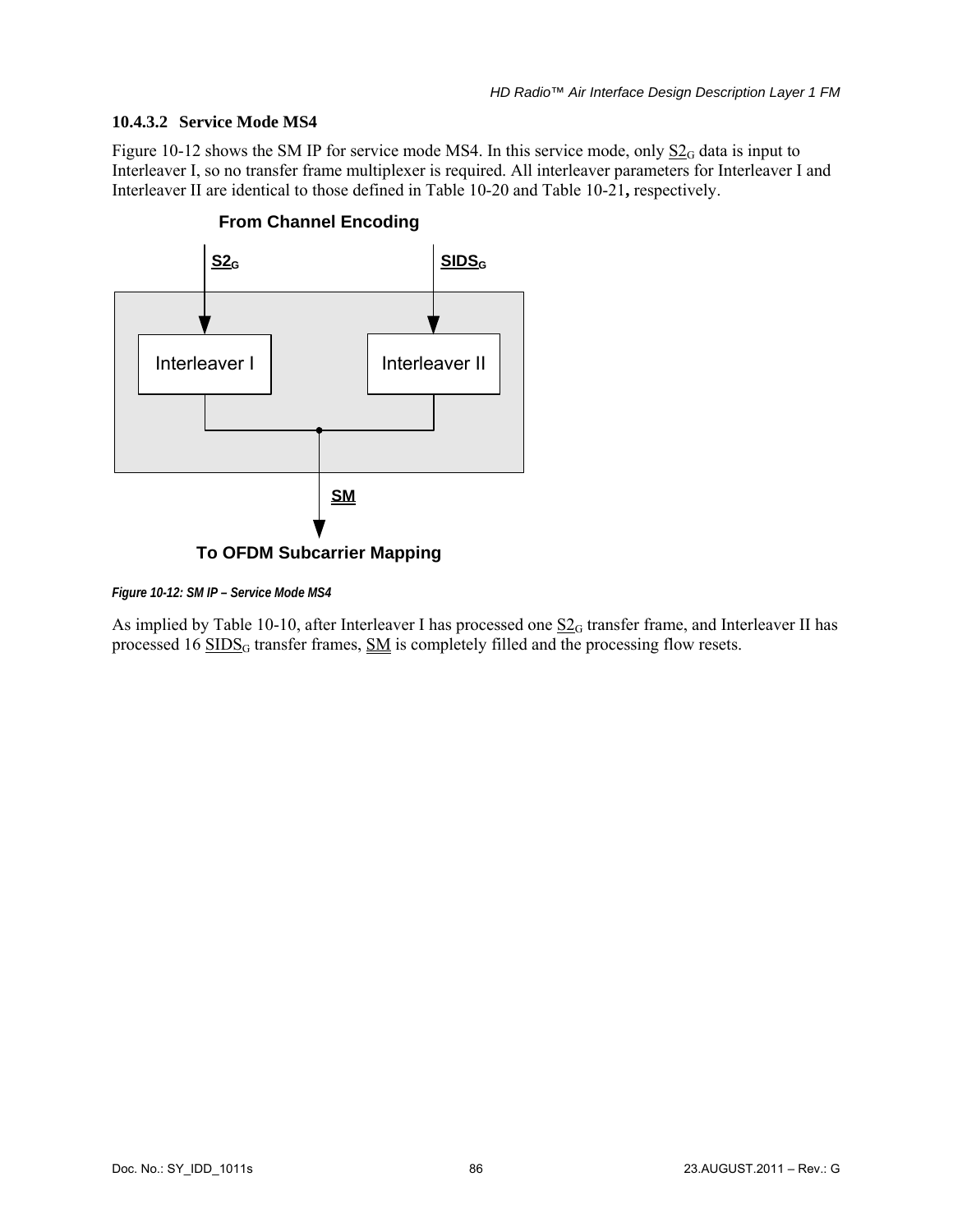### 10.4.3.2 Service Mode MS4

Figure 10-12 shows the SM IP for service mode MS4. In this service mode, only $\underline{S2}_G$ data is input to Interleaver I, so no transfer frame multiplexer is required. All interleaver parameters for Interleaver I and Interleaver II are identical to those defined in Table 10-20 and Table 10-21**,** respectively.

From Channel Encoding

$\underline{S2}_G$ $\underline{SIDS}_G$

Interleaver I Interleaver II

$\underline{SM}$

To OFDM Subcarrier Mapping

*Figure 10-12: SM IP – Service Mode MS4*

As implied by Table 10-10, after Interleaver I has processed one $\underline{S2}_G$ transfer frame, and Interleaver II has processed 16 $\underline{SIDS}_G$ transfer frames, $\underline{SM}$ is completely filled and the processing flow resets.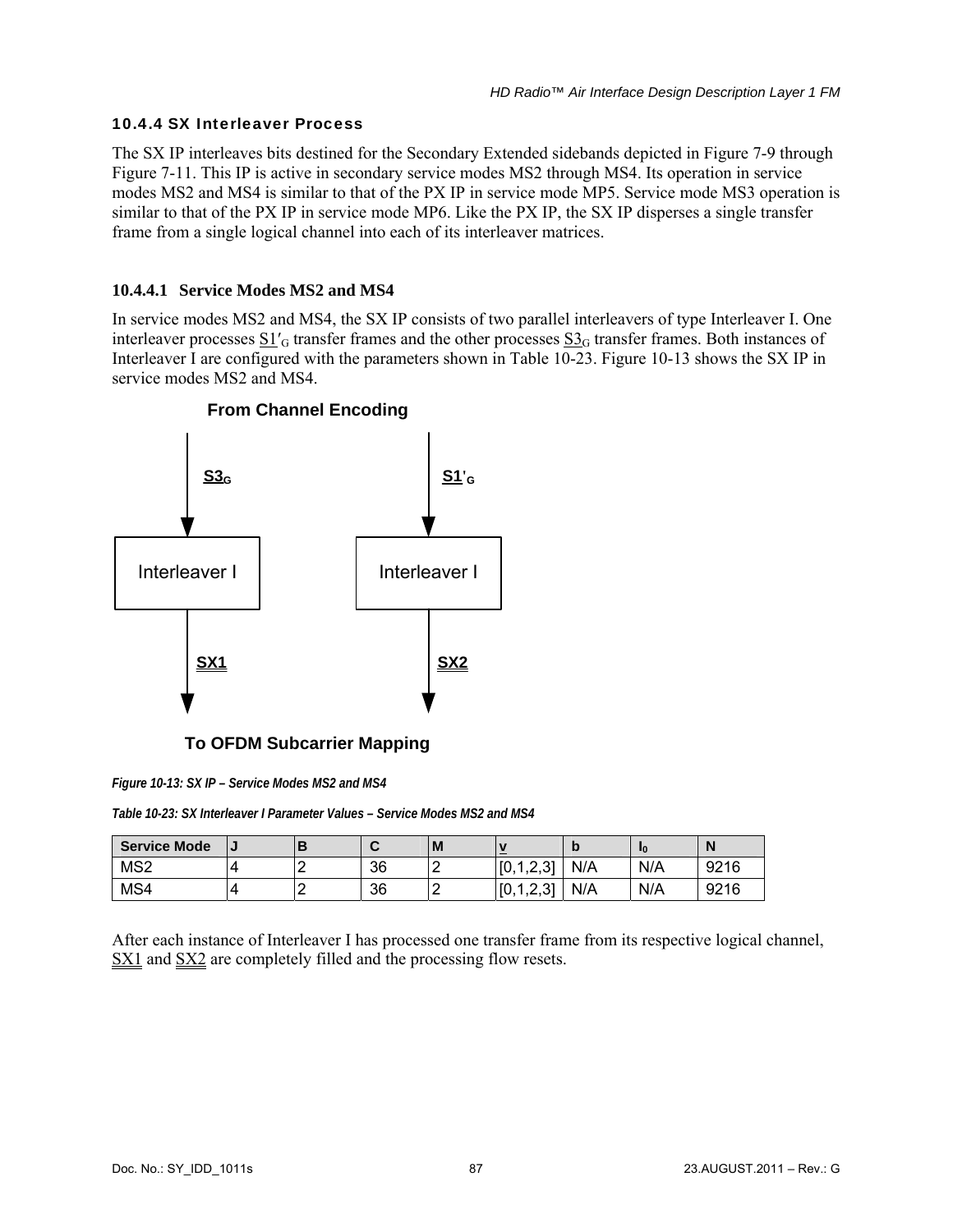### 10.4.4 SX Interleaver Process

The SX IP interleaves bits destined for the Secondary Extended sidebands depicted in Figure 7-9 through Figure 7-11. This IP is active in secondary service modes MS2 through MS4. Its operation in service modes MS2 and MS4 is similar to that of the PX IP in service mode MP5. Service mode MS3 operation is similar to that of the PX IP in service mode MP6. Like the PX IP, the SX IP disperses a single transfer frame from a single logical channel into each of its interleaver matrices.

#### 10.4.4.1 Service Modes MS2 and MS4

In service modes MS2 and MS4, the SX IP consists of two parallel interleavers of type Interleaver I. One interleaver processes $\underline{S1'}_G$ transfer frames and the other processes $\underline{S3}_G$ transfer frames. Both instances of Interleaver I are configured with the parameters shown in Table 10-23. Figure 10-13 shows the SX IP in service modes MS2 and MS4.

From Channel Encoding

$\underline{S3}_G$ → Interleaver I → $\underline{SX1}$

$\underline{S1'}_G$ → Interleaver I → $\underline{SX2}$

To OFDM Subcarrier Mapping

*Figure 10-13: SX IP – Service Modes MS2 and MS4*

*Table 10-23: SX Interleaver I Parameter Values – Service Modes MS2 and MS4*

| Service Mode | J | B | C | M | $\underline{v}$ | b | $I_0$ | N |
|---|---|---|---|---|---|---|---|---|
| MS2 | 4 | 2 | 36 | 2 | [0,1,2,3] | N/A | N/A | 9216 |
| MS4 | 4 | 2 | 36 | 2 | [0,1,2,3] | N/A | N/A | 9216 |

After each instance of Interleaver I has processed one transfer frame from its respective logical channel, $\underline{SX1}$ and $\underline{SX2}$ are completely filled and the processing flow resets.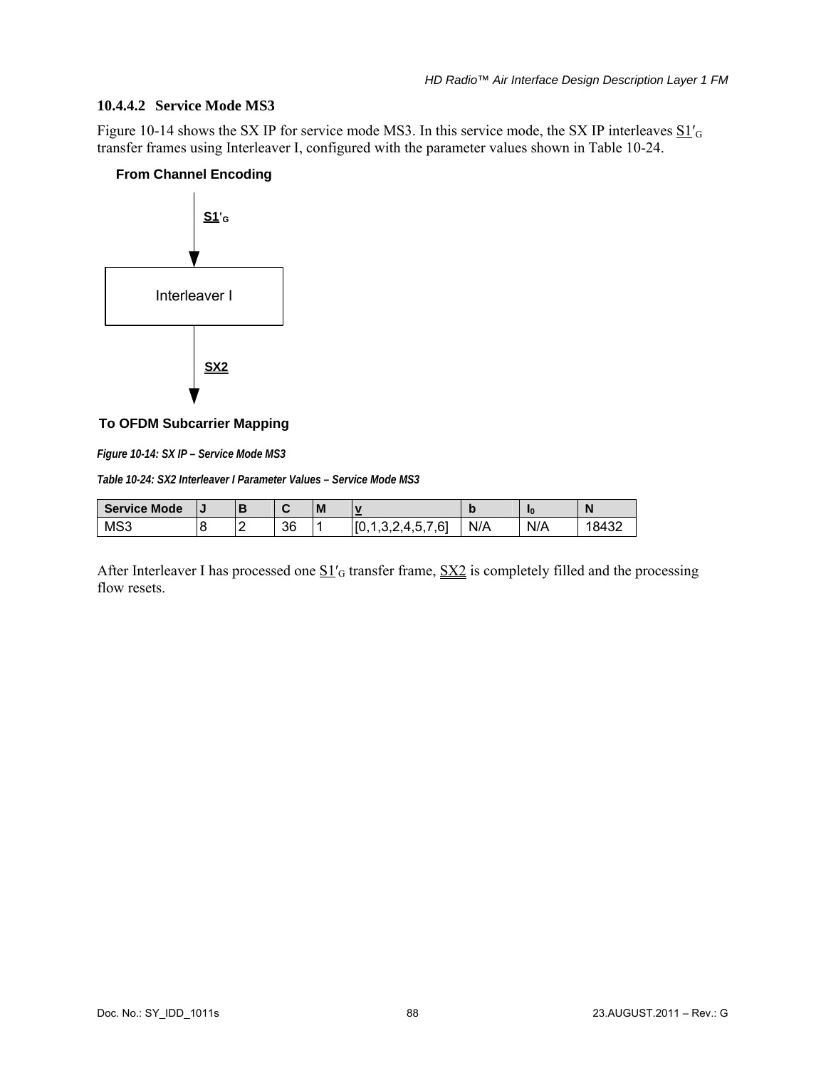### 10.4.4.2 Service Mode MS3

Figure 10-14 shows the SX IP for service mode MS3. In this service mode, the SX IP interleaves S1′G transfer frames using Interleaver I, configured with the parameter values shown in Table 10-24.

**From Channel Encoding**

S1′G

Interleaver I

SX2

**To OFDM Subcarrier Mapping**

*Figure 10-14: SX IP – Service Mode MS3*

*Table 10-24: SX2 Interleaver I Parameter Values – Service Mode MS3*

| Service Mode | J | B | C | M | v | b | $I_0$ | N |
|---|---|---|---|---|---|---|---|---|
| MS3 | 8 | 2 | 36 | 1 | [0,1,3,2,4,5,7,6] | N/A | N/A | 18432 |

After Interleaver I has processed one S1′G transfer frame, SX2 is completely filled and the processing flow resets.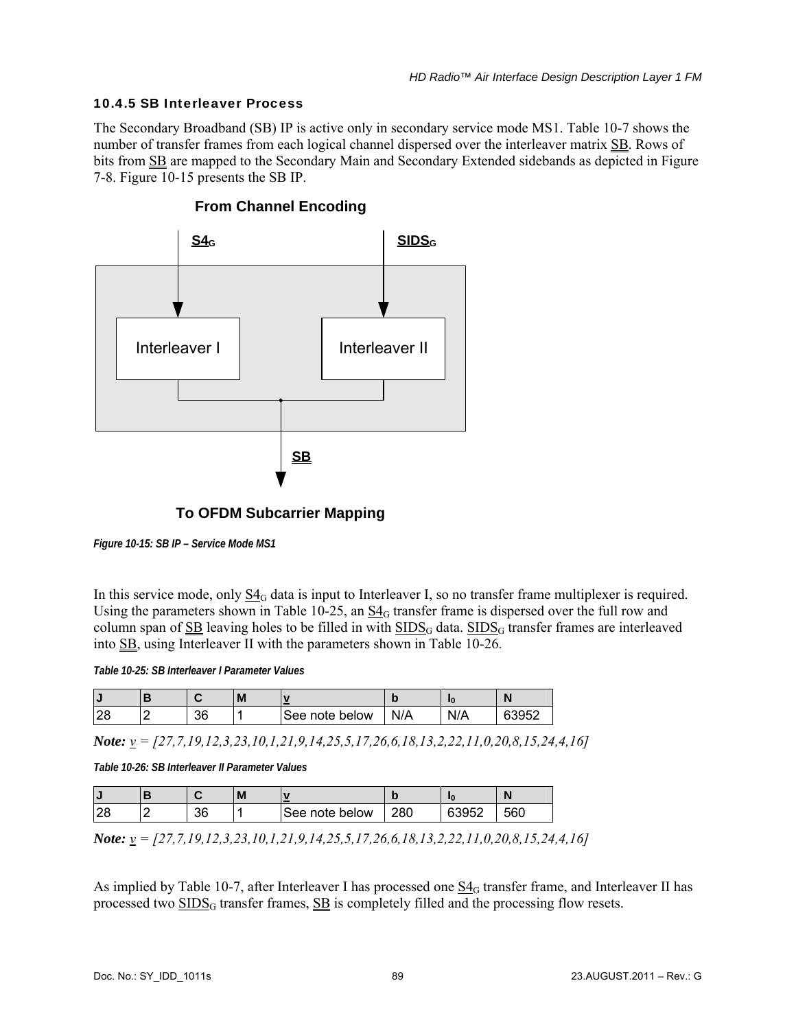### 10.4.5 SB Interleaver Process

The Secondary Broadband (SB) IP is active only in secondary service mode MS1. Table 10-7 shows the number of transfer frames from each logical channel dispersed over the interleaver matrix SB. Rows of bits from SB are mapped to the Secondary Main and Secondary Extended sidebands as depicted in Figure 7-8. Figure 10-15 presents the SB IP.

From Channel Encoding

$S4_G$ → Interleaver I

$SIDS_G$ → Interleaver II

SB

To OFDM Subcarrier Mapping

*Figure 10-15: SB IP – Service Mode MS1*

In this service mode, only $S4_G$ data is input to Interleaver I, so no transfer frame multiplexer is required. Using the parameters shown in Table 10-25, an $S4_G$ transfer frame is dispersed over the full row and column span of SB leaving holes to be filled in with $SIDS_G$ data. $SIDS_G$ transfer frames are interleaved into SB, using Interleaver II with the parameters shown in Table 10-26.

*Table 10-25: SB Interleaver I Parameter Values*

| J | B | C | M | v | b | $I_0$ | N |
|---|---|---|---|---|---|---|---|
| 28 | 2 | 36 | 1 | See note below | N/A | N/A | 63952 |

***Note:*** *v = [27,7,19,12,3,23,10,1,21,9,14,25,5,17,26,6,18,13,2,22,11,0,20,8,15,24,4,16]*

*Table 10-26: SB Interleaver II Parameter Values*

| J | B | C | M | v | b | $I_0$ | N |
|---|---|---|---|---|---|---|---|
| 28 | 2 | 36 | 1 | See note below | 280 | 63952 | 560 |

***Note:*** *v = [27,7,19,12,3,23,10,1,21,9,14,25,5,17,26,6,18,13,2,22,11,0,20,8,15,24,4,16]*

As implied by Table 10-7, after Interleaver I has processed one $S4_G$ transfer frame, and Interleaver II has processed two $SIDS_G$ transfer frames, SB is completely filled and the processing flow resets.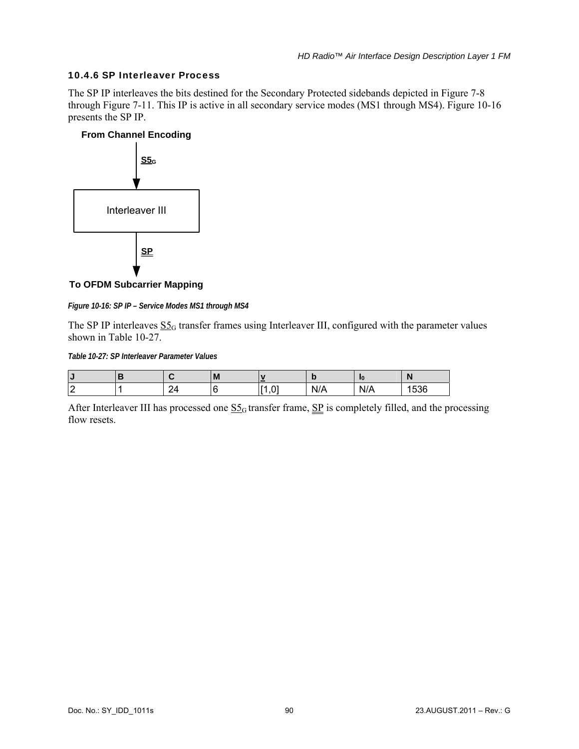### 10.4.6 SP Interleaver Process

The SP IP interleaves the bits destined for the Secondary Protected sidebands depicted in Figure 7-8 through Figure 7-11. This IP is active in all secondary service modes (MS1 through MS4). Figure 10-16 presents the SP IP.

From Channel Encoding

$\underline{S5}_G$

Interleaver III

$\underline{\underline{SP}}$

To OFDM Subcarrier Mapping

*Figure 10-16: SP IP – Service Modes MS1 through MS4*

The SP IP interleaves $\underline{S5}_G$ transfer frames using Interleaver III, configured with the parameter values shown in Table 10-27.

*Table 10-27: SP Interleaver Parameter Values*

| J | B | C | M | $\underline{v}$ | b | $I_0$ | N |
|---|---|---|---|---|---|---|---|
| 2 | 1 | 24 | 6 | [1,0] | N/A | N/A | 1536 |

After Interleaver III has processed one $\underline{S5}_G$ transfer frame, $\underline{\underline{SP}}$ is completely filled, and the processing flow resets.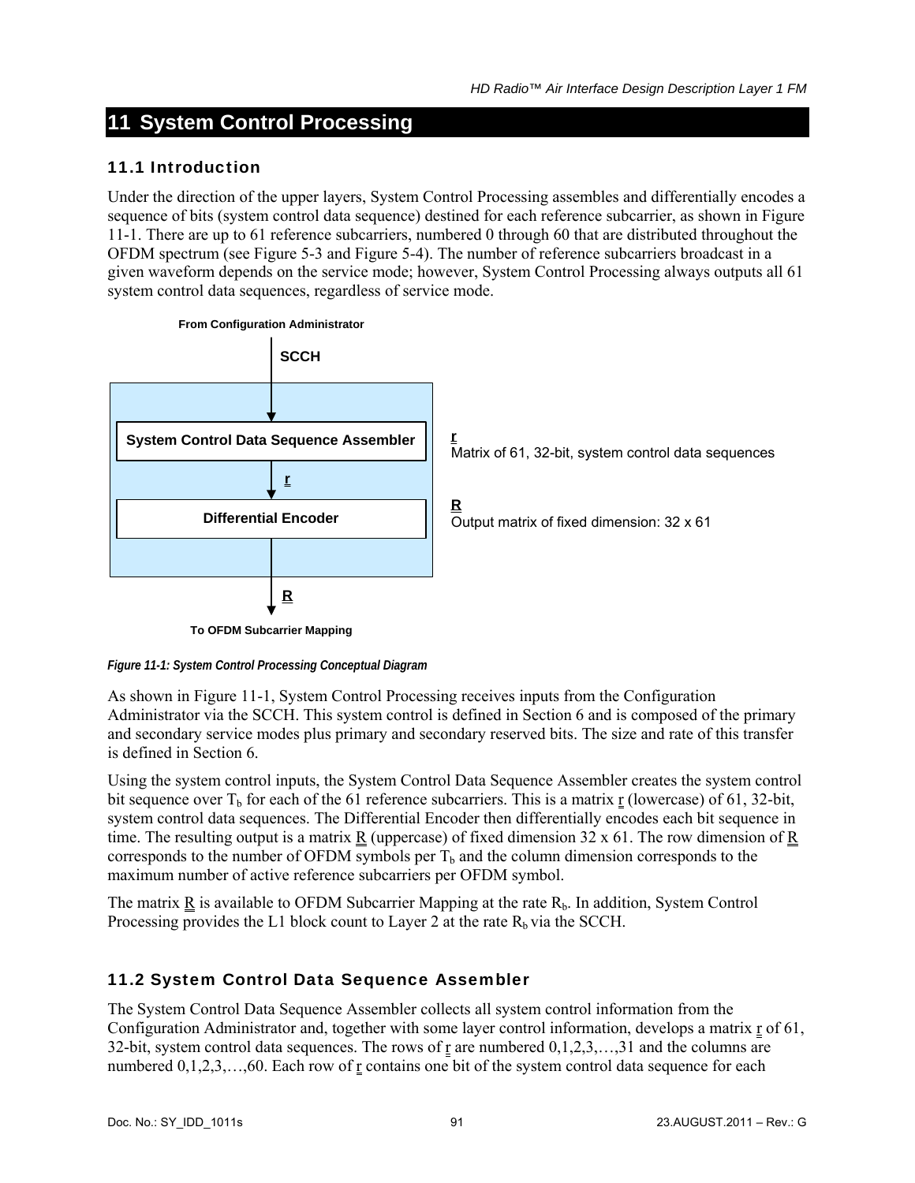# 11 System Control Processing

## 11.1 Introduction

Under the direction of the upper layers, System Control Processing assembles and differentially encodes a sequence of bits (system control data sequence) destined for each reference subcarrier, as shown in Figure 11-1. There are up to 61 reference subcarriers, numbered 0 through 60 that are distributed throughout the OFDM spectrum (see Figure 5-3 and Figure 5-4). The number of reference subcarriers broadcast in a given waveform depends on the service mode; however, System Control Processing always outputs all 61 system control data sequences, regardless of service mode.

From Configuration Administrator

SCCH

System Control Data Sequence Assembler

r

Differential Encoder

R

To OFDM Subcarrier Mapping

r
Matrix of 61, 32-bit, system control data sequences

R
Output matrix of fixed dimension: 32 x 61

*Figure 11-1: System Control Processing Conceptual Diagram*

As shown in Figure 11-1, System Control Processing receives inputs from the Configuration Administrator via the SCCH. This system control is defined in Section 6 and is composed of the primary and secondary service modes plus primary and secondary reserved bits. The size and rate of this transfer is defined in Section 6.

Using the system control inputs, the System Control Data Sequence Assembler creates the system control bit sequence over $T_b$ for each of the 61 reference subcarriers. This is a matrix r (lowercase) of 61, 32-bit, system control data sequences. The Differential Encoder then differentially encodes each bit sequence in time. The resulting output is a matrix R (uppercase) of fixed dimension 32 x 61. The row dimension of R corresponds to the number of OFDM symbols per $T_b$ and the column dimension corresponds to the maximum number of active reference subcarriers per OFDM symbol.

The matrix R is available to OFDM Subcarrier Mapping at the rate $R_b$. In addition, System Control Processing provides the L1 block count to Layer 2 at the rate $R_b$ via the SCCH.

## 11.2 System Control Data Sequence Assembler

The System Control Data Sequence Assembler collects all system control information from the Configuration Administrator and, together with some layer control information, develops a matrix r of 61, 32-bit, system control data sequences. The rows of r are numbered 0,1,2,3,…,31 and the columns are numbered 0,1,2,3,…,60. Each row of r contains one bit of the system control data sequence for each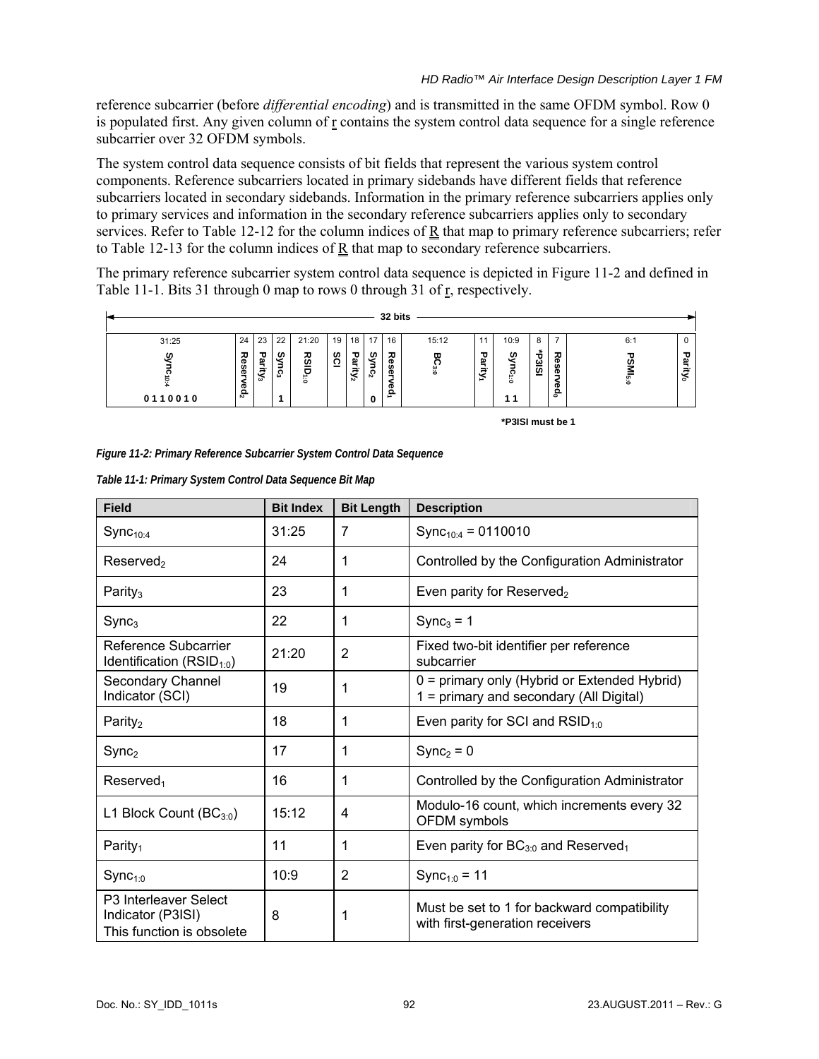reference subcarrier (before *differential encoding*) and is transmitted in the same OFDM symbol. Row 0 is populated first. Any given column of r contains the system control data sequence for a single reference subcarrier over 32 OFDM symbols.

The system control data sequence consists of bit fields that represent the various system control components. Reference subcarriers located in primary sidebands have different fields that reference subcarriers located in secondary sidebands. Information in the primary reference subcarriers applies only to primary services and information in the secondary reference subcarriers applies only to secondary services. Refer to Table 12-12 for the column indices of R that map to primary reference subcarriers; refer to Table 12-13 for the column indices of R that map to secondary reference subcarriers.

The primary reference subcarrier system control data sequence is depicted in Figure 11-2 and defined in Table 11-1. Bits 31 through 0 map to rows 0 through 31 of r, respectively.

32 bits

| 31:25 | 24 | 23 | 22 | 21:20 | 19 | 18 | 17 | 16 | 15:12 | 11 | 10:9 | 8 | 7 | 6:1 | 0 |
|---|---|---|---|---|---|---|---|---|---|---|---|---|---|---|---|
| $Sync_{10:4}$ | $Reserved_2$ | $Parity_3$ | $Sync_3$ | $RSID_{1:0}$ | SCI | $Parity_2$ | $Sync_2$ | $Reserved_1$ | $BC_{3:0}$ | $Parity_1$ | $Sync_{1:0}$ | *P3ISI | $Reserved_0$ | $PSMI_{5:0}$ | $Parity_0$ |
| 0 1 1 0 0 1 0 | | | 1 | | | | 0 | | | | 1 1 | | | | |

*P3ISI must be 1

*Figure 11-2: Primary Reference Subcarrier System Control Data Sequence*

*Table 11-1: Primary System Control Data Sequence Bit Map*

| Field | Bit Index | Bit Length | Description |
|---|---|---|---|
| $Sync_{10:4}$ | 31:25 | 7 | $Sync_{10:4}$ = 0110010 |
| $Reserved_2$ | 24 | 1 | Controlled by the Configuration Administrator |
| $Parity_3$ | 23 | 1 | Even parity for $Reserved_2$ |
| $Sync_3$ | 22 | 1 | $Sync_3$ = 1 |
| Reference Subcarrier Identification ($RSID_{1:0}$) | 21:20 | 2 | Fixed two-bit identifier per reference subcarrier |
| Secondary Channel Indicator (SCI) | 19 | 1 | 0 = primary only (Hybrid or Extended Hybrid)<br>1 = primary and secondary (All Digital) |
| $Parity_2$ | 18 | 1 | Even parity for SCI and $RSID_{1:0}$ |
| $Sync_2$ | 17 | 1 | $Sync_2$ = 0 |
| $Reserved_1$ | 16 | 1 | Controlled by the Configuration Administrator |
| L1 Block Count ($BC_{3:0}$) | 15:12 | 4 | Modulo-16 count, which increments every 32 OFDM symbols |
| $Parity_1$ | 11 | 1 | Even parity for $BC_{3:0}$ and $Reserved_1$ |
| $Sync_{1:0}$ | 10:9 | 2 | $Sync_{1:0}$ = 11 |
| P3 Interleaver Select Indicator (P3ISI)<br>This function is obsolete | 8 | 1 | Must be set to 1 for backward compatibility with first-generation receivers |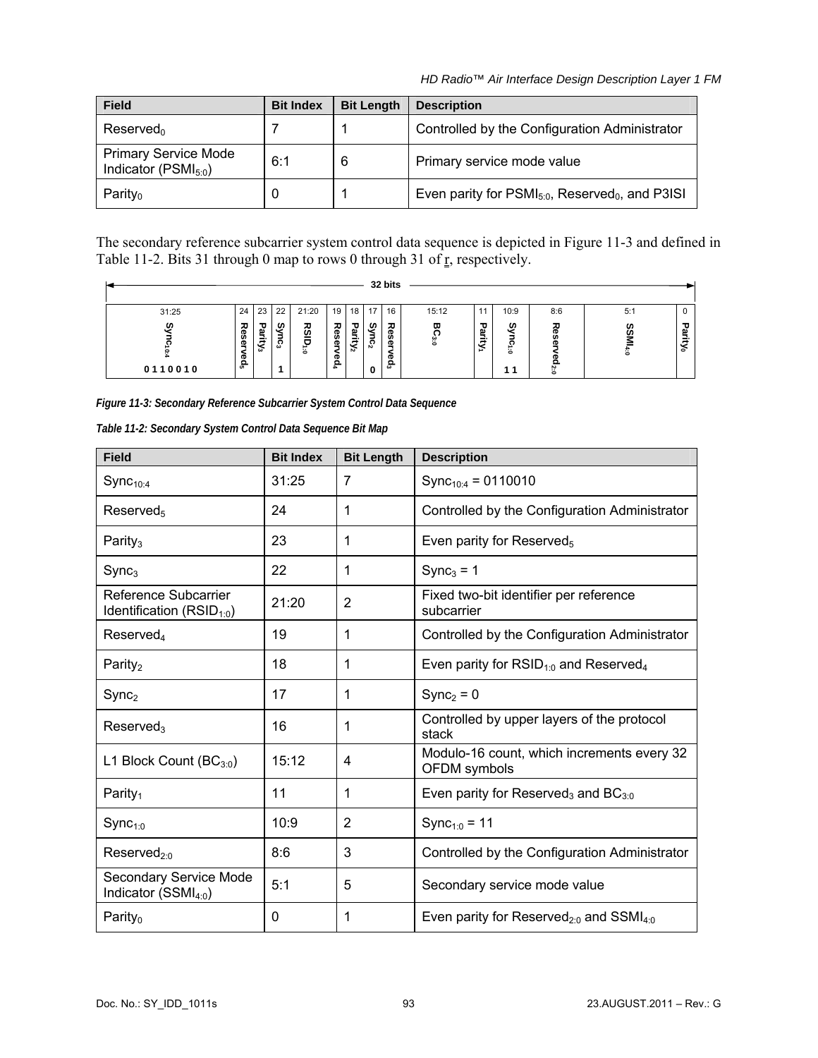| Field | Bit Index | Bit Length | Description |
|---|---|---|---|
| $Reserved_0$ | 7 | 1 | Controlled by the Configuration Administrator |
| Primary Service Mode Indicator ($PSMI_{5:0}$) | 6:1 | 6 | Primary service mode value |
| $Parity_0$ | 0 | 1 | Even parity for $PSMI_{5:0}$, $Reserved_0$, and P3ISI |

The secondary reference subcarrier system control data sequence is depicted in Figure 11-3 and defined in Table 11-2. Bits 31 through 0 map to rows 0 through 31 of r, respectively.

32 bits

| 31:25 | 24 | 23 | 22 | 21:20 | 19 | 18 | 17 | 16 | 15:12 | 11 | 10:9 | 8:6 | 5:1 | 0 |
|---|---|---|---|---|---|---|---|---|---|---|---|---|---|---|
| $Sync_{10:4}$ | $Reserved_5$ | $Parity_3$ | $Sync_3$ | $RSID_{1:0}$ | $Reserved_4$ | $Parity_2$ | $Sync_2$ | $Reserved_3$ | $BC_{3:0}$ | $Parity_1$ | $Sync_{1:0}$ | $Reserved_{2:0}$ | $SSMI_{4:0}$ | $Parity_0$ |
| 0 1 1 0 0 1 0 | | | 1 | | | | 0 | | | | 1 1 | | | |

*Figure 11-3: Secondary Reference Subcarrier System Control Data Sequence*

*Table 11-2: Secondary System Control Data Sequence Bit Map*

| Field | Bit Index | Bit Length | Description |
|---|---|---|---|
| $Sync_{10:4}$ | 31:25 | 7 | $Sync_{10:4}$ = 0110010 |
| $Reserved_5$ | 24 | 1 | Controlled by the Configuration Administrator |
| $Parity_3$ | 23 | 1 | Even parity for $Reserved_5$ |
| $Sync_3$ | 22 | 1 | $Sync_3$ = 1 |
| Reference Subcarrier Identification ($RSID_{1:0}$) | 21:20 | 2 | Fixed two-bit identifier per reference subcarrier |
| $Reserved_4$ | 19 | 1 | Controlled by the Configuration Administrator |
| $Parity_2$ | 18 | 1 | Even parity for $RSID_{1:0}$ and $Reserved_4$ |
| $Sync_2$ | 17 | 1 | $Sync_2$ = 0 |
| $Reserved_3$ | 16 | 1 | Controlled by upper layers of the protocol stack |
| L1 Block Count ($BC_{3:0}$) | 15:12 | 4 | Modulo-16 count, which increments every 32 OFDM symbols |
| $Parity_1$ | 11 | 1 | Even parity for $Reserved_3$ and $BC_{3:0}$ |
| $Sync_{1:0}$ | 10:9 | 2 | $Sync_{1:0}$ = 11 |
| $Reserved_{2:0}$ | 8:6 | 3 | Controlled by the Configuration Administrator |
| Secondary Service Mode Indicator ($SSMI_{4:0}$) | 5:1 | 5 | Secondary service mode value |
| $Parity_0$ | 0 | 1 | Even parity for $Reserved_{2:0}$ and $SSMI_{4:0}$ |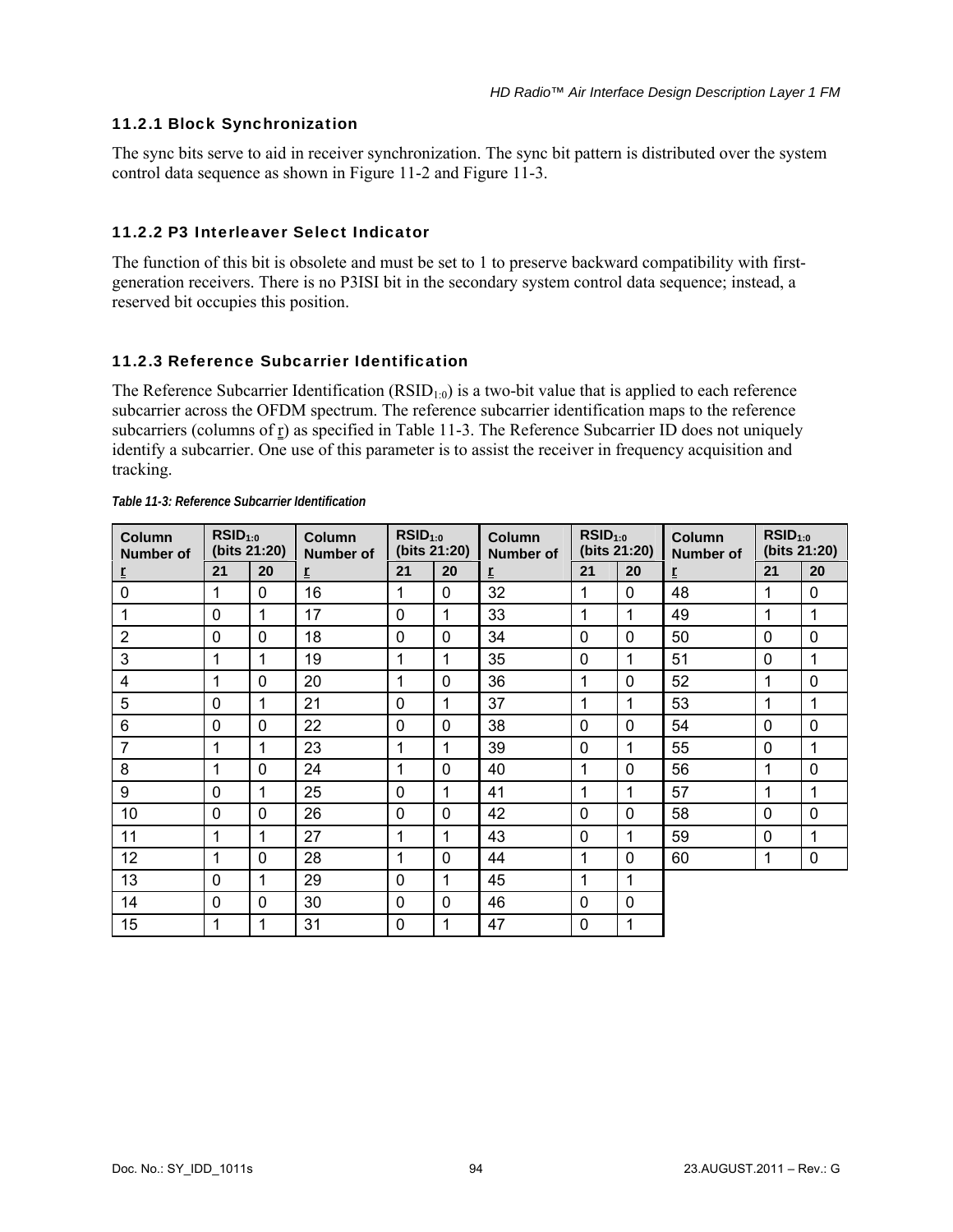### 11.2.1 Block Synchronization

The sync bits serve to aid in receiver synchronization. The sync bit pattern is distributed over the system control data sequence as shown in Figure 11-2 and Figure 11-3.

### 11.2.2 P3 Interleaver Select Indicator

The function of this bit is obsolete and must be set to 1 to preserve backward compatibility with first-generation receivers. There is no P3ISI bit in the secondary system control data sequence; instead, a reserved bit occupies this position.

### 11.2.3 Reference Subcarrier Identification

The Reference Subcarrier Identification ($RSID_{1:0}$) is a two-bit value that is applied to each reference subcarrier across the OFDM spectrum. The reference subcarrier identification maps to the reference subcarriers (columns of <u>r</u>) as specified in Table 11-3. The Reference Subcarrier ID does not uniquely identify a subcarrier. One use of this parameter is to assist the receiver in frequency acquisition and tracking.

*Table 11-3: Reference Subcarrier Identification*

| Column Number of <u>r</u> | $RSID_{1:0}$ (bits 21:20) | | Column Number of <u>r</u> | $RSID_{1:0}$ (bits 21:20) | | Column Number of <u>r</u> | $RSID_{1:0}$ (bits 21:20) | | Column Number of <u>r</u> | $RSID_{1:0}$ (bits 21:20) | |
|---|---|---|---|---|---|---|---|---|---|---|---|
| | 21 | 20 | | 21 | 20 | | 21 | 20 | | 21 | 20 |
| 0 | 1 | 0 | 16 | 1 | 0 | 32 | 1 | 0 | 48 | 1 | 0 |
| 1 | 0 | 1 | 17 | 0 | 1 | 33 | 1 | 1 | 49 | 1 | 1 |
| 2 | 0 | 0 | 18 | 0 | 0 | 34 | 0 | 0 | 50 | 0 | 0 |
| 3 | 1 | 1 | 19 | 1 | 1 | 35 | 0 | 1 | 51 | 0 | 1 |
| 4 | 1 | 0 | 20 | 1 | 0 | 36 | 1 | 0 | 52 | 1 | 0 |
| 5 | 0 | 1 | 21 | 0 | 1 | 37 | 1 | 1 | 53 | 1 | 1 |
| 6 | 0 | 0 | 22 | 0 | 0 | 38 | 0 | 0 | 54 | 0 | 0 |
| 7 | 1 | 1 | 23 | 1 | 1 | 39 | 0 | 1 | 55 | 0 | 1 |
| 8 | 1 | 0 | 24 | 1 | 0 | 40 | 1 | 0 | 56 | 1 | 0 |
| 9 | 0 | 1 | 25 | 0 | 1 | 41 | 1 | 1 | 57 | 1 | 1 |
| 10 | 0 | 0 | 26 | 0 | 0 | 42 | 0 | 0 | 58 | 0 | 0 |
| 11 | 1 | 1 | 27 | 1 | 1 | 43 | 0 | 1 | 59 | 0 | 1 |
| 12 | 1 | 0 | 28 | 1 | 0 | 44 | 1 | 0 | 60 | 1 | 0 |
| 13 | 0 | 1 | 29 | 0 | 1 | 45 | 1 | 1 | | | |
| 14 | 0 | 0 | 30 | 0 | 0 | 46 | 0 | 0 | | | |
| 15 | 1 | 1 | 31 | 0 | 1 | 47 | 0 | 1 | | | |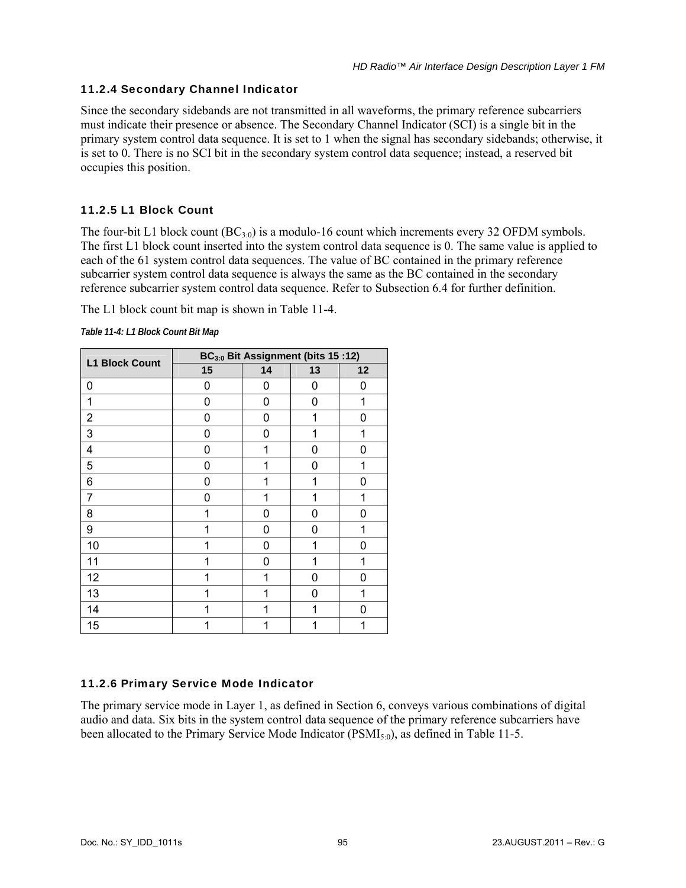### 11.2.4 Secondary Channel Indicator

Since the secondary sidebands are not transmitted in all waveforms, the primary reference subcarriers must indicate their presence or absence. The Secondary Channel Indicator (SCI) is a single bit in the primary system control data sequence. It is set to 1 when the signal has secondary sidebands; otherwise, it is set to 0. There is no SCI bit in the secondary system control data sequence; instead, a reserved bit occupies this position.

### 11.2.5 L1 Block Count

The four-bit L1 block count ($BC_{3:0}$) is a modulo-16 count which increments every 32 OFDM symbols. The first L1 block count inserted into the system control data sequence is 0. The same value is applied to each of the 61 system control data sequences. The value of BC contained in the primary reference subcarrier system control data sequence is always the same as the BC contained in the secondary reference subcarrier system control data sequence. Refer to Subsection 6.4 for further definition.

The L1 block count bit map is shown in Table 11-4.

*Table 11-4: L1 Block Count Bit Map*

| L1 Block Count | $BC_{3:0}$ Bit Assignment (bits 15 :12) | | | |
|---|---|---|---|---|
| | 15 | 14 | 13 | 12 |
| 0 | 0 | 0 | 0 | 0 |
| 1 | 0 | 0 | 0 | 1 |
| 2 | 0 | 0 | 1 | 0 |
| 3 | 0 | 0 | 1 | 1 |
| 4 | 0 | 1 | 0 | 0 |
| 5 | 0 | 1 | 0 | 1 |
| 6 | 0 | 1 | 1 | 0 |
| 7 | 0 | 1 | 1 | 1 |
| 8 | 1 | 0 | 0 | 0 |
| 9 | 1 | 0 | 0 | 1 |
| 10 | 1 | 0 | 1 | 0 |
| 11 | 1 | 0 | 1 | 1 |
| 12 | 1 | 1 | 0 | 0 |
| 13 | 1 | 1 | 0 | 1 |
| 14 | 1 | 1 | 1 | 0 |
| 15 | 1 | 1 | 1 | 1 |

### 11.2.6 Primary Service Mode Indicator

The primary service mode in Layer 1, as defined in Section 6, conveys various combinations of digital audio and data. Six bits in the system control data sequence of the primary reference subcarriers have been allocated to the Primary Service Mode Indicator ($PSMI_{5:0}$), as defined in Table 11-5.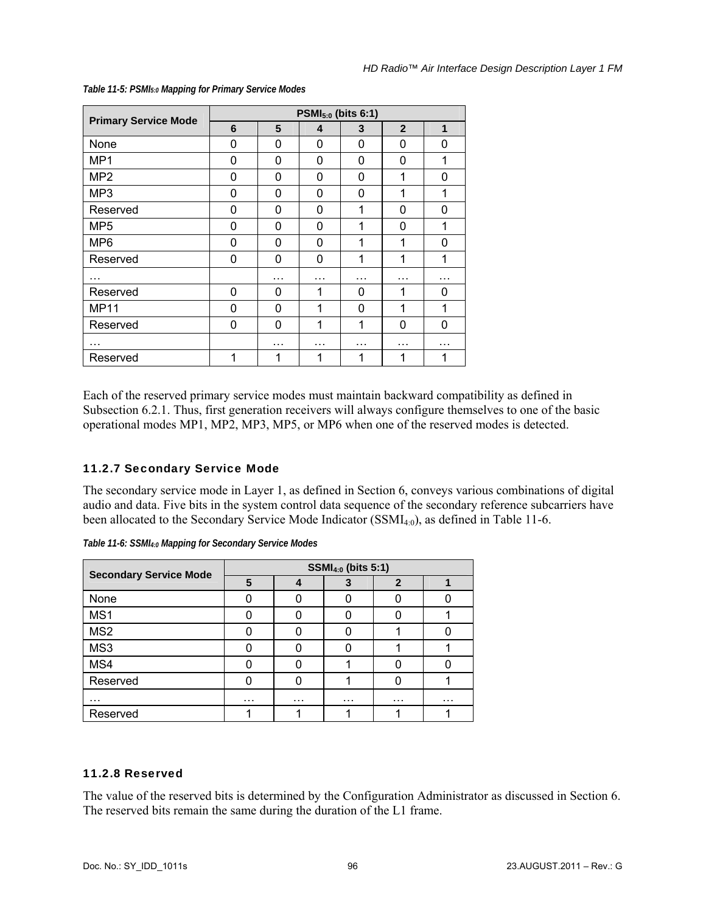*Table 11-5: $PSMI_{5:0}$ Mapping for Primary Service Modes*

| Primary Service Mode | $PSMI_{5:0}$ (bits 6:1) | | | | | |
|---|---|---|---|---|---|---|
| | 6 | 5 | 4 | 3 | 2 | 1 |
| None | 0 | 0 | 0 | 0 | 0 | 0 |
| MP1 | 0 | 0 | 0 | 0 | 0 | 1 |
| MP2 | 0 | 0 | 0 | 0 | 1 | 0 |
| MP3 | 0 | 0 | 0 | 0 | 1 | 1 |
| Reserved | 0 | 0 | 0 | 1 | 0 | 0 |
| MP5 | 0 | 0 | 0 | 1 | 0 | 1 |
| MP6 | 0 | 0 | 0 | 1 | 1 | 0 |
| Reserved | 0 | 0 | 0 | 1 | 1 | 1 |
| … | | … | … | … | … | … |
| Reserved | 0 | 0 | 1 | 0 | 1 | 0 |
| MP11 | 0 | 0 | 1 | 0 | 1 | 1 |
| Reserved | 0 | 0 | 1 | 1 | 0 | 0 |
| … | | … | … | … | … | … |
| Reserved | 1 | 1 | 1 | 1 | 1 | 1 |

Each of the reserved primary service modes must maintain backward compatibility as defined in Subsection 6.2.1. Thus, first generation receivers will always configure themselves to one of the basic operational modes MP1, MP2, MP3, MP5, or MP6 when one of the reserved modes is detected.

### 11.2.7 Secondary Service Mode

The secondary service mode in Layer 1, as defined in Section 6, conveys various combinations of digital audio and data. Five bits in the system control data sequence of the secondary reference subcarriers have been allocated to the Secondary Service Mode Indicator ($SSMI_{4:0}$), as defined in Table 11-6.

*Table 11-6: $SSMI_{4:0}$ Mapping for Secondary Service Modes*

| Secondary Service Mode | $SSMI_{4:0}$ (bits 5:1) | | | | |
|---|---|---|---|---|---|
| | 5 | 4 | 3 | 2 | 1 |
| None | 0 | 0 | 0 | 0 | 0 |
| MS1 | 0 | 0 | 0 | 0 | 1 |
| MS2 | 0 | 0 | 0 | 1 | 0 |
| MS3 | 0 | 0 | 0 | 1 | 1 |
| MS4 | 0 | 0 | 1 | 0 | 0 |
| Reserved | 0 | 0 | 1 | 0 | 1 |
| … | … | … | … | … | … |
| Reserved | 1 | 1 | 1 | 1 | 1 |

### 11.2.8 Reserved

The value of the reserved bits is determined by the Configuration Administrator as discussed in Section 6. The reserved bits remain the same during the duration of the L1 frame.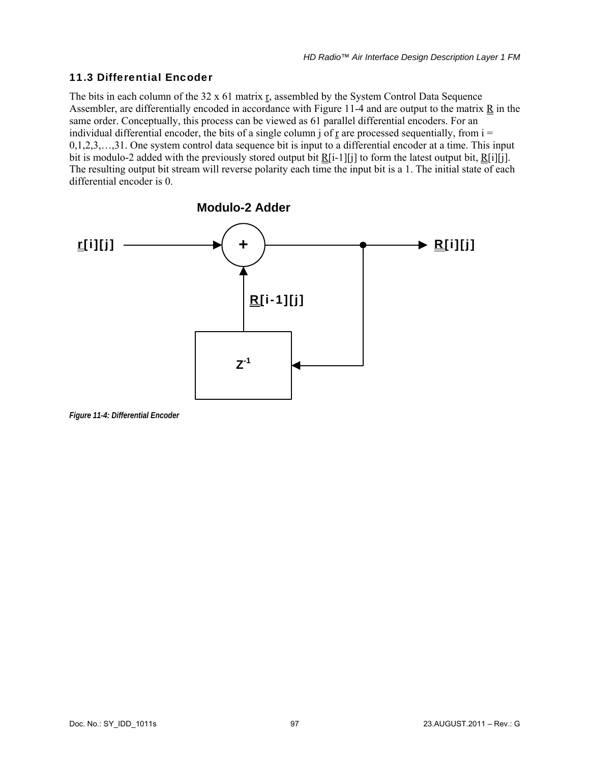### 11.3 Differential Encoder

The bits in each column of the 32 x 61 matrix r, assembled by the System Control Data Sequence Assembler, are differentially encoded in accordance with Figure 11-4 and are output to the matrix R in the same order. Conceptually, this process can be viewed as 61 parallel differential encoders. For an individual differential encoder, the bits of a single column j of r are processed sequentially, from i = 0,1,2,3,…,31. One system control data sequence bit is input to a differential encoder at a time. This input bit is modulo-2 added with the previously stored output bit R[i-1][j] to form the latest output bit, R[i][j]. The resulting output bit stream will reverse polarity each time the input bit is a 1. The initial state of each differential encoder is 0.

Modulo-2 Adder

r[i][j] → + → R[i][j]

R[i-1][j]

$Z^{-1}$

*Figure 11-4: Differential Encoder*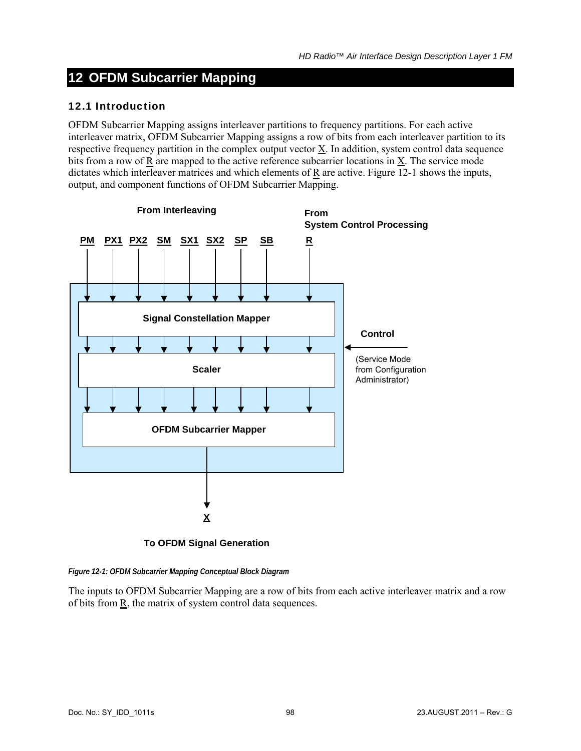# 12 OFDM Subcarrier Mapping

## 12.1 Introduction

OFDM Subcarrier Mapping assigns interleaver partitions to frequency partitions. For each active interleaver matrix, OFDM Subcarrier Mapping assigns a row of bits from each interleaver partition to its respective frequency partition in the complex output vector X. In addition, system control data sequence bits from a row of R are mapped to the active reference subcarrier locations in X. The service mode dictates which interleaver matrices and which elements of R are active. Figure 12-1 shows the inputs, output, and component functions of OFDM Subcarrier Mapping.

*Figure 12-1: OFDM Subcarrier Mapping Conceptual Block Diagram*

The inputs to OFDM Subcarrier Mapping are a row of bits from each active interleaver matrix and a row of bits from R, the matrix of system control data sequences.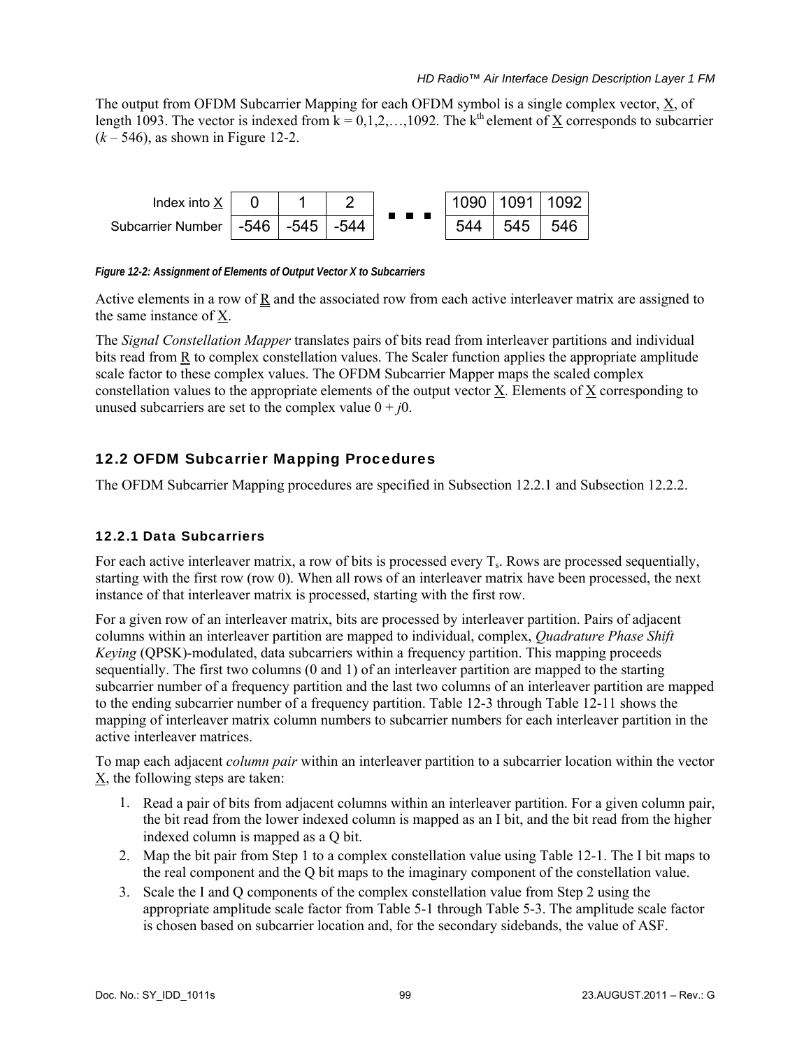The output from OFDM Subcarrier Mapping for each OFDM symbol is a single complex vector, X, of length 1093. The vector is indexed from k = 0,1,2,…,1092. The $k^{th}$ element of X corresponds to subcarrier ($k$ – 546), as shown in Figure 12-2.

| Index into X | 0 | 1 | 2 | ■ ■ ■ | 1090 | 1091 | 1092 |
|---|---|---|---|---|---|---|---|
| Subcarrier Number | -546 | -545 | -544 | | 544 | 545 | 546 |

***Figure 12-2: Assignment of Elements of Output Vector X to Subcarriers***

Active elements in a row of R and the associated row from each active interleaver matrix are assigned to the same instance of X.

The *Signal Constellation Mapper* translates pairs of bits read from interleaver partitions and individual bits read from R to complex constellation values. The Scaler function applies the appropriate amplitude scale factor to these complex values. The OFDM Subcarrier Mapper maps the scaled complex constellation values to the appropriate elements of the output vector X. Elements of X corresponding to unused subcarriers are set to the complex value 0 + *j*0.

## 12.2 OFDM Subcarrier Mapping Procedures

The OFDM Subcarrier Mapping procedures are specified in Subsection 12.2.1 and Subsection 12.2.2.

### 12.2.1 Data Subcarriers

For each active interleaver matrix, a row of bits is processed every $T_s$. Rows are processed sequentially, starting with the first row (row 0). When all rows of an interleaver matrix have been processed, the next instance of that interleaver matrix is processed, starting with the first row.

For a given row of an interleaver matrix, bits are processed by interleaver partition. Pairs of adjacent columns within an interleaver partition are mapped to individual, complex, *Quadrature Phase Shift Keying* (QPSK)-modulated, data subcarriers within a frequency partition. This mapping proceeds sequentially. The first two columns (0 and 1) of an interleaver partition are mapped to the starting subcarrier number of a frequency partition and the last two columns of an interleaver partition are mapped to the ending subcarrier number of a frequency partition. Table 12-3 through Table 12-11 shows the mapping of interleaver matrix column numbers to subcarrier numbers for each interleaver partition in the active interleaver matrices.

To map each adjacent *column pair* within an interleaver partition to a subcarrier location within the vector X, the following steps are taken:

1. Read a pair of bits from adjacent columns within an interleaver partition. For a given column pair, the bit read from the lower indexed column is mapped as an I bit, and the bit read from the higher indexed column is mapped as a Q bit.
2. Map the bit pair from Step 1 to a complex constellation value using Table 12-1. The I bit maps to the real component and the Q bit maps to the imaginary component of the constellation value.
3. Scale the I and Q components of the complex constellation value from Step 2 using the appropriate amplitude scale factor from Table 5-1 through Table 5-3. The amplitude scale factor is chosen based on subcarrier location and, for the secondary sidebands, the value of ASF.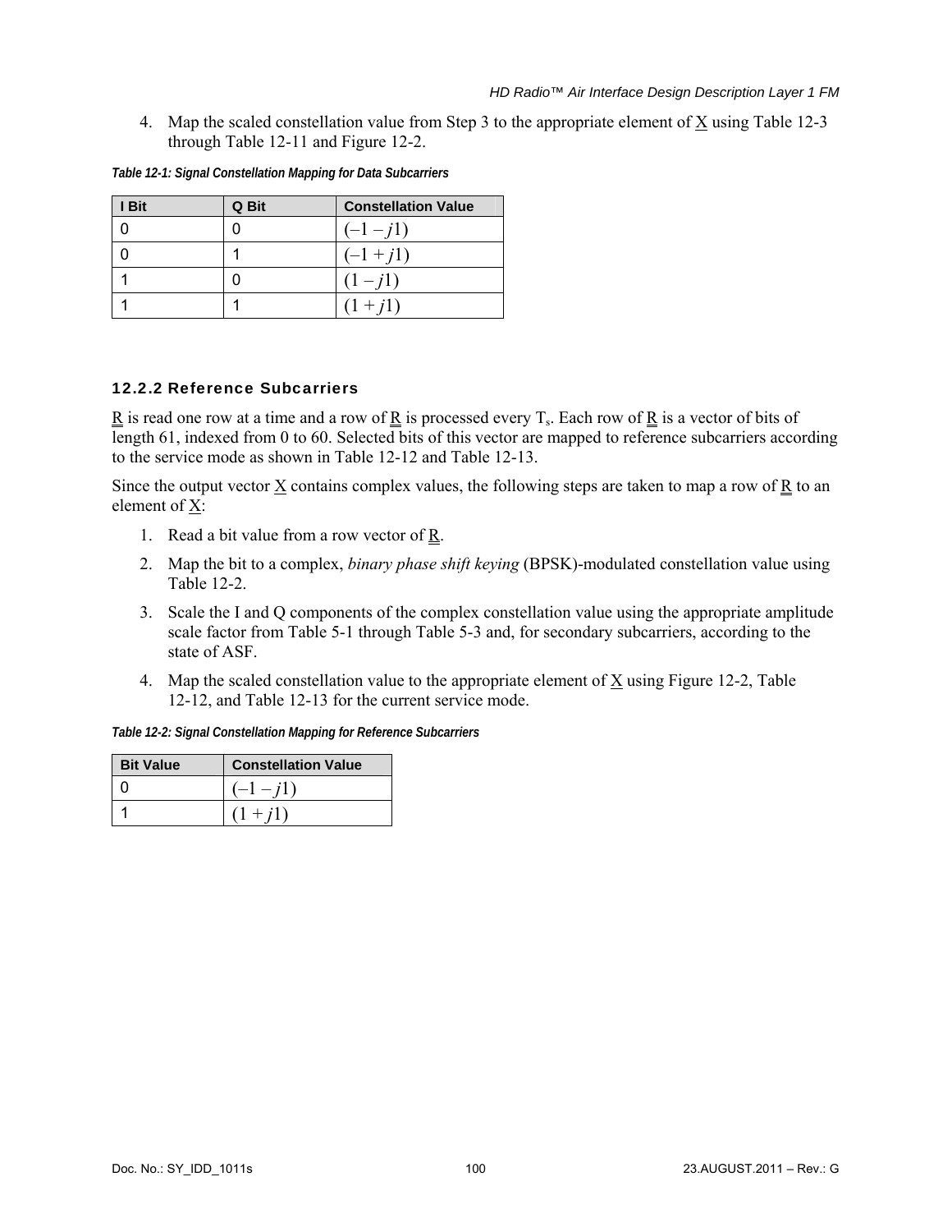4. Map the scaled constellation value from Step 3 to the appropriate element of X using Table 12-3 through Table 12-11 and Figure 12-2.

*Table 12-1: Signal Constellation Mapping for Data Subcarriers*

| I Bit | Q Bit | Constellation Value |
|---|---|---|
| 0 | 0 | $(-1 - j1)$ |
| 0 | 1 | $(-1 + j1)$ |
| 1 | 0 | $(1 - j1)$ |
| 1 | 1 | $(1 + j1)$ |

### 12.2.2 Reference Subcarriers

R is read one row at a time and a row of R is processed every $T_s$. Each row of R is a vector of bits of length 61, indexed from 0 to 60. Selected bits of this vector are mapped to reference subcarriers according to the service mode as shown in Table 12-12 and Table 12-13.

Since the output vector X contains complex values, the following steps are taken to map a row of R to an element of X:

1. Read a bit value from a row vector of R.
2. Map the bit to a complex, *binary phase shift keying* (BPSK)-modulated constellation value using Table 12-2.
3. Scale the I and Q components of the complex constellation value using the appropriate amplitude scale factor from Table 5-1 through Table 5-3 and, for secondary subcarriers, according to the state of ASF.
4. Map the scaled constellation value to the appropriate element of X using Figure 12-2, Table 12-12, and Table 12-13 for the current service mode.

*Table 12-2: Signal Constellation Mapping for Reference Subcarriers*

| Bit Value | Constellation Value |
|---|---|
| 0 | $(-1 - j1)$ |
| 1 | $(1 + j1)$ |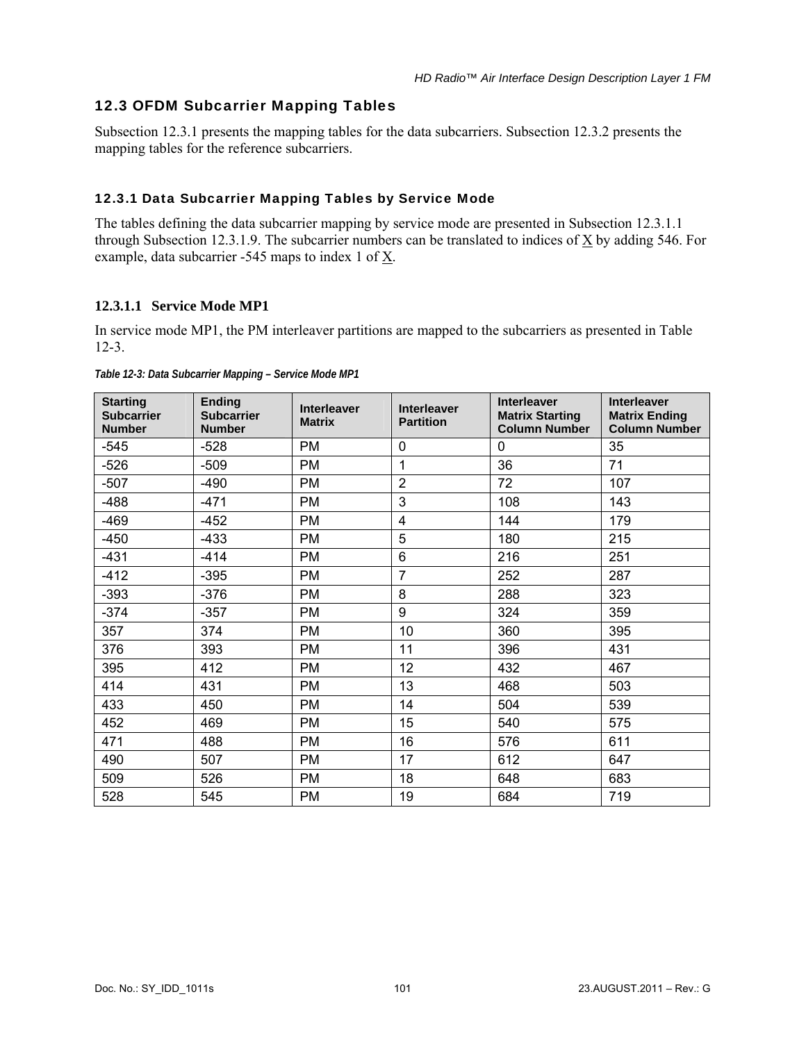## 12.3 OFDM Subcarrier Mapping Tables

Subsection 12.3.1 presents the mapping tables for the data subcarriers. Subsection 12.3.2 presents the mapping tables for the reference subcarriers.

### 12.3.1 Data Subcarrier Mapping Tables by Service Mode

The tables defining the data subcarrier mapping by service mode are presented in Subsection 12.3.1.1 through Subsection 12.3.1.9. The subcarrier numbers can be translated to indices of X by adding 546. For example, data subcarrier -545 maps to index 1 of X.

#### 12.3.1.1 Service Mode MP1

In service mode MP1, the PM interleaver partitions are mapped to the subcarriers as presented in Table 12-3.

*Table 12-3: Data Subcarrier Mapping – Service Mode MP1*

| Starting Subcarrier Number | Ending Subcarrier Number | Interleaver Matrix | Interleaver Partition | Interleaver Matrix Starting Column Number | Interleaver Matrix Ending Column Number |
|---|---|---|---|---|---|
| -545 | -528 | PM | 0 | 0 | 35 |
| -526 | -509 | PM | 1 | 36 | 71 |
| -507 | -490 | PM | 2 | 72 | 107 |
| -488 | -471 | PM | 3 | 108 | 143 |
| -469 | -452 | PM | 4 | 144 | 179 |
| -450 | -433 | PM | 5 | 180 | 215 |
| -431 | -414 | PM | 6 | 216 | 251 |
| -412 | -395 | PM | 7 | 252 | 287 |
| -393 | -376 | PM | 8 | 288 | 323 |
| -374 | -357 | PM | 9 | 324 | 359 |
| 357 | 374 | PM | 10 | 360 | 395 |
| 376 | 393 | PM | 11 | 396 | 431 |
| 395 | 412 | PM | 12 | 432 | 467 |
| 414 | 431 | PM | 13 | 468 | 503 |
| 433 | 450 | PM | 14 | 504 | 539 |
| 452 | 469 | PM | 15 | 540 | 575 |
| 471 | 488 | PM | 16 | 576 | 611 |
| 490 | 507 | PM | 17 | 612 | 647 |
| 509 | 526 | PM | 18 | 648 | 683 |
| 528 | 545 | PM | 19 | 684 | 719 |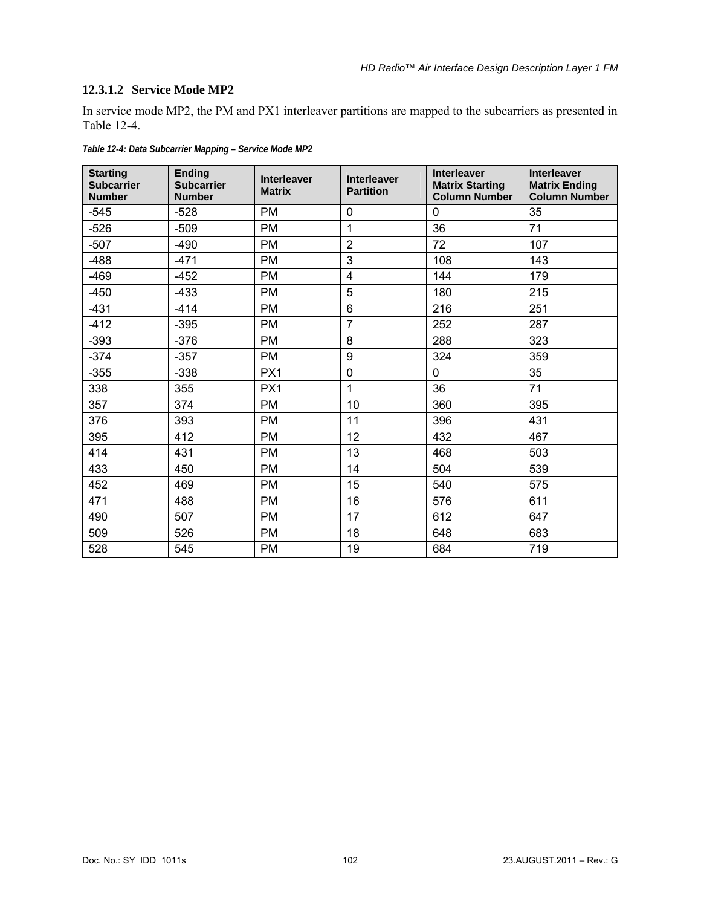#### 12.3.1.2 Service Mode MP2

In service mode MP2, the PM and PX1 interleaver partitions are mapped to the subcarriers as presented in Table 12-4.

*Table 12-4: Data Subcarrier Mapping – Service Mode MP2*

| Starting Subcarrier Number | Ending Subcarrier Number | Interleaver Matrix | Interleaver Partition | Interleaver Matrix Starting Column Number | Interleaver Matrix Ending Column Number |
|---|---|---|---|---|---|
| -545 | -528 | PM | 0 | 0 | 35 |
| -526 | -509 | PM | 1 | 36 | 71 |
| -507 | -490 | PM | 2 | 72 | 107 |
| -488 | -471 | PM | 3 | 108 | 143 |
| -469 | -452 | PM | 4 | 144 | 179 |
| -450 | -433 | PM | 5 | 180 | 215 |
| -431 | -414 | PM | 6 | 216 | 251 |
| -412 | -395 | PM | 7 | 252 | 287 |
| -393 | -376 | PM | 8 | 288 | 323 |
| -374 | -357 | PM | 9 | 324 | 359 |
| -355 | -338 | PX1 | 0 | 0 | 35 |
| 338 | 355 | PX1 | 1 | 36 | 71 |
| 357 | 374 | PM | 10 | 360 | 395 |
| 376 | 393 | PM | 11 | 396 | 431 |
| 395 | 412 | PM | 12 | 432 | 467 |
| 414 | 431 | PM | 13 | 468 | 503 |
| 433 | 450 | PM | 14 | 504 | 539 |
| 452 | 469 | PM | 15 | 540 | 575 |
| 471 | 488 | PM | 16 | 576 | 611 |
| 490 | 507 | PM | 17 | 612 | 647 |
| 509 | 526 | PM | 18 | 648 | 683 |
| 528 | 545 | PM | 19 | 684 | 719 |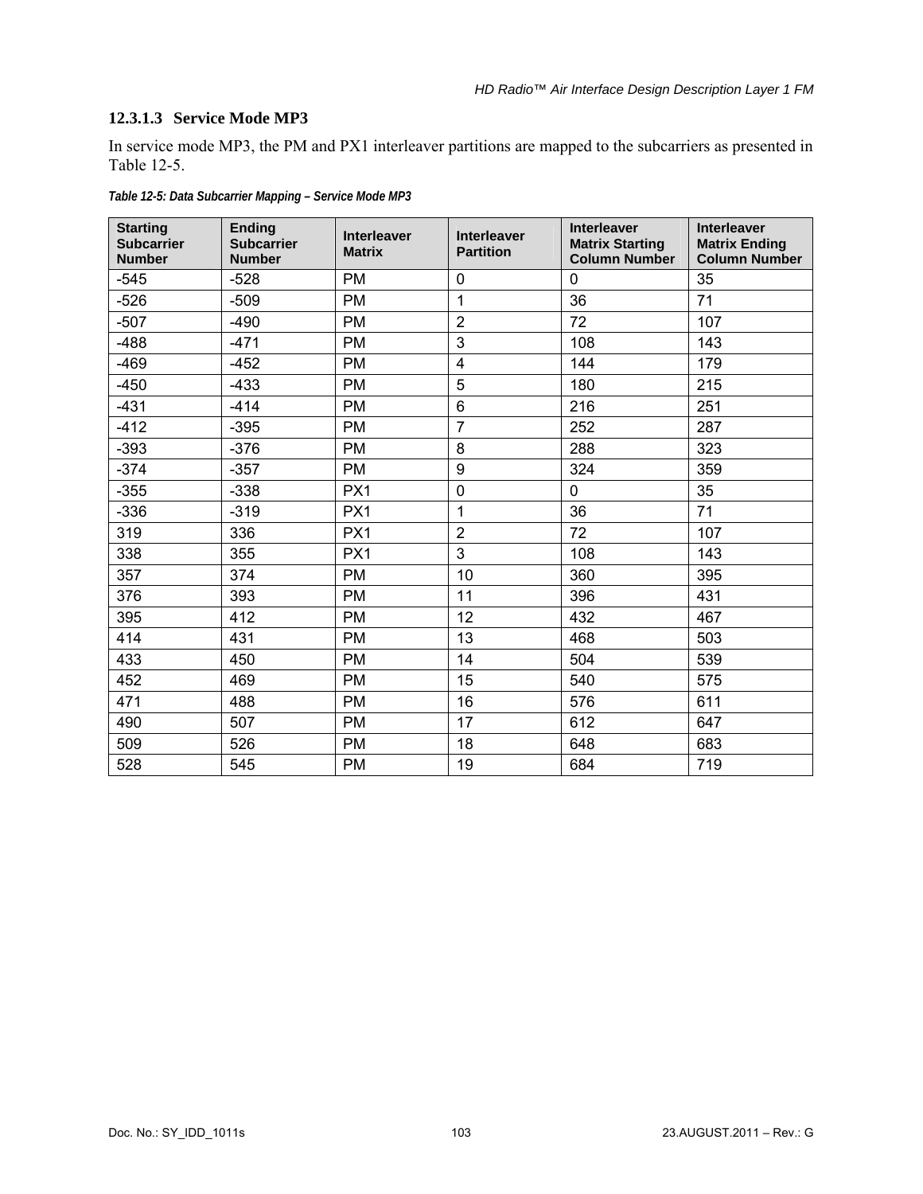#### 12.3.1.3 Service Mode MP3

In service mode MP3, the PM and PX1 interleaver partitions are mapped to the subcarriers as presented in Table 12-5.

*Table 12-5: Data Subcarrier Mapping – Service Mode MP3*

| Starting Subcarrier Number | Ending Subcarrier Number | Interleaver Matrix | Interleaver Partition | Interleaver Matrix Starting Column Number | Interleaver Matrix Ending Column Number |
|---|---|---|---|---|---|
| -545 | -528 | PM | 0 | 0 | 35 |
| -526 | -509 | PM | 1 | 36 | 71 |
| -507 | -490 | PM | 2 | 72 | 107 |
| -488 | -471 | PM | 3 | 108 | 143 |
| -469 | -452 | PM | 4 | 144 | 179 |
| -450 | -433 | PM | 5 | 180 | 215 |
| -431 | -414 | PM | 6 | 216 | 251 |
| -412 | -395 | PM | 7 | 252 | 287 |
| -393 | -376 | PM | 8 | 288 | 323 |
| -374 | -357 | PM | 9 | 324 | 359 |
| -355 | -338 | PX1 | 0 | 0 | 35 |
| -336 | -319 | PX1 | 1 | 36 | 71 |
| 319 | 336 | PX1 | 2 | 72 | 107 |
| 338 | 355 | PX1 | 3 | 108 | 143 |
| 357 | 374 | PM | 10 | 360 | 395 |
| 376 | 393 | PM | 11 | 396 | 431 |
| 395 | 412 | PM | 12 | 432 | 467 |
| 414 | 431 | PM | 13 | 468 | 503 |
| 433 | 450 | PM | 14 | 504 | 539 |
| 452 | 469 | PM | 15 | 540 | 575 |
| 471 | 488 | PM | 16 | 576 | 611 |
| 490 | 507 | PM | 17 | 612 | 647 |
| 509 | 526 | PM | 18 | 648 | 683 |
| 528 | 545 | PM | 19 | 684 | 719 |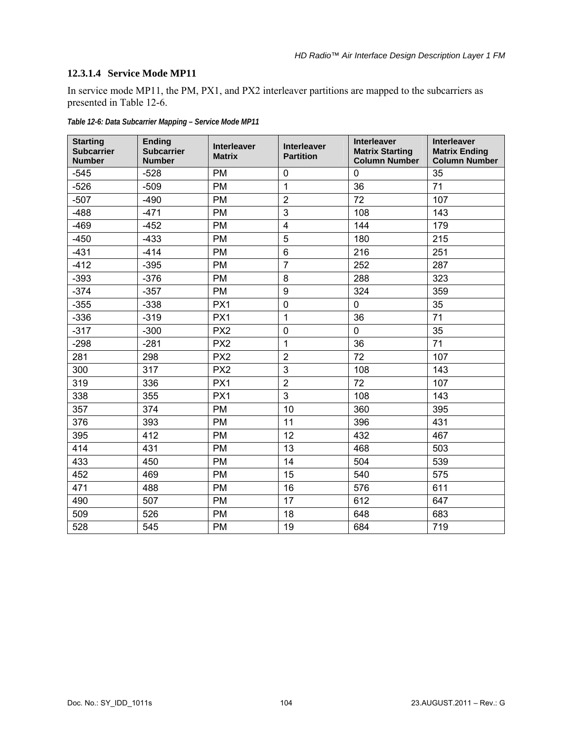#### 12.3.1.4 Service Mode MP11

In service mode MP11, the PM, PX1, and PX2 interleaver partitions are mapped to the subcarriers as presented in Table 12-6.

*Table 12-6: Data Subcarrier Mapping – Service Mode MP11*

| Starting Subcarrier Number | Ending Subcarrier Number | Interleaver Matrix | Interleaver Partition | Interleaver Matrix Starting Column Number | Interleaver Matrix Ending Column Number |
|---|---|---|---|---|---|
| -545 | -528 | PM | 0 | 0 | 35 |
| -526 | -509 | PM | 1 | 36 | 71 |
| -507 | -490 | PM | 2 | 72 | 107 |
| -488 | -471 | PM | 3 | 108 | 143 |
| -469 | -452 | PM | 4 | 144 | 179 |
| -450 | -433 | PM | 5 | 180 | 215 |
| -431 | -414 | PM | 6 | 216 | 251 |
| -412 | -395 | PM | 7 | 252 | 287 |
| -393 | -376 | PM | 8 | 288 | 323 |
| -374 | -357 | PM | 9 | 324 | 359 |
| -355 | -338 | PX1 | 0 | 0 | 35 |
| -336 | -319 | PX1 | 1 | 36 | 71 |
| -317 | -300 | PX2 | 0 | 0 | 35 |
| -298 | -281 | PX2 | 1 | 36 | 71 |
| 281 | 298 | PX2 | 2 | 72 | 107 |
| 300 | 317 | PX2 | 3 | 108 | 143 |
| 319 | 336 | PX1 | 2 | 72 | 107 |
| 338 | 355 | PX1 | 3 | 108 | 143 |
| 357 | 374 | PM | 10 | 360 | 395 |
| 376 | 393 | PM | 11 | 396 | 431 |
| 395 | 412 | PM | 12 | 432 | 467 |
| 414 | 431 | PM | 13 | 468 | 503 |
| 433 | 450 | PM | 14 | 504 | 539 |
| 452 | 469 | PM | 15 | 540 | 575 |
| 471 | 488 | PM | 16 | 576 | 611 |
| 490 | 507 | PM | 17 | 612 | 647 |
| 509 | 526 | PM | 18 | 648 | 683 |
| 528 | 545 | PM | 19 | 684 | 719 |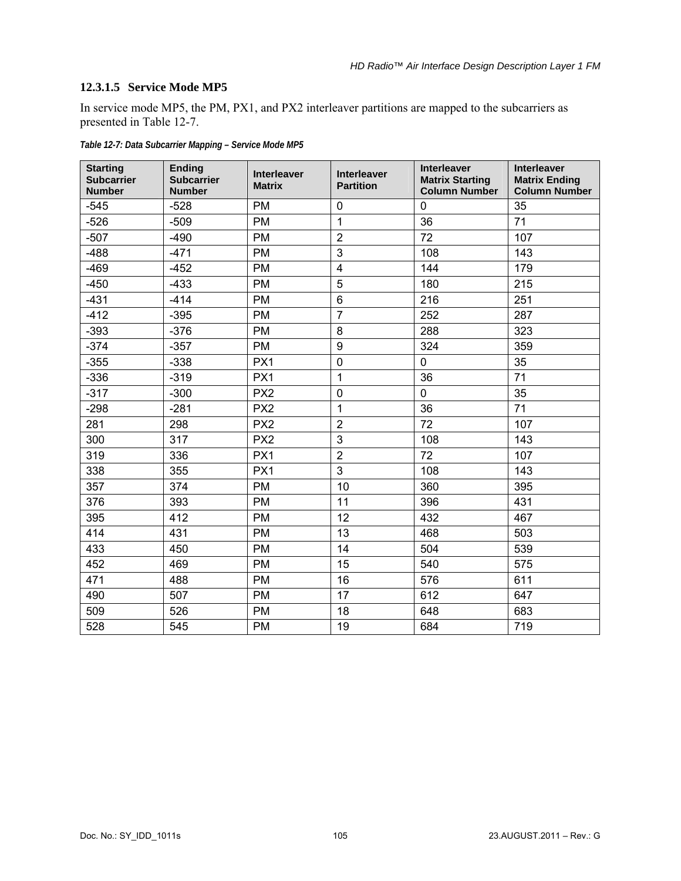### 12.3.1.5 Service Mode MP5

In service mode MP5, the PM, PX1, and PX2 interleaver partitions are mapped to the subcarriers as presented in Table 12-7.

*Table 12-7: Data Subcarrier Mapping – Service Mode MP5*

| Starting Subcarrier Number | Ending Subcarrier Number | Interleaver Matrix | Interleaver Partition | Interleaver Matrix Starting Column Number | Interleaver Matrix Ending Column Number |
|---|---|---|---|---|---|
| -545 | -528 | PM | 0 | 0 | 35 |
| -526 | -509 | PM | 1 | 36 | 71 |
| -507 | -490 | PM | 2 | 72 | 107 |
| -488 | -471 | PM | 3 | 108 | 143 |
| -469 | -452 | PM | 4 | 144 | 179 |
| -450 | -433 | PM | 5 | 180 | 215 |
| -431 | -414 | PM | 6 | 216 | 251 |
| -412 | -395 | PM | 7 | 252 | 287 |
| -393 | -376 | PM | 8 | 288 | 323 |
| -374 | -357 | PM | 9 | 324 | 359 |
| -355 | -338 | PX1 | 0 | 0 | 35 |
| -336 | -319 | PX1 | 1 | 36 | 71 |
| -317 | -300 | PX2 | 0 | 0 | 35 |
| -298 | -281 | PX2 | 1 | 36 | 71 |
| 281 | 298 | PX2 | 2 | 72 | 107 |
| 300 | 317 | PX2 | 3 | 108 | 143 |
| 319 | 336 | PX1 | 2 | 72 | 107 |
| 338 | 355 | PX1 | 3 | 108 | 143 |
| 357 | 374 | PM | 10 | 360 | 395 |
| 376 | 393 | PM | 11 | 396 | 431 |
| 395 | 412 | PM | 12 | 432 | 467 |
| 414 | 431 | PM | 13 | 468 | 503 |
| 433 | 450 | PM | 14 | 504 | 539 |
| 452 | 469 | PM | 15 | 540 | 575 |
| 471 | 488 | PM | 16 | 576 | 611 |
| 490 | 507 | PM | 17 | 612 | 647 |
| 509 | 526 | PM | 18 | 648 | 683 |
| 528 | 545 | PM | 19 | 684 | 719 |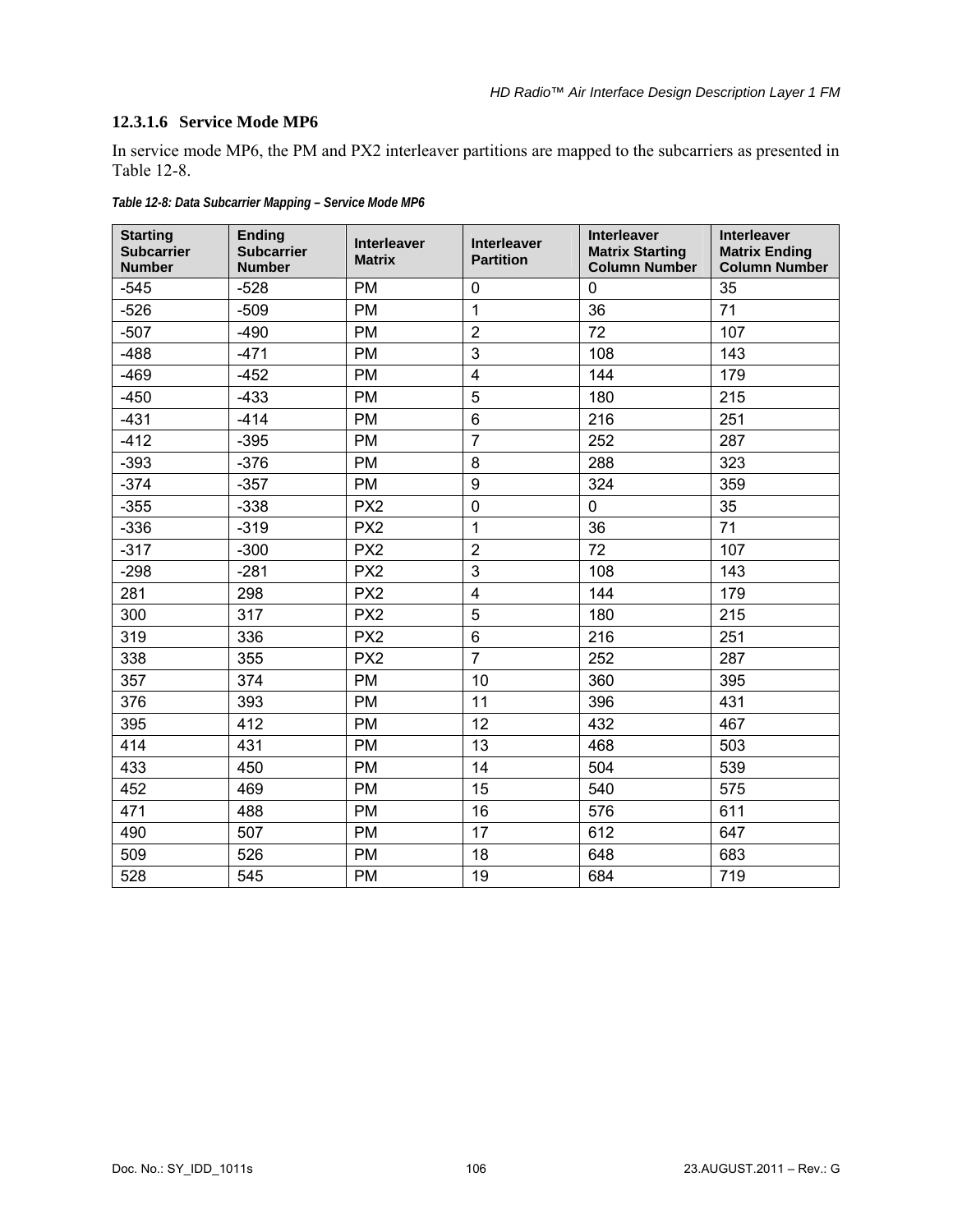#### 12.3.1.6 Service Mode MP6

In service mode MP6, the PM and PX2 interleaver partitions are mapped to the subcarriers as presented in Table 12-8.

*Table 12-8: Data Subcarrier Mapping – Service Mode MP6*

| Starting Subcarrier Number | Ending Subcarrier Number | Interleaver Matrix | Interleaver Partition | Interleaver Matrix Starting Column Number | Interleaver Matrix Ending Column Number |
|---|---|---|---|---|---|
| -545 | -528 | PM | 0 | 0 | 35 |
| -526 | -509 | PM | 1 | 36 | 71 |
| -507 | -490 | PM | 2 | 72 | 107 |
| -488 | -471 | PM | 3 | 108 | 143 |
| -469 | -452 | PM | 4 | 144 | 179 |
| -450 | -433 | PM | 5 | 180 | 215 |
| -431 | -414 | PM | 6 | 216 | 251 |
| -412 | -395 | PM | 7 | 252 | 287 |
| -393 | -376 | PM | 8 | 288 | 323 |
| -374 | -357 | PM | 9 | 324 | 359 |
| -355 | -338 | PX2 | 0 | 0 | 35 |
| -336 | -319 | PX2 | 1 | 36 | 71 |
| -317 | -300 | PX2 | 2 | 72 | 107 |
| -298 | -281 | PX2 | 3 | 108 | 143 |
| 281 | 298 | PX2 | 4 | 144 | 179 |
| 300 | 317 | PX2 | 5 | 180 | 215 |
| 319 | 336 | PX2 | 6 | 216 | 251 |
| 338 | 355 | PX2 | 7 | 252 | 287 |
| 357 | 374 | PM | 10 | 360 | 395 |
| 376 | 393 | PM | 11 | 396 | 431 |
| 395 | 412 | PM | 12 | 432 | 467 |
| 414 | 431 | PM | 13 | 468 | 503 |
| 433 | 450 | PM | 14 | 504 | 539 |
| 452 | 469 | PM | 15 | 540 | 575 |
| 471 | 488 | PM | 16 | 576 | 611 |
| 490 | 507 | PM | 17 | 612 | 647 |
| 509 | 526 | PM | 18 | 648 | 683 |
| 528 | 545 | PM | 19 | 684 | 719 |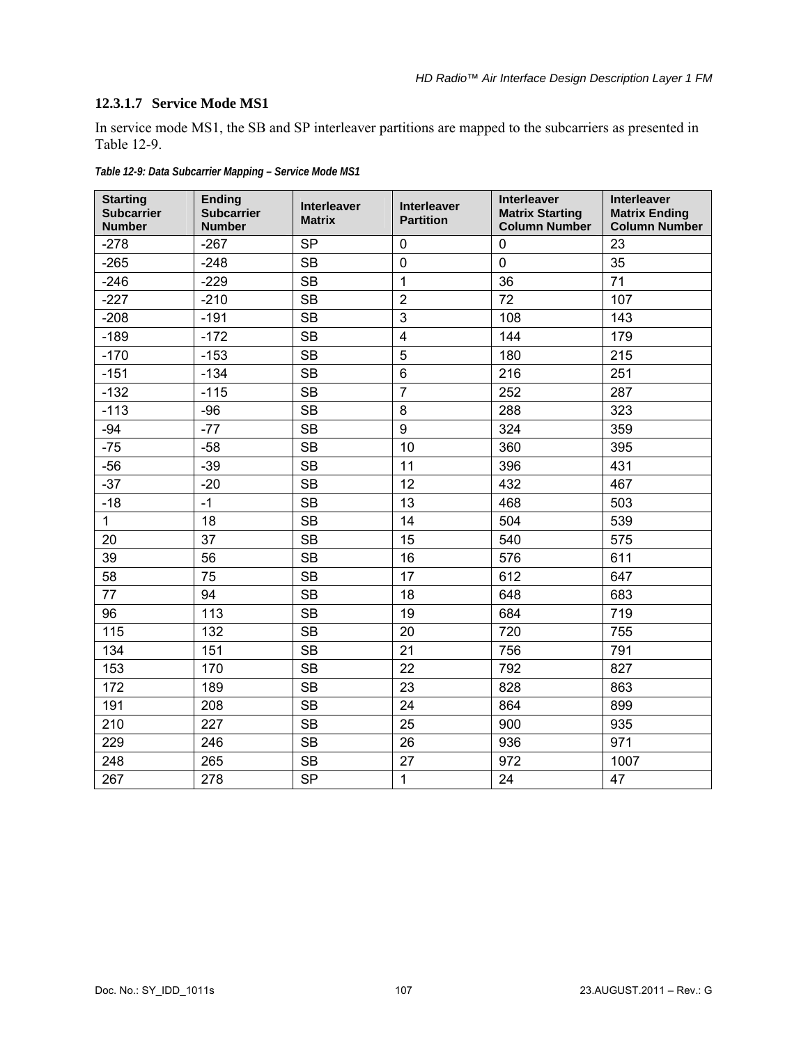### 12.3.1.7 Service Mode MS1

In service mode MS1, the SB and SP interleaver partitions are mapped to the subcarriers as presented in Table 12-9.

*Table 12-9: Data Subcarrier Mapping – Service Mode MS1*

| Starting Subcarrier Number | Ending Subcarrier Number | Interleaver Matrix | Interleaver Partition | Interleaver Matrix Starting Column Number | Interleaver Matrix Ending Column Number |
|---|---|---|---|---|---|
| -278 | -267 | SP | 0 | 0 | 23 |
| -265 | -248 | SB | 0 | 0 | 35 |
| -246 | -229 | SB | 1 | 36 | 71 |
| -227 | -210 | SB | 2 | 72 | 107 |
| -208 | -191 | SB | 3 | 108 | 143 |
| -189 | -172 | SB | 4 | 144 | 179 |
| -170 | -153 | SB | 5 | 180 | 215 |
| -151 | -134 | SB | 6 | 216 | 251 |
| -132 | -115 | SB | 7 | 252 | 287 |
| -113 | -96 | SB | 8 | 288 | 323 |
| -94 | -77 | SB | 9 | 324 | 359 |
| -75 | -58 | SB | 10 | 360 | 395 |
| -56 | -39 | SB | 11 | 396 | 431 |
| -37 | -20 | SB | 12 | 432 | 467 |
| -18 | -1 | SB | 13 | 468 | 503 |
| 1 | 18 | SB | 14 | 504 | 539 |
| 20 | 37 | SB | 15 | 540 | 575 |
| 39 | 56 | SB | 16 | 576 | 611 |
| 58 | 75 | SB | 17 | 612 | 647 |
| 77 | 94 | SB | 18 | 648 | 683 |
| 96 | 113 | SB | 19 | 684 | 719 |
| 115 | 132 | SB | 20 | 720 | 755 |
| 134 | 151 | SB | 21 | 756 | 791 |
| 153 | 170 | SB | 22 | 792 | 827 |
| 172 | 189 | SB | 23 | 828 | 863 |
| 191 | 208 | SB | 24 | 864 | 899 |
| 210 | 227 | SB | 25 | 900 | 935 |
| 229 | 246 | SB | 26 | 936 | 971 |
| 248 | 265 | SB | 27 | 972 | 1007 |
| 267 | 278 | SP | 1 | 24 | 47 |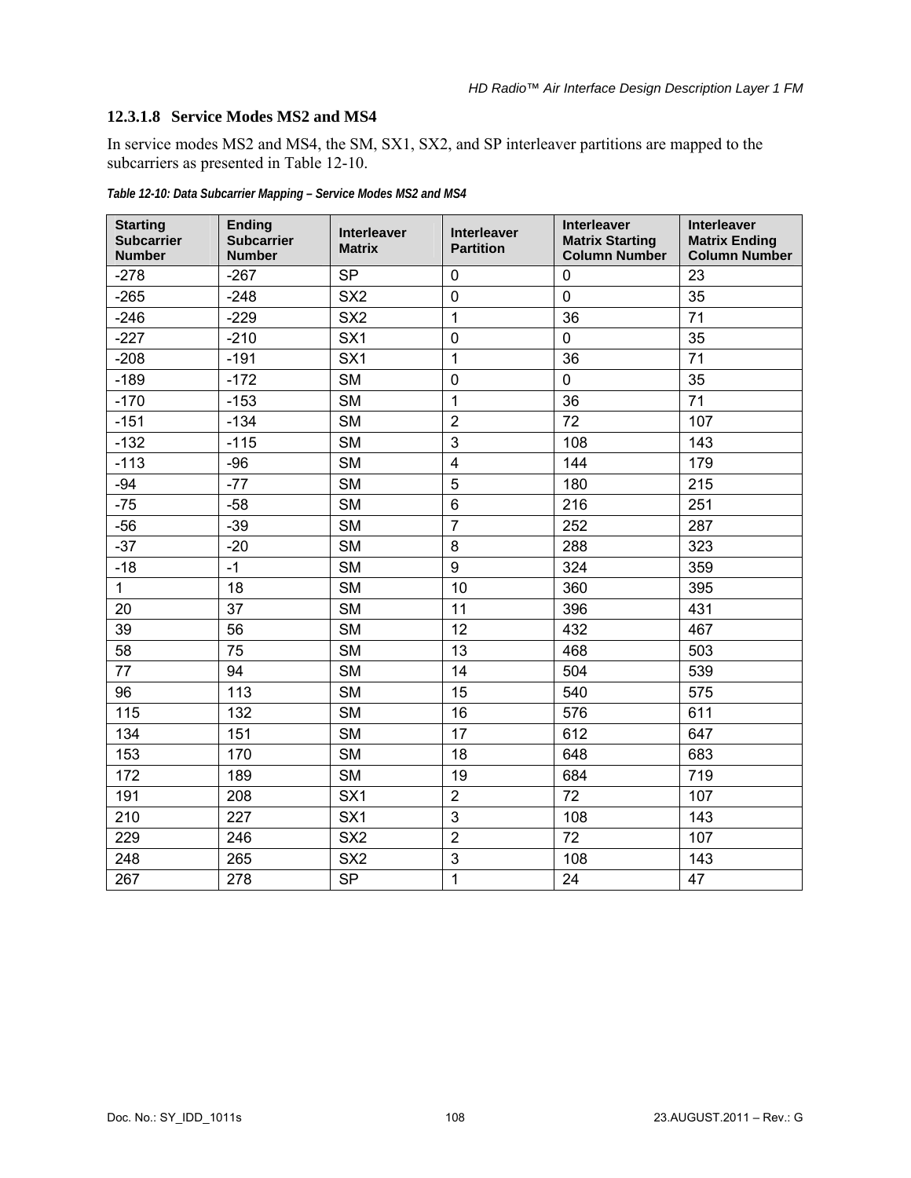### 12.3.1.8 Service Modes MS2 and MS4

In service modes MS2 and MS4, the SM, SX1, SX2, and SP interleaver partitions are mapped to the subcarriers as presented in Table 12-10.

*Table 12-10: Data Subcarrier Mapping – Service Modes MS2 and MS4*

| Starting Subcarrier Number | Ending Subcarrier Number | Interleaver Matrix | Interleaver Partition | Interleaver Matrix Starting Column Number | Interleaver Matrix Ending Column Number |
|---|---|---|---|---|---|
| -278 | -267 | SP | 0 | 0 | 23 |
| -265 | -248 | SX2 | 0 | 0 | 35 |
| -246 | -229 | SX2 | 1 | 36 | 71 |
| -227 | -210 | SX1 | 0 | 0 | 35 |
| -208 | -191 | SX1 | 1 | 36 | 71 |
| -189 | -172 | SM | 0 | 0 | 35 |
| -170 | -153 | SM | 1 | 36 | 71 |
| -151 | -134 | SM | 2 | 72 | 107 |
| -132 | -115 | SM | 3 | 108 | 143 |
| -113 | -96 | SM | 4 | 144 | 179 |
| -94 | -77 | SM | 5 | 180 | 215 |
| -75 | -58 | SM | 6 | 216 | 251 |
| -56 | -39 | SM | 7 | 252 | 287 |
| -37 | -20 | SM | 8 | 288 | 323 |
| -18 | -1 | SM | 9 | 324 | 359 |
| 1 | 18 | SM | 10 | 360 | 395 |
| 20 | 37 | SM | 11 | 396 | 431 |
| 39 | 56 | SM | 12 | 432 | 467 |
| 58 | 75 | SM | 13 | 468 | 503 |
| 77 | 94 | SM | 14 | 504 | 539 |
| 96 | 113 | SM | 15 | 540 | 575 |
| 115 | 132 | SM | 16 | 576 | 611 |
| 134 | 151 | SM | 17 | 612 | 647 |
| 153 | 170 | SM | 18 | 648 | 683 |
| 172 | 189 | SM | 19 | 684 | 719 |
| 191 | 208 | SX1 | 2 | 72 | 107 |
| 210 | 227 | SX1 | 3 | 108 | 143 |
| 229 | 246 | SX2 | 2 | 72 | 107 |
| 248 | 265 | SX2 | 3 | 108 | 143 |
| 267 | 278 | SP | 1 | 24 | 47 |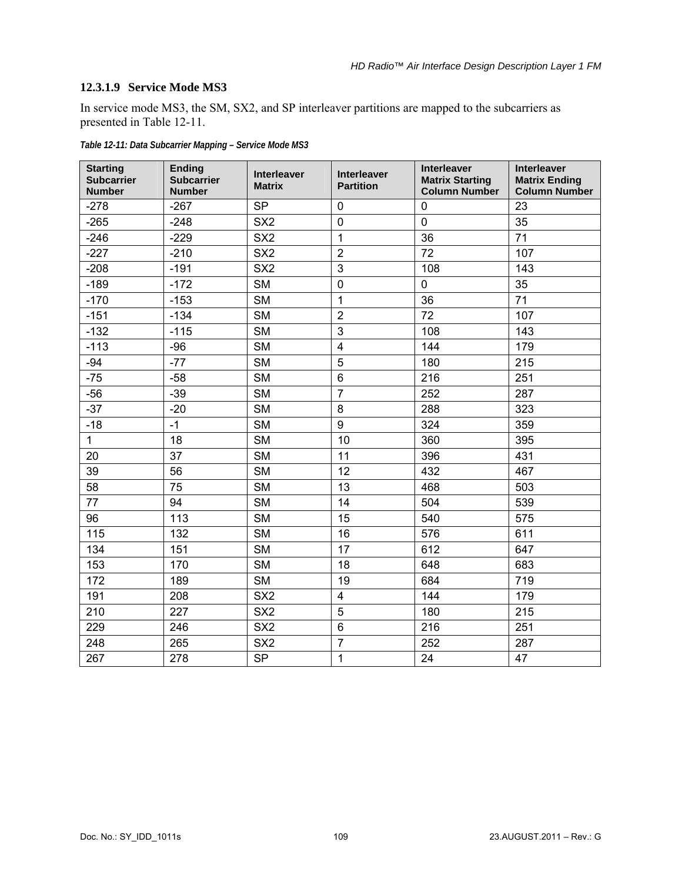### 12.3.1.9 Service Mode MS3

In service mode MS3, the SM, SX2, and SP interleaver partitions are mapped to the subcarriers as presented in Table 12-11.

*Table 12-11: Data Subcarrier Mapping – Service Mode MS3*

| Starting Subcarrier Number | Ending Subcarrier Number | Interleaver Matrix | Interleaver Partition | Interleaver Matrix Starting Column Number | Interleaver Matrix Ending Column Number |
|---|---|---|---|---|---|
| -278 | -267 | SP | 0 | 0 | 23 |
| -265 | -248 | SX2 | 0 | 0 | 35 |
| -246 | -229 | SX2 | 1 | 36 | 71 |
| -227 | -210 | SX2 | 2 | 72 | 107 |
| -208 | -191 | SX2 | 3 | 108 | 143 |
| -189 | -172 | SM | 0 | 0 | 35 |
| -170 | -153 | SM | 1 | 36 | 71 |
| -151 | -134 | SM | 2 | 72 | 107 |
| -132 | -115 | SM | 3 | 108 | 143 |
| -113 | -96 | SM | 4 | 144 | 179 |
| -94 | -77 | SM | 5 | 180 | 215 |
| -75 | -58 | SM | 6 | 216 | 251 |
| -56 | -39 | SM | 7 | 252 | 287 |
| -37 | -20 | SM | 8 | 288 | 323 |
| -18 | -1 | SM | 9 | 324 | 359 |
| 1 | 18 | SM | 10 | 360 | 395 |
| 20 | 37 | SM | 11 | 396 | 431 |
| 39 | 56 | SM | 12 | 432 | 467 |
| 58 | 75 | SM | 13 | 468 | 503 |
| 77 | 94 | SM | 14 | 504 | 539 |
| 96 | 113 | SM | 15 | 540 | 575 |
| 115 | 132 | SM | 16 | 576 | 611 |
| 134 | 151 | SM | 17 | 612 | 647 |
| 153 | 170 | SM | 18 | 648 | 683 |
| 172 | 189 | SM | 19 | 684 | 719 |
| 191 | 208 | SX2 | 4 | 144 | 179 |
| 210 | 227 | SX2 | 5 | 180 | 215 |
| 229 | 246 | SX2 | 6 | 216 | 251 |
| 248 | 265 | SX2 | 7 | 252 | 287 |
| 267 | 278 | SP | 1 | 24 | 47 |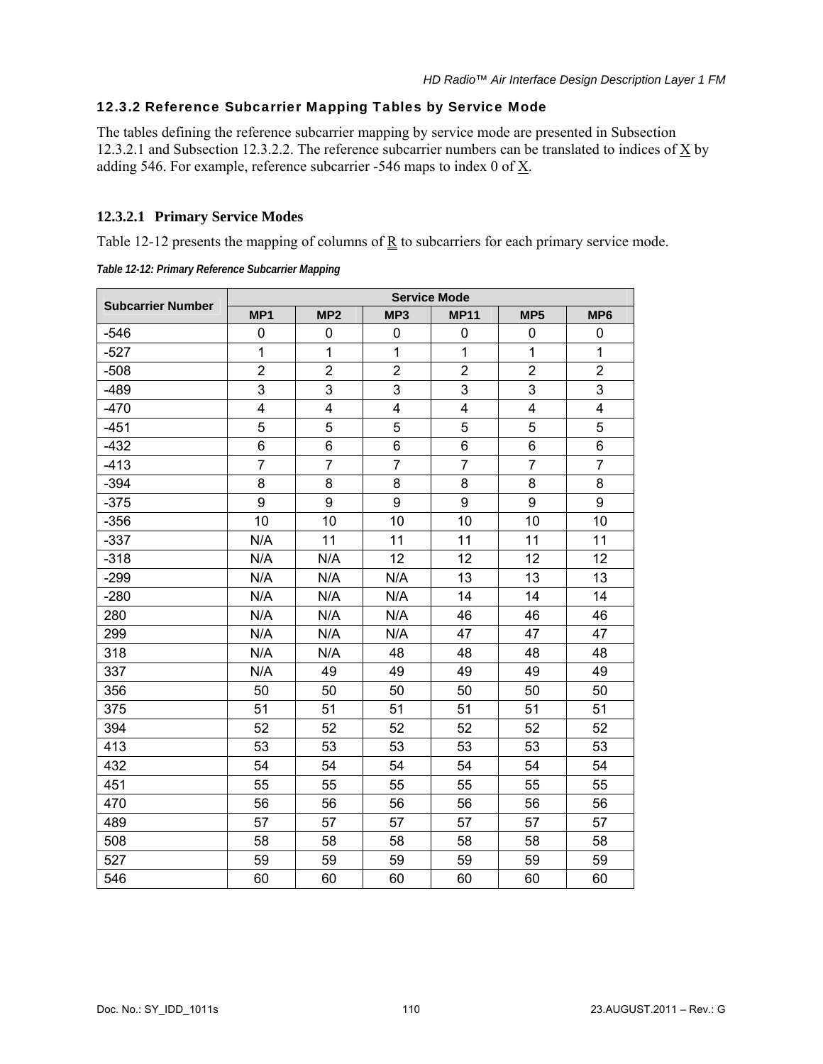### 12.3.2 Reference Subcarrier Mapping Tables by Service Mode

The tables defining the reference subcarrier mapping by service mode are presented in Subsection 12.3.2.1 and Subsection 12.3.2.2. The reference subcarrier numbers can be translated to indices of X by adding 546. For example, reference subcarrier -546 maps to index 0 of X.

#### 12.3.2.1 Primary Service Modes

Table 12-12 presents the mapping of columns of R to subcarriers for each primary service mode.

*Table 12-12: Primary Reference Subcarrier Mapping*

| Subcarrier Number | Service Mode | | | | | |
|---|---|---|---|---|---|---|
| | MP1 | MP2 | MP3 | MP11 | MP5 | MP6 |
| -546 | 0 | 0 | 0 | 0 | 0 | 0 |
| -527 | 1 | 1 | 1 | 1 | 1 | 1 |
| -508 | 2 | 2 | 2 | 2 | 2 | 2 |
| -489 | 3 | 3 | 3 | 3 | 3 | 3 |
| -470 | 4 | 4 | 4 | 4 | 4 | 4 |
| -451 | 5 | 5 | 5 | 5 | 5 | 5 |
| -432 | 6 | 6 | 6 | 6 | 6 | 6 |
| -413 | 7 | 7 | 7 | 7 | 7 | 7 |
| -394 | 8 | 8 | 8 | 8 | 8 | 8 |
| -375 | 9 | 9 | 9 | 9 | 9 | 9 |
| -356 | 10 | 10 | 10 | 10 | 10 | 10 |
| -337 | N/A | 11 | 11 | 11 | 11 | 11 |
| -318 | N/A | N/A | 12 | 12 | 12 | 12 |
| -299 | N/A | N/A | N/A | 13 | 13 | 13 |
| -280 | N/A | N/A | N/A | 14 | 14 | 14 |
| 280 | N/A | N/A | N/A | 46 | 46 | 46 |
| 299 | N/A | N/A | N/A | 47 | 47 | 47 |
| 318 | N/A | N/A | 48 | 48 | 48 | 48 |
| 337 | N/A | 49 | 49 | 49 | 49 | 49 |
| 356 | 50 | 50 | 50 | 50 | 50 | 50 |
| 375 | 51 | 51 | 51 | 51 | 51 | 51 |
| 394 | 52 | 52 | 52 | 52 | 52 | 52 |
| 413 | 53 | 53 | 53 | 53 | 53 | 53 |
| 432 | 54 | 54 | 54 | 54 | 54 | 54 |
| 451 | 55 | 55 | 55 | 55 | 55 | 55 |
| 470 | 56 | 56 | 56 | 56 | 56 | 56 |
| 489 | 57 | 57 | 57 | 57 | 57 | 57 |
| 508 | 58 | 58 | 58 | 58 | 58 | 58 |
| 527 | 59 | 59 | 59 | 59 | 59 | 59 |
| 546 | 60 | 60 | 60 | 60 | 60 | 60 |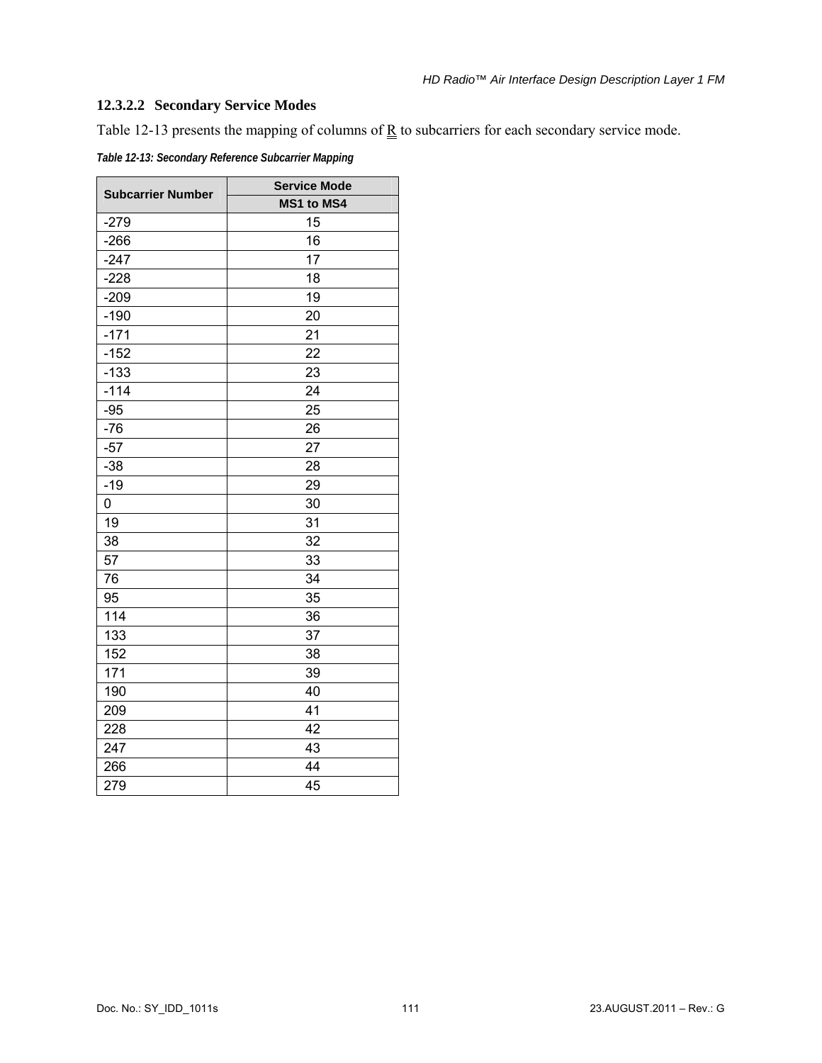#### 12.3.2.2 Secondary Service Modes

Table 12-13 presents the mapping of columns of $\underline{\underline{R}}$ to subcarriers for each secondary service mode.

*Table 12-13: Secondary Reference Subcarrier Mapping*

| Subcarrier Number | Service Mode |
|---|---|
| | MS1 to MS4 |
| -279 | 15 |
| -266 | 16 |
| -247 | 17 |
| -228 | 18 |
| -209 | 19 |
| -190 | 20 |
| -171 | 21 |
| -152 | 22 |
| -133 | 23 |
| -114 | 24 |
| -95 | 25 |
| -76 | 26 |
| -57 | 27 |
| -38 | 28 |
| -19 | 29 |
| 0 | 30 |
| 19 | 31 |
| 38 | 32 |
| 57 | 33 |
| 76 | 34 |
| 95 | 35 |
| 114 | 36 |
| 133 | 37 |
| 152 | 38 |
| 171 | 39 |
| 190 | 40 |
| 209 | 41 |
| 228 | 42 |
| 247 | 43 |
| 266 | 44 |
| 279 | 45 |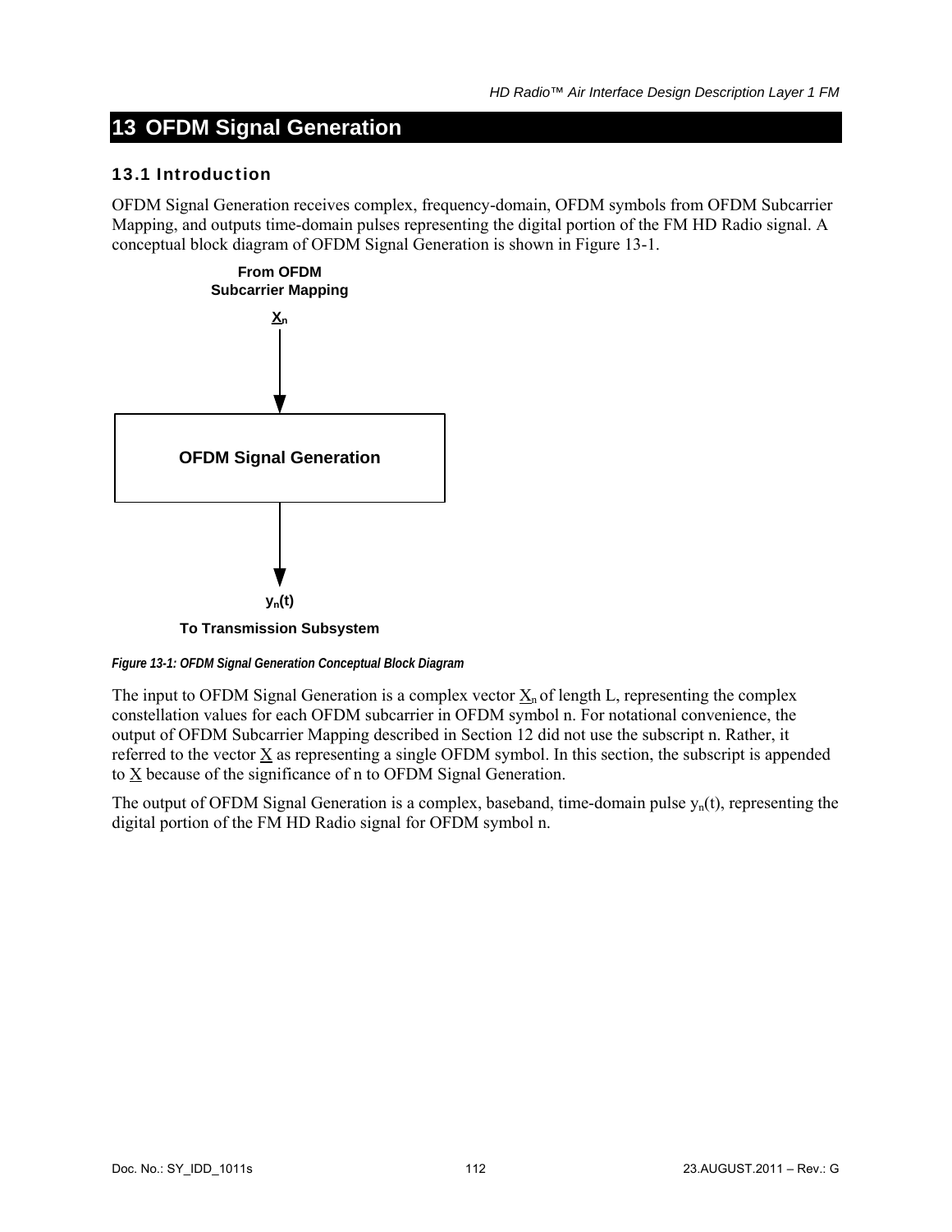# 13 OFDM Signal Generation

## 13.1 Introduction

OFDM Signal Generation receives complex, frequency-domain, OFDM symbols from OFDM Subcarrier Mapping, and outputs time-domain pulses representing the digital portion of the FM HD Radio signal. A conceptual block diagram of OFDM Signal Generation is shown in Figure 13-1.

From OFDM Subcarrier Mapping

$\underline{X}_n$

OFDM Signal Generation

$y_n(t)$

To Transmission Subsystem

*Figure 13-1: OFDM Signal Generation Conceptual Block Diagram*

The input to OFDM Signal Generation is a complex vector $\underline{X}_n$ of length L, representing the complex constellation values for each OFDM subcarrier in OFDM symbol n. For notational convenience, the output of OFDM Subcarrier Mapping described in Section 12 did not use the subscript n. Rather, it referred to the vector $\underline{X}$ as representing a single OFDM symbol. In this section, the subscript is appended to $\underline{X}$ because of the significance of n to OFDM Signal Generation.

The output of OFDM Signal Generation is a complex, baseband, time-domain pulse $y_n(t)$, representing the digital portion of the FM HD Radio signal for OFDM symbol n.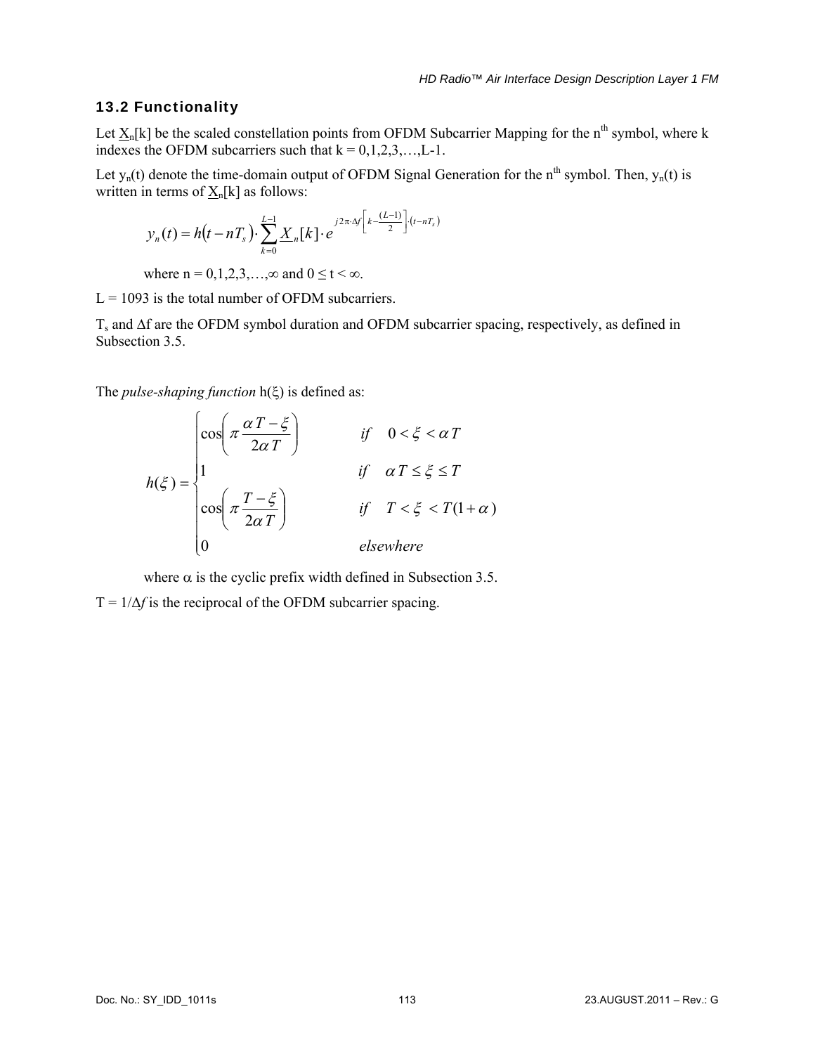## 13.2 Functionality

Let $\underline{X}_n[k]$ be the scaled constellation points from OFDM Subcarrier Mapping for the n[th] symbol, where k indexes the OFDM subcarriers such that k = 0,1,2,3,…,L-1.

Let $y_n(t)$ denote the time-domain output of OFDM Signal Generation for the n[th] symbol. Then, $y_n(t)$ is written in terms of $\underline{X}_n[k]$ as follows:

$$y_n(t) = h(t - nT_s) \cdot \sum_{k=0}^{L-1} \underline{X}_n[k] \cdot e^{j2\pi \cdot \Delta f \left[ k - \frac{(L-1)}{2} \right] \cdot (t - nT_s)}$$

where n = 0,1,2,3,…,∞ and $0 \le t < \infty$.

L = 1093 is the total number of OFDM subcarriers.

$T_s$ and $\Delta f$ are the OFDM symbol duration and OFDM subcarrier spacing, respectively, as defined in Subsection 3.5.

The *pulse-shaping function* $h(\xi)$ is defined as:

$$h(\xi) = \begin{cases} \cos\left(\pi \dfrac{\alpha T - \xi}{2\alpha T}\right) & if \quad 0 < \xi < \alpha T \\ 1 & if \quad \alpha T \le \xi \le T \\ \cos\left(\pi \dfrac{T - \xi}{2\alpha T}\right) & if \quad T < \xi < T(1+\alpha) \\ 0 & elsewhere \end{cases}$$

where $\alpha$ is the cyclic prefix width defined in Subsection 3.5.

$T = 1/\Delta f$ is the reciprocal of the OFDM subcarrier spacing.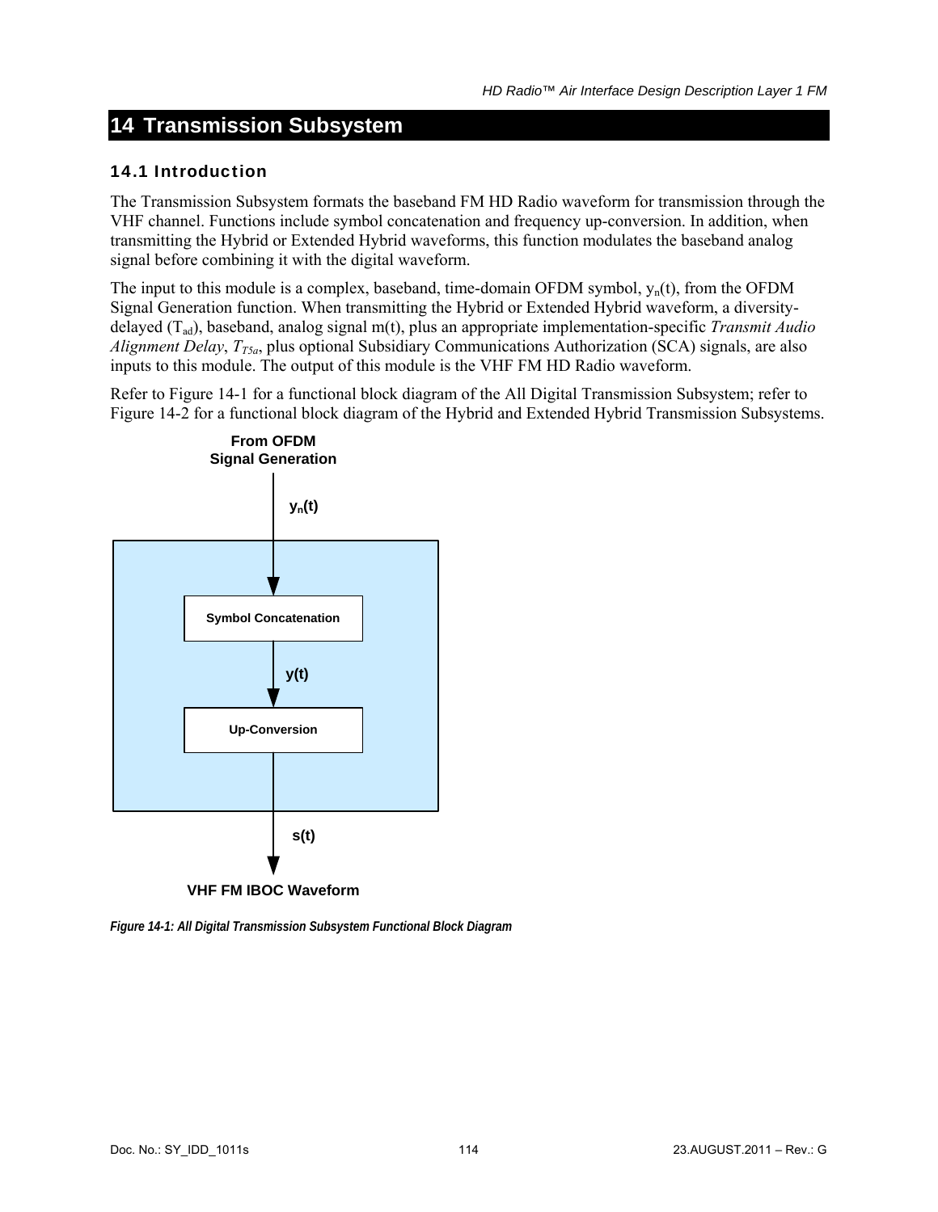# 14 Transmission Subsystem

## 14.1 Introduction

The Transmission Subsystem formats the baseband FM HD Radio waveform for transmission through the VHF channel. Functions include symbol concatenation and frequency up-conversion. In addition, when transmitting the Hybrid or Extended Hybrid waveforms, this function modulates the baseband analog signal before combining it with the digital waveform.

The input to this module is a complex, baseband, time-domain OFDM symbol, $y_n(t)$, from the OFDM Signal Generation function. When transmitting the Hybrid or Extended Hybrid waveform, a diversity-delayed ($T_{ad}$), baseband, analog signal m(t), plus an appropriate implementation-specific *Transmit Audio Alignment Delay*, $T_{T5a}$, plus optional Subsidiary Communications Authorization (SCA) signals, are also inputs to this module. The output of this module is the VHF FM HD Radio waveform.

Refer to Figure 14-1 for a functional block diagram of the All Digital Transmission Subsystem; refer to Figure 14-2 for a functional block diagram of the Hybrid and Extended Hybrid Transmission Subsystems.

From OFDM Signal Generation

$y_n(t)$

Symbol Concatenation

y(t)

Up-Conversion

s(t)

VHF FM IBOC Waveform

*Figure 14-1: All Digital Transmission Subsystem Functional Block Diagram*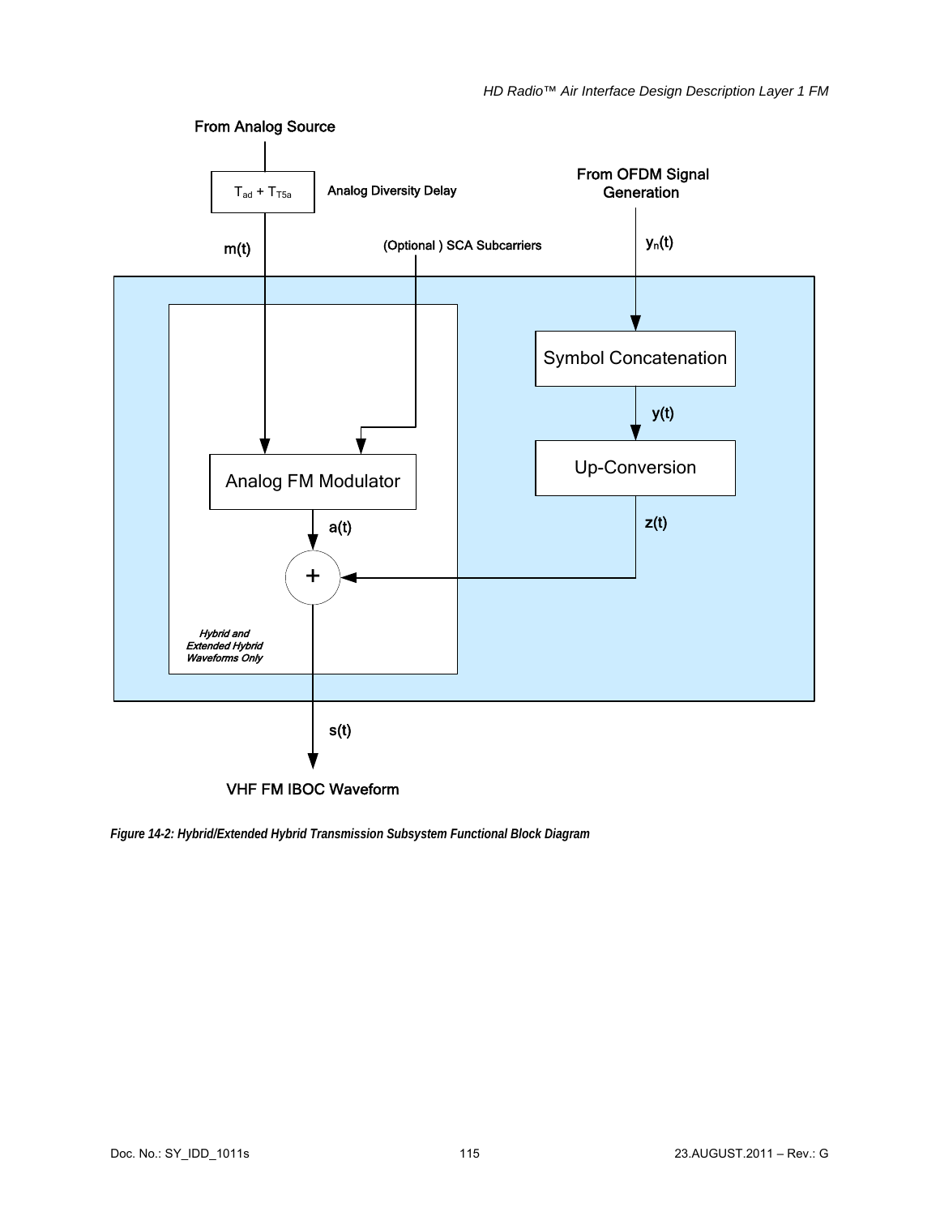*Figure 14-2: Hybrid/Extended Hybrid Transmission Subsystem Functional Block Diagram*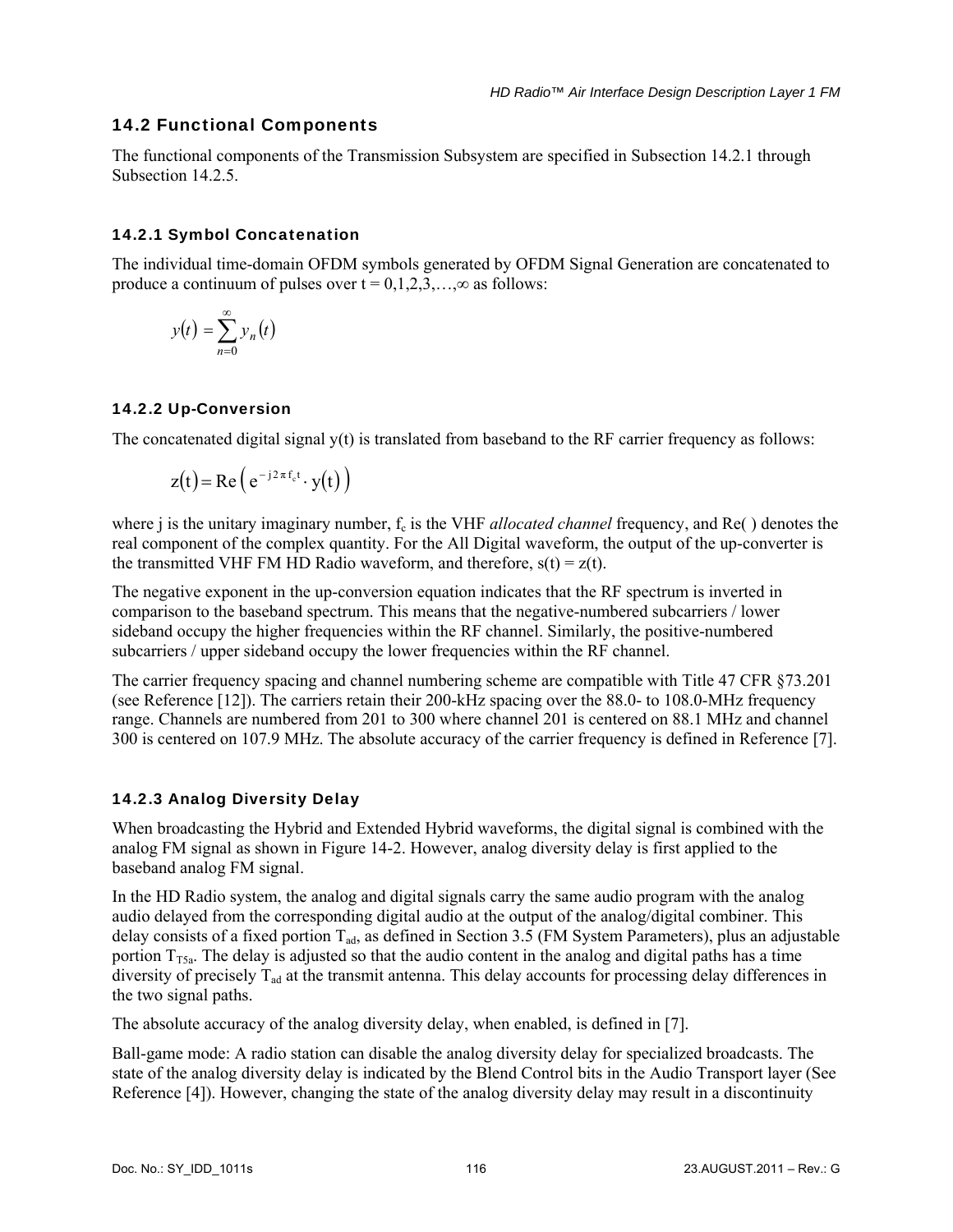## 14.2 Functional Components

The functional components of the Transmission Subsystem are specified in Subsection 14.2.1 through Subsection 14.2.5.

### 14.2.1 Symbol Concatenation

The individual time-domain OFDM symbols generated by OFDM Signal Generation are concatenated to produce a continuum of pulses over t = 0,1,2,3,…,∞ as follows:

$$y(t) = \sum_{n=0}^{\infty} y_n(t)$$

### 14.2.2 Up-Conversion

The concatenated digital signal y(t) is translated from baseband to the RF carrier frequency as follows:

$$z(t) = \mathrm{Re}\left( e^{-j 2 \pi f_c t} \cdot y(t) \right)$$

where j is the unitary imaginary number, $f_c$ is the VHF *allocated channel* frequency, and Re( ) denotes the real component of the complex quantity. For the All Digital waveform, the output of the up-converter is the transmitted VHF FM HD Radio waveform, and therefore, s(t) = z(t).

The negative exponent in the up-conversion equation indicates that the RF spectrum is inverted in comparison to the baseband spectrum. This means that the negative-numbered subcarriers / lower sideband occupy the higher frequencies within the RF channel. Similarly, the positive-numbered subcarriers / upper sideband occupy the lower frequencies within the RF channel.

The carrier frequency spacing and channel numbering scheme are compatible with Title 47 CFR §73.201 (see Reference [12]). The carriers retain their 200-kHz spacing over the 88.0- to 108.0-MHz frequency range. Channels are numbered from 201 to 300 where channel 201 is centered on 88.1 MHz and channel 300 is centered on 107.9 MHz. The absolute accuracy of the carrier frequency is defined in Reference [7].

### 14.2.3 Analog Diversity Delay

When broadcasting the Hybrid and Extended Hybrid waveforms, the digital signal is combined with the analog FM signal as shown in Figure 14-2. However, analog diversity delay is first applied to the baseband analog FM signal.

In the HD Radio system, the analog and digital signals carry the same audio program with the analog audio delayed from the corresponding digital audio at the output of the analog/digital combiner. This delay consists of a fixed portion $T_{ad}$, as defined in Section 3.5 (FM System Parameters), plus an adjustable portion $T_{T5a}$. The delay is adjusted so that the audio content in the analog and digital paths has a time diversity of precisely $T_{ad}$ at the transmit antenna. This delay accounts for processing delay differences in the two signal paths.

The absolute accuracy of the analog diversity delay, when enabled, is defined in [7].

Ball-game mode: A radio station can disable the analog diversity delay for specialized broadcasts. The state of the analog diversity delay is indicated by the Blend Control bits in the Audio Transport layer (See Reference [4]). However, changing the state of the analog diversity delay may result in a discontinuity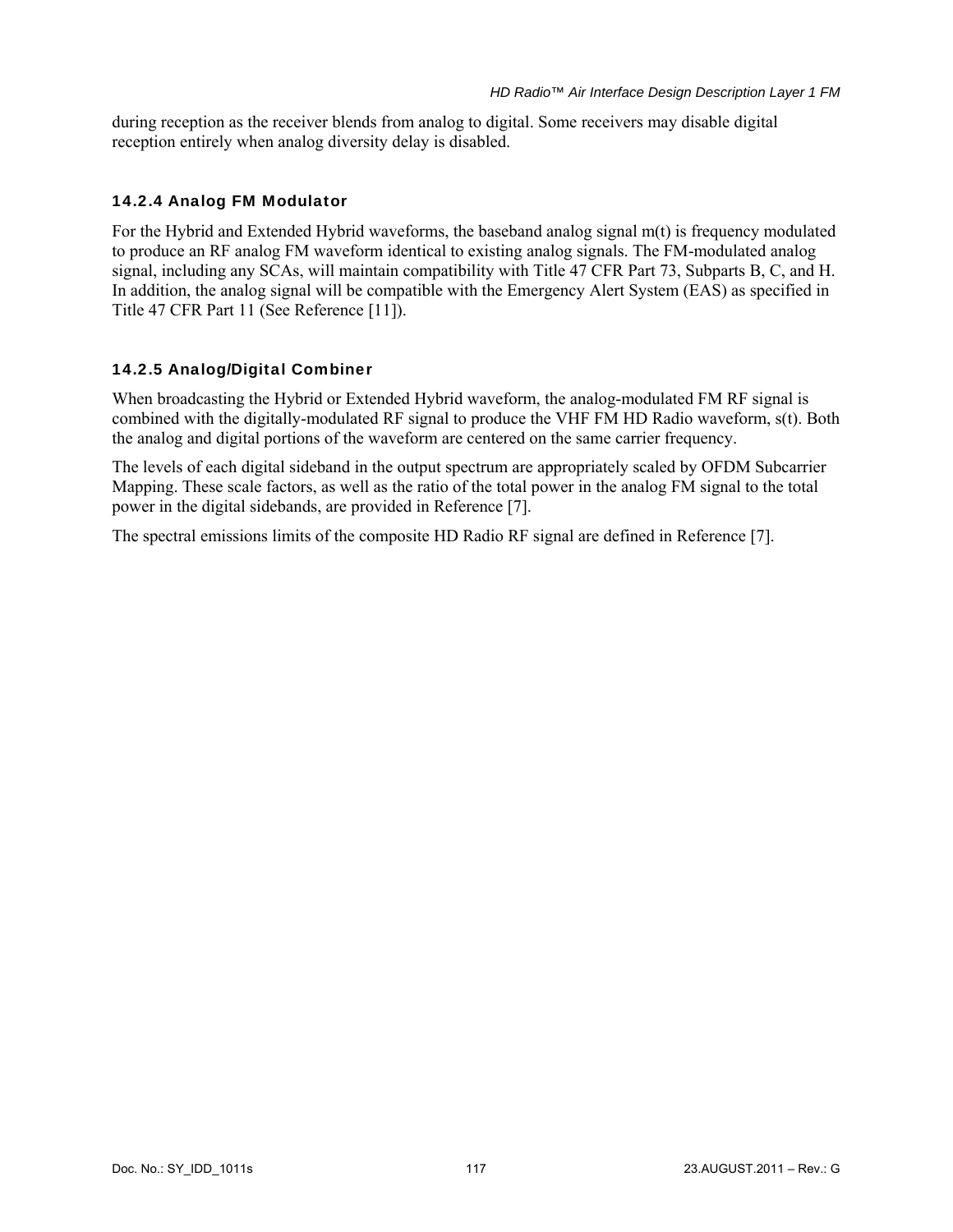during reception as the receiver blends from analog to digital. Some receivers may disable digital reception entirely when analog diversity delay is disabled.

### 14.2.4 Analog FM Modulator

For the Hybrid and Extended Hybrid waveforms, the baseband analog signal m(t) is frequency modulated to produce an RF analog FM waveform identical to existing analog signals. The FM-modulated analog signal, including any SCAs, will maintain compatibility with Title 47 CFR Part 73, Subparts B, C, and H. In addition, the analog signal will be compatible with the Emergency Alert System (EAS) as specified in Title 47 CFR Part 11 (See Reference [11]).

### 14.2.5 Analog/Digital Combiner

When broadcasting the Hybrid or Extended Hybrid waveform, the analog-modulated FM RF signal is combined with the digitally-modulated RF signal to produce the VHF FM HD Radio waveform, s(t). Both the analog and digital portions of the waveform are centered on the same carrier frequency.

The levels of each digital sideband in the output spectrum are appropriately scaled by OFDM Subcarrier Mapping. These scale factors, as well as the ratio of the total power in the analog FM signal to the total power in the digital sidebands, are provided in Reference [7].

The spectral emissions limits of the composite HD Radio RF signal are defined in Reference [7].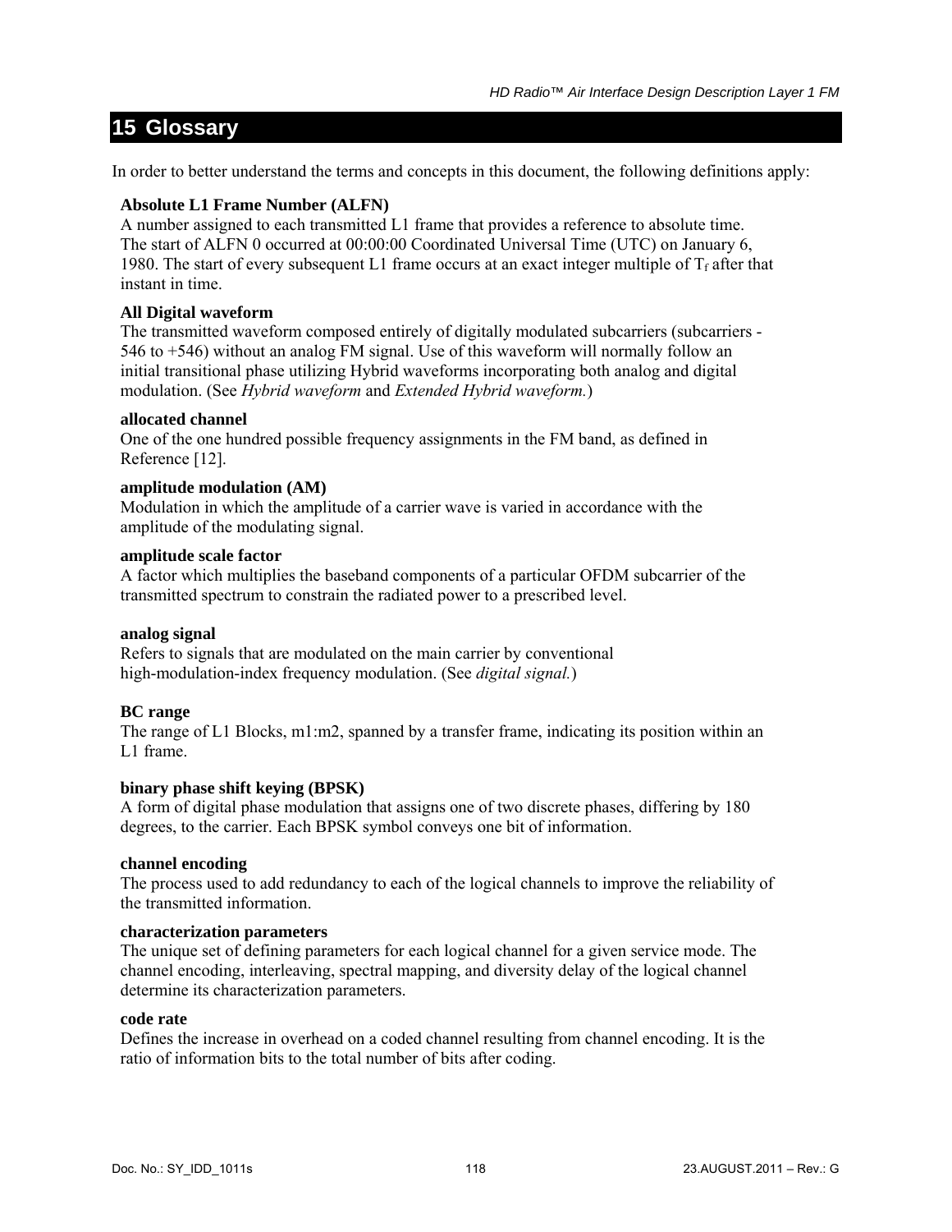# 15 Glossary

In order to better understand the terms and concepts in this document, the following definitions apply:

**Absolute L1 Frame Number (ALFN)**
A number assigned to each transmitted L1 frame that provides a reference to absolute time. The start of ALFN 0 occurred at 00:00:00 Coordinated Universal Time (UTC) on January 6, 1980. The start of every subsequent L1 frame occurs at an exact integer multiple of $T_f$ after that instant in time.

**All Digital waveform**
The transmitted waveform composed entirely of digitally modulated subcarriers (subcarriers -546 to +546) without an analog FM signal. Use of this waveform will normally follow an initial transitional phase utilizing Hybrid waveforms incorporating both analog and digital modulation. (See *Hybrid waveform* and *Extended Hybrid waveform.*)

**allocated channel**
One of the one hundred possible frequency assignments in the FM band, as defined in Reference [12].

**amplitude modulation (AM)**
Modulation in which the amplitude of a carrier wave is varied in accordance with the amplitude of the modulating signal.

**amplitude scale factor**
A factor which multiplies the baseband components of a particular OFDM subcarrier of the transmitted spectrum to constrain the radiated power to a prescribed level.

**analog signal**
Refers to signals that are modulated on the main carrier by conventional high-modulation-index frequency modulation. (See *digital signal.*)

**BC range**
The range of L1 Blocks, m1:m2, spanned by a transfer frame, indicating its position within an L1 frame.

**binary phase shift keying (BPSK)**
A form of digital phase modulation that assigns one of two discrete phases, differing by 180 degrees, to the carrier. Each BPSK symbol conveys one bit of information.

**channel encoding**
The process used to add redundancy to each of the logical channels to improve the reliability of the transmitted information.

**characterization parameters**
The unique set of defining parameters for each logical channel for a given service mode. The channel encoding, interleaving, spectral mapping, and diversity delay of the logical channel determine its characterization parameters.

**code rate**
Defines the increase in overhead on a coded channel resulting from channel encoding. It is the ratio of information bits to the total number of bits after coding.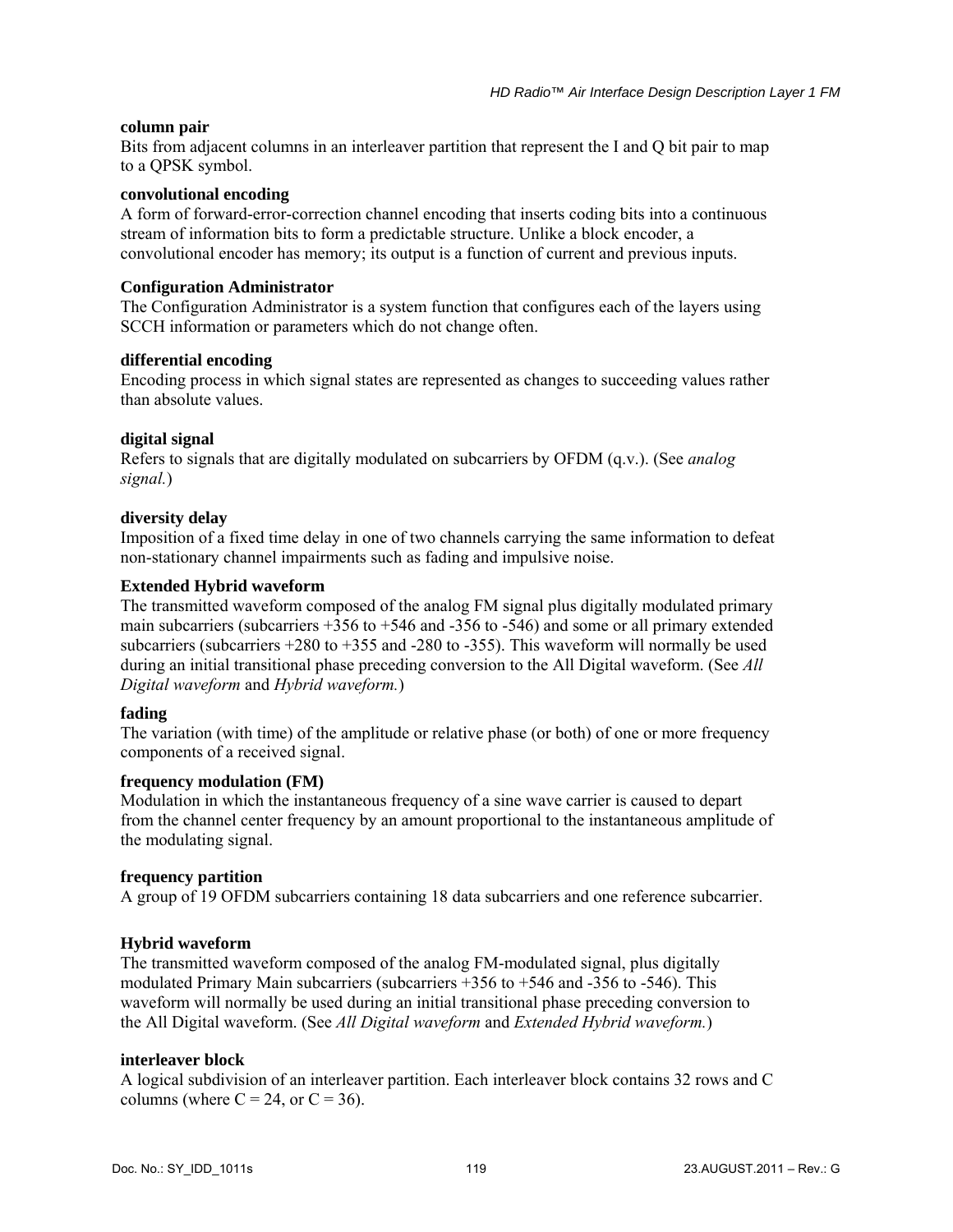**column pair**
Bits from adjacent columns in an interleaver partition that represent the I and Q bit pair to map to a QPSK symbol.

**convolutional encoding**
A form of forward-error-correction channel encoding that inserts coding bits into a continuous stream of information bits to form a predictable structure. Unlike a block encoder, a convolutional encoder has memory; its output is a function of current and previous inputs.

**Configuration Administrator**
The Configuration Administrator is a system function that configures each of the layers using SCCH information or parameters which do not change often.

**differential encoding**
Encoding process in which signal states are represented as changes to succeeding values rather than absolute values.

**digital signal**
Refers to signals that are digitally modulated on subcarriers by OFDM (q.v.). (See *analog signal.*)

**diversity delay**
Imposition of a fixed time delay in one of two channels carrying the same information to defeat non-stationary channel impairments such as fading and impulsive noise.

**Extended Hybrid waveform**
The transmitted waveform composed of the analog FM signal plus digitally modulated primary main subcarriers (subcarriers +356 to +546 and -356 to -546) and some or all primary extended subcarriers (subcarriers +280 to +355 and -280 to -355). This waveform will normally be used during an initial transitional phase preceding conversion to the All Digital waveform. (See *All Digital waveform* and *Hybrid waveform.*)

**fading**
The variation (with time) of the amplitude or relative phase (or both) of one or more frequency components of a received signal.

**frequency modulation (FM)**
Modulation in which the instantaneous frequency of a sine wave carrier is caused to depart from the channel center frequency by an amount proportional to the instantaneous amplitude of the modulating signal.

**frequency partition**
A group of 19 OFDM subcarriers containing 18 data subcarriers and one reference subcarrier.

**Hybrid waveform**
The transmitted waveform composed of the analog FM-modulated signal, plus digitally modulated Primary Main subcarriers (subcarriers +356 to +546 and -356 to -546). This waveform will normally be used during an initial transitional phase preceding conversion to the All Digital waveform. (See *All Digital waveform* and *Extended Hybrid waveform.*)

**interleaver block**
A logical subdivision of an interleaver partition. Each interleaver block contains 32 rows and C columns (where C = 24, or C = 36).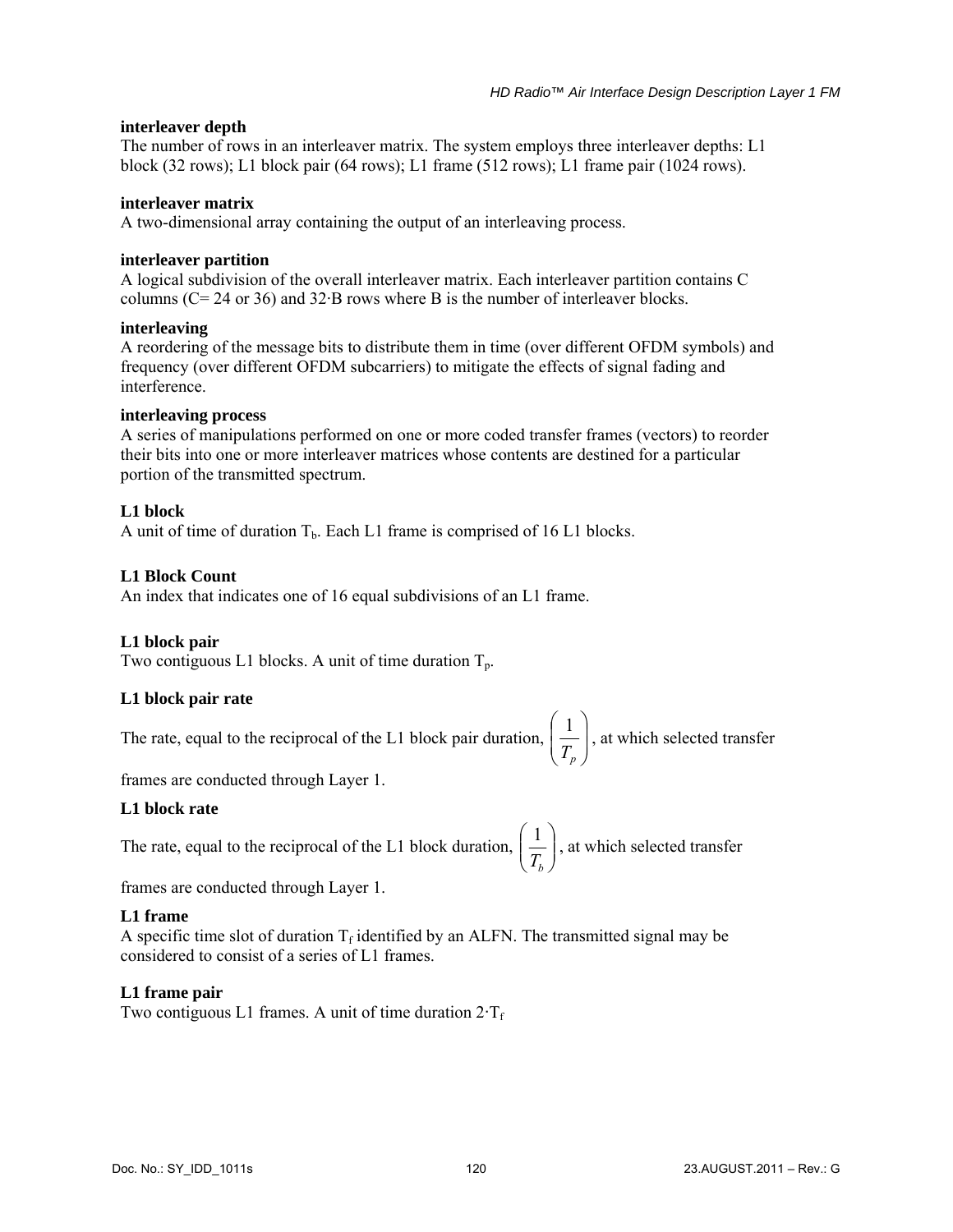**interleaver depth**

The number of rows in an interleaver matrix. The system employs three interleaver depths: L1 block (32 rows); L1 block pair (64 rows); L1 frame (512 rows); L1 frame pair (1024 rows).

**interleaver matrix**

A two-dimensional array containing the output of an interleaving process.

**interleaver partition**

A logical subdivision of the overall interleaver matrix. Each interleaver partition contains C columns (C= 24 or 36) and 32·B rows where B is the number of interleaver blocks.

**interleaving**

A reordering of the message bits to distribute them in time (over different OFDM symbols) and frequency (over different OFDM subcarriers) to mitigate the effects of signal fading and interference.

**interleaving process**

A series of manipulations performed on one or more coded transfer frames (vectors) to reorder their bits into one or more interleaver matrices whose contents are destined for a particular portion of the transmitted spectrum.

**L1 block**

A unit of time of duration $T_b$. Each L1 frame is comprised of 16 L1 blocks.

**L1 Block Count**

An index that indicates one of 16 equal subdivisions of an L1 frame.

**L1 block pair**

Two contiguous L1 blocks. A unit of time duration $T_p$.

**L1 block pair rate**

The rate, equal to the reciprocal of the L1 block pair duration, $\left(\frac{1}{T_p}\right)$, at which selected transfer frames are conducted through Layer 1.

**L1 block rate**

The rate, equal to the reciprocal of the L1 block duration, $\left(\frac{1}{T_b}\right)$, at which selected transfer frames are conducted through Layer 1.

**L1 frame**

A specific time slot of duration $T_f$ identified by an ALFN. The transmitted signal may be considered to consist of a series of L1 frames.

**L1 frame pair**

Two contiguous L1 frames. A unit of time duration $2 \cdot T_f$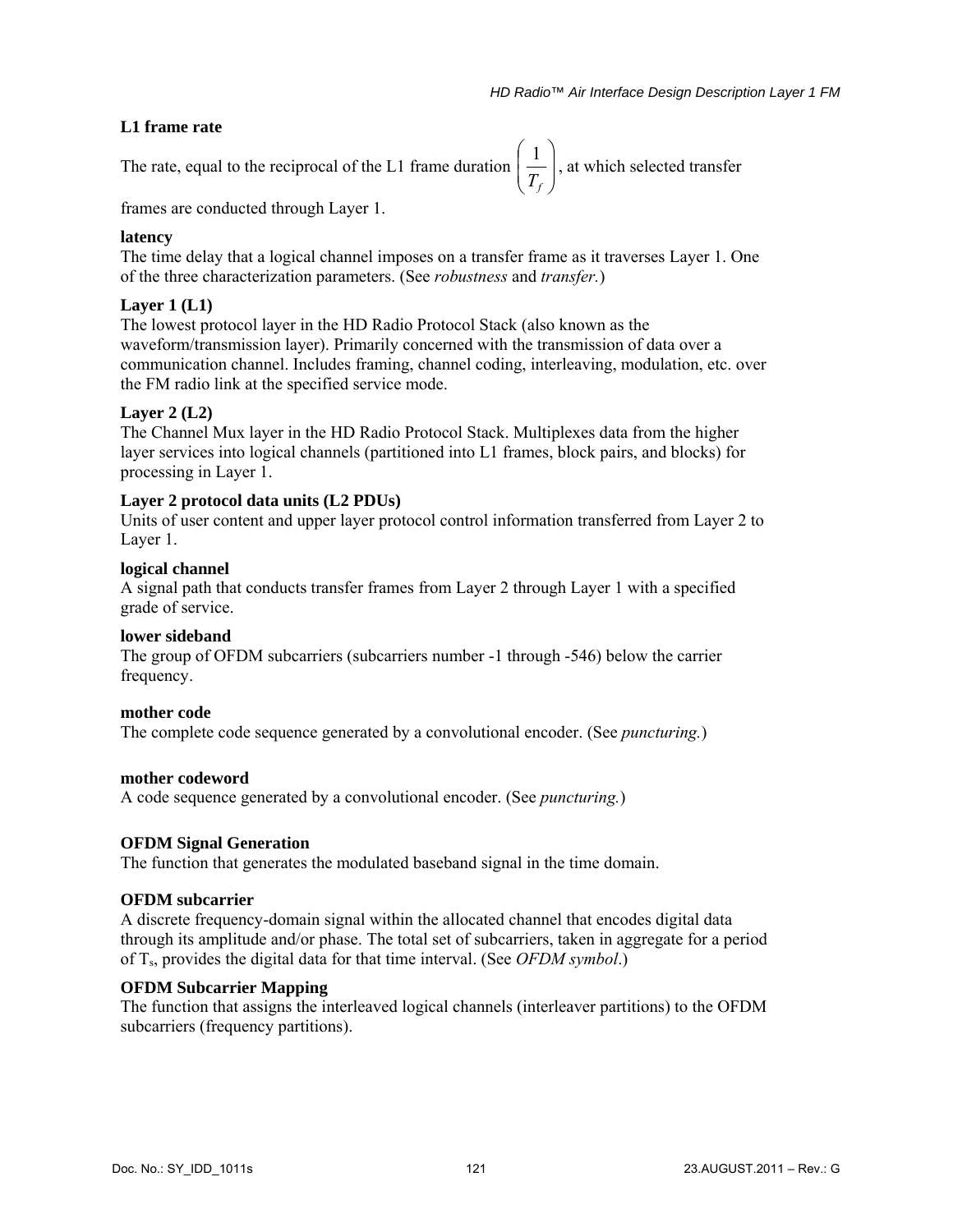**L1 frame rate**

The rate, equal to the reciprocal of the L1 frame duration $\left(\frac{1}{T_f}\right)$, at which selected transfer frames are conducted through Layer 1.

**latency**

The time delay that a logical channel imposes on a transfer frame as it traverses Layer 1. One of the three characterization parameters. (See *robustness* and *transfer.*)

**Layer 1 (L1)**

The lowest protocol layer in the HD Radio Protocol Stack (also known as the waveform/transmission layer). Primarily concerned with the transmission of data over a communication channel. Includes framing, channel coding, interleaving, modulation, etc. over the FM radio link at the specified service mode.

**Layer 2 (L2)**

The Channel Mux layer in the HD Radio Protocol Stack. Multiplexes data from the higher layer services into logical channels (partitioned into L1 frames, block pairs, and blocks) for processing in Layer 1.

**Layer 2 protocol data units (L2 PDUs)**

Units of user content and upper layer protocol control information transferred from Layer 2 to Layer 1.

**logical channel**

A signal path that conducts transfer frames from Layer 2 through Layer 1 with a specified grade of service.

**lower sideband**

The group of OFDM subcarriers (subcarriers number -1 through -546) below the carrier frequency.

**mother code**

The complete code sequence generated by a convolutional encoder. (See *puncturing.*)

**mother codeword**

A code sequence generated by a convolutional encoder. (See *puncturing.*)

**OFDM Signal Generation**

The function that generates the modulated baseband signal in the time domain.

**OFDM subcarrier**

A discrete frequency-domain signal within the allocated channel that encodes digital data through its amplitude and/or phase. The total set of subcarriers, taken in aggregate for a period of $T_s$, provides the digital data for that time interval. (See *OFDM symbol*.)

**OFDM Subcarrier Mapping**

The function that assigns the interleaved logical channels (interleaver partitions) to the OFDM subcarriers (frequency partitions).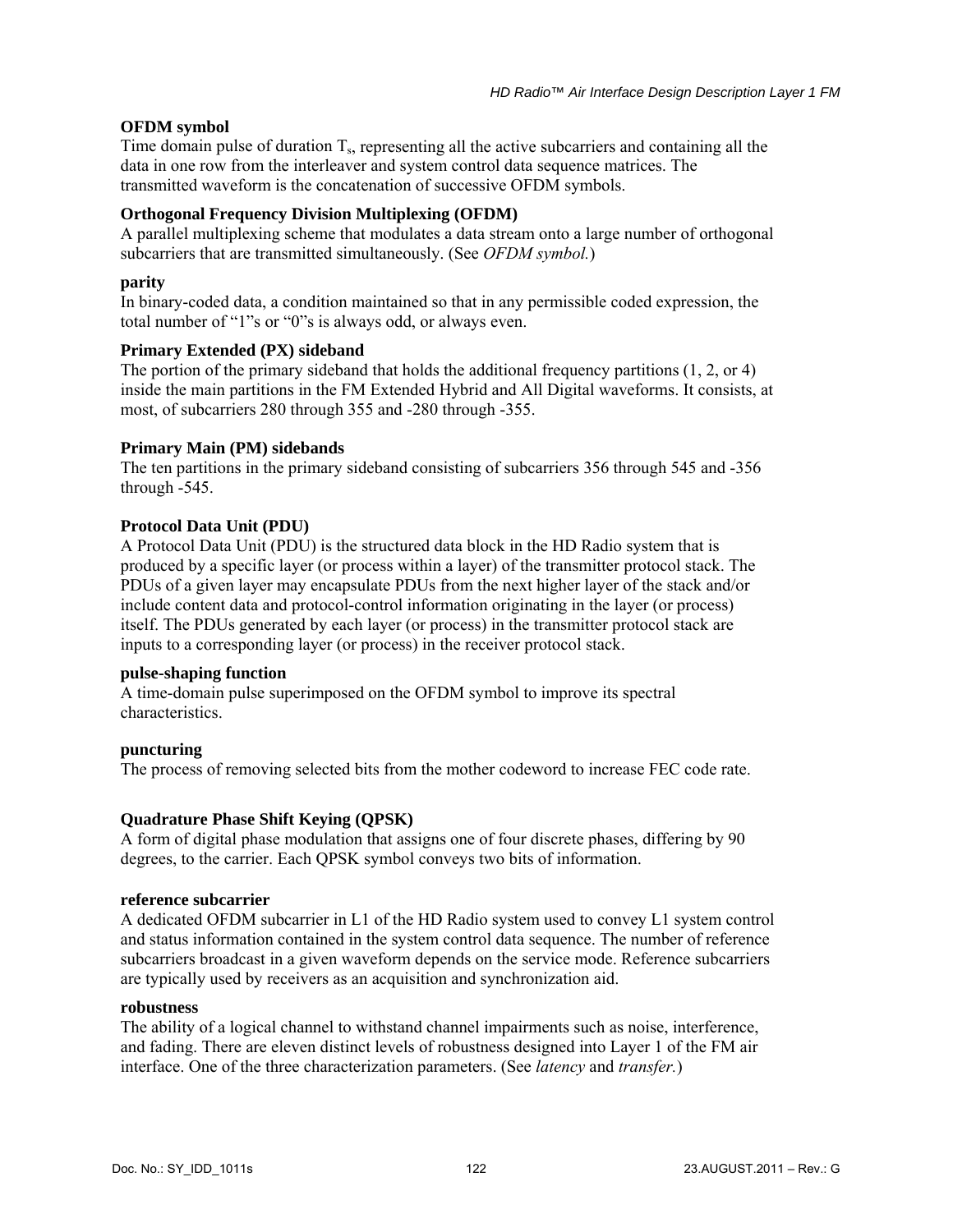**OFDM symbol**
Time domain pulse of duration $T_s$, representing all the active subcarriers and containing all the data in one row from the interleaver and system control data sequence matrices. The transmitted waveform is the concatenation of successive OFDM symbols.

**Orthogonal Frequency Division Multiplexing (OFDM)**
A parallel multiplexing scheme that modulates a data stream onto a large number of orthogonal subcarriers that are transmitted simultaneously. (See *OFDM symbol.*)

**parity**
In binary-coded data, a condition maintained so that in any permissible coded expression, the total number of "1"s or "0"s is always odd, or always even.

**Primary Extended (PX) sideband**
The portion of the primary sideband that holds the additional frequency partitions (1, 2, or 4) inside the main partitions in the FM Extended Hybrid and All Digital waveforms. It consists, at most, of subcarriers 280 through 355 and -280 through -355.

**Primary Main (PM) sidebands**
The ten partitions in the primary sideband consisting of subcarriers 356 through 545 and -356 through -545.

**Protocol Data Unit (PDU)**
A Protocol Data Unit (PDU) is the structured data block in the HD Radio system that is produced by a specific layer (or process within a layer) of the transmitter protocol stack. The PDUs of a given layer may encapsulate PDUs from the next higher layer of the stack and/or include content data and protocol-control information originating in the layer (or process) itself. The PDUs generated by each layer (or process) in the transmitter protocol stack are inputs to a corresponding layer (or process) in the receiver protocol stack.

**pulse-shaping function**
A time-domain pulse superimposed on the OFDM symbol to improve its spectral characteristics.

**puncturing**
The process of removing selected bits from the mother codeword to increase FEC code rate.

**Quadrature Phase Shift Keying (QPSK)**
A form of digital phase modulation that assigns one of four discrete phases, differing by 90 degrees, to the carrier. Each QPSK symbol conveys two bits of information.

**reference subcarrier**
A dedicated OFDM subcarrier in L1 of the HD Radio system used to convey L1 system control and status information contained in the system control data sequence. The number of reference subcarriers broadcast in a given waveform depends on the service mode. Reference subcarriers are typically used by receivers as an acquisition and synchronization aid.

**robustness**
The ability of a logical channel to withstand channel impairments such as noise, interference, and fading. There are eleven distinct levels of robustness designed into Layer 1 of the FM air interface. One of the three characterization parameters. (See *latency* and *transfer.*)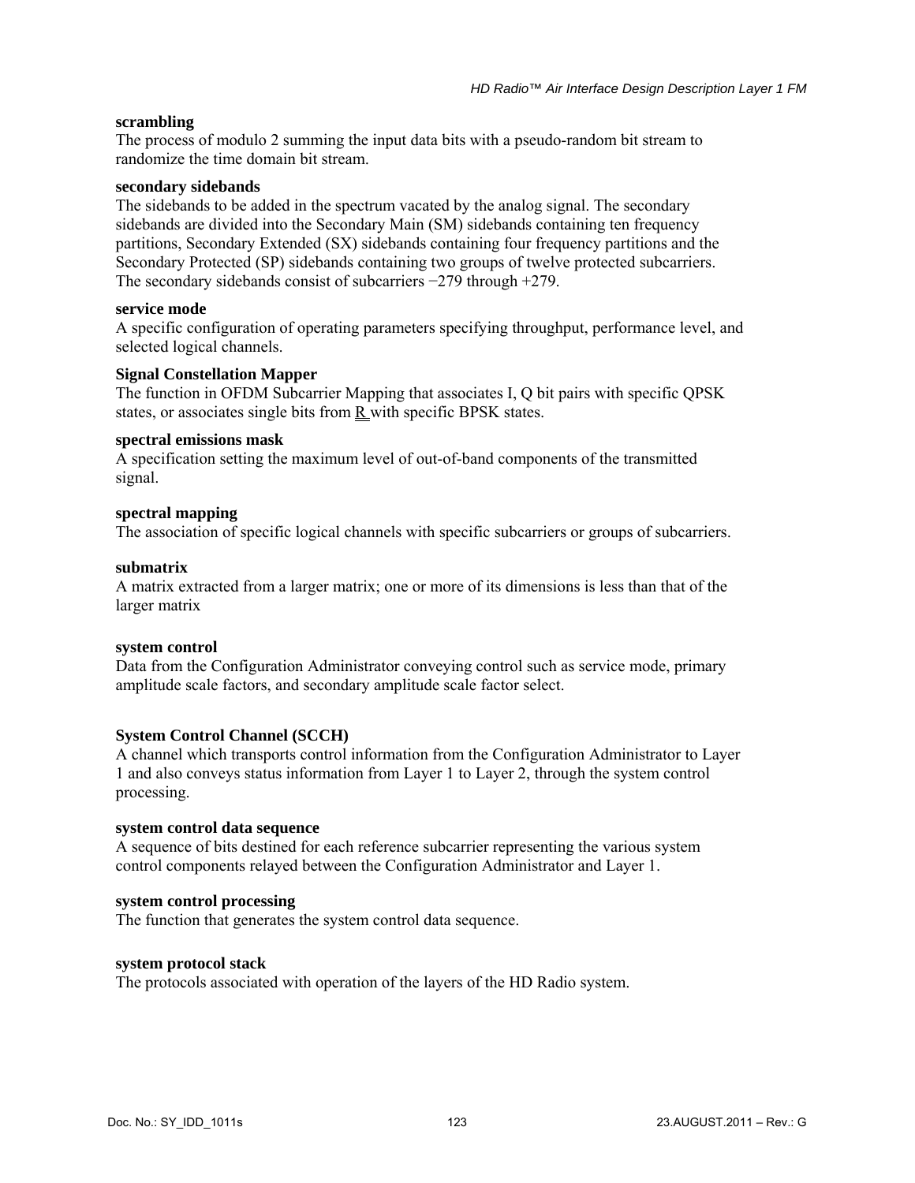**scrambling**
The process of modulo 2 summing the input data bits with a pseudo-random bit stream to randomize the time domain bit stream.

**secondary sidebands**
The sidebands to be added in the spectrum vacated by the analog signal. The secondary sidebands are divided into the Secondary Main (SM) sidebands containing ten frequency partitions, Secondary Extended (SX) sidebands containing four frequency partitions and the Secondary Protected (SP) sidebands containing two groups of twelve protected subcarriers. The secondary sidebands consist of subcarriers −279 through +279.

**service mode**
A specific configuration of operating parameters specifying throughput, performance level, and selected logical channels.

**Signal Constellation Mapper**
The function in OFDM Subcarrier Mapping that associates I, Q bit pairs with specific QPSK states, or associates single bits from $\underline{\underline{R}}$ with specific BPSK states.

**spectral emissions mask**
A specification setting the maximum level of out-of-band components of the transmitted signal.

**spectral mapping**
The association of specific logical channels with specific subcarriers or groups of subcarriers.

**submatrix**
A matrix extracted from a larger matrix; one or more of its dimensions is less than that of the larger matrix

**system control**
Data from the Configuration Administrator conveying control such as service mode, primary amplitude scale factors, and secondary amplitude scale factor select.

**System Control Channel (SCCH)**
A channel which transports control information from the Configuration Administrator to Layer 1 and also conveys status information from Layer 1 to Layer 2, through the system control processing.

**system control data sequence**
A sequence of bits destined for each reference subcarrier representing the various system control components relayed between the Configuration Administrator and Layer 1.

**system control processing**
The function that generates the system control data sequence.

**system protocol stack**
The protocols associated with operation of the layers of the HD Radio system.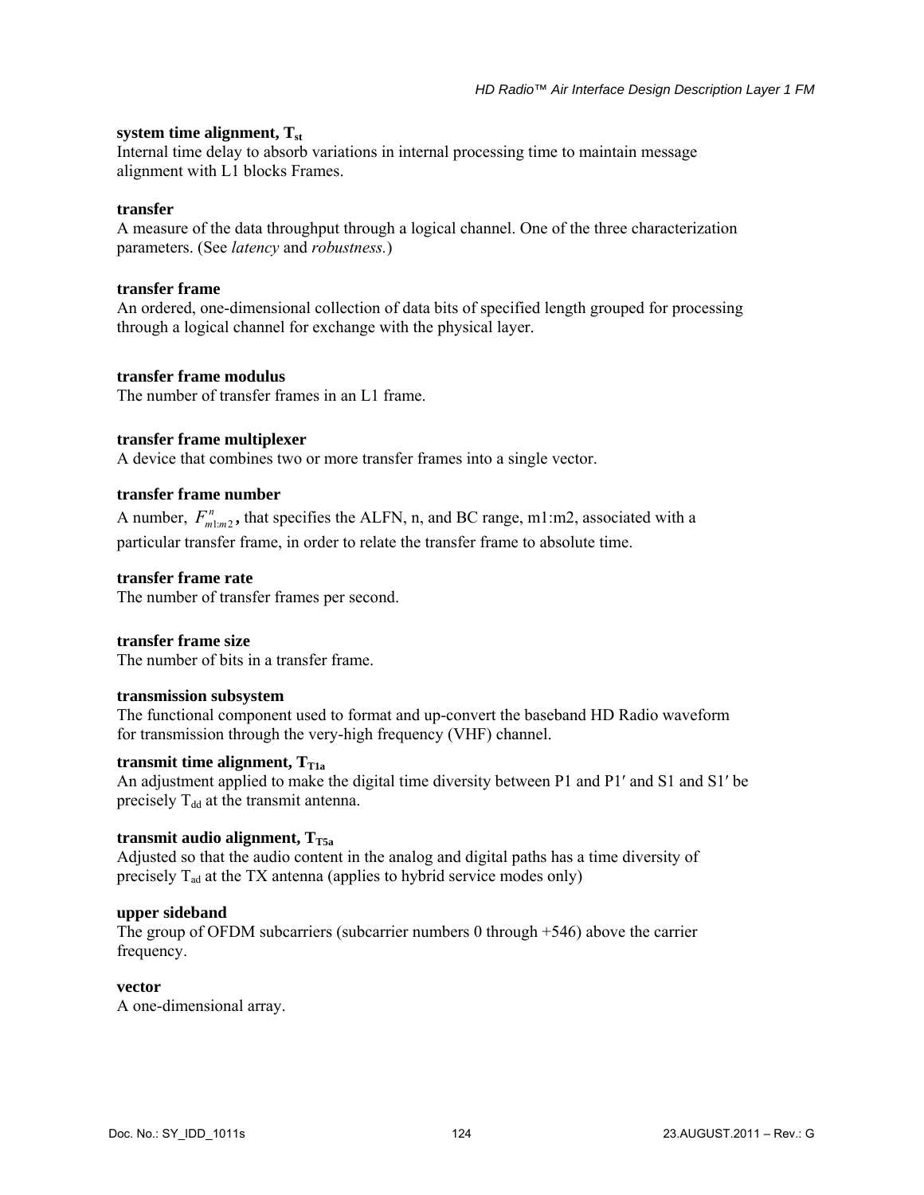**system time alignment, $T_{st}$**
Internal time delay to absorb variations in internal processing time to maintain message alignment with L1 blocks Frames.

**transfer**
A measure of the data throughput through a logical channel. One of the three characterization parameters. (See *latency* and *robustness.*)

**transfer frame**
An ordered, one-dimensional collection of data bits of specified length grouped for processing through a logical channel for exchange with the physical layer.

**transfer frame modulus**
The number of transfer frames in an L1 frame.

**transfer frame multiplexer**
A device that combines two or more transfer frames into a single vector.

**transfer frame number**
A number, $F^{n}_{m1:m2}$, that specifies the ALFN, n, and BC range, m1:m2, associated with a particular transfer frame, in order to relate the transfer frame to absolute time.

**transfer frame rate**
The number of transfer frames per second.

**transfer frame size**
The number of bits in a transfer frame.

**transmission subsystem**
The functional component used to format and up-convert the baseband HD Radio waveform for transmission through the very-high frequency (VHF) channel.

**transmit time alignment, $T_{T1a}$**
An adjustment applied to make the digital time diversity between P1 and P1′ and S1 and S1′ be precisely $T_{dd}$ at the transmit antenna.

**transmit audio alignment, $T_{T5a}$**
Adjusted so that the audio content in the analog and digital paths has a time diversity of precisely $T_{ad}$ at the TX antenna (applies to hybrid service modes only)

**upper sideband**
The group of OFDM subcarriers (subcarrier numbers 0 through +546) above the carrier frequency.

**vector**
A one-dimensional array.